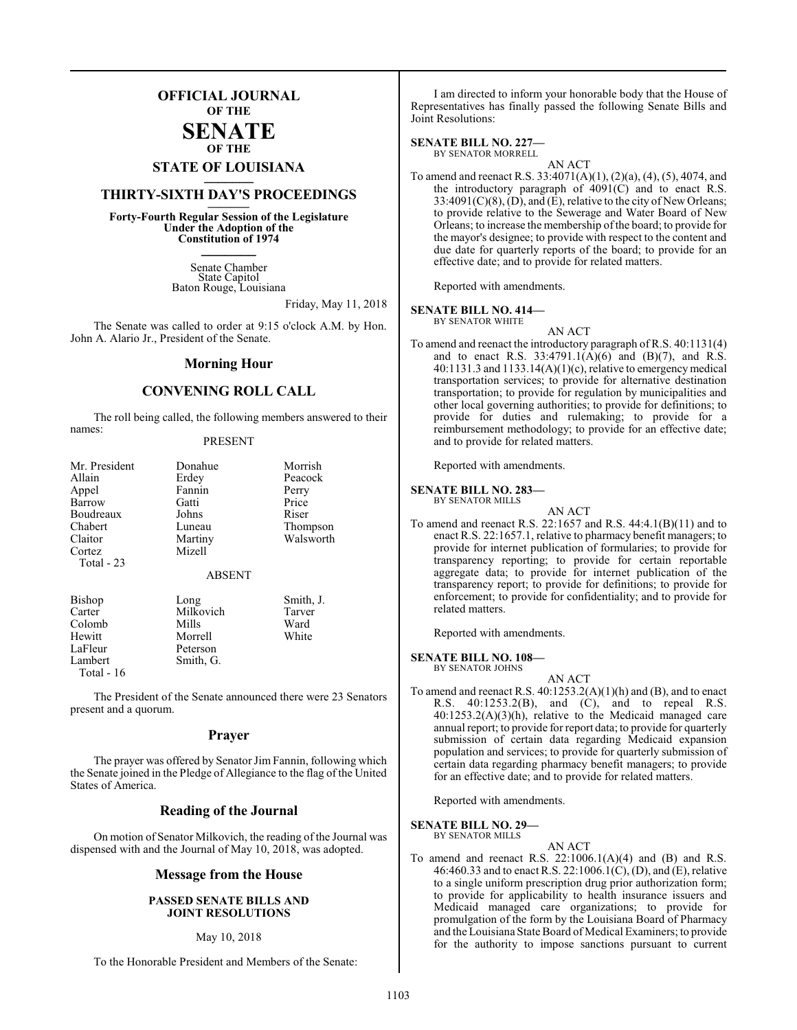# OFFICIAL JOURNAL
## OF THE
# SENATE
## OF THE
## STATE OF LOUISIANA

## THIRTY-SIXTH DAY'S PROCEEDINGS

**Forty-Fourth Regular Session of the Legislature Under the Adoption of the Constitution of 1974**

Senate Chamber
State Capitol
Baton Rouge, Louisiana

Friday, May 11, 2018

The Senate was called to order at 9:15 o'clock A.M. by Hon. John A. Alario Jr., President of the Senate.

## Morning Hour

## CONVENING ROLL CALL

The roll being called, the following members answered to their names:

PRESENT

| | | |
|---|---|---|
| Mr. President | Donahue | Morrish |
| Allain | Erdey | Peacock |
| Appel | Fannin | Perry |
| Barrow | Gatti | Price |
| Boudreaux | Johns | Riser |
| Chabert | Luneau | Thompson |
| Claitor | Martiny | Walsworth |
| Cortez | Mizell | |
| Total - 23 | | |

ABSENT

| | | |
|---|---|---|
| Bishop | Long | Smith, J. |
| Carter | Milkovich | Tarver |
| Colomb | Mills | Ward |
| Hewitt | Morrell | White |
| LaFleur | Peterson | |
| Lambert | Smith, G. | |
| Total - 16 | | |

The President of the Senate announced there were 23 Senators present and a quorum.

## Prayer

The prayer was offered by Senator Jim Fannin, following which the Senate joined in the Pledge of Allegiance to the flag of the United States of America.

## Reading of the Journal

On motion of Senator Milkovich, the reading of the Journal was dispensed with and the Journal of May 10, 2018, was adopted.

## Message from the House

**PASSED SENATE BILLS AND JOINT RESOLUTIONS**

May 10, 2018

To the Honorable President and Members of the Senate:

I am directed to inform your honorable body that the House of Representatives has finally passed the following Senate Bills and Joint Resolutions:

**SENATE BILL NO. 227—**
BY SENATOR MORRELL

AN ACT

To amend and reenact R.S. 33:4071(A)(1), (2)(a), (4), (5), 4074, and the introductory paragraph of 4091(C) and to enact R.S. 33:4091(C)(8), (D), and (E), relative to the city of New Orleans; to provide relative to the Sewerage and Water Board of New Orleans; to increase the membership of the board; to provide for the mayor's designee; to provide with respect to the content and due date for quarterly reports of the board; to provide for an effective date; and to provide for related matters.

Reported with amendments.

**SENATE BILL NO. 414—**
BY SENATOR WHITE

AN ACT

To amend and reenact the introductory paragraph of R.S. 40:1131(4) and to enact R.S. 33:4791.1(A)(6) and (B)(7), and R.S. 40:1131.3 and 1133.14(A)(1)(c), relative to emergency medical transportation services; to provide for alternative destination transportation; to provide for regulation by municipalities and other local governing authorities; to provide for definitions; to provide for duties and rulemaking; to provide for a reimbursement methodology; to provide for an effective date; and to provide for related matters.

Reported with amendments.

**SENATE BILL NO. 283—**
BY SENATOR MILLS

AN ACT

To amend and reenact R.S. 22:1657 and R.S. 44:4.1(B)(11) and to enact R.S. 22:1657.1, relative to pharmacy benefit managers; to provide for internet publication of formularies; to provide for transparency reporting; to provide for certain reportable aggregate data; to provide for internet publication of the transparency report; to provide for definitions; to provide for enforcement; to provide for confidentiality; and to provide for related matters.

Reported with amendments.

**SENATE BILL NO. 108—**
BY SENATOR JOHNS

AN ACT

To amend and reenact R.S. 40:1253.2(A)(1)(h) and (B), and to enact R.S. 40:1253.2(B), and (C), and to repeal R.S. 40:1253.2(A)(3)(h), relative to the Medicaid managed care annual report; to provide for report data; to provide for quarterly submission of certain data regarding Medicaid expansion population and services; to provide for quarterly submission of certain data regarding pharmacy benefit managers; to provide for an effective date; and to provide for related matters.

Reported with amendments.

**SENATE BILL NO. 29—**
BY SENATOR MILLS

AN ACT

To amend and reenact R.S. 22:1006.1(A)(4) and (B) and R.S. 46:460.33 and to enact R.S. 22:1006.1(C), (D), and (E), relative to a single uniform prescription drug prior authorization form; to provide for applicability to health insurance issuers and Medicaid managed care organizations; to provide for promulgation of the form by the Louisiana Board of Pharmacy and the Louisiana State Board of Medical Examiners; to provide for the authority to impose sanctions pursuant to current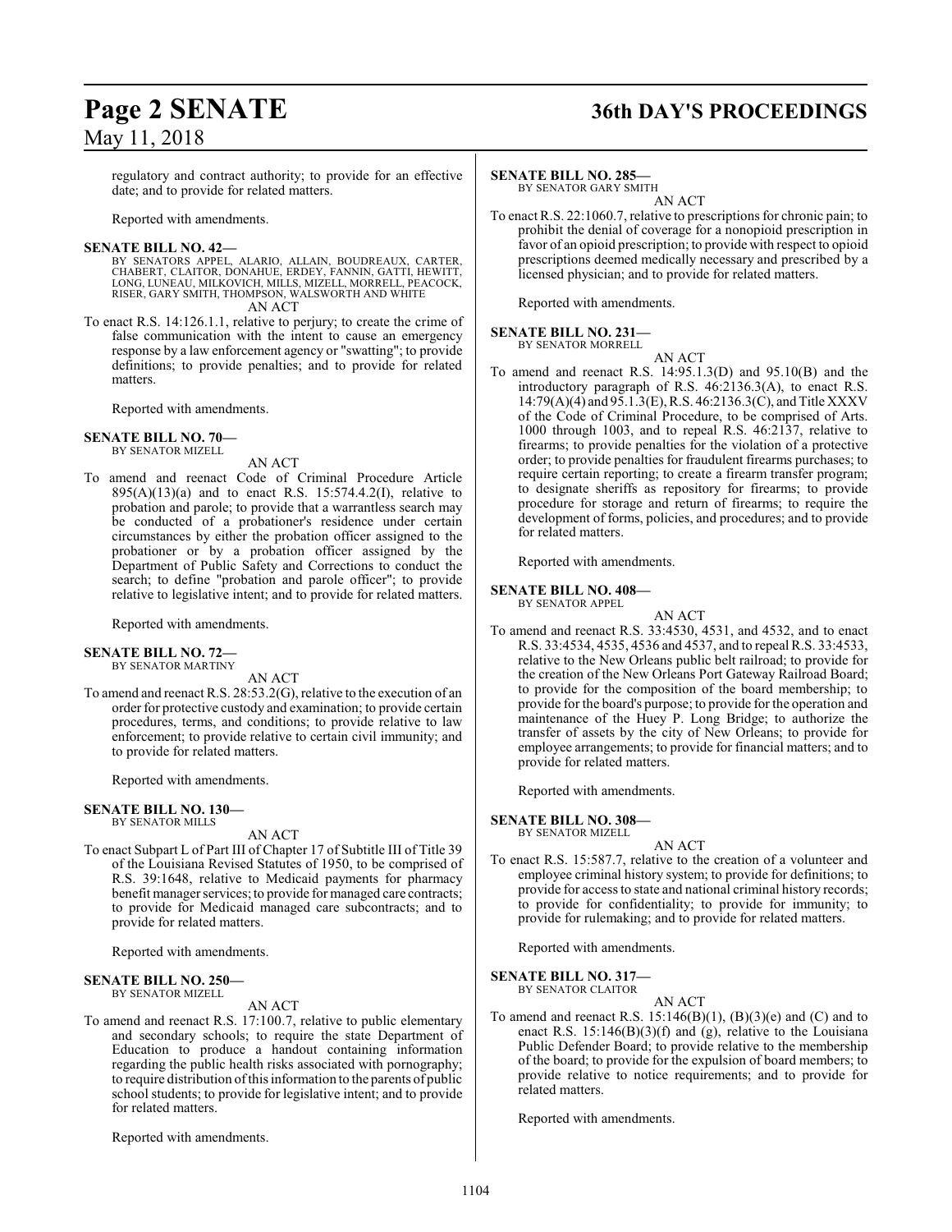regulatory and contract authority; to provide for an effective date; and to provide for related matters.

Reported with amendments.

**SENATE BILL NO. 42—**
BY SENATORS APPEL, ALARIO, ALLAIN, BOUDREAUX, CARTER, CHABERT, CLAITOR, DONAHUE, ERDEY, FANNIN, GATTI, HEWITT, LONG, LUNEAU, MILKOVICH, MILLS, MIZELL, MORRELL, PEACOCK, RISER, GARY SMITH, THOMPSON, WALSWORTH AND WHITE

AN ACT

To enact R.S. 14:126.1.1, relative to perjury; to create the crime of false communication with the intent to cause an emergency response by a law enforcement agency or "swatting"; to provide definitions; to provide penalties; and to provide for related matters.

Reported with amendments.

**SENATE BILL NO. 70—**
BY SENATOR MIZELL

AN ACT

To amend and reenact Code of Criminal Procedure Article 895(A)(13)(a) and to enact R.S. 15:574.4.2(I), relative to probation and parole; to provide that a warrantless search may be conducted of a probationer's residence under certain circumstances by either the probation officer assigned to the probationer or by a probation officer assigned by the Department of Public Safety and Corrections to conduct the search; to define "probation and parole officer"; to provide relative to legislative intent; and to provide for related matters.

Reported with amendments.

**SENATE BILL NO. 72—**
BY SENATOR MARTINY

AN ACT

To amend and reenact R.S. 28:53.2(G), relative to the execution of an order for protective custody and examination; to provide certain procedures, terms, and conditions; to provide relative to law enforcement; to provide relative to certain civil immunity; and to provide for related matters.

Reported with amendments.

**SENATE BILL NO. 130—**
BY SENATOR MILLS

AN ACT

To enact Subpart L of Part III of Chapter 17 of Subtitle III of Title 39 of the Louisiana Revised Statutes of 1950, to be comprised of R.S. 39:1648, relative to Medicaid payments for pharmacy benefit manager services; to provide for managed care contracts; to provide for Medicaid managed care subcontracts; and to provide for related matters.

Reported with amendments.

**SENATE BILL NO. 250—**
BY SENATOR MIZELL

AN ACT

To amend and reenact R.S. 17:100.7, relative to public elementary and secondary schools; to require the state Department of Education to produce a handout containing information regarding the public health risks associated with pornography; to require distribution of this information to the parents of public school students; to provide for legislative intent; and to provide for related matters.

Reported with amendments.

**SENATE BILL NO. 285—**
BY SENATOR GARY SMITH

AN ACT

To enact R.S. 22:1060.7, relative to prescriptions for chronic pain; to prohibit the denial of coverage for a nonopioid prescription in favor of an opioid prescription; to provide with respect to opioid prescriptions deemed medically necessary and prescribed by a licensed physician; and to provide for related matters.

Reported with amendments.

**SENATE BILL NO. 231—**
BY SENATOR MORRELL

AN ACT

To amend and reenact R.S. 14:95.1.3(D) and 95.10(B) and the introductory paragraph of R.S. 46:2136.3(A), to enact R.S. 14:79(A)(4) and 95.1.3(E), R.S. 46:2136.3(C), and Title XXXV of the Code of Criminal Procedure, to be comprised of Arts. 1000 through 1003, and to repeal R.S. 46:2137, relative to firearms; to provide penalties for the violation of a protective order; to provide penalties for fraudulent firearms purchases; to require certain reporting; to create a firearm transfer program; to designate sheriffs as repository for firearms; to provide procedure for storage and return of firearms; to require the development of forms, policies, and procedures; and to provide for related matters.

Reported with amendments.

**SENATE BILL NO. 408—**
BY SENATOR APPEL

AN ACT

To amend and reenact R.S. 33:4530, 4531, and 4532, and to enact R.S. 33:4534, 4535, 4536 and 4537, and to repeal R.S. 33:4533, relative to the New Orleans public belt railroad; to provide for the creation of the New Orleans Port Gateway Railroad Board; to provide for the composition of the board membership; to provide for the board's purpose; to provide for the operation and maintenance of the Huey P. Long Bridge; to authorize the transfer of assets by the city of New Orleans; to provide for employee arrangements; to provide for financial matters; and to provide for related matters.

Reported with amendments.

**SENATE BILL NO. 308—**
BY SENATOR MIZELL

AN ACT

To enact R.S. 15:587.7, relative to the creation of a volunteer and employee criminal history system; to provide for definitions; to provide for access to state and national criminal history records; to provide for confidentiality; to provide for immunity; to provide for rulemaking; and to provide for related matters.

Reported with amendments.

**SENATE BILL NO. 317—**
BY SENATOR CLAITOR

AN ACT

To amend and reenact R.S. 15:146(B)(1), (B)(3)(e) and (C) and to enact R.S. 15:146(B)(3)(f) and (g), relative to the Louisiana Public Defender Board; to provide relative to the membership of the board; to provide for the expulsion of board members; to provide relative to notice requirements; and to provide for related matters.

Reported with amendments.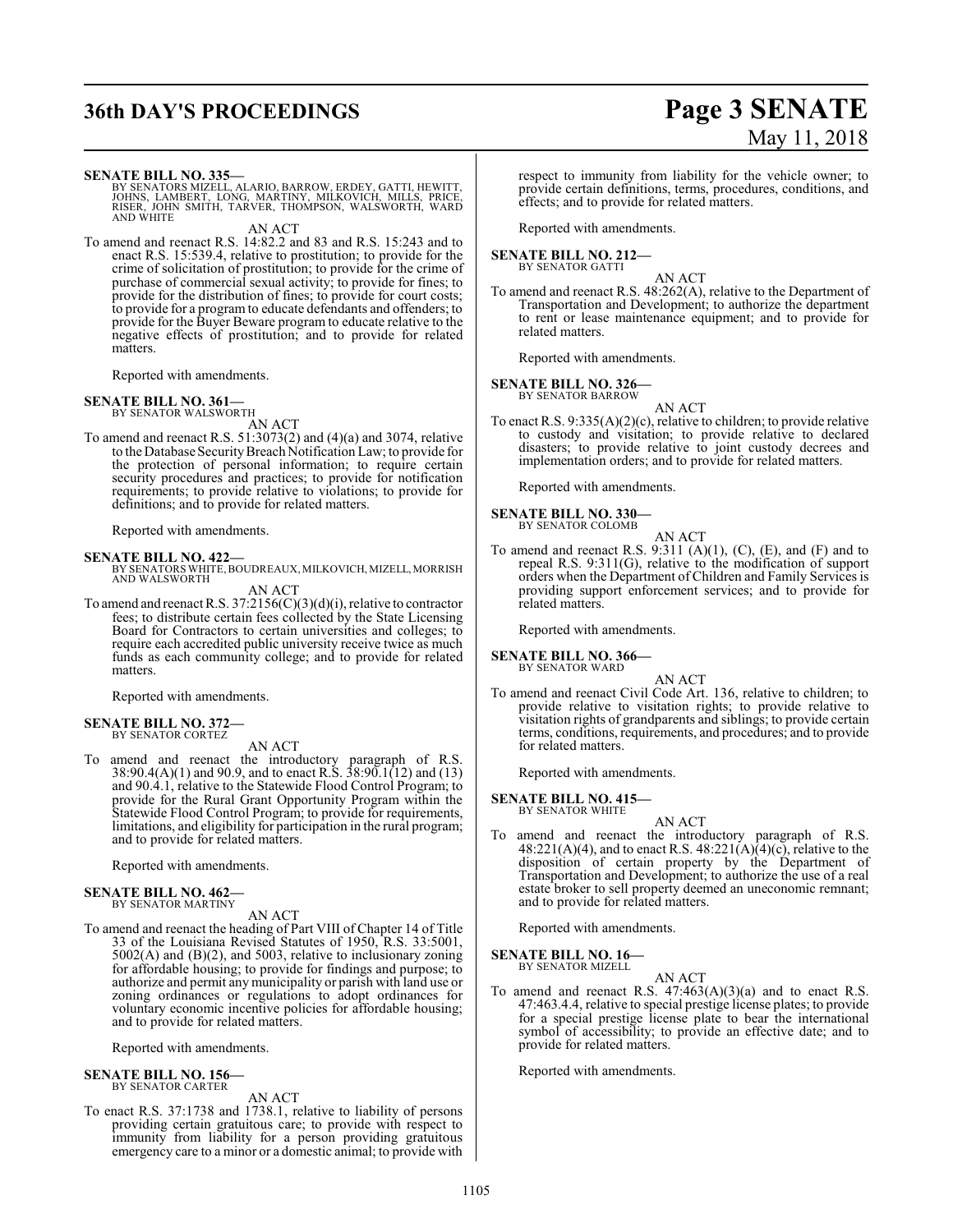**SENATE BILL NO. 335—**
BY SENATORS MIZELL, ALARIO, BARROW, ERDEY, GATTI, HEWITT, JOHNS, LAMBERT, LONG, MARTINY, MILKOVICH, MILLS, PRICE, RISER, JOHN SMITH, TARVER, THOMPSON, WALSWORTH, WARD AND WHITE

AN ACT

To amend and reenact R.S. 14:82.2 and 83 and R.S. 15:243 and to enact R.S. 15:539.4, relative to prostitution; to provide for the crime of solicitation of prostitution; to provide for the crime of purchase of commercial sexual activity; to provide for fines; to provide for the distribution of fines; to provide for court costs; to provide for a program to educate defendants and offenders; to provide for the Buyer Beware program to educate relative to the negative effects of prostitution; and to provide for related matters.

Reported with amendments.

**SENATE BILL NO. 361—**
BY SENATOR WALSWORTH

AN ACT

To amend and reenact R.S. 51:3073(2) and (4)(a) and 3074, relative to the Database Security Breach Notification Law; to provide for the protection of personal information; to require certain security procedures and practices; to provide for notification requirements; to provide relative to violations; to provide for definitions; and to provide for related matters.

Reported with amendments.

**SENATE BILL NO. 422—**
BY SENATORS WHITE, BOUDREAUX, MILKOVICH, MIZELL, MORRISH AND WALSWORTH

AN ACT

To amend and reenact R.S. 37:2156(C)(3)(d)(i), relative to contractor fees; to distribute certain fees collected by the State Licensing Board for Contractors to certain universities and colleges; to require each accredited public university receive twice as much funds as each community college; and to provide for related matters.

Reported with amendments.

**SENATE BILL NO. 372—**
BY SENATOR CORTEZ

AN ACT

To amend and reenact the introductory paragraph of R.S. 38:90.4(A)(1) and 90.9, and to enact R.S. 38:90.1(12) and (13) and 90.4.1, relative to the Statewide Flood Control Program; to provide for the Rural Grant Opportunity Program within the Statewide Flood Control Program; to provide for requirements, limitations, and eligibility for participation in the rural program; and to provide for related matters.

Reported with amendments.

**SENATE BILL NO. 462—**
BY SENATOR MARTINY

AN ACT

To amend and reenact the heading of Part VIII of Chapter 14 of Title 33 of the Louisiana Revised Statutes of 1950, R.S. 33:5001, 5002(A) and (B)(2), and 5003, relative to inclusionary zoning for affordable housing; to provide for findings and purpose; to authorize and permit any municipality or parish with land use or zoning ordinances or regulations to adopt ordinances for voluntary economic incentive policies for affordable housing; and to provide for related matters.

Reported with amendments.

**SENATE BILL NO. 156—**
BY SENATOR CARTER

AN ACT

To enact R.S. 37:1738 and 1738.1, relative to liability of persons providing certain gratuitous care; to provide with respect to immunity from liability for a person providing gratuitous emergency care to a minor or a domestic animal; to provide with respect to immunity from liability for the vehicle owner; to provide certain definitions, terms, procedures, conditions, and effects; and to provide for related matters.

Reported with amendments.

**SENATE BILL NO. 212—**
BY SENATOR GATTI

AN ACT

To amend and reenact R.S. 48:262(A), relative to the Department of Transportation and Development; to authorize the department to rent or lease maintenance equipment; and to provide for related matters.

Reported with amendments.

**SENATE BILL NO. 326—**
BY SENATOR BARROW

AN ACT

To enact R.S. 9:335(A)(2)(c), relative to children; to provide relative to custody and visitation; to provide relative to declared disasters; to provide relative to joint custody decrees and implementation orders; and to provide for related matters.

Reported with amendments.

**SENATE BILL NO. 330—**
BY SENATOR COLOMB

AN ACT

To amend and reenact R.S. 9:311 (A)(1), (C), (E), and (F) and to repeal R.S. 9:311(G), relative to the modification of support orders when the Department of Children and Family Services is providing support enforcement services; and to provide for related matters.

Reported with amendments.

**SENATE BILL NO. 366—**
BY SENATOR WARD

AN ACT

To amend and reenact Civil Code Art. 136, relative to children; to provide relative to visitation rights; to provide relative to visitation rights of grandparents and siblings; to provide certain terms, conditions, requirements, and procedures; and to provide for related matters.

Reported with amendments.

**SENATE BILL NO. 415—**
BY SENATOR WHITE

AN ACT

To amend and reenact the introductory paragraph of R.S. 48:221(A)(4), and to enact R.S. 48:221(A)(4)(c), relative to the disposition of certain property by the Department of Transportation and Development; to authorize the use of a real estate broker to sell property deemed an uneconomic remnant; and to provide for related matters.

Reported with amendments.

**SENATE BILL NO. 16—**
BY SENATOR MIZELL

AN ACT

To amend and reenact R.S. 47:463(A)(3)(a) and to enact R.S. 47:463.4.4, relative to special prestige license plates; to provide for a special prestige license plate to bear the international symbol of accessibility; to provide an effective date; and to provide for related matters.

Reported with amendments.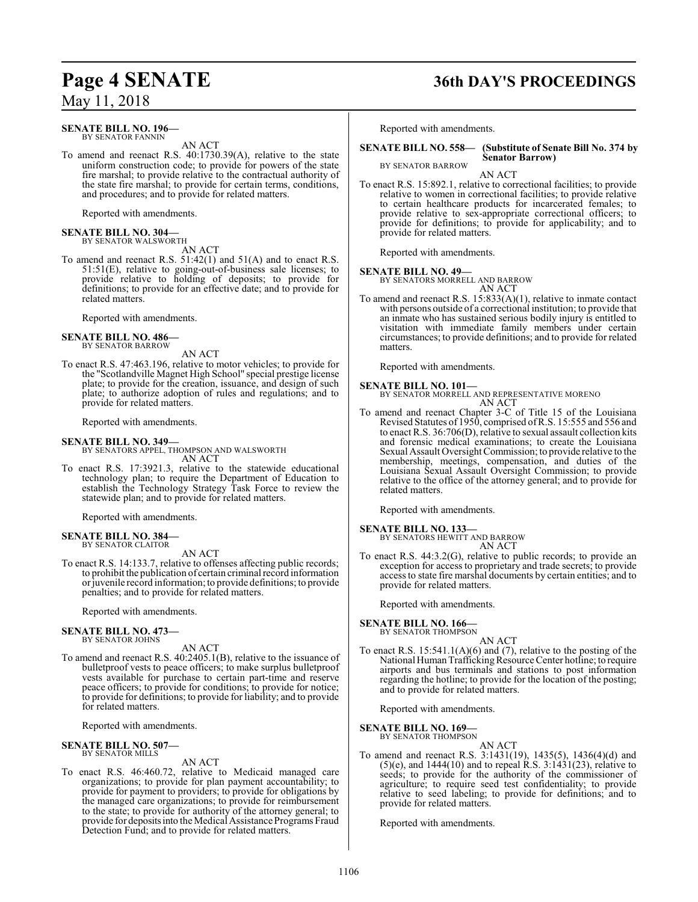**SENATE BILL NO. 196—**
BY SENATOR FANNIN

AN ACT

To amend and reenact R.S. 40:1730.39(A), relative to the state uniform construction code; to provide for powers of the state fire marshal; to provide relative to the contractual authority of the state fire marshal; to provide for certain terms, conditions, and procedures; and to provide for related matters.

Reported with amendments.

**SENATE BILL NO. 304—**
BY SENATOR WALSWORTH

AN ACT

To amend and reenact R.S. 51:42(1) and 51(A) and to enact R.S. 51:51(E), relative to going-out-of-business sale licenses; to provide relative to holding of deposits; to provide for definitions; to provide for an effective date; and to provide for related matters.

Reported with amendments.

**SENATE BILL NO. 486—**
BY SENATOR BARROW

AN ACT

To enact R.S. 47:463.196, relative to motor vehicles; to provide for the "Scotlandville Magnet High School" special prestige license plate; to provide for the creation, issuance, and design of such plate; to authorize adoption of rules and regulations; and to provide for related matters.

Reported with amendments.

**SENATE BILL NO. 349—**
BY SENATORS APPEL, THOMPSON AND WALSWORTH

AN ACT

To enact R.S. 17:3921.3, relative to the statewide educational technology plan; to require the Department of Education to establish the Technology Strategy Task Force to review the statewide plan; and to provide for related matters.

Reported with amendments.

**SENATE BILL NO. 384—**
BY SENATOR CLAITOR

AN ACT

To enact R.S. 14:133.7, relative to offenses affecting public records; to prohibit the publication of certain criminal record information or juvenile record information; to provide definitions; to provide penalties; and to provide for related matters.

Reported with amendments.

**SENATE BILL NO. 473—**
BY SENATOR JOHNS

AN ACT

To amend and reenact R.S. 40:2405.1(B), relative to the issuance of bulletproof vests to peace officers; to make surplus bulletproof vests available for purchase to certain part-time and reserve peace officers; to provide for conditions; to provide for notice; to provide for definitions; to provide for liability; and to provide for related matters.

Reported with amendments.

**SENATE BILL NO. 507—**
BY SENATOR MILLS

AN ACT

To enact R.S. 46:460.72, relative to Medicaid managed care organizations; to provide for plan payment accountability; to provide for payment to providers; to provide for obligations by the managed care organizations; to provide for reimbursement to the state; to provide for authority of the attorney general; to provide for deposits into the Medical Assistance Programs Fraud Detection Fund; and to provide for related matters.

Reported with amendments.

**SENATE BILL NO. 558— (Substitute of Senate Bill No. 374 by Senator Barrow)**
BY SENATOR BARROW

AN ACT

To enact R.S. 15:892.1, relative to correctional facilities; to provide relative to women in correctional facilities; to provide relative to certain healthcare products for incarcerated females; to provide relative to sex-appropriate correctional officers; to provide for definitions; to provide for applicability; and to provide for related matters.

Reported with amendments.

**SENATE BILL NO. 49—**
BY SENATORS MORRELL AND BARROW

AN ACT

To amend and reenact R.S. 15:833(A)(1), relative to inmate contact with persons outside of a correctional institution; to provide that an inmate who has sustained serious bodily injury is entitled to visitation with immediate family members under certain circumstances; to provide definitions; and to provide for related matters.

Reported with amendments.

**SENATE BILL NO. 101—**
BY SENATOR MORRELL AND REPRESENTATIVE MORENO

AN ACT

To amend and reenact Chapter 3-C of Title 15 of the Louisiana Revised Statutes of 1950, comprised of R.S. 15:555 and 556 and to enact R.S. 36:706(D), relative to sexual assault collection kits and forensic medical examinations; to create the Louisiana Sexual Assault Oversight Commission; to provide relative to the membership, meetings, compensation, and duties of the Louisiana Sexual Assault Oversight Commission; to provide relative to the office of the attorney general; and to provide for related matters.

Reported with amendments.

**SENATE BILL NO. 133—**
BY SENATORS HEWITT AND BARROW

AN ACT

To enact R.S. 44:3.2(G), relative to public records; to provide an exception for access to proprietary and trade secrets; to provide access to state fire marshal documents by certain entities; and to provide for related matters.

Reported with amendments.

**SENATE BILL NO. 166—**
BY SENATOR THOMPSON

AN ACT

To enact R.S. 15:541.1(A)(6) and (7), relative to the posting of the National Human Trafficking Resource Center hotline; to require airports and bus terminals and stations to post information regarding the hotline; to provide for the location of the posting; and to provide for related matters.

Reported with amendments.

**SENATE BILL NO. 169—**
BY SENATOR THOMPSON

AN ACT

To amend and reenact R.S. 3:1431(19), 1435(5), 1436(4)(d) and (5)(e), and 1444(10) and to repeal R.S. 3:1431(23), relative to seeds; to provide for the authority of the commissioner of agriculture; to require seed test confidentiality; to provide relative to seed labeling; to provide for definitions; and to provide for related matters.

Reported with amendments.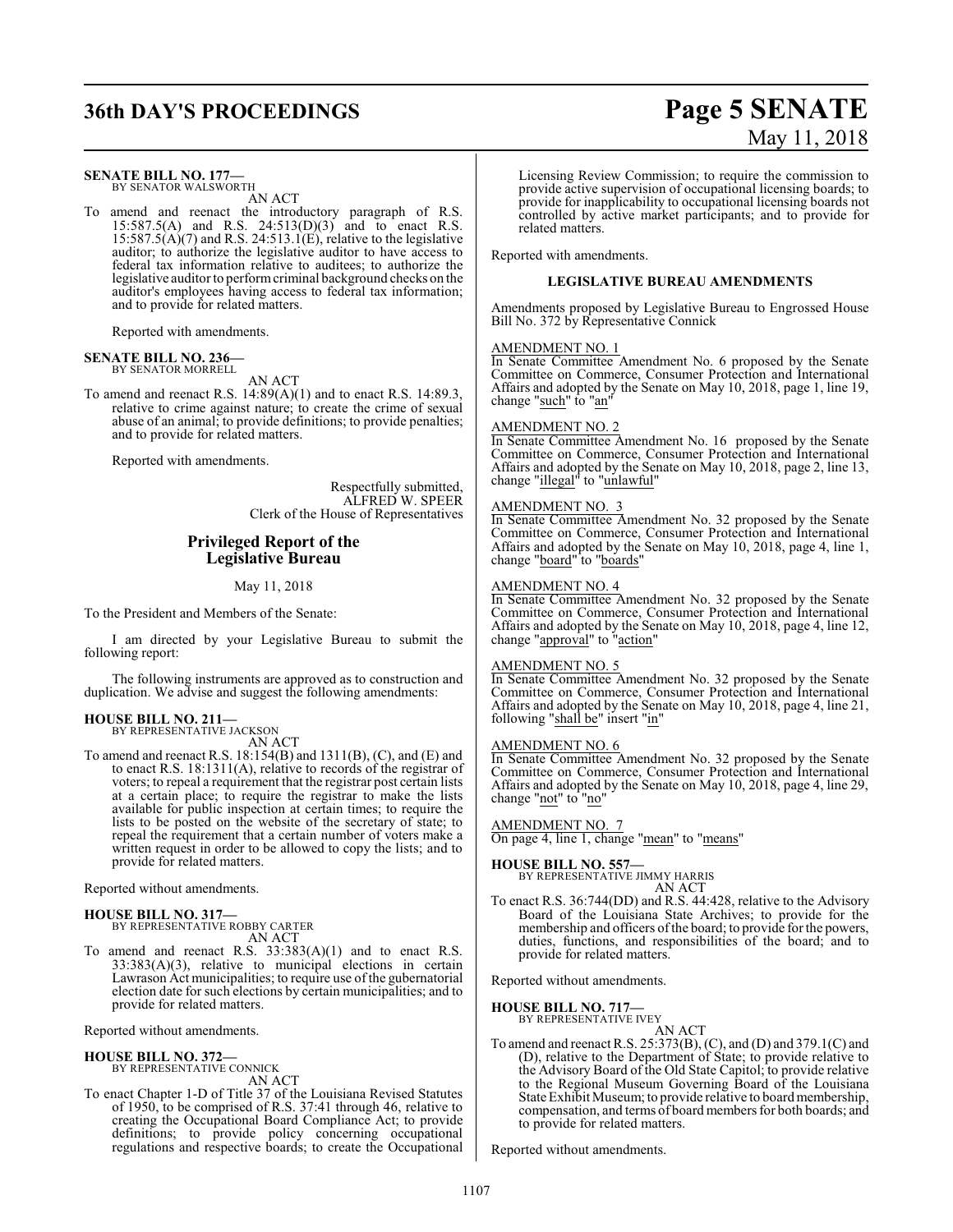**SENATE BILL NO. 177—**
BY SENATOR WALSWORTH

AN ACT

To amend and reenact the introductory paragraph of R.S. 15:587.5(A) and R.S. 24:513(D)(3) and to enact R.S. 15:587.5(A)(7) and R.S. 24:513.1(E), relative to the legislative auditor; to authorize the legislative auditor to have access to federal tax information relative to auditees; to authorize the legislative auditor to perform criminal background checks on the auditor's employees having access to federal tax information; and to provide for related matters.

Reported with amendments.

**SENATE BILL NO. 236—**
BY SENATOR MORRELL

AN ACT

To amend and reenact R.S. 14:89(A)(1) and to enact R.S. 14:89.3, relative to crime against nature; to create the crime of sexual abuse of an animal; to provide definitions; to provide penalties; and to provide for related matters.

Reported with amendments.

Respectfully submitted,
ALFRED W. SPEER
Clerk of the House of Representatives

## Privileged Report of the Legislative Bureau

May 11, 2018

To the President and Members of the Senate:

I am directed by your Legislative Bureau to submit the following report:

The following instruments are approved as to construction and duplication. We advise and suggest the following amendments:

**HOUSE BILL NO. 211—**
BY REPRESENTATIVE JACKSON

AN ACT

To amend and reenact R.S. 18:154(B) and 1311(B), (C), and (E) and to enact R.S. 18:1311(A), relative to records of the registrar of voters; to repeal a requirement that the registrar post certain lists at a certain place; to require the registrar to make the lists available for public inspection at certain times; to require the lists to be posted on the website of the secretary of state; to repeal the requirement that a certain number of voters make a written request in order to be allowed to copy the lists; and to provide for related matters.

Reported without amendments.

**HOUSE BILL NO. 317—**
BY REPRESENTATIVE ROBBY CARTER

AN ACT

To amend and reenact R.S. 33:383(A)(1) and to enact R.S. 33:383(A)(3), relative to municipal elections in certain Lawrason Act municipalities; to require use of the gubernatorial election date for such elections by certain municipalities; and to provide for related matters.

Reported without amendments.

**HOUSE BILL NO. 372—**
BY REPRESENTATIVE CONNICK

AN ACT

To enact Chapter 1-D of Title 37 of the Louisiana Revised Statutes of 1950, to be comprised of R.S. 37:41 through 46, relative to creating the Occupational Board Compliance Act; to provide definitions; to provide policy concerning occupational regulations and respective boards; to create the Occupational Licensing Review Commission; to require the commission to provide active supervision of occupational licensing boards; to provide for inapplicability to occupational licensing boards not controlled by active market participants; and to provide for related matters.

Reported with amendments.

### LEGISLATIVE BUREAU AMENDMENTS

Amendments proposed by Legislative Bureau to Engrossed House Bill No. 372 by Representative Connick

AMENDMENT NO. 1
In Senate Committee Amendment No. 6 proposed by the Senate Committee on Commerce, Consumer Protection and International Affairs and adopted by the Senate on May 10, 2018, page 1, line 19, change "such" to "an"

AMENDMENT NO. 2
In Senate Committee Amendment No. 16 proposed by the Senate Committee on Commerce, Consumer Protection and International Affairs and adopted by the Senate on May 10, 2018, page 2, line 13, change "illegal" to "unlawful"

AMENDMENT NO. 3
In Senate Committee Amendment No. 32 proposed by the Senate Committee on Commerce, Consumer Protection and International Affairs and adopted by the Senate on May 10, 2018, page 4, line 1, change "board" to "boards"

AMENDMENT NO. 4
In Senate Committee Amendment No. 32 proposed by the Senate Committee on Commerce, Consumer Protection and International Affairs and adopted by the Senate on May 10, 2018, page 4, line 12, change "approval" to "action"

AMENDMENT NO. 5
In Senate Committee Amendment No. 32 proposed by the Senate Committee on Commerce, Consumer Protection and International Affairs and adopted by the Senate on May 10, 2018, page 4, line 21, following "shall be" insert "in"

AMENDMENT NO. 6
In Senate Committee Amendment No. 32 proposed by the Senate Committee on Commerce, Consumer Protection and International Affairs and adopted by the Senate on May 10, 2018, page 4, line 29, change "not" to "no"

AMENDMENT NO. 7
On page 4, line 1, change "mean" to "means"

**HOUSE BILL NO. 557—**
BY REPRESENTATIVE JIMMY HARRIS

AN ACT

To enact R.S. 36:744(DD) and R.S. 44:428, relative to the Advisory Board of the Louisiana State Archives; to provide for the membership and officers of the board; to provide for the powers, duties, functions, and responsibilities of the board; and to provide for related matters.

Reported without amendments.

**HOUSE BILL NO. 717—**
BY REPRESENTATIVE IVEY

AN ACT

To amend and reenact R.S. 25:373(B), (C), and (D) and 379.1(C) and (D), relative to the Department of State; to provide relative to the Advisory Board of the Old State Capitol; to provide relative to the Regional Museum Governing Board of the Louisiana State Exhibit Museum; to provide relative to board membership, compensation, and terms of board members for both boards; and to provide for related matters.

Reported without amendments.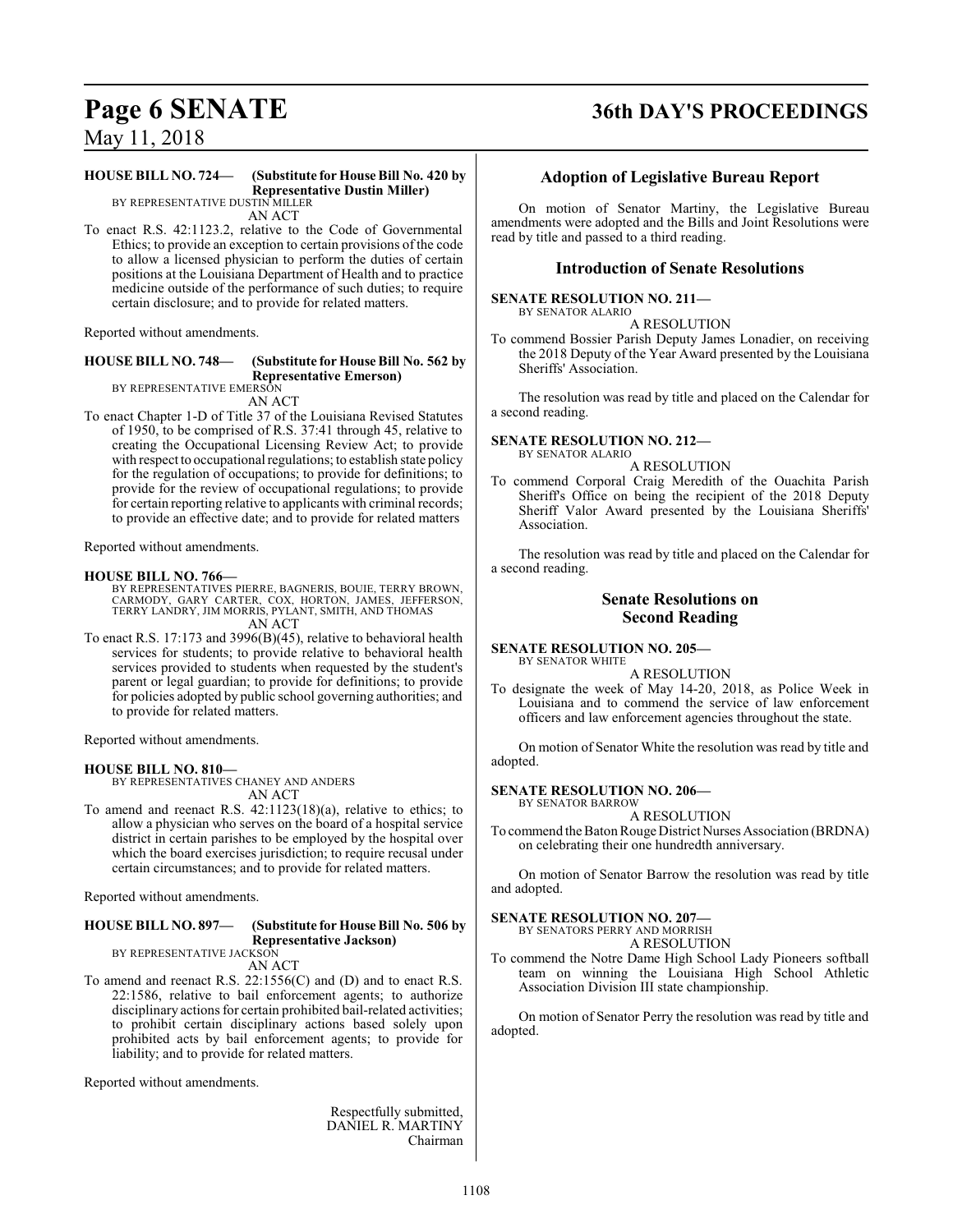**HOUSE BILL NO. 724— (Substitute for House Bill No. 420 by Representative Dustin Miller)**
BY REPRESENTATIVE DUSTIN MILLER

AN ACT

To enact R.S. 42:1123.2, relative to the Code of Governmental Ethics; to provide an exception to certain provisions of the code to allow a licensed physician to perform the duties of certain positions at the Louisiana Department of Health and to practice medicine outside of the performance of such duties; to require certain disclosure; and to provide for related matters.

Reported without amendments.

**HOUSE BILL NO. 748— (Substitute for House Bill No. 562 by Representative Emerson)**
BY REPRESENTATIVE EMERSON

AN ACT

To enact Chapter 1-D of Title 37 of the Louisiana Revised Statutes of 1950, to be comprised of R.S. 37:41 through 45, relative to creating the Occupational Licensing Review Act; to provide with respect to occupational regulations; to establish state policy for the regulation of occupations; to provide for definitions; to provide for the review of occupational regulations; to provide for certain reporting relative to applicants with criminal records; to provide an effective date; and to provide for related matters

Reported without amendments.

**HOUSE BILL NO. 766—**
BY REPRESENTATIVES PIERRE, BAGNERIS, BOUIE, TERRY BROWN, CARMODY, GARY CARTER, COX, HORTON, JAMES, JEFFERSON, TERRY LANDRY, JIM MORRIS, PYLANT, SMITH, AND THOMAS

AN ACT

To enact R.S. 17:173 and 3996(B)(45), relative to behavioral health services for students; to provide relative to behavioral health services provided to students when requested by the student's parent or legal guardian; to provide for definitions; to provide for policies adopted by public school governing authorities; and to provide for related matters.

Reported without amendments.

**HOUSE BILL NO. 810—**
BY REPRESENTATIVES CHANEY AND ANDERS

AN ACT

To amend and reenact R.S. 42:1123(18)(a), relative to ethics; to allow a physician who serves on the board of a hospital service district in certain parishes to be employed by the hospital over which the board exercises jurisdiction; to require recusal under certain circumstances; and to provide for related matters.

Reported without amendments.

**HOUSE BILL NO. 897— (Substitute for House Bill No. 506 by Representative Jackson)**
BY REPRESENTATIVE JACKSON

AN ACT

To amend and reenact R.S. 22:1556(C) and (D) and to enact R.S. 22:1586, relative to bail enforcement agents; to authorize disciplinary actions for certain prohibited bail-related activities; to prohibit certain disciplinary actions based solely upon prohibited acts by bail enforcement agents; to provide for liability; and to provide for related matters.

Reported without amendments.

Respectfully submitted,
DANIEL R. MARTINY
Chairman

## Adoption of Legislative Bureau Report

On motion of Senator Martiny, the Legislative Bureau amendments were adopted and the Bills and Joint Resolutions were read by title and passed to a third reading.

## Introduction of Senate Resolutions

**SENATE RESOLUTION NO. 211—**
BY SENATOR ALARIO

A RESOLUTION

To commend Bossier Parish Deputy James Lonadier, on receiving the 2018 Deputy of the Year Award presented by the Louisiana Sheriffs' Association.

The resolution was read by title and placed on the Calendar for a second reading.

**SENATE RESOLUTION NO. 212—**
BY SENATOR ALARIO

A RESOLUTION

To commend Corporal Craig Meredith of the Ouachita Parish Sheriff's Office on being the recipient of the 2018 Deputy Sheriff Valor Award presented by the Louisiana Sheriffs' Association.

The resolution was read by title and placed on the Calendar for a second reading.

## Senate Resolutions on Second Reading

**SENATE RESOLUTION NO. 205—**
BY SENATOR WHITE

A RESOLUTION

To designate the week of May 14-20, 2018, as Police Week in Louisiana and to commend the service of law enforcement officers and law enforcement agencies throughout the state.

On motion of Senator White the resolution was read by title and adopted.

**SENATE RESOLUTION NO. 206—**
BY SENATOR BARROW

A RESOLUTION

To commend the Baton Rouge District Nurses Association (BRDNA) on celebrating their one hundredth anniversary.

On motion of Senator Barrow the resolution was read by title and adopted.

**SENATE RESOLUTION NO. 207—**
BY SENATORS PERRY AND MORRISH

A RESOLUTION

To commend the Notre Dame High School Lady Pioneers softball team on winning the Louisiana High School Athletic Association Division III state championship.

On motion of Senator Perry the resolution was read by title and adopted.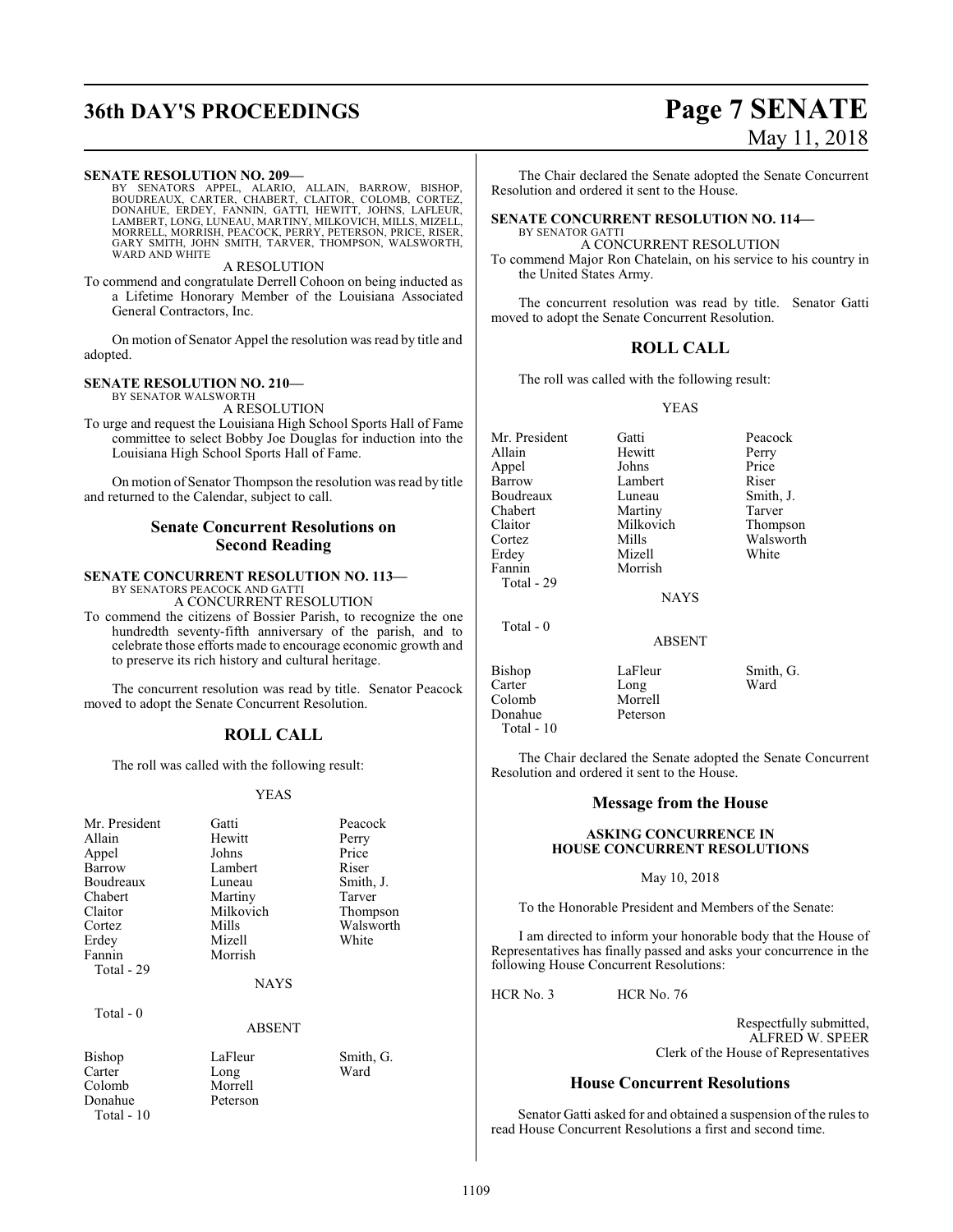**SENATE RESOLUTION NO. 209—**

BY SENATORS APPEL, ALARIO, ALLAIN, BARROW, BISHOP, BOUDREAUX, CARTER, CHABERT, CLAITOR, COLOMB, CORTEZ, DONAHUE, ERDEY, FANNIN, GATTI, HEWITT, JOHNS, LAFLEUR, LAMBERT, LONG, LUNEAU, MARTINY, MILKOVICH, MILLS, MIZELL, MORRELL, MORRISH, PEACOCK, PERRY, PETERSON, PRICE, RISER, GARY SMITH, JOHN SMITH, TARVER, THOMPSON, WALSWORTH, WARD AND WHITE

A RESOLUTION

To commend and congratulate Derrell Cohoon on being inducted as a Lifetime Honorary Member of the Louisiana Associated General Contractors, Inc.

On motion of Senator Appel the resolution was read by title and adopted.

**SENATE RESOLUTION NO. 210—**

BY SENATOR WALSWORTH

A RESOLUTION

To urge and request the Louisiana High School Sports Hall of Fame committee to select Bobby Joe Douglas for induction into the Louisiana High School Sports Hall of Fame.

On motion of Senator Thompson the resolution was read by title and returned to the Calendar, subject to call.

## Senate Concurrent Resolutions on Second Reading

**SENATE CONCURRENT RESOLUTION NO. 113—**

BY SENATORS PEACOCK AND GATTI

A CONCURRENT RESOLUTION

To commend the citizens of Bossier Parish, to recognize the one hundredth seventy-fifth anniversary of the parish, and to celebrate those efforts made to encourage economic growth and to preserve its rich history and cultural heritage.

The concurrent resolution was read by title. Senator Peacock moved to adopt the Senate Concurrent Resolution.

## ROLL CALL

The roll was called with the following result:

YEAS

| | | |
|---|---|---|
| Mr. President | Gatti | Peacock |
| Allain | Hewitt | Perry |
| Appel | Johns | Price |
| Barrow | Lambert | Riser |
| Boudreaux | Luneau | Smith, J. |
| Chabert | Martiny | Tarver |
| Claitor | Milkovich | Thompson |
| Cortez | Mills | Walsworth |
| Erdey | Mizell | White |
| Fannin | Morrish | |

Total - 29

NAYS

Total - 0

ABSENT

| | | |
|---|---|---|
| Bishop | LaFleur | Smith, G. |
| Carter | Long | Ward |
| Colomb | Morrell | |
| Donahue | Peterson | |

Total - 10

The Chair declared the Senate adopted the Senate Concurrent Resolution and ordered it sent to the House.

**SENATE CONCURRENT RESOLUTION NO. 114—**

BY SENATOR GATTI

A CONCURRENT RESOLUTION

To commend Major Ron Chatelain, on his service to his country in the United States Army.

The concurrent resolution was read by title. Senator Gatti moved to adopt the Senate Concurrent Resolution.

## ROLL CALL

The roll was called with the following result:

YEAS

| | | |
|---|---|---|
| Mr. President | Gatti | Peacock |
| Allain | Hewitt | Perry |
| Appel | Johns | Price |
| Barrow | Lambert | Riser |
| Boudreaux | Luneau | Smith, J. |
| Chabert | Martiny | Tarver |
| Claitor | Milkovich | Thompson |
| Cortez | Mills | Walsworth |
| Erdey | Mizell | White |
| Fannin | Morrish | |

Total - 29

NAYS

Total - 0

ABSENT

| | | |
|---|---|---|
| Bishop | LaFleur | Smith, G. |
| Carter | Long | Ward |
| Colomb | Morrell | |
| Donahue | Peterson | |

Total - 10

The Chair declared the Senate adopted the Senate Concurrent Resolution and ordered it sent to the House.

## Message from the House

**ASKING CONCURRENCE IN HOUSE CONCURRENT RESOLUTIONS**

May 10, 2018

To the Honorable President and Members of the Senate:

I am directed to inform your honorable body that the House of Representatives has finally passed and asks your concurrence in the following House Concurrent Resolutions:

HCR No. 3 HCR No. 76

Respectfully submitted,
ALFRED W. SPEER
Clerk of the House of Representatives

## House Concurrent Resolutions

Senator Gatti asked for and obtained a suspension of the rules to read House Concurrent Resolutions a first and second time.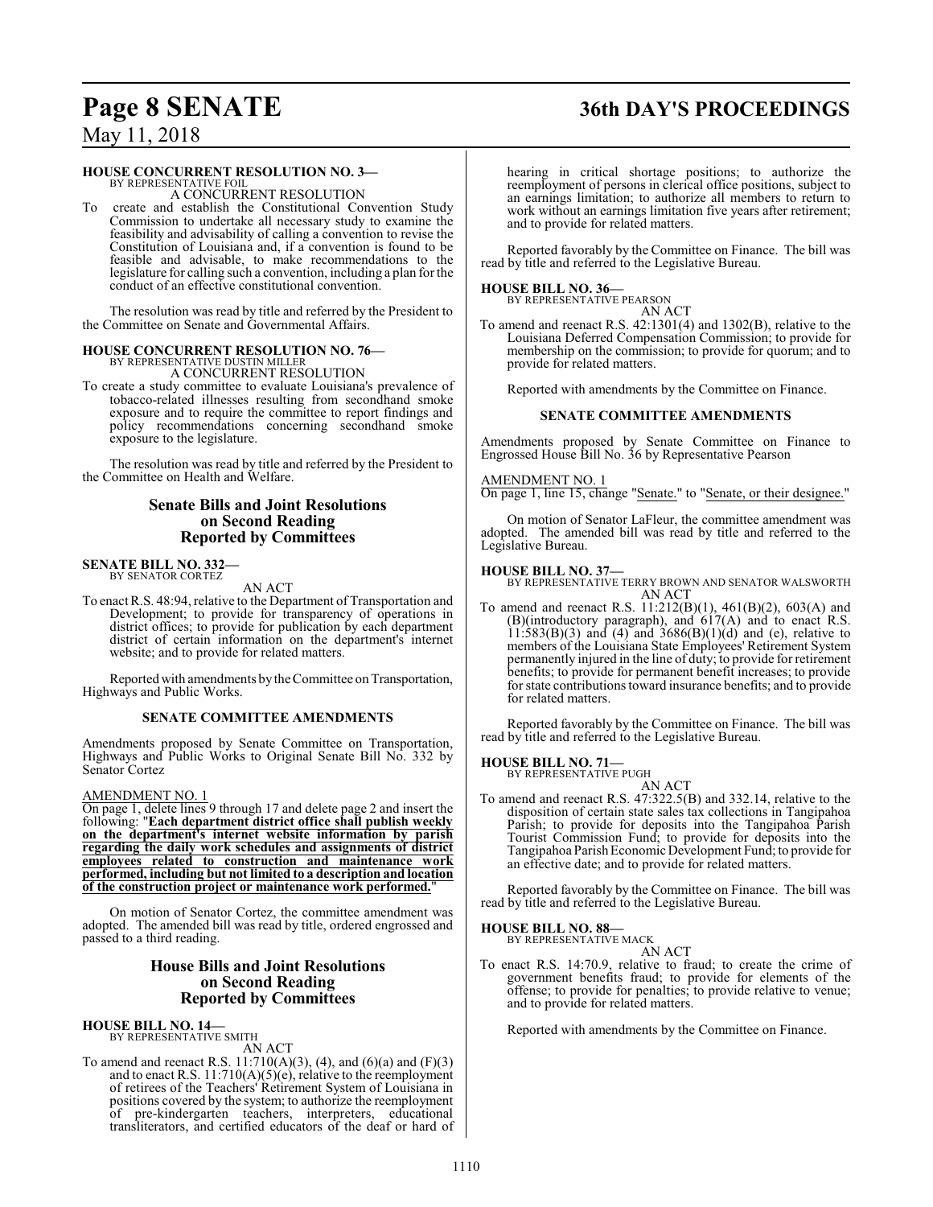**HOUSE CONCURRENT RESOLUTION NO. 3—**
BY REPRESENTATIVE FOIL
A CONCURRENT RESOLUTION

To create and establish the Constitutional Convention Study Commission to undertake all necessary study to examine the feasibility and advisability of calling a convention to revise the Constitution of Louisiana and, if a convention is found to be feasible and advisable, to make recommendations to the legislature for calling such a convention, including a plan for the conduct of an effective constitutional convention.

The resolution was read by title and referred by the President to the Committee on Senate and Governmental Affairs.

**HOUSE CONCURRENT RESOLUTION NO. 76—**
BY REPRESENTATIVE DUSTIN MILLER
A CONCURRENT RESOLUTION

To create a study committee to evaluate Louisiana's prevalence of tobacco-related illnesses resulting from secondhand smoke exposure and to require the committee to report findings and policy recommendations concerning secondhand smoke exposure to the legislature.

The resolution was read by title and referred by the President to the Committee on Health and Welfare.

## Senate Bills and Joint Resolutions on Second Reading Reported by Committees

**SENATE BILL NO. 332—**
BY SENATOR CORTEZ
AN ACT

To enact R.S. 48:94, relative to the Department of Transportation and Development; to provide for transparency of operations in district offices; to provide for publication by each department district of certain information on the department's internet website; and to provide for related matters.

Reported with amendments by the Committee on Transportation, Highways and Public Works.

### SENATE COMMITTEE AMENDMENTS

Amendments proposed by Senate Committee on Transportation, Highways and Public Works to Original Senate Bill No. 332 by Senator Cortez

AMENDMENT NO. 1
On page 1, delete lines 9 through 17 and delete page 2 and insert the following: "**Each department district office shall publish weekly on the department's internet website information by parish regarding the daily work schedules and assignments of district employees related to construction and maintenance work performed, including but not limited to a description and location of the construction project or maintenance work performed.**"

On motion of Senator Cortez, the committee amendment was adopted. The amended bill was read by title, ordered engrossed and passed to a third reading.

## House Bills and Joint Resolutions on Second Reading Reported by Committees

**HOUSE BILL NO. 14—**
BY REPRESENTATIVE SMITH
AN ACT

To amend and reenact R.S. 11:710(A)(3), (4), and (6)(a) and (F)(3) and to enact R.S. 11:710(A)(5)(e), relative to the reemployment of retirees of the Teachers' Retirement System of Louisiana in positions covered by the system; to authorize the reemployment of pre-kindergarten teachers, interpreters, educational transliterators, and certified educators of the deaf or hard of hearing in critical shortage positions; to authorize the reemployment of persons in clerical office positions, subject to an earnings limitation; to authorize all members to return to work without an earnings limitation five years after retirement; and to provide for related matters.

Reported favorably by the Committee on Finance. The bill was read by title and referred to the Legislative Bureau.

**HOUSE BILL NO. 36—**
BY REPRESENTATIVE PEARSON
AN ACT

To amend and reenact R.S. 42:1301(4) and 1302(B), relative to the Louisiana Deferred Compensation Commission; to provide for membership on the commission; to provide for quorum; and to provide for related matters.

Reported with amendments by the Committee on Finance.

### SENATE COMMITTEE AMENDMENTS

Amendments proposed by Senate Committee on Finance to Engrossed House Bill No. 36 by Representative Pearson

AMENDMENT NO. 1
On page 1, line 15, change "Senate." to "Senate, or their designee."

On motion of Senator LaFleur, the committee amendment was adopted. The amended bill was read by title and referred to the Legislative Bureau.

**HOUSE BILL NO. 37—**
BY REPRESENTATIVE TERRY BROWN AND SENATOR WALSWORTH
AN ACT

To amend and reenact R.S. 11:212(B)(1), 461(B)(2), 603(A) and (B)(introductory paragraph), and 617(A) and to enact R.S. 11:583(B)(3) and (4) and 3686(B)(1)(d) and (e), relative to members of the Louisiana State Employees' Retirement System permanently injured in the line of duty; to provide for retirement benefits; to provide for permanent benefit increases; to provide for state contributions toward insurance benefits; and to provide for related matters.

Reported favorably by the Committee on Finance. The bill was read by title and referred to the Legislative Bureau.

**HOUSE BILL NO. 71—**
BY REPRESENTATIVE PUGH
AN ACT

To amend and reenact R.S. 47:322.5(B) and 332.14, relative to the disposition of certain state sales tax collections in Tangipahoa Parish; to provide for deposits into the Tangipahoa Parish Tourist Commission Fund; to provide for deposits into the Tangipahoa Parish Economic Development Fund; to provide for an effective date; and to provide for related matters.

Reported favorably by the Committee on Finance. The bill was read by title and referred to the Legislative Bureau.

**HOUSE BILL NO. 88—**
BY REPRESENTATIVE MACK
AN ACT

To enact R.S. 14:70.9, relative to fraud; to create the crime of government benefits fraud; to provide for elements of the offense; to provide for penalties; to provide relative to venue; and to provide for related matters.

Reported with amendments by the Committee on Finance.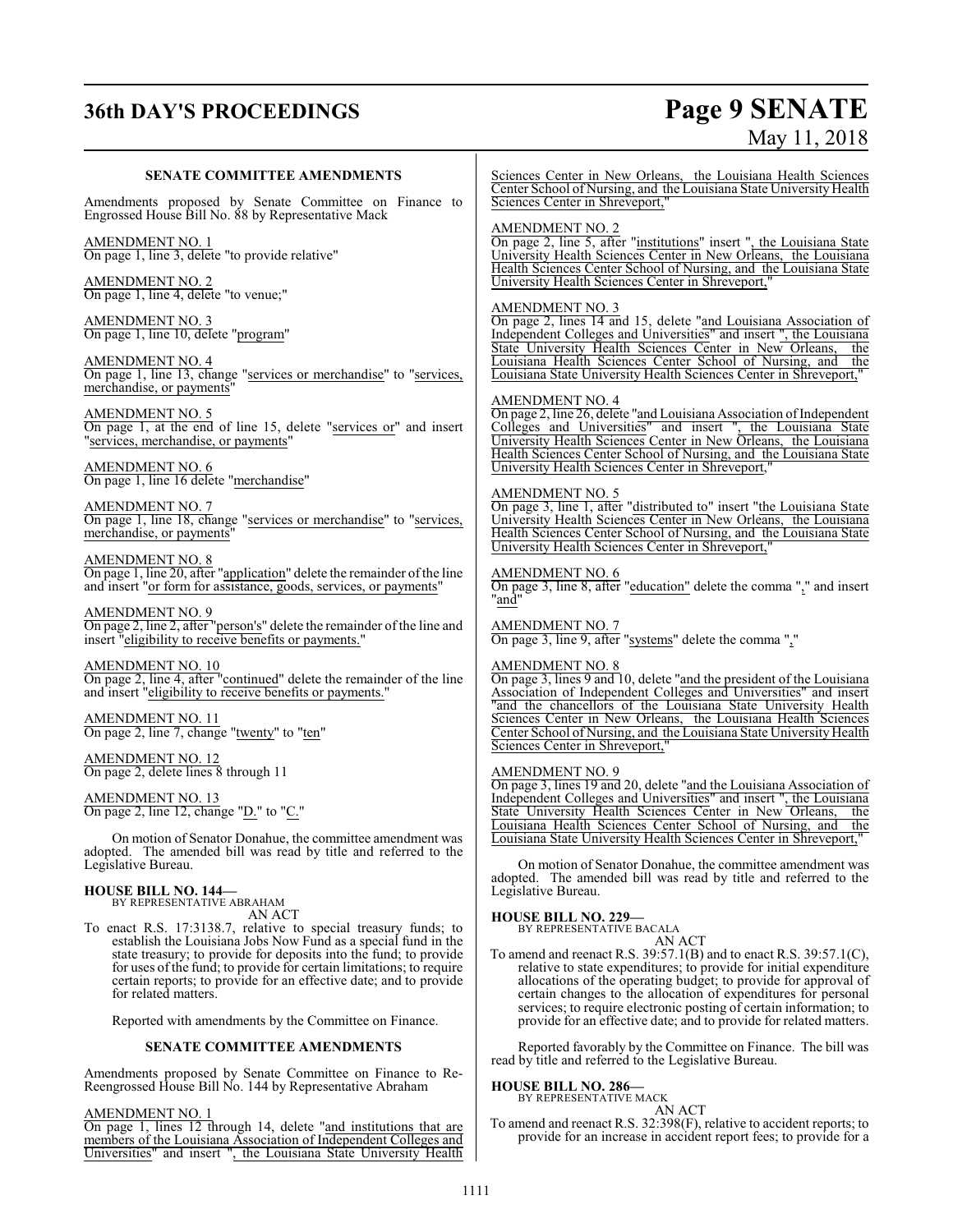### SENATE COMMITTEE AMENDMENTS

Amendments proposed by Senate Committee on Finance to Engrossed House Bill No. 88 by Representative Mack

AMENDMENT NO. 1
On page 1, line 3, delete "to provide relative"

AMENDMENT NO. 2
On page 1, line 4, delete "to venue;"

AMENDMENT NO. 3
On page 1, line 10, delete "program"

AMENDMENT NO. 4
On page 1, line 13, change "services or merchandise" to "services, merchandise, or payments"

AMENDMENT NO. 5
On page 1, at the end of line 15, delete "services or" and insert "services, merchandise, or payments"

AMENDMENT NO. 6
On page 1, line 16 delete "merchandise"

AMENDMENT NO. 7
On page 1, line 18, change "services or merchandise" to "services, merchandise, or payments"

AMENDMENT NO. 8
On page 1, line 20, after "application" delete the remainder of the line and insert "or form for assistance, goods, services, or payments"

AMENDMENT NO. 9
On page 2, line 2, after "person's" delete the remainder of the line and insert "eligibility to receive benefits or payments."

AMENDMENT NO. 10
On page 2, line 4, after "continued" delete the remainder of the line and insert "eligibility to receive benefits or payments."

AMENDMENT NO. 11
On page 2, line 7, change "twenty" to "ten"

AMENDMENT NO. 12
On page 2, delete lines 8 through 11

AMENDMENT NO. 13
On page 2, line 12, change "D." to "C."

On motion of Senator Donahue, the committee amendment was adopted. The amended bill was read by title and referred to the Legislative Bureau.

**HOUSE BILL NO. 144—**
BY REPRESENTATIVE ABRAHAM
AN ACT

To enact R.S. 17:3138.7, relative to special treasury funds; to establish the Louisiana Jobs Now Fund as a special fund in the state treasury; to provide for deposits into the fund; to provide for uses of the fund; to provide for certain limitations; to require certain reports; to provide for an effective date; and to provide for related matters.

Reported with amendments by the Committee on Finance.

### SENATE COMMITTEE AMENDMENTS

Amendments proposed by Senate Committee on Finance to Re-Reengrossed House Bill No. 144 by Representative Abraham

AMENDMENT NO. 1
On page 1, lines 12 through 14, delete "and institutions that are members of the Louisiana Association of Independent Colleges and Universities" and insert ", the Louisiana State University Health Sciences Center in New Orleans, the Louisiana Health Sciences Center School of Nursing, and the Louisiana State University Health Sciences Center in Shreveport,"

AMENDMENT NO. 2
On page 2, line 5, after "institutions" insert ", the Louisiana State University Health Sciences Center in New Orleans, the Louisiana Health Sciences Center School of Nursing, and the Louisiana State University Health Sciences Center in Shreveport,"

AMENDMENT NO. 3
On page 2, lines 14 and 15, delete "and Louisiana Association of Independent Colleges and Universities" and insert ", the Louisiana State University Health Sciences Center in New Orleans, the Louisiana Health Sciences Center School of Nursing, and the Louisiana State University Health Sciences Center in Shreveport,"

AMENDMENT NO. 4
On page 2, line 26, delete "and Louisiana Association of Independent Colleges and Universities" and insert ", the Louisiana State University Health Sciences Center in New Orleans, the Louisiana Health Sciences Center School of Nursing, and the Louisiana State University Health Sciences Center in Shreveport,"

AMENDMENT NO. 5
On page 3, line 1, after "distributed to" insert "the Louisiana State University Health Sciences Center in New Orleans, the Louisiana Health Sciences Center School of Nursing, and the Louisiana State University Health Sciences Center in Shreveport,"

AMENDMENT NO. 6
On page 3, line 8, after "education" delete the comma "," and insert "and"

AMENDMENT NO. 7
On page 3, line 9, after "systems" delete the comma ","

AMENDMENT NO. 8
On page 3, lines 9 and 10, delete "and the president of the Louisiana Association of Independent Colleges and Universities" and insert "and the chancellors of the Louisiana State University Health Sciences Center in New Orleans, the Louisiana Health Sciences Center School of Nursing, and the Louisiana State University Health Sciences Center in Shreveport,"

AMENDMENT NO. 9
On page 3, lines 19 and 20, delete "and the Louisiana Association of Independent Colleges and Universities" and insert ", the Louisiana State University Health Sciences Center in New Orleans, the Louisiana Health Sciences Center School of Nursing, and the Louisiana State University Health Sciences Center in Shreveport,"

On motion of Senator Donahue, the committee amendment was adopted. The amended bill was read by title and referred to the Legislative Bureau.

**HOUSE BILL NO. 229—**
BY REPRESENTATIVE BACALA
AN ACT

To amend and reenact R.S. 39:57.1(B) and to enact R.S. 39:57.1(C), relative to state expenditures; to provide for initial expenditure allocations of the operating budget; to provide for approval of certain changes to the allocation of expenditures for personal services; to require electronic posting of certain information; to provide for an effective date; and to provide for related matters.

Reported favorably by the Committee on Finance. The bill was read by title and referred to the Legislative Bureau.

**HOUSE BILL NO. 286—**
BY REPRESENTATIVE MACK
AN ACT

To amend and reenact R.S. 32:398(F), relative to accident reports; to provide for an increase in accident report fees; to provide for a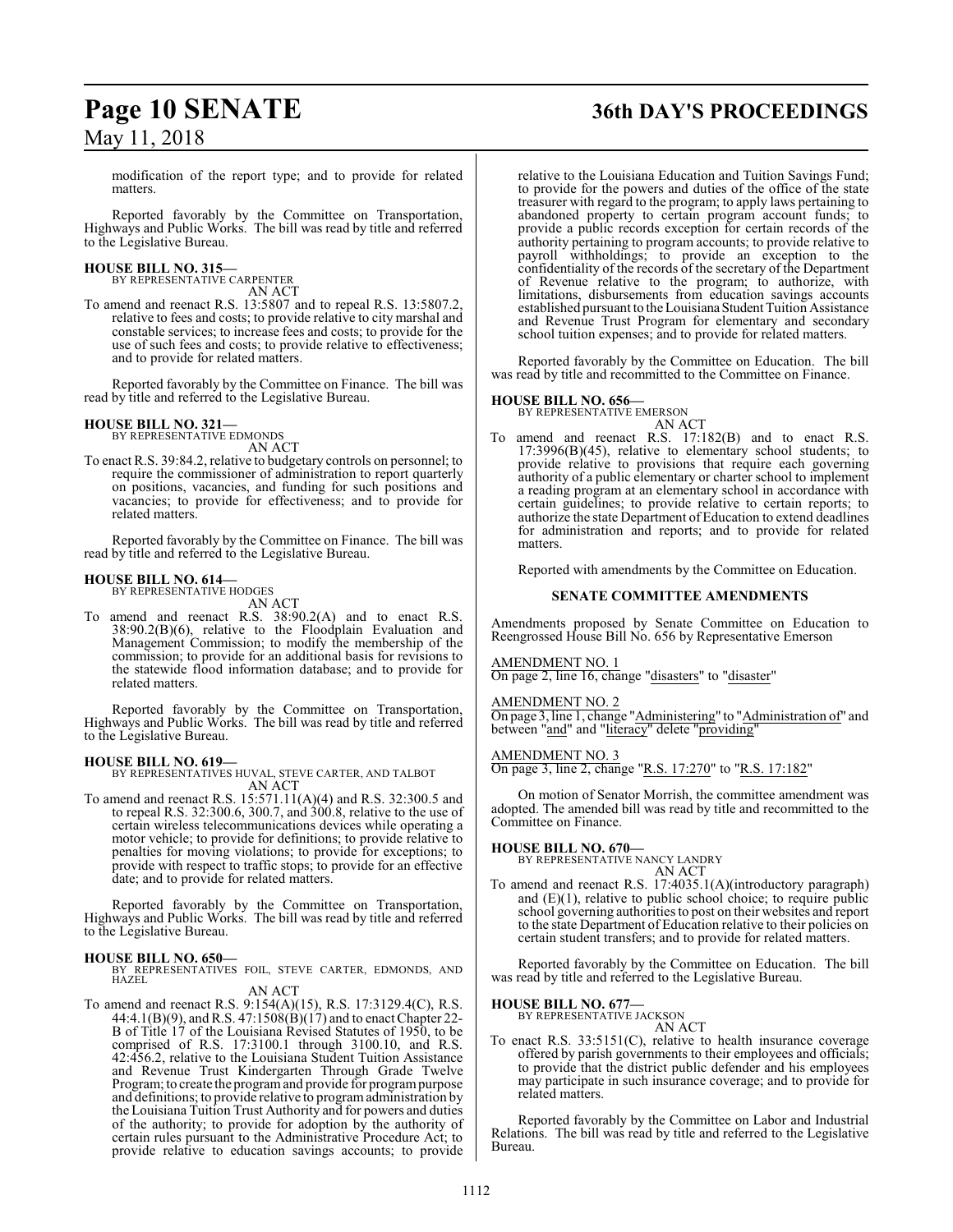modification of the report type; and to provide for related matters.

Reported favorably by the Committee on Transportation, Highways and Public Works. The bill was read by title and referred to the Legislative Bureau.

**HOUSE BILL NO. 315—**
BY REPRESENTATIVE CARPENTER
AN ACT

To amend and reenact R.S. 13:5807 and to repeal R.S. 13:5807.2, relative to fees and costs; to provide relative to city marshal and constable services; to increase fees and costs; to provide for the use of such fees and costs; to provide relative to effectiveness; and to provide for related matters.

Reported favorably by the Committee on Finance. The bill was read by title and referred to the Legislative Bureau.

**HOUSE BILL NO. 321—**
BY REPRESENTATIVE EDMONDS
AN ACT

To enact R.S. 39:84.2, relative to budgetary controls on personnel; to require the commissioner of administration to report quarterly on positions, vacancies, and funding for such positions and vacancies; to provide for effectiveness; and to provide for related matters.

Reported favorably by the Committee on Finance. The bill was read by title and referred to the Legislative Bureau.

**HOUSE BILL NO. 614—**
BY REPRESENTATIVE HODGES
AN ACT

To amend and reenact R.S. 38:90.2(A) and to enact R.S. 38:90.2(B)(6), relative to the Floodplain Evaluation and Management Commission; to modify the membership of the commission; to provide for an additional basis for revisions to the statewide flood information database; and to provide for related matters.

Reported favorably by the Committee on Transportation, Highways and Public Works. The bill was read by title and referred to the Legislative Bureau.

**HOUSE BILL NO. 619—**
BY REPRESENTATIVES HUVAL, STEVE CARTER, AND TALBOT
AN ACT

To amend and reenact R.S. 15:571.11(A)(4) and R.S. 32:300.5 and to repeal R.S. 32:300.6, 300.7, and 300.8, relative to the use of certain wireless telecommunications devices while operating a motor vehicle; to provide for definitions; to provide relative to penalties for moving violations; to provide for exceptions; to provide with respect to traffic stops; to provide for an effective date; and to provide for related matters.

Reported favorably by the Committee on Transportation, Highways and Public Works. The bill was read by title and referred to the Legislative Bureau.

**HOUSE BILL NO. 650—**
BY REPRESENTATIVES FOIL, STEVE CARTER, EDMONDS, AND HAZEL
AN ACT

To amend and reenact R.S. 9:154(A)(15), R.S. 17:3129.4(C), R.S. 44:4.1(B)(9), and R.S. 47:1508(B)(17) and to enact Chapter 22-B of Title 17 of the Louisiana Revised Statutes of 1950, to be comprised of R.S. 17:3100.1 through 3100.10, and R.S. 42:456.2, relative to the Louisiana Student Tuition Assistance and Revenue Trust Kindergarten Through Grade Twelve Program; to create the program and provide for program purpose and definitions; to provide relative to program administration by the Louisiana Tuition Trust Authority and for powers and duties of the authority; to provide for adoption by the authority of certain rules pursuant to the Administrative Procedure Act; to provide relative to education savings accounts; to provide relative to the Louisiana Education and Tuition Savings Fund; to provide for the powers and duties of the office of the state treasurer with regard to the program; to apply laws pertaining to abandoned property to certain program account funds; to provide a public records exception for certain records of the authority pertaining to program accounts; to provide relative to payroll withholdings; to provide an exception to the confidentiality of the records of the secretary of the Department of Revenue relative to the program; to authorize, with limitations, disbursements from education savings accounts established pursuant to the Louisiana Student Tuition Assistance and Revenue Trust Program for elementary and secondary school tuition expenses; and to provide for related matters.

Reported favorably by the Committee on Education. The bill was read by title and recommitted to the Committee on Finance.

**HOUSE BILL NO. 656—**
BY REPRESENTATIVE EMERSON
AN ACT

To amend and reenact R.S. 17:182(B) and to enact R.S. 17:3996(B)(45), relative to elementary school students; to provide relative to provisions that require each governing authority of a public elementary or charter school to implement a reading program at an elementary school in accordance with certain guidelines; to provide relative to certain reports; to authorize the state Department of Education to extend deadlines for administration and reports; and to provide for related matters.

Reported with amendments by the Committee on Education.

**SENATE COMMITTEE AMENDMENTS**

Amendments proposed by Senate Committee on Education to Reengrossed House Bill No. 656 by Representative Emerson

AMENDMENT NO. 1
On page 2, line 16, change "disasters" to "disaster"

AMENDMENT NO. 2
On page 3, line 1, change "Administering" to "Administration of" and between "and" and "literacy" delete "providing"

AMENDMENT NO. 3
On page 3, line 2, change "R.S. 17:270" to "R.S. 17:182"

On motion of Senator Morrish, the committee amendment was adopted. The amended bill was read by title and recommitted to the Committee on Finance.

**HOUSE BILL NO. 670—**
BY REPRESENTATIVE NANCY LANDRY
AN ACT

To amend and reenact R.S. 17:4035.1(A)(introductory paragraph) and (E)(1), relative to public school choice; to require public school governing authorities to post on their websites and report to the state Department of Education relative to their policies on certain student transfers; and to provide for related matters.

Reported favorably by the Committee on Education. The bill was read by title and referred to the Legislative Bureau.

**HOUSE BILL NO. 677—**
BY REPRESENTATIVE JACKSON
AN ACT

To enact R.S. 33:5151(C), relative to health insurance coverage offered by parish governments to their employees and officials; to provide that the district public defender and his employees may participate in such insurance coverage; and to provide for related matters.

Reported favorably by the Committee on Labor and Industrial Relations. The bill was read by title and referred to the Legislative Bureau.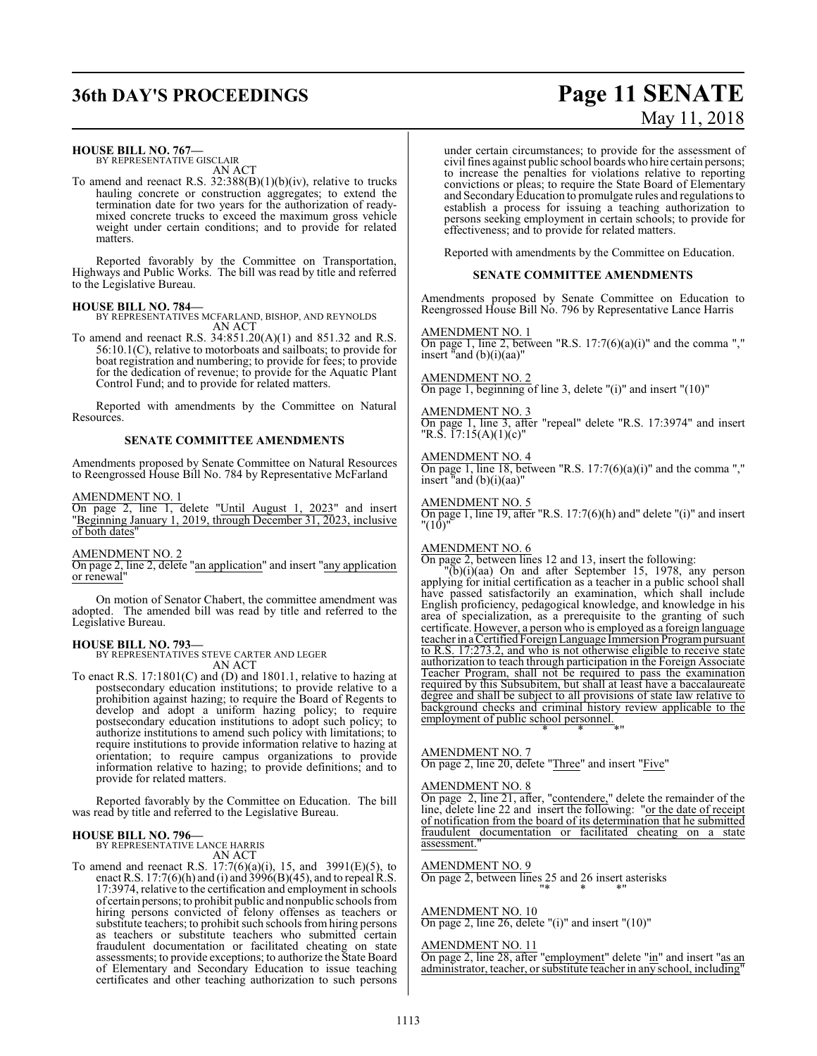**HOUSE BILL NO. 767—**
BY REPRESENTATIVE GISCLAIR
AN ACT

To amend and reenact R.S. 32:388(B)(1)(b)(iv), relative to trucks hauling concrete or construction aggregates; to extend the termination date for two years for the authorization of ready-mixed concrete trucks to exceed the maximum gross vehicle weight under certain conditions; and to provide for related matters.

Reported favorably by the Committee on Transportation, Highways and Public Works. The bill was read by title and referred to the Legislative Bureau.

**HOUSE BILL NO. 784—**
BY REPRESENTATIVES MCFARLAND, BISHOP, AND REYNOLDS
AN ACT

To amend and reenact R.S. 34:851.20(A)(1) and 851.32 and R.S. 56:10.1(C), relative to motorboats and sailboats; to provide for boat registration and numbering; to provide for fees; to provide for the dedication of revenue; to provide for the Aquatic Plant Control Fund; and to provide for related matters.

Reported with amendments by the Committee on Natural Resources.

**SENATE COMMITTEE AMENDMENTS**

Amendments proposed by Senate Committee on Natural Resources to Reengrossed House Bill No. 784 by Representative McFarland

AMENDMENT NO. 1
On page 2, line 1, delete "Until August 1, 2023" and insert "Beginning January 1, 2019, through December 31, 2023, inclusive of both dates"

AMENDMENT NO. 2
On page 2, line 2, delete "an application" and insert "any application or renewal"

On motion of Senator Chabert, the committee amendment was adopted. The amended bill was read by title and referred to the Legislative Bureau.

**HOUSE BILL NO. 793—**
BY REPRESENTATIVES STEVE CARTER AND LEGER
AN ACT

To enact R.S. 17:1801(C) and (D) and 1801.1, relative to hazing at postsecondary education institutions; to provide relative to a prohibition against hazing; to require the Board of Regents to develop and adopt a uniform hazing policy; to require postsecondary education institutions to adopt such policy; to authorize institutions to amend such policy with limitations; to require institutions to provide information relative to hazing at orientation; to require campus organizations to provide information relative to hazing; to provide definitions; and to provide for related matters.

Reported favorably by the Committee on Education. The bill was read by title and referred to the Legislative Bureau.

**HOUSE BILL NO. 796—**
BY REPRESENTATIVE LANCE HARRIS
AN ACT

To amend and reenact R.S. 17:7(6)(a)(i), 15, and 3991(E)(5), to enact R.S. 17:7(6)(h) and (i) and 3996(B)(45), and to repeal R.S. 17:3974, relative to the certification and employment in schools of certain persons; to prohibit public and nonpublic schools from hiring persons convicted of felony offenses as teachers or substitute teachers; to prohibit such schools from hiring persons as teachers or substitute teachers who submitted certain fraudulent documentation or facilitated cheating on state assessments; to provide exceptions; to authorize the State Board of Elementary and Secondary Education to issue teaching certificates and other teaching authorization to such persons under certain circumstances; to provide for the assessment of civil fines against public school boards who hire certain persons; to increase the penalties for violations relative to reporting convictions or pleas; to require the State Board of Elementary and Secondary Education to promulgate rules and regulations to establish a process for issuing a teaching authorization to persons seeking employment in certain schools; to provide for effectiveness; and to provide for related matters.

Reported with amendments by the Committee on Education.

**SENATE COMMITTEE AMENDMENTS**

Amendments proposed by Senate Committee on Education to Reengrossed House Bill No. 796 by Representative Lance Harris

AMENDMENT NO. 1
On page 1, line 2, between "R.S. 17:7(6)(a)(i)" and the comma "," insert "and (b)(i)(aa)"

AMENDMENT NO. 2
On page 1, beginning of line 3, delete "(i)" and insert "(10)"

AMENDMENT NO. 3
On page 1, line 3, after "repeal" delete "R.S. 17:3974" and insert "R.S. 17:15(A)(1)(c)"

AMENDMENT NO. 4
On page 1, line 18, between "R.S. 17:7(6)(a)(i)" and the comma "," insert "and (b)(i)(aa)"

AMENDMENT NO. 5
On page 1, line 19, after "R.S. 17:7(6)(h) and" delete "(i)" and insert "(10)"

AMENDMENT NO. 6
On page 2, between lines 12 and 13, insert the following:

"(b)(i)(aa) On and after September 15, 1978, any person applying for initial certification as a teacher in a public school shall have passed satisfactorily an examination, which shall include English proficiency, pedagogical knowledge, and knowledge in his area of specialization, as a prerequisite to the granting of such certificate. However, a person who is employed as a foreign language teacher in a Certified Foreign Language Immersion Program pursuant to R.S. 17:273.2, and who is not otherwise eligible to receive state authorization to teach through participation in the Foreign Associate Teacher Program, shall not be required to pass the examination required by this Subsubitem, but shall at least have a baccalaureate degree and shall be subject to all provisions of state law relative to background checks and criminal history review applicable to the employment of public school personnel.

\* \* \*"

AMENDMENT NO. 7
On page 2, line 20, delete "Three" and insert "Five"

AMENDMENT NO. 8
On page 2, line 21, after, "contendere," delete the remainder of the line, delete line 22 and insert the following: "or the date of receipt of notification from the board of its determination that he submitted fraudulent documentation or facilitated cheating on a state assessment."

AMENDMENT NO. 9
On page 2, between lines 25 and 26 insert asterisks
"\* \* \*"

AMENDMENT NO. 10
On page 2, line 26, delete "(i)" and insert "(10)"

AMENDMENT NO. 11
On page 2, line 28, after "employment" delete "in" and insert "as an administrator, teacher, or substitute teacher in any school, including"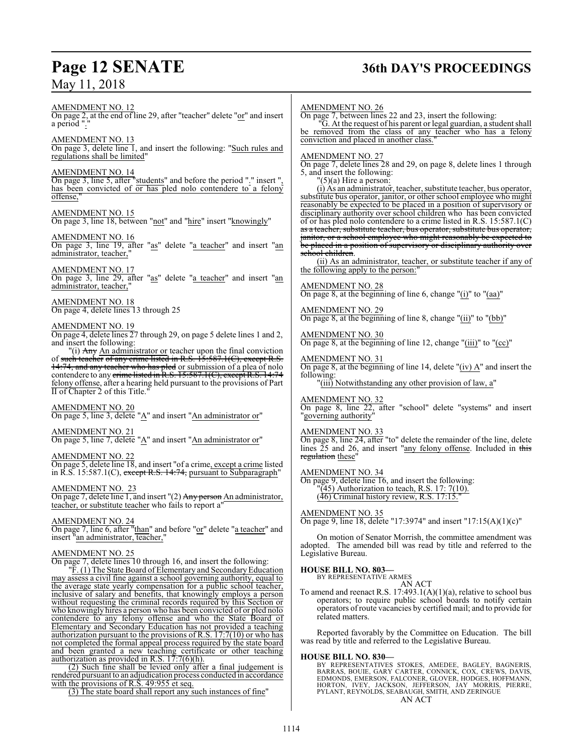AMENDMENT NO. 12

On page 2, at the end of line 29, after "teacher" delete "or" and insert a period "."

AMENDMENT NO. 13

On page 3, delete line 1, and insert the following: "Such rules and regulations shall be limited"

AMENDMENT NO. 14

On page 3, line 5, after "students" and before the period "." insert ", has been convicted of or has pled nolo contendere to a felony offense,"

AMENDMENT NO. 15

On page 3, line 18, between "not" and "hire" insert "knowingly"

AMENDMENT NO. 16

On page 3, line 19, after "as" delete "a teacher" and insert "an administrator, teacher,"

AMENDMENT NO. 17

On page 3, line 29, after "as" delete "a teacher" and insert "an administrator, teacher,"

AMENDMENT NO. 18

On page 4, delete lines 13 through 25

AMENDMENT NO. 19

On page 4, delete lines 27 through 29, on page 5 delete lines 1 and 2, and insert the following:

"(i) ~~Any~~ An administrator or teacher upon the final conviction of ~~such teacher of any crime listed in R.S. 15:587.1(C), except R.S. 14:74, and any teacher who has pled~~ or submission of a plea of nolo contendere to any ~~crime listed in R.S. 15:587.1(C), except R.S. 14:74~~ felony offense, after a hearing held pursuant to the provisions of Part II of Chapter 2 of this Title."

AMENDMENT NO. 20

On page 5, line 3, delete "A" and insert "An administrator or"

AMENDMENT NO. 21

On page 5, line 7, delete "A" and insert "An administrator or"

AMENDMENT NO. 22

On page 5, delete line 18, and insert "of a crime, except a crime listed in R.S. 15:587.1(C), ~~except R.S. 14:74,~~ pursuant to Subparagraph"

AMENDMENT NO. 23

On page 7, delete line 1, and insert "(2) ~~Any person~~ An administrator, teacher, or substitute teacher who fails to report a"

AMENDMENT NO. 24

On page 7, line 6, after "than" and before "or" delete "a teacher" and insert "an administrator, teacher,"

AMENDMENT NO. 25

On page 7, delete lines 10 through 16, and insert the following:

"F. (1) The State Board of Elementary and Secondary Education may assess a civil fine against a school governing authority, equal to the average state yearly compensation for a public school teacher, inclusive of salary and benefits, that knowingly employs a person without requesting the criminal records required by this Section or who knowingly hires a person who has been convicted of or pled nolo contendere to any felony offense and who the State Board of Elementary and Secondary Education has not provided a teaching authorization pursuant to the provisions of R.S. 17:7(10) or who has not completed the formal appeal process required by the state board and been granted a new teaching certificate or other teaching authorization as provided in R.S. 17:7(6)(h).

(2) Such fine shall be levied only after a final judgement is rendered pursuant to an adjudication process conducted in accordance with the provisions of R.S. 49:955 et seq.

(3) The state board shall report any such instances of fine"

AMENDMENT NO. 26

On page 7, between lines 22 and 23, insert the following:

"G. At the request of his parent or legal guardian, a student shall be removed from the class of any teacher who has a felony conviction and placed in another class."

AMENDMENT NO. 27

On page 7, delete lines 28 and 29, on page 8, delete lines 1 through 5, and insert the following:

"(5)(a) Hire a person:

(i) As an administrator, teacher, substitute teacher, bus operator, substitute bus operator, janitor, or other school employee who might reasonably be expected to be placed in a position of supervisory or disciplinary authority over school children who has been convicted of or has pled nolo contendere to a crime listed in R.S. 15:587.1(C) ~~as a teacher, substitute teacher, bus operator, substitute bus operator, janitor, or a school employee who might reasonably be expected to be placed in a position of supervisory or disciplinary authority over school children~~.

(ii) As an administrator, teacher, or substitute teacher if any of the following apply to the person:"

AMENDMENT NO. 28

On page 8, at the beginning of line 6, change "(i)" to "(aa)"

AMENDMENT NO. 29

On page 8, at the beginning of line 8, change "(ii)" to "(bb)"

AMENDMENT NO. 30

On page 8, at the beginning of line 12, change "(iii)" to "(cc)"

AMENDMENT NO. 31

On page 8, at the beginning of line 14, delete "(iv) A" and insert the following:

"(iii) Notwithstanding any other provision of law, a"

AMENDMENT NO. 32

On page 8, line 22, after "school" delete "systems" and insert "governing authority"

AMENDMENT NO. 33

On page 8, line 24, after "to" delete the remainder of the line, delete lines 25 and 26, and insert "any felony offense. Included in ~~this regulation~~ these"

AMENDMENT NO. 34

On page 9, delete line 16, and insert the following:

"(45) Authorization to teach, R.S. 17: 7(10).

(46) Criminal history review, R.S. 17:15."

AMENDMENT NO. 35

On page 9, line 18, delete "17:3974" and insert "17:15(A)(1)(c)"

On motion of Senator Morrish, the committee amendment was adopted. The amended bill was read by title and referred to the Legislative Bureau.

**HOUSE BILL NO. 803—**
BY REPRESENTATIVE ARMES

AN ACT

To amend and reenact R.S. 17:493.1(A)(1)(a), relative to school bus operators; to require public school boards to notify certain operators of route vacancies by certified mail; and to provide for related matters.

Reported favorably by the Committee on Education. The bill was read by title and referred to the Legislative Bureau.

**HOUSE BILL NO. 830—**
BY REPRESENTATIVES STOKES, AMEDEE, BAGLEY, BAGNERIS, BARRAS, BOUIE, GARY CARTER, CONNICK, COX, CREWS, DAVIS, EDMONDS, EMERSON, FALCONER, GLOVER, HODGES, HOFFMANN, HORTON, IVEY, JACKSON, JEFFERSON, JAY MORRIS, PIERRE, PYLANT, REYNOLDS, SEABAUGH, SMITH, AND ZERINGUE

AN ACT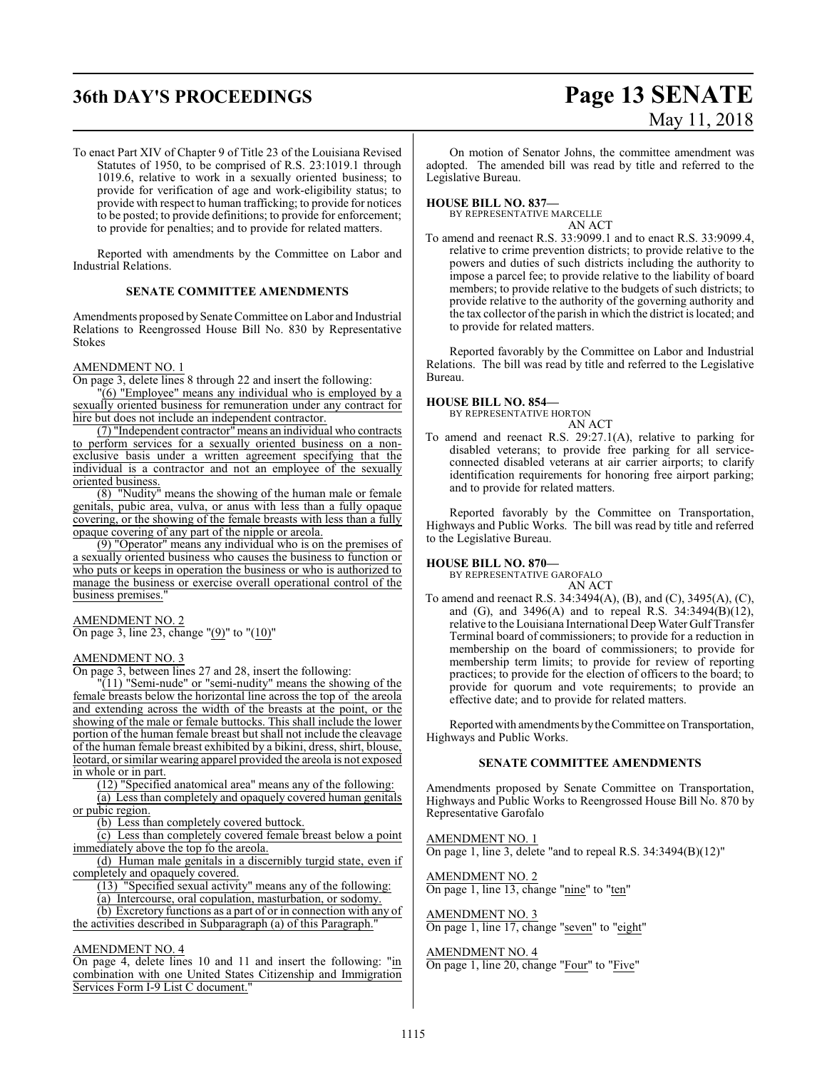To enact Part XIV of Chapter 9 of Title 23 of the Louisiana Revised Statutes of 1950, to be comprised of R.S. 23:1019.1 through 1019.6, relative to work in a sexually oriented business; to provide for verification of age and work-eligibility status; to provide with respect to human trafficking; to provide for notices to be posted; to provide definitions; to provide for enforcement; to provide for penalties; and to provide for related matters.

Reported with amendments by the Committee on Labor and Industrial Relations.

**SENATE COMMITTEE AMENDMENTS**

Amendments proposed by Senate Committee on Labor and Industrial Relations to Reengrossed House Bill No. 830 by Representative Stokes

AMENDMENT NO. 1

On page 3, delete lines 8 through 22 and insert the following:

"(6) "Employee" means any individual who is employed by a sexually oriented business for remuneration under any contract for hire but does not include an independent contractor.

(7) "Independent contractor" means an individual who contracts to perform services for a sexually oriented business on a non-exclusive basis under a written agreement specifying that the individual is a contractor and not an employee of the sexually oriented business.

(8) "Nudity" means the showing of the human male or female genitals, pubic area, vulva, or anus with less than a fully opaque covering, or the showing of the female breasts with less than a fully opaque covering of any part of the nipple or areola.

(9) "Operator" means any individual who is on the premises of a sexually oriented business who causes the business to function or who puts or keeps in operation the business or who is authorized to manage the business or exercise overall operational control of the business premises."

AMENDMENT NO. 2

On page 3, line 23, change "(9)" to "(10)"

AMENDMENT NO. 3

On page 3, between lines 27 and 28, insert the following:

"(11) "Semi-nude" or "semi-nudity" means the showing of the female breasts below the horizontal line across the top of the areola and extending across the width of the breasts at the point, or the showing of the male or female buttocks. This shall include the lower portion of the human female breast but shall not include the cleavage of the human female breast exhibited by a bikini, dress, shirt, blouse, leotard, or similar wearing apparel provided the areola is not exposed in whole or in part.

(12) "Specified anatomical area" means any of the following:

(a) Less than completely and opaquely covered human genitals or pubic region.

(b) Less than completely covered buttock.

(c) Less than completely covered female breast below a point immediately above the top fo the areola.

(d) Human male genitals in a discernibly turgid state, even if completely and opaquely covered.

(13) "Specified sexual activity" means any of the following:

(a) Intercourse, oral copulation, masturbation, or sodomy.

(b) Excretory functions as a part of or in connection with any of the activities described in Subparagraph (a) of this Paragraph."

AMENDMENT NO. 4

On page 4, delete lines 10 and 11 and insert the following: "in combination with one United States Citizenship and Immigration Services Form I-9 List C document."

On motion of Senator Johns, the committee amendment was adopted. The amended bill was read by title and referred to the Legislative Bureau.

**HOUSE BILL NO. 837—**
BY REPRESENTATIVE MARCELLE
AN ACT

To amend and reenact R.S. 33:9099.1 and to enact R.S. 33:9099.4, relative to crime prevention districts; to provide relative to the powers and duties of such districts including the authority to impose a parcel fee; to provide relative to the liability of board members; to provide relative to the budgets of such districts; to provide relative to the authority of the governing authority and the tax collector of the parish in which the district is located; and to provide for related matters.

Reported favorably by the Committee on Labor and Industrial Relations. The bill was read by title and referred to the Legislative Bureau.

**HOUSE BILL NO. 854—**
BY REPRESENTATIVE HORTON
AN ACT

To amend and reenact R.S. 29:27.1(A), relative to parking for disabled veterans; to provide free parking for all service-connected disabled veterans at air carrier airports; to clarify identification requirements for honoring free airport parking; and to provide for related matters.

Reported favorably by the Committee on Transportation, Highways and Public Works. The bill was read by title and referred to the Legislative Bureau.

**HOUSE BILL NO. 870—**
BY REPRESENTATIVE GAROFALO
AN ACT

To amend and reenact R.S. 34:3494(A), (B), and (C), 3495(A), (C), and (G), and 3496(A) and to repeal R.S. 34:3494(B)(12), relative to the Louisiana International Deep Water Gulf Transfer Terminal board of commissioners; to provide for a reduction in membership on the board of commissioners; to provide for membership term limits; to provide for review of reporting practices; to provide for the election of officers to the board; to provide for quorum and vote requirements; to provide an effective date; and to provide for related matters.

Reported with amendments by the Committee on Transportation, Highways and Public Works.

**SENATE COMMITTEE AMENDMENTS**

Amendments proposed by Senate Committee on Transportation, Highways and Public Works to Reengrossed House Bill No. 870 by Representative Garofalo

AMENDMENT NO. 1

On page 1, line 3, delete "and to repeal R.S. 34:3494(B)(12)"

AMENDMENT NO. 2

On page 1, line 13, change "nine" to "ten"

AMENDMENT NO. 3

On page 1, line 17, change "seven" to "eight"

AMENDMENT NO. 4

On page 1, line 20, change "Four" to "Five"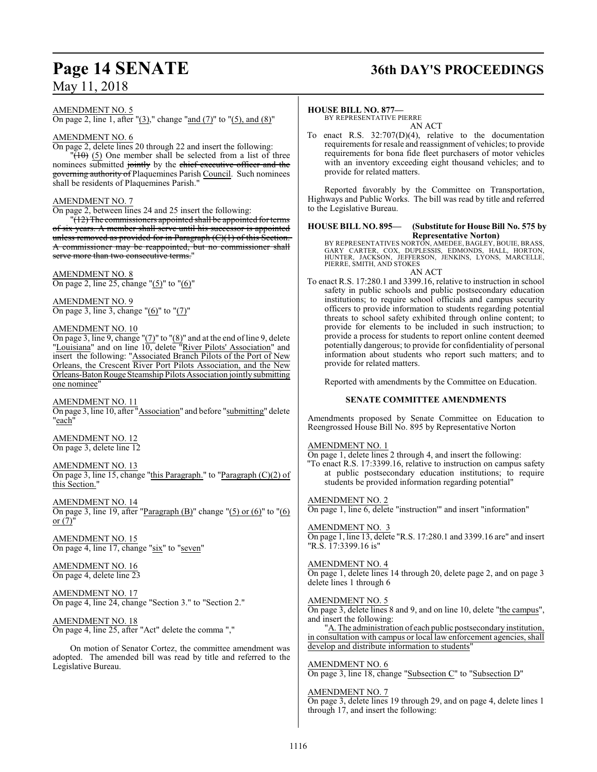AMENDMENT NO. 5

On page 2, line 1, after "(3)," change "and (7)" to "(5), and (8)"

AMENDMENT NO. 6

On page 2, delete lines 20 through 22 and insert the following:

"~~(10)~~ (5) One member shall be selected from a list of three nominees submitted ~~jointly~~ by the ~~chief executive officer and the governing authority of~~ Plaquemines Parish Council. Such nominees shall be residents of Plaquemines Parish."

AMENDMENT NO. 7

On page 2, between lines 24 and 25 insert the following:

"~~(12) The commissioners appointed shall be appointed for terms of six years. A member shall serve until his successor is appointed unless removed as provided for in Paragraph (C)(1) of this Section. A commissioner may be reappointed, but no commissioner shall serve more than two consecutive terms.~~"

AMENDMENT NO. 8

On page 2, line 25, change "(5)" to "(6)"

AMENDMENT NO. 9

On page 3, line 3, change "(6)" to "(7)"

AMENDMENT NO. 10

On page 3, line 9, change "(7)" to "(8)" and at the end of line 9, delete "Louisiana" and on line 10, delete "River Pilots' Association" and insert the following: "Associated Branch Pilots of the Port of New Orleans, the Crescent River Port Pilots Association, and the New Orleans-Baton Rouge Steamship Pilots Association jointly submitting one nominee"

AMENDMENT NO. 11

On page 3, line 10, after "Association" and before "submitting" delete "each"

AMENDMENT NO. 12

On page 3, delete line 12

AMENDMENT NO. 13

On page 3, line 15, change "this Paragraph." to "Paragraph (C)(2) of this Section."

AMENDMENT NO. 14

On page 3, line 19, after "Paragraph (B)" change "(5) or (6)" to "(6) or (7)"

AMENDMENT NO. 15

On page 4, line 17, change "six" to "seven"

AMENDMENT NO. 16

On page 4, delete line 23

AMENDMENT NO. 17

On page 4, line 24, change "Section 3." to "Section 2."

AMENDMENT NO. 18

On page 4, line 25, after "Act" delete the comma ","

On motion of Senator Cortez, the committee amendment was adopted. The amended bill was read by title and referred to the Legislative Bureau.

**HOUSE BILL NO. 877—**

BY REPRESENTATIVE PIERRE

AN ACT

To enact R.S. 32:707(D)(4), relative to the documentation requirements for resale and reassignment of vehicles; to provide requirements for bona fide fleet purchasers of motor vehicles with an inventory exceeding eight thousand vehicles; and to provide for related matters.

Reported favorably by the Committee on Transportation, Highways and Public Works. The bill was read by title and referred to the Legislative Bureau.

**HOUSE BILL NO. 895— (Substitute for House Bill No. 575 by Representative Norton)**

BY REPRESENTATIVES NORTON, AMEDEE, BAGLEY, BOUIE, BRASS, GARY CARTER, COX, DUPLESSIS, EDMONDS, HALL, HORTON, HUNTER, JACKSON, JEFFERSON, JENKINS, LYONS, MARCELLE, PIERRE, SMITH, AND STOKES

AN ACT

To enact R.S. 17:280.1 and 3399.16, relative to instruction in school safety in public schools and public postsecondary education institutions; to require school officials and campus security officers to provide information to students regarding potential threats to school safety exhibited through online content; to provide for elements to be included in such instruction; to provide a process for students to report online content deemed potentially dangerous; to provide for confidentiality of personal information about students who report such matters; and to provide for related matters.

Reported with amendments by the Committee on Education.

**SENATE COMMITTEE AMENDMENTS**

Amendments proposed by Senate Committee on Education to Reengrossed House Bill No. 895 by Representative Norton

AMENDMENT NO. 1

On page 1, delete lines 2 through 4, and insert the following:

"To enact R.S. 17:3399.16, relative to instruction on campus safety at public postsecondary education institutions; to require students be provided information regarding potential"

AMENDMENT NO. 2

On page 1, line 6, delete "instruction'" and insert "information"

AMENDMENT NO. 3

On page 1, line 13, delete "R.S. 17:280.1 and 3399.16 are" and insert "R.S. 17:3399.16 is"

AMENDMENT NO. 4

On page 1, delete lines 14 through 20, delete page 2, and on page 3 delete lines 1 through 6

AMENDMENT NO. 5

On page 3, delete lines 8 and 9, and on line 10, delete "the campus", and insert the following:

"A. The administration of each public postsecondary institution, in consultation with campus or local law enforcement agencies, shall develop and distribute information to students"

AMENDMENT NO. 6

On page 3, line 18, change "Subsection C" to "Subsection D"

AMENDMENT NO. 7

On page 3, delete lines 19 through 29, and on page 4, delete lines 1 through 17, and insert the following: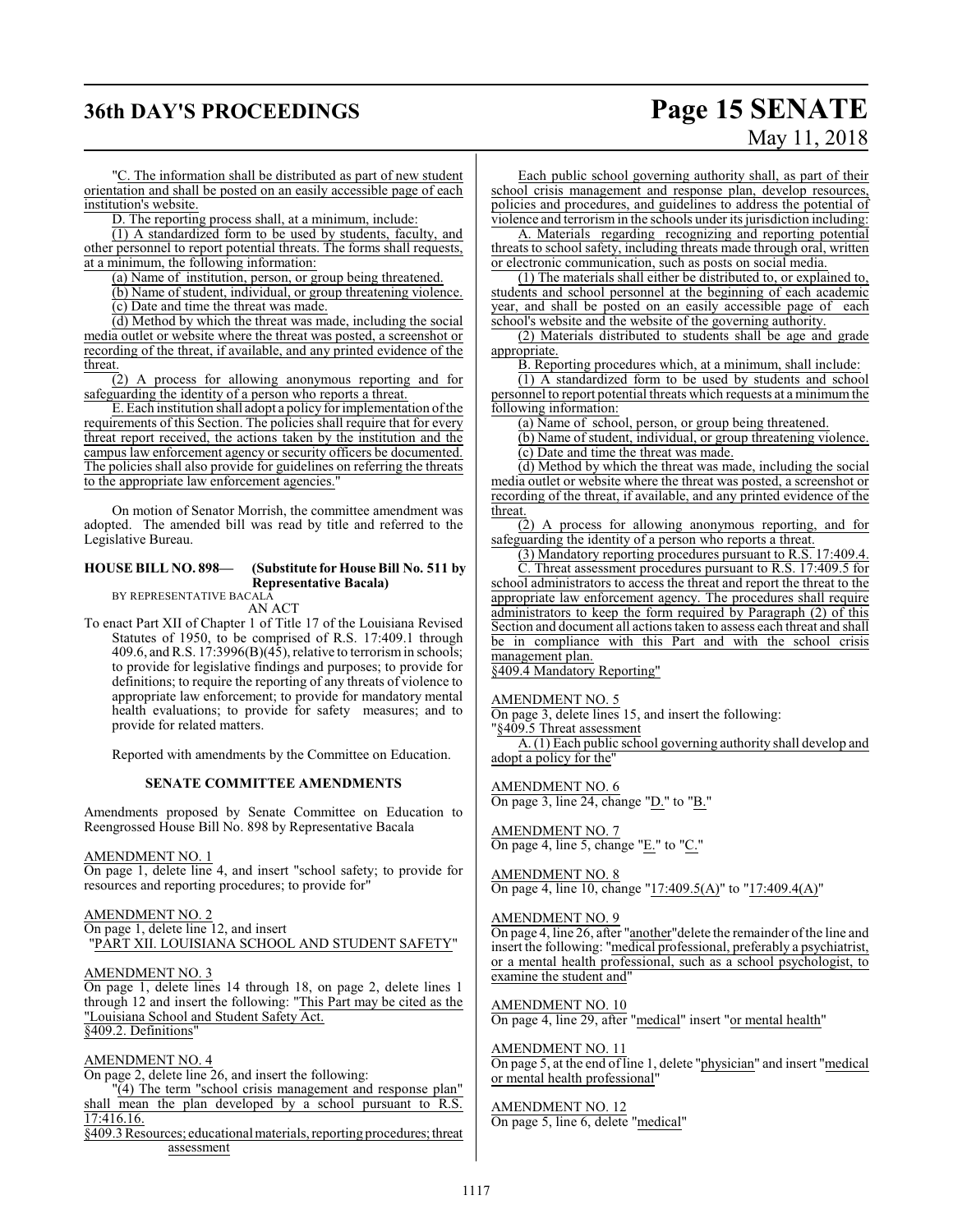"C. The information shall be distributed as part of new student orientation and shall be posted on an easily accessible page of each institution's website.

D. The reporting process shall, at a minimum, include:

(1) A standardized form to be used by students, faculty, and other personnel to report potential threats. The forms shall requests, at a minimum, the following information:

(a) Name of institution, person, or group being threatened.

(b) Name of student, individual, or group threatening violence.

(c) Date and time the threat was made.

(d) Method by which the threat was made, including the social media outlet or website where the threat was posted, a screenshot or recording of the threat, if available, and any printed evidence of the threat.

(2) A process for allowing anonymous reporting and for safeguarding the identity of a person who reports a threat.

E. Each institution shall adopt a policy for implementation of the requirements of this Section. The policies shall require that for every threat report received, the actions taken by the institution and the campus law enforcement agency or security officers be documented. The policies shall also provide for guidelines on referring the threats to the appropriate law enforcement agencies."

On motion of Senator Morrish, the committee amendment was adopted. The amended bill was read by title and referred to the Legislative Bureau.

**HOUSE BILL NO. 898— (Substitute for House Bill No. 511 by Representative Bacala)**
BY REPRESENTATIVE BACALA
AN ACT

To enact Part XII of Chapter 1 of Title 17 of the Louisiana Revised Statutes of 1950, to be comprised of R.S. 17:409.1 through 409.6, and R.S. 17:3996(B)(45), relative to terrorism in schools; to provide for legislative findings and purposes; to provide for definitions; to require the reporting of any threats of violence to appropriate law enforcement; to provide for mandatory mental health evaluations; to provide for safety measures; and to provide for related matters.

Reported with amendments by the Committee on Education.

**SENATE COMMITTEE AMENDMENTS**

Amendments proposed by Senate Committee on Education to Reengrossed House Bill No. 898 by Representative Bacala

AMENDMENT NO. 1
On page 1, delete line 4, and insert "school safety; to provide for resources and reporting procedures; to provide for"

AMENDMENT NO. 2
On page 1, delete line 12, and insert
"PART XII. LOUISIANA SCHOOL AND STUDENT SAFETY"

AMENDMENT NO. 3
On page 1, delete lines 14 through 18, on page 2, delete lines 1 through 12 and insert the following: "This Part may be cited as the "Louisiana School and Student Safety Act.
§409.2. Definitions"

AMENDMENT NO. 4
On page 2, delete line 26, and insert the following:

"(4) The term "school crisis management and response plan" shall mean the plan developed by a school pursuant to R.S. 17:416.16.

§409.3 Resources; educational materials, reporting procedures; threat assessment

Each public school governing authority shall, as part of their school crisis management and response plan, develop resources, policies and procedures, and guidelines to address the potential of violence and terrorism in the schools under its jurisdiction including:

A. Materials regarding recognizing and reporting potential threats to school safety, including threats made through oral, written or electronic communication, such as posts on social media.

(1) The materials shall either be distributed to, or explained to, students and school personnel at the beginning of each academic year, and shall be posted on an easily accessible page of each school's website and the website of the governing authority.

(2) Materials distributed to students shall be age and grade appropriate.

B. Reporting procedures which, at a minimum, shall include:

(1) A standardized form to be used by students and school personnel to report potential threats which requests at a minimum the following information:

(a) Name of school, person, or group being threatened.

(b) Name of student, individual, or group threatening violence.

(c) Date and time the threat was made.

(d) Method by which the threat was made, including the social media outlet or website where the threat was posted, a screenshot or recording of the threat, if available, and any printed evidence of the threat.

(2) A process for allowing anonymous reporting, and for safeguarding the identity of a person who reports a threat.

(3) Mandatory reporting procedures pursuant to R.S. 17:409.4.

C. Threat assessment procedures pursuant to R.S. 17:409.5 for school administrators to access the threat and report the threat to the appropriate law enforcement agency. The procedures shall require administrators to keep the form required by Paragraph (2) of this Section and document all actions taken to assess each threat and shall be in compliance with this Part and with the school crisis management plan.

§409.4 Mandatory Reporting"

AMENDMENT NO. 5
On page 3, delete lines 15, and insert the following:
"§409.5 Threat assessment

A. (1) Each public school governing authority shall develop and adopt a policy for the"

AMENDMENT NO. 6
On page 3, line 24, change "D." to "B."

AMENDMENT NO. 7
On page 4, line 5, change "E." to "C."

AMENDMENT NO. 8
On page 4, line 10, change "17:409.5(A)" to "17:409.4(A)"

AMENDMENT NO. 9
On page 4, line 26, after "another" delete the remainder of the line and insert the following: "medical professional, preferably a psychiatrist, or a mental health professional, such as a school psychologist, to examine the student and"

AMENDMENT NO. 10
On page 4, line 29, after "medical" insert "or mental health"

AMENDMENT NO. 11
On page 5, at the end of line 1, delete "physician" and insert "medical or mental health professional"

AMENDMENT NO. 12
On page 5, line 6, delete "medical"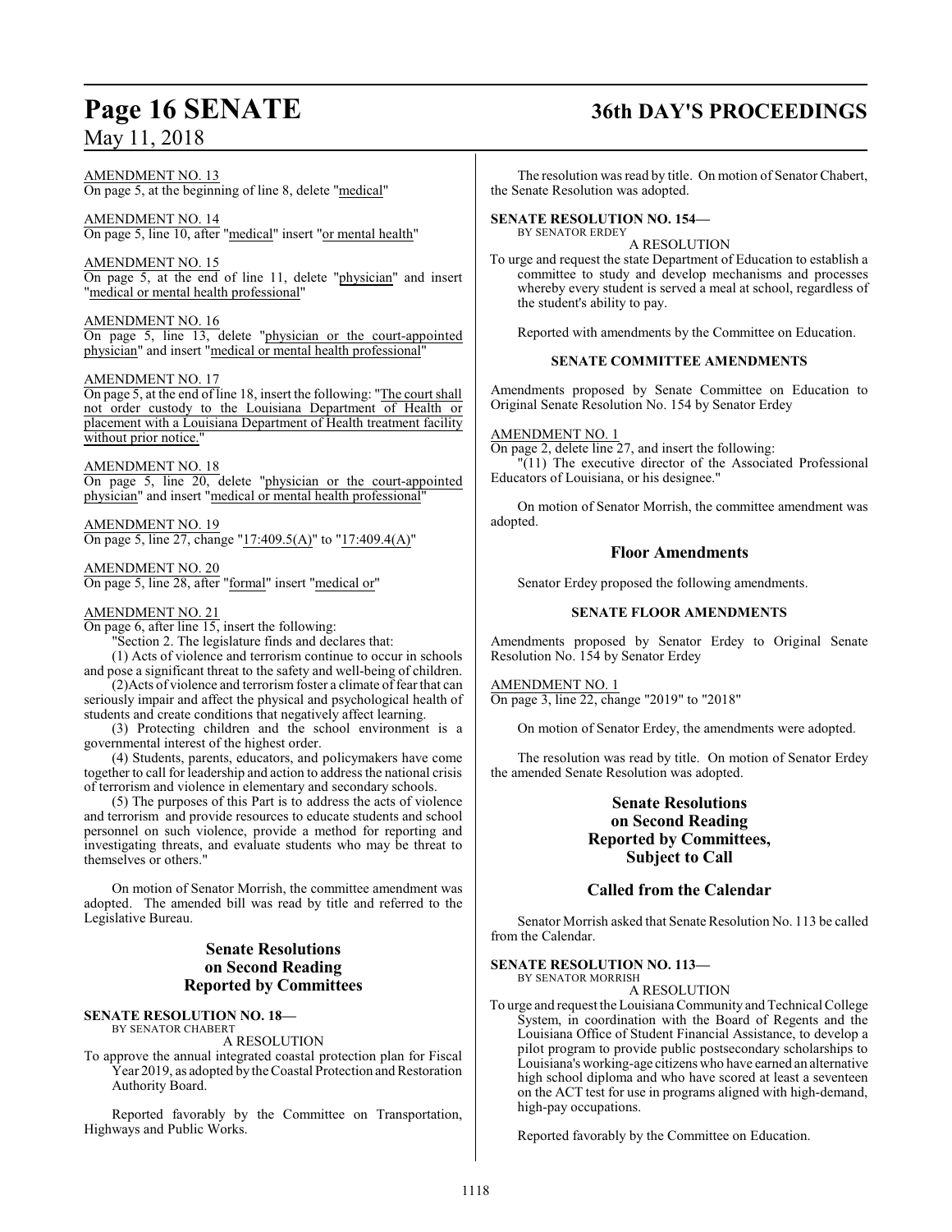AMENDMENT NO. 13
On page 5, at the beginning of line 8, delete "medical"

AMENDMENT NO. 14
On page 5, line 10, after "medical" insert "or mental health"

AMENDMENT NO. 15
On page 5, at the end of line 11, delete "physician" and insert "medical or mental health professional"

AMENDMENT NO. 16
On page 5, line 13, delete "physician or the court-appointed physician" and insert "medical or mental health professional"

AMENDMENT NO. 17
On page 5, at the end of line 18, insert the following: "The court shall not order custody to the Louisiana Department of Health or placement with a Louisiana Department of Health treatment facility without prior notice."

AMENDMENT NO. 18
On page 5, line 20, delete "physician or the court-appointed physician" and insert "medical or mental health professional"

AMENDMENT NO. 19
On page 5, line 27, change "17:409.5(A)" to "17:409.4(A)"

AMENDMENT NO. 20
On page 5, line 28, after "formal" insert "medical or"

AMENDMENT NO. 21
On page 6, after line 15, insert the following:

"Section 2. The legislature finds and declares that:

(1) Acts of violence and terrorism continue to occur in schools and pose a significant threat to the safety and well-being of children.

(2)Acts of violence and terrorism foster a climate of fear that can seriously impair and affect the physical and psychological health of students and create conditions that negatively affect learning.

(3) Protecting children and the school environment is a governmental interest of the highest order.

(4) Students, parents, educators, and policymakers have come together to call for leadership and action to address the national crisis of terrorism and violence in elementary and secondary schools.

(5) The purposes of this Part is to address the acts of violence and terrorism and provide resources to educate students and school personnel on such violence, provide a method for reporting and investigating threats, and evaluate students who may be threat to themselves or others."

On motion of Senator Morrish, the committee amendment was adopted. The amended bill was read by title and referred to the Legislative Bureau.

## Senate Resolutions on Second Reading Reported by Committees

**SENATE RESOLUTION NO. 18—**
BY SENATOR CHABERT
A RESOLUTION

To approve the annual integrated coastal protection plan for Fiscal Year 2019, as adopted by the Coastal Protection and Restoration Authority Board.

Reported favorably by the Committee on Transportation, Highways and Public Works.

The resolution was read by title. On motion of Senator Chabert, the Senate Resolution was adopted.

**SENATE RESOLUTION NO. 154—**
BY SENATOR ERDEY
A RESOLUTION

To urge and request the state Department of Education to establish a committee to study and develop mechanisms and processes whereby every student is served a meal at school, regardless of the student's ability to pay.

Reported with amendments by the Committee on Education.

**SENATE COMMITTEE AMENDMENTS**

Amendments proposed by Senate Committee on Education to Original Senate Resolution No. 154 by Senator Erdey

AMENDMENT NO. 1
On page 2, delete line 27, and insert the following:
"(11) The executive director of the Associated Professional Educators of Louisiana, or his designee."

On motion of Senator Morrish, the committee amendment was adopted.

## Floor Amendments

Senator Erdey proposed the following amendments.

**SENATE FLOOR AMENDMENTS**

Amendments proposed by Senator Erdey to Original Senate Resolution No. 154 by Senator Erdey

AMENDMENT NO. 1
On page 3, line 22, change "2019" to "2018"

On motion of Senator Erdey, the amendments were adopted.

The resolution was read by title. On motion of Senator Erdey the amended Senate Resolution was adopted.

## Senate Resolutions on Second Reading Reported by Committees, Subject to Call

## Called from the Calendar

Senator Morrish asked that Senate Resolution No. 113 be called from the Calendar.

**SENATE RESOLUTION NO. 113—**
BY SENATOR MORRISH
A RESOLUTION

To urge and request the Louisiana Community and Technical College System, in coordination with the Board of Regents and the Louisiana Office of Student Financial Assistance, to develop a pilot program to provide public postsecondary scholarships to Louisiana's working-age citizens who have earned an alternative high school diploma and who have scored at least a seventeen on the ACT test for use in programs aligned with high-demand, high-pay occupations.

Reported favorably by the Committee on Education.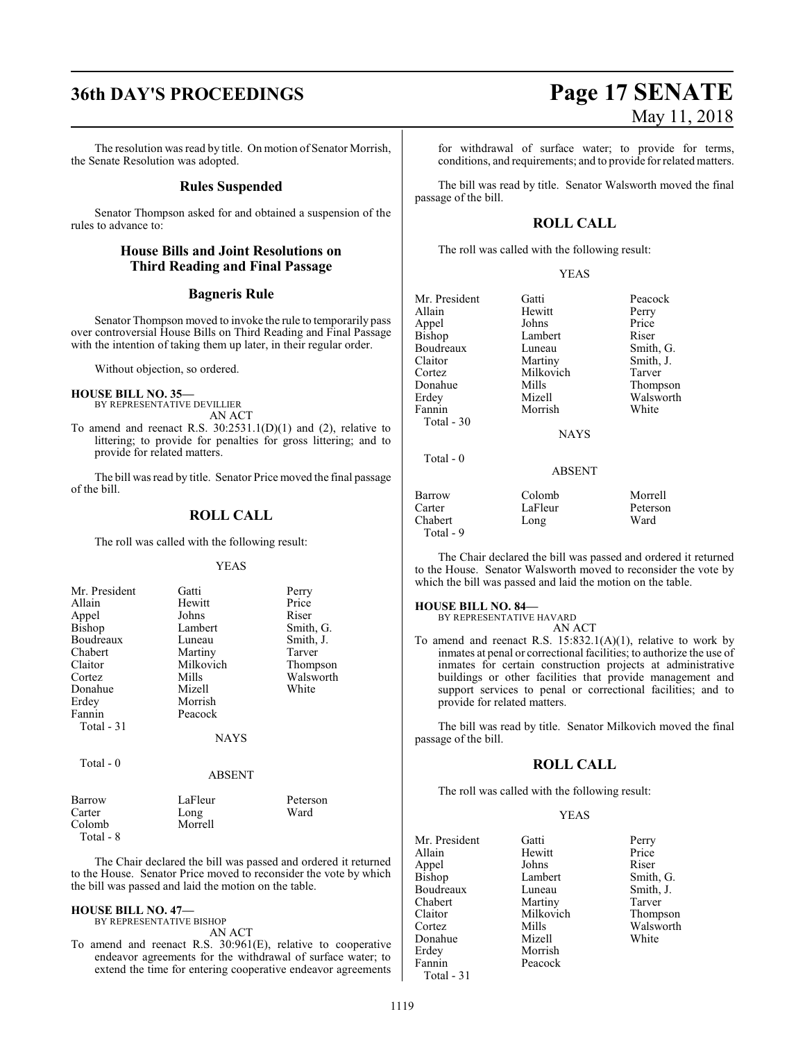The resolution was read by title. On motion of Senator Morrish, the Senate Resolution was adopted.

## Rules Suspended

Senator Thompson asked for and obtained a suspension of the rules to advance to:

## House Bills and Joint Resolutions on Third Reading and Final Passage

## Bagneris Rule

Senator Thompson moved to invoke the rule to temporarily pass over controversial House Bills on Third Reading and Final Passage with the intention of taking them up later, in their regular order.

Without objection, so ordered.

**HOUSE BILL NO. 35—**
BY REPRESENTATIVE DEVILLIER
AN ACT

To amend and reenact R.S. 30:2531.1(D)(1) and (2), relative to littering; to provide for penalties for gross littering; and to provide for related matters.

The bill was read by title. Senator Price moved the final passage of the bill.

## ROLL CALL

The roll was called with the following result:

YEAS

| | | |
|---|---|---|
| Mr. President | Gatti | Perry |
| Allain | Hewitt | Price |
| Appel | Johns | Riser |
| Bishop | Lambert | Smith, G. |
| Boudreaux | Luneau | Smith, J. |
| Chabert | Martiny | Tarver |
| Claitor | Milkovich | Thompson |
| Cortez | Mills | Walsworth |
| Donahue | Mizell | White |
| Erdey | Morrish | |
| Fannin | Peacock | |
| Total - 31 | | |

NAYS

Total - 0

ABSENT

| | | |
|---|---|---|
| Barrow | LaFleur | Peterson |
| Carter | Long | Ward |
| Colomb | Morrell | |
| Total - 8 | | |

The Chair declared the bill was passed and ordered it returned to the House. Senator Price moved to reconsider the vote by which the bill was passed and laid the motion on the table.

**HOUSE BILL NO. 47—**
BY REPRESENTATIVE BISHOP
AN ACT

To amend and reenact R.S. 30:961(E), relative to cooperative endeavor agreements for the withdrawal of surface water; to extend the time for entering cooperative endeavor agreements for withdrawal of surface water; to provide for terms, conditions, and requirements; and to provide for related matters.

The bill was read by title. Senator Walsworth moved the final passage of the bill.

## ROLL CALL

The roll was called with the following result:

YEAS

| | | |
|---|---|---|
| Mr. President | Gatti | Peacock |
| Allain | Hewitt | Perry |
| Appel | Johns | Price |
| Bishop | Lambert | Riser |
| Boudreaux | Luneau | Smith, G. |
| Claitor | Martiny | Smith, J. |
| Cortez | Milkovich | Tarver |
| Donahue | Mills | Thompson |
| Erdey | Mizell | Walsworth |
| Fannin | Morrish | White |
| Total - 30 | | |

NAYS

Total - 0

ABSENT

| | | |
|---|---|---|
| Barrow | Colomb | Morrell |
| Carter | LaFleur | Peterson |
| Chabert | Long | Ward |
| Total - 9 | | |

The Chair declared the bill was passed and ordered it returned to the House. Senator Walsworth moved to reconsider the vote by which the bill was passed and laid the motion on the table.

**HOUSE BILL NO. 84—**
BY REPRESENTATIVE HAVARD
AN ACT

To amend and reenact R.S. 15:832.1(A)(1), relative to work by inmates at penal or correctional facilities; to authorize the use of inmates for certain construction projects at administrative buildings or other facilities that provide management and support services to penal or correctional facilities; and to provide for related matters.

The bill was read by title. Senator Milkovich moved the final passage of the bill.

## ROLL CALL

The roll was called with the following result:

YEAS

| | | |
|---|---|---|
| Mr. President | Gatti | Perry |
| Allain | Hewitt | Price |
| Appel | Johns | Riser |
| Bishop | Lambert | Smith, G. |
| Boudreaux | Luneau | Smith, J. |
| Chabert | Martiny | Tarver |
| Claitor | Milkovich | Thompson |
| Cortez | Mills | Walsworth |
| Donahue | Mizell | White |
| Erdey | Morrish | |
| Fannin | Peacock | |
| Total - 31 | | |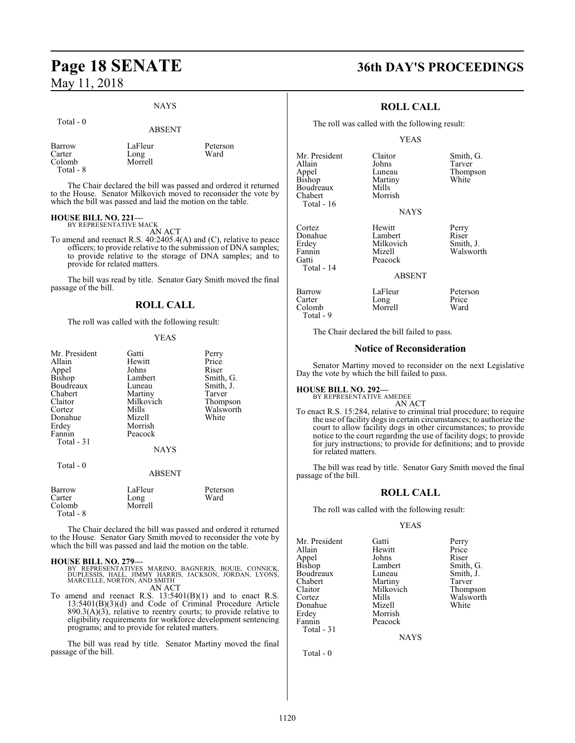NAYS

Total - 0

ABSENT

| | | |
|---|---|---|
| Barrow | LaFleur | Peterson |
| Carter | Long | Ward |
| Colomb | Morrell | |
| Total - 8 | | |

The Chair declared the bill was passed and ordered it returned to the House. Senator Milkovich moved to reconsider the vote by which the bill was passed and laid the motion on the table.

**HOUSE BILL NO. 221—**
BY REPRESENTATIVE MACK
AN ACT

To amend and reenact R.S. 40:2405.4(A) and (C), relative to peace officers; to provide relative to the submission of DNA samples; to provide relative to the storage of DNA samples; and to provide for related matters.

The bill was read by title. Senator Gary Smith moved the final passage of the bill.

## ROLL CALL

The roll was called with the following result:

YEAS

| | | |
|---|---|---|
| Mr. President | Gatti | Perry |
| Allain | Hewitt | Price |
| Appel | Johns | Riser |
| Bishop | Lambert | Smith, G. |
| Boudreaux | Luneau | Smith, J. |
| Chabert | Martiny | Tarver |
| Claitor | Milkovich | Thompson |
| Cortez | Mills | Walsworth |
| Donahue | Mizell | White |
| Erdey | Morrish | |
| Fannin | Peacock | |
| Total - 31 | | |

NAYS

Total - 0

ABSENT

| | | |
|---|---|---|
| Barrow | LaFleur | Peterson |
| Carter | Long | Ward |
| Colomb | Morrell | |
| Total - 8 | | |

The Chair declared the bill was passed and ordered it returned to the House. Senator Gary Smith moved to reconsider the vote by which the bill was passed and laid the motion on the table.

**HOUSE BILL NO. 279—**
BY REPRESENTATIVES MARINO, BAGNERIS, BOUIE, CONNICK, DUPLESSIS, HALL, JIMMY HARRIS, JACKSON, JORDAN, LYONS, MARCELLE, NORTON, AND SMITH
AN ACT

To amend and reenact R.S. 13:5401(B)(1) and to enact R.S. 13:5401(B)(3)(d) and Code of Criminal Procedure Article 890.3(A)(3), relative to reentry courts; to provide relative to eligibility requirements for workforce development sentencing programs; and to provide for related matters.

The bill was read by title. Senator Martiny moved the final passage of the bill.

## ROLL CALL

The roll was called with the following result:

YEAS

| | | |
|---|---|---|
| Mr. President | Claitor | Smith, G. |
| Allain | Johns | Tarver |
| Appel | Luneau | Thompson |
| Bishop | Martiny | White |
| Boudreaux | Mills | |
| Chabert | Morrish | |
| Total - 16 | | |

NAYS

| | | |
|---|---|---|
| Cortez | Hewitt | Perry |
| Donahue | Lambert | Riser |
| Erdey | Milkovich | Smith, J. |
| Fannin | Mizell | Walsworth |
| Gatti | Peacock | |
| Total - 14 | | |

ABSENT

| | | |
|---|---|---|
| Barrow | LaFleur | Peterson |
| Carter | Long | Price |
| Colomb | Morrell | Ward |
| Total - 9 | | |

The Chair declared the bill failed to pass.

## Notice of Reconsideration

Senator Martiny moved to reconsider on the next Legislative Day the vote by which the bill failed to pass.

**HOUSE BILL NO. 292—**
BY REPRESENTATIVE AMEDEE
AN ACT

To enact R.S. 15:284, relative to criminal trial procedure; to require the use of facility dogs in certain circumstances; to authorize the court to allow facility dogs in other circumstances; to provide notice to the court regarding the use of facility dogs; to provide for jury instructions; to provide for definitions; and to provide for related matters.

The bill was read by title. Senator Gary Smith moved the final passage of the bill.

## ROLL CALL

The roll was called with the following result:

YEAS

| | | |
|---|---|---|
| Mr. President | Gatti | Perry |
| Allain | Hewitt | Price |
| Appel | Johns | Riser |
| Bishop | Lambert | Smith, G. |
| Boudreaux | Luneau | Smith, J. |
| Chabert | Martiny | Tarver |
| Claitor | Milkovich | Thompson |
| Cortez | Mills | Walsworth |
| Donahue | Mizell | White |
| Erdey | Morrish | |
| Fannin | Peacock | |
| Total - 31 | | |

NAYS

Total - 0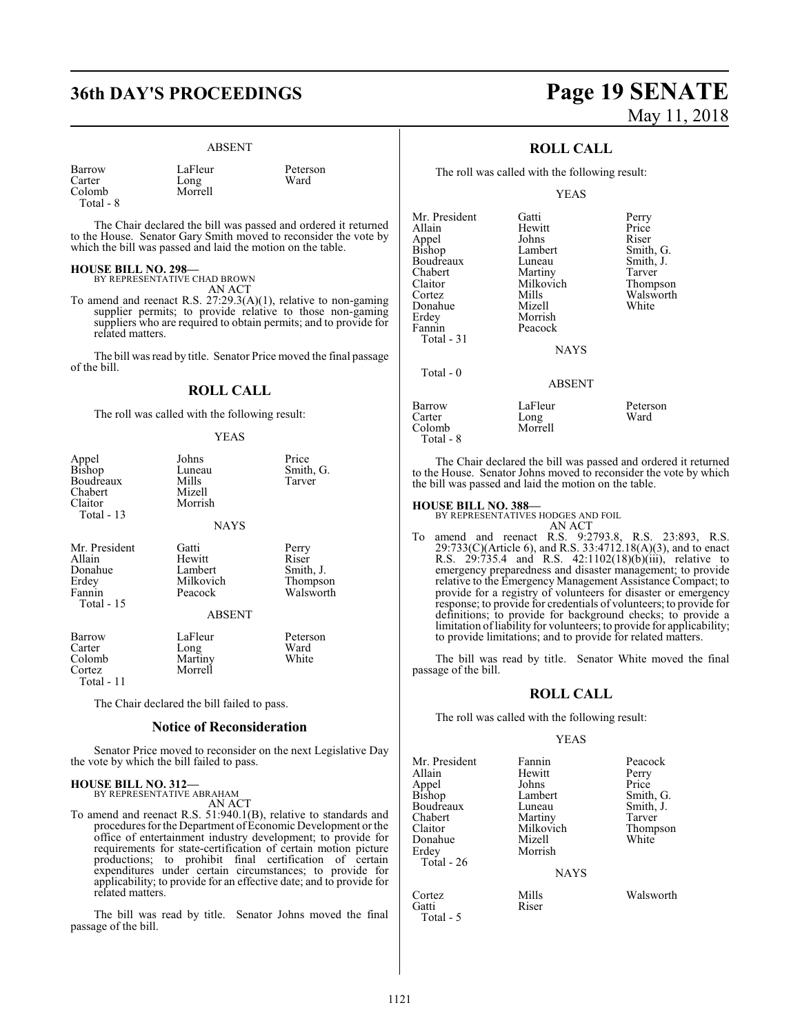ABSENT

| | | |
|---|---|---|
| Barrow | LaFleur | Peterson |
| Carter | Long | Ward |
| Colomb | Morrell | |
| Total - 8 | | |

The Chair declared the bill was passed and ordered it returned to the House. Senator Gary Smith moved to reconsider the vote by which the bill was passed and laid the motion on the table.

**HOUSE BILL NO. 298—**
BY REPRESENTATIVE CHAD BROWN
AN ACT

To amend and reenact R.S. 27:29.3(A)(1), relative to non-gaming supplier permits; to provide relative to those non-gaming suppliers who are required to obtain permits; and to provide for related matters.

The bill was read by title. Senator Price moved the final passage of the bill.

## ROLL CALL

The roll was called with the following result:

YEAS

| | | |
|---|---|---|
| Appel | Johns | Price |
| Bishop | Luneau | Smith, G. |
| Boudreaux | Mills | Tarver |
| Chabert | Mizell | |
| Claitor | Morrish | |
| Total - 13 | | |

NAYS

| | | |
|---|---|---|
| Mr. President | Gatti | Perry |
| Allain | Hewitt | Riser |
| Donahue | Lambert | Smith, J. |
| Erdey | Milkovich | Thompson |
| Fannin | Peacock | Walsworth |
| Total - 15 | | |

ABSENT

| | | |
|---|---|---|
| Barrow | LaFleur | Peterson |
| Carter | Long | Ward |
| Colomb | Martiny | White |
| Cortez | Morrell | |
| Total - 11 | | |

The Chair declared the bill failed to pass.

## Notice of Reconsideration

Senator Price moved to reconsider on the next Legislative Day the vote by which the bill failed to pass.

**HOUSE BILL NO. 312—**
BY REPRESENTATIVE ABRAHAM
AN ACT

To amend and reenact R.S. 51:940.1(B), relative to standards and procedures for the Department of Economic Development or the office of entertainment industry development; to provide for requirements for state-certification of certain motion picture productions; to prohibit final certification of certain expenditures under certain circumstances; to provide for applicability; to provide for an effective date; and to provide for related matters.

The bill was read by title. Senator Johns moved the final passage of the bill.

## ROLL CALL

The roll was called with the following result:

YEAS

| | | |
|---|---|---|
| Mr. President | Gatti | Perry |
| Allain | Hewitt | Price |
| Appel | Johns | Riser |
| Bishop | Lambert | Smith, G. |
| Boudreaux | Luneau | Smith, J. |
| Chabert | Martiny | Tarver |
| Claitor | Milkovich | Thompson |
| Cortez | Mills | Walsworth |
| Donahue | Mizell | White |
| Erdey | Morrish | |
| Fannin | Peacock | |
| Total - 31 | | |

NAYS

Total - 0

ABSENT

| | | |
|---|---|---|
| Barrow | LaFleur | Peterson |
| Carter | Long | Ward |
| Colomb | Morrell | |
| Total - 8 | | |

The Chair declared the bill was passed and ordered it returned to the House. Senator Johns moved to reconsider the vote by which the bill was passed and laid the motion on the table.

**HOUSE BILL NO. 388—**
BY REPRESENTATIVES HODGES AND FOIL
AN ACT

To amend and reenact R.S. 9:2793.8, R.S. 23:893, R.S. 29:733(C)(Article 6), and R.S. 33:4712.18(A)(3), and to enact R.S. 29:735.4 and R.S. 42:1102(18)(b)(iii), relative to emergency preparedness and disaster management; to provide relative to the Emergency Management Assistance Compact; to provide for a registry of volunteers for disaster or emergency response; to provide for credentials of volunteers; to provide for definitions; to provide for background checks; to provide a limitation of liability for volunteers; to provide for applicability; to provide limitations; and to provide for related matters.

The bill was read by title. Senator White moved the final passage of the bill.

## ROLL CALL

The roll was called with the following result:

YEAS

| | | |
|---|---|---|
| Mr. President | Fannin | Peacock |
| Allain | Hewitt | Perry |
| Appel | Johns | Price |
| Bishop | Lambert | Smith, G. |
| Boudreaux | Luneau | Smith, J. |
| Chabert | Martiny | Tarver |
| Claitor | Milkovich | Thompson |
| Donahue | Mizell | White |
| Erdey | Morrish | |
| Total - 26 | | |

NAYS

| | | |
|---|---|---|
| Cortez | Mills | Walsworth |
| Gatti | Riser | |
| Total - 5 | | |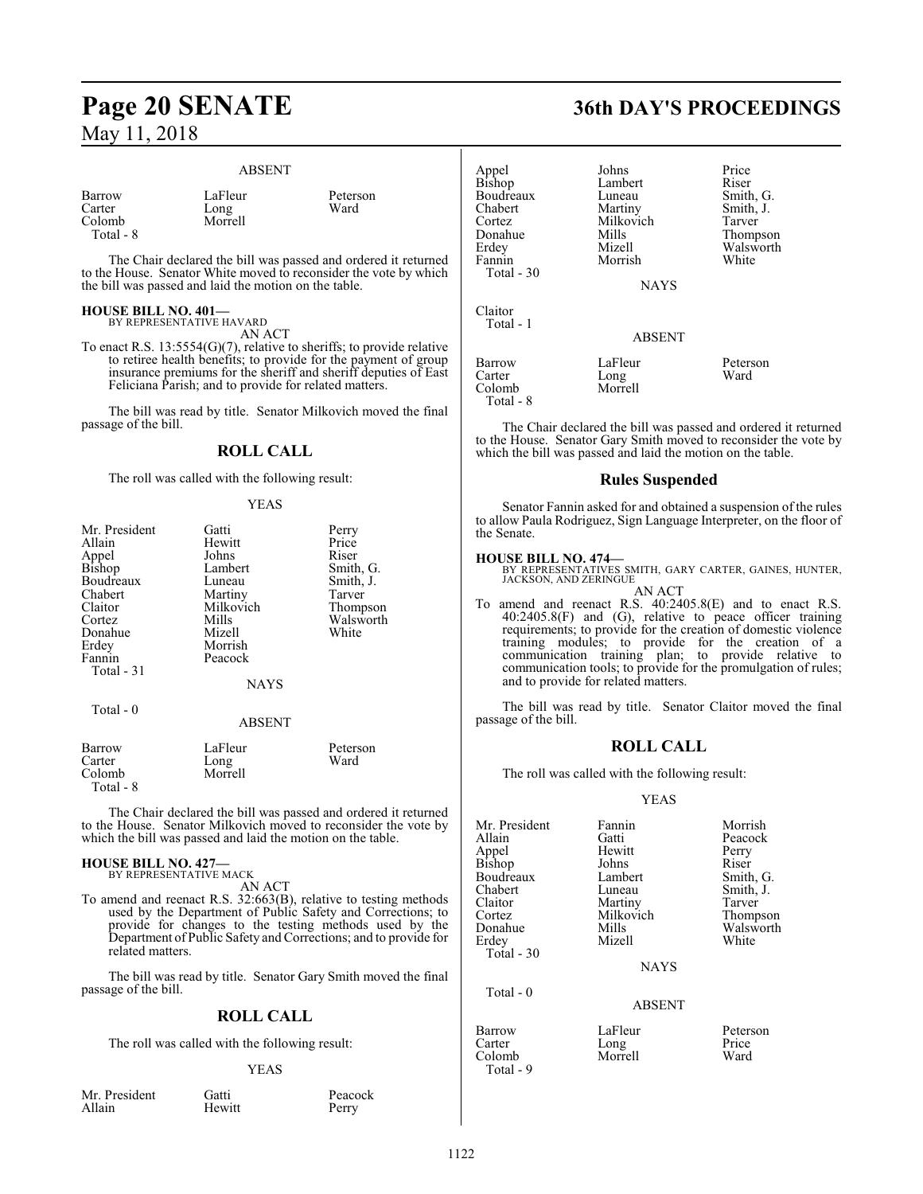ABSENT

| | | |
|---|---|---|
| Barrow | LaFleur | Peterson |
| Carter | Long | Ward |
| Colomb | Morrell | |
| Total - 8 | | |

The Chair declared the bill was passed and ordered it returned to the House. Senator White moved to reconsider the vote by which the bill was passed and laid the motion on the table.

**HOUSE BILL NO. 401—**
BY REPRESENTATIVE HAVARD
AN ACT

To enact R.S. 13:5554(G)(7), relative to sheriffs; to provide relative to retiree health benefits; to provide for the payment of group insurance premiums for the sheriff and sheriff deputies of East Feliciana Parish; and to provide for related matters.

The bill was read by title. Senator Milkovich moved the final passage of the bill.

## ROLL CALL

The roll was called with the following result:

YEAS

| | | |
|---|---|---|
| Mr. President | Gatti | Perry |
| Allain | Hewitt | Price |
| Appel | Johns | Riser |
| Bishop | Lambert | Smith, G. |
| Boudreaux | Luneau | Smith, J. |
| Chabert | Martiny | Tarver |
| Claitor | Milkovich | Thompson |
| Cortez | Mills | Walsworth |
| Donahue | Mizell | White |
| Erdey | Morrish | |
| Fannin | Peacock | |
| Total - 31 | | |

NAYS

Total - 0

ABSENT

| | | |
|---|---|---|
| Barrow | LaFleur | Peterson |
| Carter | Long | Ward |
| Colomb | Morrell | |
| Total - 8 | | |

The Chair declared the bill was passed and ordered it returned to the House. Senator Milkovich moved to reconsider the vote by which the bill was passed and laid the motion on the table.

**HOUSE BILL NO. 427—**
BY REPRESENTATIVE MACK
AN ACT

To amend and reenact R.S. 32:663(B), relative to testing methods used by the Department of Public Safety and Corrections; to provide for changes to the testing methods used by the Department of Public Safety and Corrections; and to provide for related matters.

The bill was read by title. Senator Gary Smith moved the final passage of the bill.

## ROLL CALL

The roll was called with the following result:

YEAS

| | | |
|---|---|---|
| Mr. President | Gatti | Peacock |
| Allain | Hewitt | Perry |
| Appel | Johns | Price |
| Bishop | Lambert | Riser |
| Boudreaux | Luneau | Smith, G. |
| Chabert | Martiny | Smith, J. |
| Cortez | Milkovich | Tarver |
| Donahue | Mills | Thompson |
| Erdey | Mizell | Walsworth |
| Fannin | Morrish | White |
| Total - 30 | | |

NAYS

| |
|---|
| Claitor |
| Total - 1 |

ABSENT

| | | |
|---|---|---|
| Barrow | LaFleur | Peterson |
| Carter | Long | Ward |
| Colomb | Morrell | |
| Total - 8 | | |

The Chair declared the bill was passed and ordered it returned to the House. Senator Gary Smith moved to reconsider the vote by which the bill was passed and laid the motion on the table.

## Rules Suspended

Senator Fannin asked for and obtained a suspension of the rules to allow Paula Rodriguez, Sign Language Interpreter, on the floor of the Senate.

**HOUSE BILL NO. 474—**
BY REPRESENTATIVES SMITH, GARY CARTER, GAINES, HUNTER, JACKSON, AND ZERINGUE
AN ACT

To amend and reenact R.S. 40:2405.8(E) and to enact R.S. 40:2405.8(F) and (G), relative to peace officer training requirements; to provide for the creation of domestic violence training modules; to provide for the creation of a communication training plan; to provide relative to communication tools; to provide for the promulgation of rules; and to provide for related matters.

The bill was read by title. Senator Claitor moved the final passage of the bill.

## ROLL CALL

The roll was called with the following result:

YEAS

| | | |
|---|---|---|
| Mr. President | Fannin | Morrish |
| Allain | Gatti | Peacock |
| Appel | Hewitt | Perry |
| Bishop | Johns | Riser |
| Boudreaux | Lambert | Smith, G. |
| Chabert | Luneau | Smith, J. |
| Claitor | Martiny | Tarver |
| Cortez | Milkovich | Thompson |
| Donahue | Mills | Walsworth |
| Erdey | Mizell | White |
| Total - 30 | | |

NAYS

Total - 0

ABSENT

| | | |
|---|---|---|
| Barrow | LaFleur | Peterson |
| Carter | Long | Price |
| Colomb | Morrell | Ward |
| Total - 9 | | |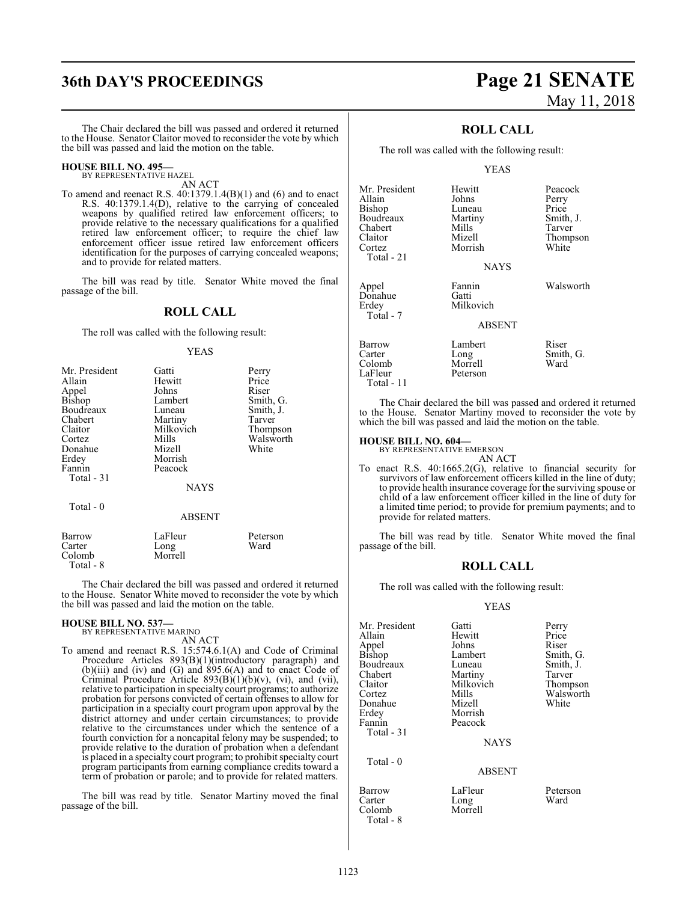The Chair declared the bill was passed and ordered it returned to the House. Senator Claitor moved to reconsider the vote by which the bill was passed and laid the motion on the table.

**HOUSE BILL NO. 495—**
BY REPRESENTATIVE HAZEL
AN ACT

To amend and reenact R.S. 40:1379.1.4(B)(1) and (6) and to enact R.S. 40:1379.1.4(D), relative to the carrying of concealed weapons by qualified retired law enforcement officers; to provide relative to the necessary qualifications for a qualified retired law enforcement officer; to require the chief law enforcement officer issue retired law enforcement officers identification for the purposes of carrying concealed weapons; and to provide for related matters.

The bill was read by title. Senator White moved the final passage of the bill.

## ROLL CALL

The roll was called with the following result:

YEAS

| | | |
|---|---|---|
| Mr. President | Gatti | Perry |
| Allain | Hewitt | Price |
| Appel | Johns | Riser |
| Bishop | Lambert | Smith, G. |
| Boudreaux | Luneau | Smith, J. |
| Chabert | Martiny | Tarver |
| Claitor | Milkovich | Thompson |
| Cortez | Mills | Walsworth |
| Donahue | Mizell | White |
| Erdey | Morrish | |
| Fannin | Peacock | |

Total - 31

NAYS

Total - 0

ABSENT

| | | |
|---|---|---|
| Barrow | LaFleur | Peterson |
| Carter | Long | Ward |
| Colomb | Morrell | |

Total - 8

The Chair declared the bill was passed and ordered it returned to the House. Senator White moved to reconsider the vote by which the bill was passed and laid the motion on the table.

**HOUSE BILL NO. 537—**
BY REPRESENTATIVE MARINO
AN ACT

To amend and reenact R.S. 15:574.6.1(A) and Code of Criminal Procedure Articles 893(B)(1)(introductory paragraph) and (b)(iii) and (iv) and (G) and 895.6(A) and to enact Code of Criminal Procedure Article 893(B)(1)(b)(v), (vi), and (vii), relative to participation in specialty court programs; to authorize probation for persons convicted of certain offenses to allow for participation in a specialty court program upon approval by the district attorney and under certain circumstances; to provide relative to the circumstances under which the sentence of a fourth conviction for a noncapital felony may be suspended; to provide relative to the duration of probation when a defendant is placed in a specialty court program; to prohibit specialty court program participants from earning compliance credits toward a term of probation or parole; and to provide for related matters.

The bill was read by title. Senator Martiny moved the final passage of the bill.

## ROLL CALL

The roll was called with the following result:

YEAS

| | | |
|---|---|---|
| Mr. President | Hewitt | Peacock |
| Allain | Johns | Perry |
| Bishop | Luneau | Price |
| Boudreaux | Martiny | Smith, J. |
| Chabert | Mills | Tarver |
| Claitor | Mizell | Thompson |
| Cortez | Morrish | White |

Total - 21

NAYS

| | | |
|---|---|---|
| Appel | Fannin | Walsworth |
| Donahue | Gatti | |
| Erdey | Milkovich | |

Total - 7

ABSENT

| | | |
|---|---|---|
| Barrow | Lambert | Riser |
| Carter | Long | Smith, G. |
| Colomb | Morrell | Ward |
| LaFleur | Peterson | |

Total - 11

The Chair declared the bill was passed and ordered it returned to the House. Senator Martiny moved to reconsider the vote by which the bill was passed and laid the motion on the table.

**HOUSE BILL NO. 604—**
BY REPRESENTATIVE EMERSON
AN ACT

To enact R.S. 40:1665.2(G), relative to financial security for survivors of law enforcement officers killed in the line of duty; to provide health insurance coverage for the surviving spouse or child of a law enforcement officer killed in the line of duty for a limited time period; to provide for premium payments; and to provide for related matters.

The bill was read by title. Senator White moved the final passage of the bill.

## ROLL CALL

The roll was called with the following result:

YEAS

| | | |
|---|---|---|
| Mr. President | Gatti | Perry |
| Allain | Hewitt | Price |
| Appel | Johns | Riser |
| Bishop | Lambert | Smith, G. |
| Boudreaux | Luneau | Smith, J. |
| Chabert | Martiny | Tarver |
| Claitor | Milkovich | Thompson |
| Cortez | Mills | Walsworth |
| Donahue | Mizell | White |
| Erdey | Morrish | |
| Fannin | Peacock | |

Total - 31

NAYS

Total - 0

ABSENT

| | | |
|---|---|---|
| Barrow | LaFleur | Peterson |
| Carter | Long | Ward |
| Colomb | Morrell | |

Total - 8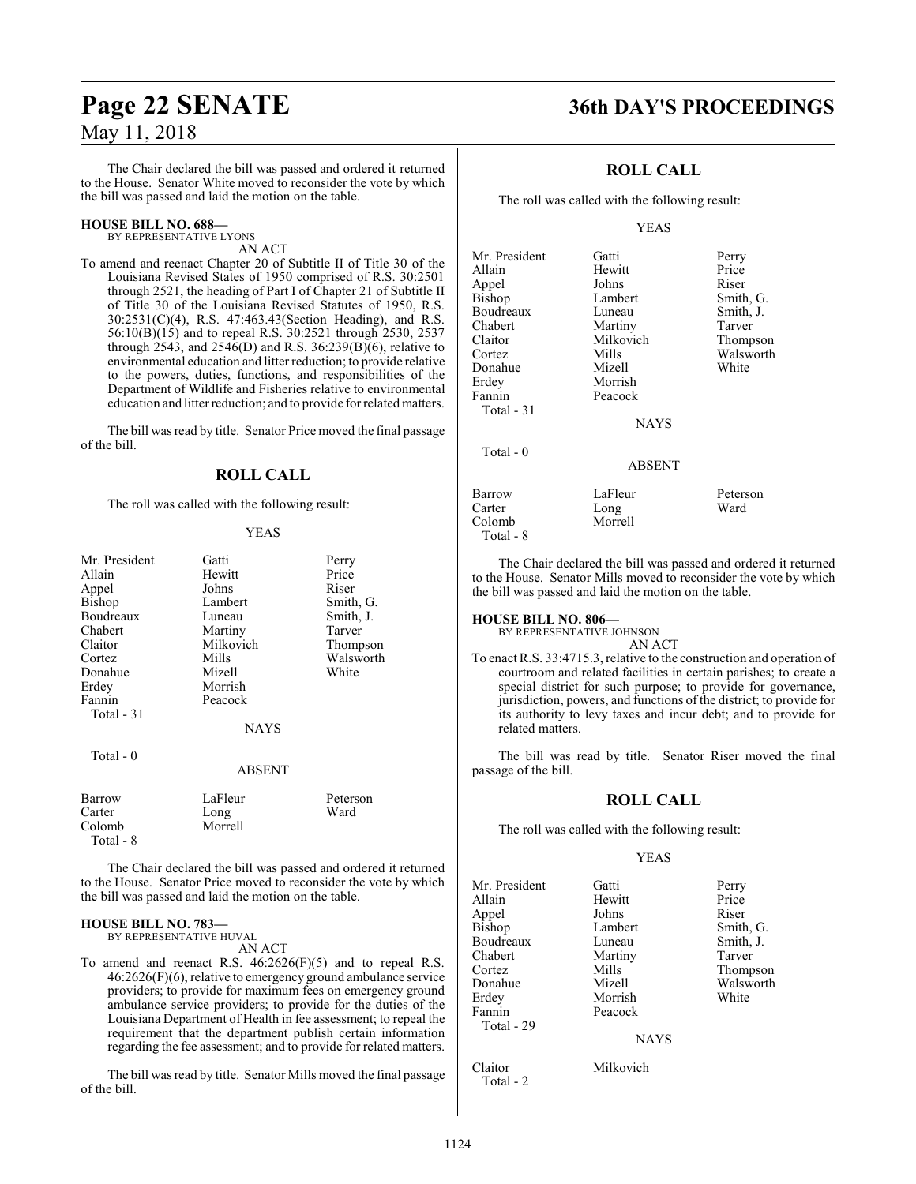The Chair declared the bill was passed and ordered it returned to the House. Senator White moved to reconsider the vote by which the bill was passed and laid the motion on the table.

**HOUSE BILL NO. 688—**
BY REPRESENTATIVE LYONS
AN ACT

To amend and reenact Chapter 20 of Subtitle II of Title 30 of the Louisiana Revised States of 1950 comprised of R.S. 30:2501 through 2521, the heading of Part I of Chapter 21 of Subtitle II of Title 30 of the Louisiana Revised Statutes of 1950, R.S. 30:2531(C)(4), R.S. 47:463.43(Section Heading), and R.S. 56:10(B)(15) and to repeal R.S. 30:2521 through 2530, 2537 through 2543, and 2546(D) and R.S. 36:239(B)(6), relative to environmental education and litter reduction; to provide relative to the powers, duties, functions, and responsibilities of the Department of Wildlife and Fisheries relative to environmental education and litter reduction; and to provide for related matters.

The bill was read by title. Senator Price moved the final passage of the bill.

## ROLL CALL

The roll was called with the following result:

YEAS

| | | |
|---|---|---|
| Mr. President | Gatti | Perry |
| Allain | Hewitt | Price |
| Appel | Johns | Riser |
| Bishop | Lambert | Smith, G. |
| Boudreaux | Luneau | Smith, J. |
| Chabert | Martiny | Tarver |
| Claitor | Milkovich | Thompson |
| Cortez | Mills | Walsworth |
| Donahue | Mizell | White |
| Erdey | Morrish | |
| Fannin | Peacock | |
| Total - 31 | | |

NAYS

Total - 0

ABSENT

| | | |
|---|---|---|
| Barrow | LaFleur | Peterson |
| Carter | Long | Ward |
| Colomb | Morrell | |
| Total - 8 | | |

The Chair declared the bill was passed and ordered it returned to the House. Senator Price moved to reconsider the vote by which the bill was passed and laid the motion on the table.

**HOUSE BILL NO. 783—**
BY REPRESENTATIVE HUVAL
AN ACT

To amend and reenact R.S. 46:2626(F)(5) and to repeal R.S. 46:2626(F)(6), relative to emergency ground ambulance service providers; to provide for maximum fees on emergency ground ambulance service providers; to provide for the duties of the Louisiana Department of Health in fee assessment; to repeal the requirement that the department publish certain information regarding the fee assessment; and to provide for related matters.

The bill was read by title. Senator Mills moved the final passage of the bill.

## ROLL CALL

The roll was called with the following result:

YEAS

| | | |
|---|---|---|
| Mr. President | Gatti | Perry |
| Allain | Hewitt | Price |
| Appel | Johns | Riser |
| Bishop | Lambert | Smith, G. |
| Boudreaux | Luneau | Smith, J. |
| Chabert | Martiny | Tarver |
| Claitor | Milkovich | Thompson |
| Cortez | Mills | Walsworth |
| Donahue | Mizell | White |
| Erdey | Morrish | |
| Fannin | Peacock | |
| Total - 31 | | |

NAYS

Total - 0

ABSENT

| | | |
|---|---|---|
| Barrow | LaFleur | Peterson |
| Carter | Long | Ward |
| Colomb | Morrell | |
| Total - 8 | | |

The Chair declared the bill was passed and ordered it returned to the House. Senator Mills moved to reconsider the vote by which the bill was passed and laid the motion on the table.

**HOUSE BILL NO. 806—**
BY REPRESENTATIVE JOHNSON
AN ACT

To enact R.S. 33:4715.3, relative to the construction and operation of courtroom and related facilities in certain parishes; to create a special district for such purpose; to provide for governance, jurisdiction, powers, and functions of the district; to provide for its authority to levy taxes and incur debt; and to provide for related matters.

The bill was read by title. Senator Riser moved the final passage of the bill.

## ROLL CALL

The roll was called with the following result:

YEAS

| | | |
|---|---|---|
| Mr. President | Gatti | Perry |
| Allain | Hewitt | Price |
| Appel | Johns | Riser |
| Bishop | Lambert | Smith, G. |
| Boudreaux | Luneau | Smith, J. |
| Chabert | Martiny | Tarver |
| Cortez | Mills | Thompson |
| Donahue | Mizell | Walsworth |
| Erdey | Morrish | White |
| Fannin | Peacock | |
| Total - 29 | | |

NAYS

| | |
|---|---|
| Claitor | Milkovich |
| Total - 2 | |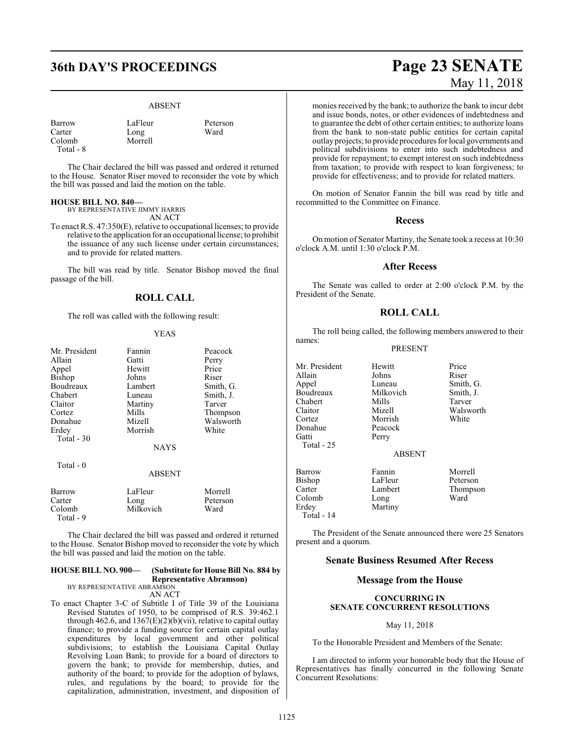ABSENT

| | | |
|---|---|---|
| Barrow | LaFleur | Peterson |
| Carter | Long | Ward |
| Colomb | Morrell | |
| Total - 8 | | |

The Chair declared the bill was passed and ordered it returned to the House. Senator Riser moved to reconsider the vote by which the bill was passed and laid the motion on the table.

**HOUSE BILL NO. 840—**
BY REPRESENTATIVE JIMMY HARRIS
AN ACT

To enact R.S. 47:350(E), relative to occupational licenses; to provide relative to the application for an occupational license; to prohibit the issuance of any such license under certain circumstances; and to provide for related matters.

The bill was read by title. Senator Bishop moved the final passage of the bill.

## ROLL CALL

The roll was called with the following result:

YEAS

| | | |
|---|---|---|
| Mr. President | Fannin | Peacock |
| Allain | Gatti | Perry |
| Appel | Hewitt | Price |
| Bishop | Johns | Riser |
| Boudreaux | Lambert | Smith, G. |
| Chabert | Luneau | Smith, J. |
| Claitor | Martiny | Tarver |
| Cortez | Mills | Thompson |
| Donahue | Mizell | Walsworth |
| Erdey | Morrish | White |
| Total - 30 | | |

NAYS

Total - 0

ABSENT

| | | |
|---|---|---|
| Barrow | LaFleur | Morrell |
| Carter | Long | Peterson |
| Colomb | Milkovich | Ward |
| Total - 9 | | |

The Chair declared the bill was passed and ordered it returned to the House. Senator Bishop moved to reconsider the vote by which the bill was passed and laid the motion on the table.

**HOUSE BILL NO. 900— (Substitute for House Bill No. 884 by Representative Abramson)**
BY REPRESENTATIVE ABRAMSON
AN ACT

To enact Chapter 3-C of Subtitle I of Title 39 of the Louisiana Revised Statutes of 1950, to be comprised of R.S. 39:462.1 through 462.6, and 1367(E)(2)(b)(vii), relative to capital outlay finance; to provide a funding source for certain capital outlay expenditures by local government and other political subdivisions; to establish the Louisiana Capital Outlay Revolving Loan Bank; to provide for a board of directors to govern the bank; to provide for membership, duties, and authority of the board; to provide for the adoption of bylaws, rules, and regulations by the board; to provide for the capitalization, administration, investment, and disposition of monies received by the bank; to authorize the bank to incur debt and issue bonds, notes, or other evidences of indebtedness and to guarantee the debt of other certain entities; to authorize loans from the bank to non-state public entities for certain capital outlay projects; to provide procedures for local governments and political subdivisions to enter into such indebtedness and provide for repayment; to exempt interest on such indebtedness from taxation; to provide with respect to loan forgiveness; to provide for effectiveness; and to provide for related matters.

On motion of Senator Fannin the bill was read by title and recommitted to the Committee on Finance.

## Recess

On motion of Senator Martiny, the Senate took a recess at 10:30 o'clock A.M. until 1:30 o'clock P.M.

## After Recess

The Senate was called to order at 2:00 o'clock P.M. by the President of the Senate.

## ROLL CALL

The roll being called, the following members answered to their names:

PRESENT

| | | |
|---|---|---|
| Mr. President | Hewitt | Price |
| Allain | Johns | Riser |
| Appel | Luneau | Smith, G. |
| Boudreaux | Milkovich | Smith, J. |
| Chabert | Mills | Tarver |
| Claitor | Mizell | Walsworth |
| Cortez | Morrish | White |
| Donahue | Peacock | |
| Gatti | Perry | |
| Total - 25 | | |

ABSENT

| | | |
|---|---|---|
| Barrow | Fannin | Morrell |
| Bishop | LaFleur | Peterson |
| Carter | Lambert | Thompson |
| Colomb | Long | Ward |
| Erdey | Martiny | |
| Total - 14 | | |

The President of the Senate announced there were 25 Senators present and a quorum.

## Senate Business Resumed After Recess

## Message from the House

**CONCURRING IN SENATE CONCURRENT RESOLUTIONS**

May 11, 2018

To the Honorable President and Members of the Senate:

I am directed to inform your honorable body that the House of Representatives has finally concurred in the following Senate Concurrent Resolutions: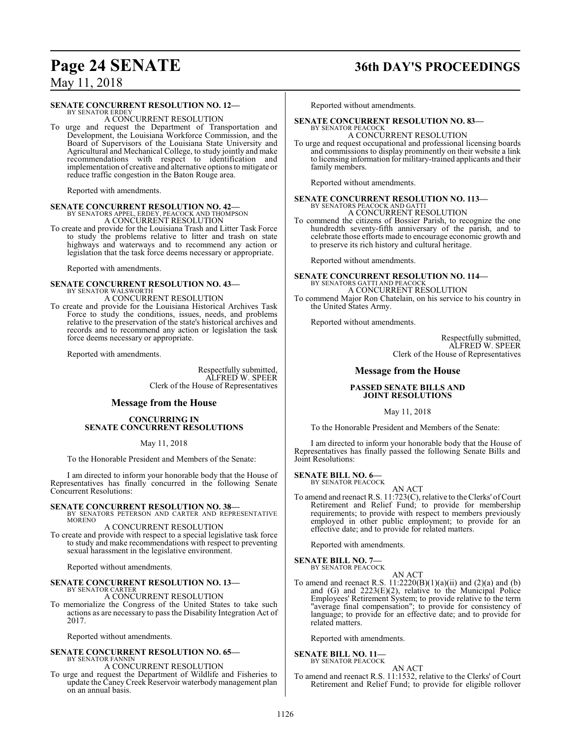**SENATE CONCURRENT RESOLUTION NO. 12—**
BY SENATOR ERDEY
A CONCURRENT RESOLUTION

To urge and request the Department of Transportation and Development, the Louisiana Workforce Commission, and the Board of Supervisors of the Louisiana State University and Agricultural and Mechanical College, to study jointly and make recommendations with respect to identification and implementation of creative and alternative options to mitigate or reduce traffic congestion in the Baton Rouge area.

Reported with amendments.

**SENATE CONCURRENT RESOLUTION NO. 42—**
BY SENATORS APPEL, ERDEY, PEACOCK AND THOMPSON
A CONCURRENT RESOLUTION

To create and provide for the Louisiana Trash and Litter Task Force to study the problems relative to litter and trash on state highways and waterways and to recommend any action or legislation that the task force deems necessary or appropriate.

Reported with amendments.

**SENATE CONCURRENT RESOLUTION NO. 43—**
BY SENATOR WALSWORTH
A CONCURRENT RESOLUTION

To create and provide for the Louisiana Historical Archives Task Force to study the conditions, issues, needs, and problems relative to the preservation of the state's historical archives and records and to recommend any action or legislation the task force deems necessary or appropriate.

Reported with amendments.

Respectfully submitted,
ALFRED W. SPEER
Clerk of the House of Representatives

## Message from the House

**CONCURRING IN SENATE CONCURRENT RESOLUTIONS**

May 11, 2018

To the Honorable President and Members of the Senate:

I am directed to inform your honorable body that the House of Representatives has finally concurred in the following Senate Concurrent Resolutions:

**SENATE CONCURRENT RESOLUTION NO. 38—**
BY SENATORS PETERSON AND CARTER AND REPRESENTATIVE MORENO
A CONCURRENT RESOLUTION

To create and provide with respect to a special legislative task force to study and make recommendations with respect to preventing sexual harassment in the legislative environment.

Reported without amendments.

**SENATE CONCURRENT RESOLUTION NO. 13—**
BY SENATOR CARTER
A CONCURRENT RESOLUTION

To memorialize the Congress of the United States to take such actions as are necessary to pass the Disability Integration Act of 2017.

Reported without amendments.

**SENATE CONCURRENT RESOLUTION NO. 65—**
BY SENATOR FANNIN
A CONCURRENT RESOLUTION

To urge and request the Department of Wildlife and Fisheries to update the Caney Creek Reservoir waterbody management plan on an annual basis.

Reported without amendments.

**SENATE CONCURRENT RESOLUTION NO. 83—**
BY SENATOR PEACOCK
A CONCURRENT RESOLUTION

To urge and request occupational and professional licensing boards and commissions to display prominently on their website a link to licensing information for military-trained applicants and their family members.

Reported without amendments.

**SENATE CONCURRENT RESOLUTION NO. 113—**
BY SENATORS PEACOCK AND GATTI
A CONCURRENT RESOLUTION

To commend the citizens of Bossier Parish, to recognize the one hundredth seventy-fifth anniversary of the parish, and to celebrate those efforts made to encourage economic growth and to preserve its rich history and cultural heritage.

Reported without amendments.

**SENATE CONCURRENT RESOLUTION NO. 114—**
BY SENATORS GATTI AND PEACOCK
A CONCURRENT RESOLUTION

To commend Major Ron Chatelain, on his service to his country in the United States Army.

Reported without amendments.

Respectfully submitted,
ALFRED W. SPEER
Clerk of the House of Representatives

## Message from the House

**PASSED SENATE BILLS AND JOINT RESOLUTIONS**

May 11, 2018

To the Honorable President and Members of the Senate:

I am directed to inform your honorable body that the House of Representatives has finally passed the following Senate Bills and Joint Resolutions:

**SENATE BILL NO. 6—**
BY SENATOR PEACOCK
AN ACT

To amend and reenact R.S. 11:723(C), relative to the Clerks' of Court Retirement and Relief Fund; to provide for membership requirements; to provide with respect to members previously employed in other public employment; to provide for an effective date; and to provide for related matters.

Reported with amendments.

**SENATE BILL NO. 7—**
BY SENATOR PEACOCK
AN ACT

To amend and reenact R.S. 11:2220(B)(1)(a)(ii) and (2)(a) and (b) and (G) and 2223(E)(2), relative to the Municipal Police Employees' Retirement System; to provide relative to the term "average final compensation"; to provide for consistency of language; to provide for an effective date; and to provide for related matters.

Reported with amendments.

**SENATE BILL NO. 11—**
BY SENATOR PEACOCK
AN ACT

To amend and reenact R.S. 11:1532, relative to the Clerks' of Court Retirement and Relief Fund; to provide for eligible rollover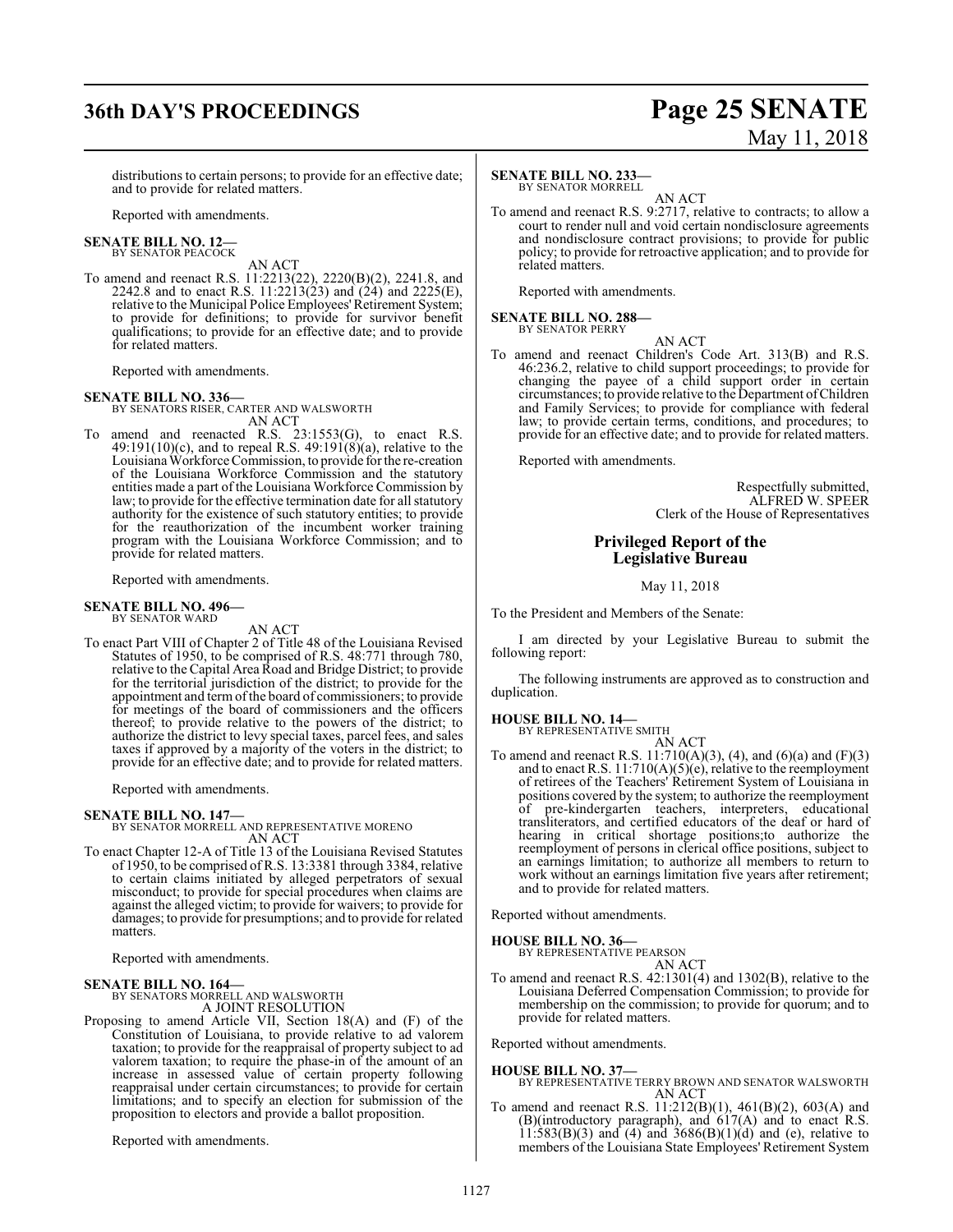distributions to certain persons; to provide for an effective date; and to provide for related matters.

Reported with amendments.

**SENATE BILL NO. 12—**
BY SENATOR PEACOCK

AN ACT

To amend and reenact R.S. 11:2213(22), 2220(B)(2), 2241.8, and 2242.8 and to enact R.S. 11:2213(23) and (24) and 2225(E), relative to the Municipal Police Employees' Retirement System; to provide for definitions; to provide for survivor benefit qualifications; to provide for an effective date; and to provide for related matters.

Reported with amendments.

**SENATE BILL NO. 336—**
BY SENATORS RISER, CARTER AND WALSWORTH

AN ACT

To amend and reenacted R.S. 23:1553(G), to enact R.S. 49:191(10)(c), and to repeal R.S. 49:191(8)(a), relative to the Louisiana Workforce Commission, to provide for the re-creation of the Louisiana Workforce Commission and the statutory entities made a part of the Louisiana Workforce Commission by law; to provide for the effective termination date for all statutory authority for the existence of such statutory entities; to provide for the reauthorization of the incumbent worker training program with the Louisiana Workforce Commission; and to provide for related matters.

Reported with amendments.

**SENATE BILL NO. 496—**
BY SENATOR WARD

AN ACT

To enact Part VIII of Chapter 2 of Title 48 of the Louisiana Revised Statutes of 1950, to be comprised of R.S. 48:771 through 780, relative to the Capital Area Road and Bridge District; to provide for the territorial jurisdiction of the district; to provide for the appointment and term of the board of commissioners; to provide for meetings of the board of commissioners and the officers thereof; to provide relative to the powers of the district; to authorize the district to levy special taxes, parcel fees, and sales taxes if approved by a majority of the voters in the district; to provide for an effective date; and to provide for related matters.

Reported with amendments.

**SENATE BILL NO. 147—**
BY SENATOR MORRELL AND REPRESENTATIVE MORENO

AN ACT

To enact Chapter 12-A of Title 13 of the Louisiana Revised Statutes of 1950, to be comprised of R.S. 13:3381 through 3384, relative to certain claims initiated by alleged perpetrators of sexual misconduct; to provide for special procedures when claims are against the alleged victim; to provide for waivers; to provide for damages; to provide for presumptions; and to provide for related matters.

Reported with amendments.

**SENATE BILL NO. 164—**
BY SENATORS MORRELL AND WALSWORTH

A JOINT RESOLUTION

Proposing to amend Article VII, Section 18(A) and (F) of the Constitution of Louisiana, to provide relative to ad valorem taxation; to provide for the reappraisal of property subject to ad valorem taxation; to require the phase-in of the amount of an increase in assessed value of certain property following reappraisal under certain circumstances; to provide for certain limitations; and to specify an election for submission of the proposition to electors and provide a ballot proposition.

Reported with amendments.

**SENATE BILL NO. 233—**
BY SENATOR MORRELL

AN ACT

To amend and reenact R.S. 9:2717, relative to contracts; to allow a court to render null and void certain nondisclosure agreements and nondisclosure contract provisions; to provide for public policy; to provide for retroactive application; and to provide for related matters.

Reported with amendments.

**SENATE BILL NO. 288—**
BY SENATOR PERRY

AN ACT

To amend and reenact Children's Code Art. 313(B) and R.S. 46:236.2, relative to child support proceedings; to provide for changing the payee of a child support order in certain circumstances; to provide relative to the Department of Children and Family Services; to provide for compliance with federal law; to provide certain terms, conditions, and procedures; to provide for an effective date; and to provide for related matters.

Reported with amendments.

Respectfully submitted,
ALFRED W. SPEER
Clerk of the House of Representatives

## Privileged Report of the Legislative Bureau

May 11, 2018

To the President and Members of the Senate:

I am directed by your Legislative Bureau to submit the following report:

The following instruments are approved as to construction and duplication.

**HOUSE BILL NO. 14—**
BY REPRESENTATIVE SMITH

AN ACT

To amend and reenact R.S. 11:710(A)(3), (4), and (6)(a) and (F)(3) and to enact R.S. 11:710(A)(5)(e), relative to the reemployment of retirees of the Teachers' Retirement System of Louisiana in positions covered by the system; to authorize the reemployment of pre-kindergarten teachers, interpreters, educational transliterators, and certified educators of the deaf or hard of hearing in critical shortage positions;to authorize the reemployment of persons in clerical office positions, subject to an earnings limitation; to authorize all members to return to work without an earnings limitation five years after retirement; and to provide for related matters.

Reported without amendments.

**HOUSE BILL NO. 36—**
BY REPRESENTATIVE PEARSON

AN ACT

To amend and reenact R.S. 42:1301(4) and 1302(B), relative to the Louisiana Deferred Compensation Commission; to provide for membership on the commission; to provide for quorum; and to provide for related matters.

Reported without amendments.

**HOUSE BILL NO. 37—**
BY REPRESENTATIVE TERRY BROWN AND SENATOR WALSWORTH

AN ACT

To amend and reenact R.S. 11:212(B)(1), 461(B)(2), 603(A) and (B)(introductory paragraph), and 617(A) and to enact R.S. 11:583(B)(3) and (4) and 3686(B)(1)(d) and (e), relative to members of the Louisiana State Employees' Retirement System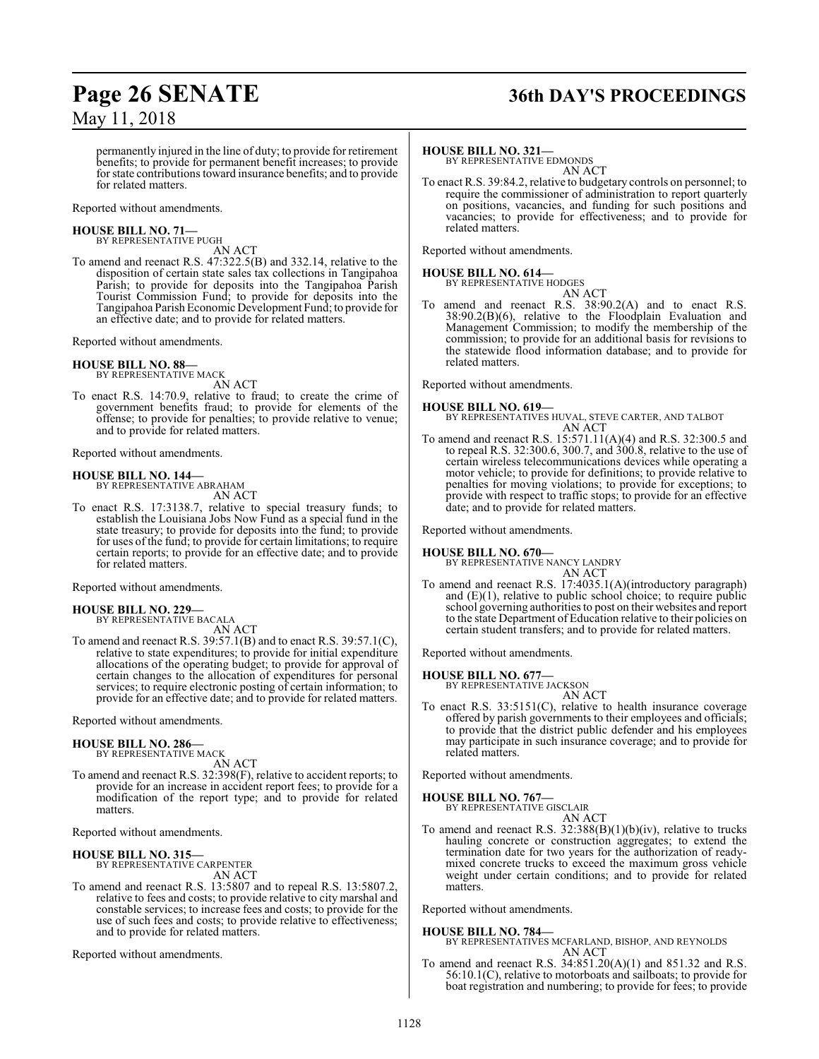permanently injured in the line of duty; to provide for retirement benefits; to provide for permanent benefit increases; to provide for state contributions toward insurance benefits; and to provide for related matters.

Reported without amendments.

**HOUSE BILL NO. 71—**
BY REPRESENTATIVE PUGH
AN ACT

To amend and reenact R.S. 47:322.5(B) and 332.14, relative to the disposition of certain state sales tax collections in Tangipahoa Parish; to provide for deposits into the Tangipahoa Parish Tourist Commission Fund; to provide for deposits into the Tangipahoa Parish Economic Development Fund; to provide for an effective date; and to provide for related matters.

Reported without amendments.

**HOUSE BILL NO. 88—**
BY REPRESENTATIVE MACK
AN ACT

To enact R.S. 14:70.9, relative to fraud; to create the crime of government benefits fraud; to provide for elements of the offense; to provide for penalties; to provide relative to venue; and to provide for related matters.

Reported without amendments.

**HOUSE BILL NO. 144—**
BY REPRESENTATIVE ABRAHAM
AN ACT

To enact R.S. 17:3138.7, relative to special treasury funds; to establish the Louisiana Jobs Now Fund as a special fund in the state treasury; to provide for deposits into the fund; to provide for uses of the fund; to provide for certain limitations; to require certain reports; to provide for an effective date; and to provide for related matters.

Reported without amendments.

**HOUSE BILL NO. 229—**
BY REPRESENTATIVE BACALA
AN ACT

To amend and reenact R.S. 39:57.1(B) and to enact R.S. 39:57.1(C), relative to state expenditures; to provide for initial expenditure allocations of the operating budget; to provide for approval of certain changes to the allocation of expenditures for personal services; to require electronic posting of certain information; to provide for an effective date; and to provide for related matters.

Reported without amendments.

**HOUSE BILL NO. 286—**
BY REPRESENTATIVE MACK
AN ACT

To amend and reenact R.S. 32:398(F), relative to accident reports; to provide for an increase in accident report fees; to provide for a modification of the report type; and to provide for related matters.

Reported without amendments.

**HOUSE BILL NO. 315—**
BY REPRESENTATIVE CARPENTER
AN ACT

To amend and reenact R.S. 13:5807 and to repeal R.S. 13:5807.2, relative to fees and costs; to provide relative to city marshal and constable services; to increase fees and costs; to provide for the use of such fees and costs; to provide relative to effectiveness; and to provide for related matters.

Reported without amendments.

**HOUSE BILL NO. 321—**
BY REPRESENTATIVE EDMONDS
AN ACT

To enact R.S. 39:84.2, relative to budgetary controls on personnel; to require the commissioner of administration to report quarterly on positions, vacancies, and funding for such positions and vacancies; to provide for effectiveness; and to provide for related matters.

Reported without amendments.

**HOUSE BILL NO. 614—**
BY REPRESENTATIVE HODGES
AN ACT

To amend and reenact R.S. 38:90.2(A) and to enact R.S. 38:90.2(B)(6), relative to the Floodplain Evaluation and Management Commission; to modify the membership of the commission; to provide for an additional basis for revisions to the statewide flood information database; and to provide for related matters.

Reported without amendments.

**HOUSE BILL NO. 619—**
BY REPRESENTATIVES HUVAL, STEVE CARTER, AND TALBOT
AN ACT

To amend and reenact R.S. 15:571.11(A)(4) and R.S. 32:300.5 and to repeal R.S. 32:300.6, 300.7, and 300.8, relative to the use of certain wireless telecommunications devices while operating a motor vehicle; to provide for definitions; to provide relative to penalties for moving violations; to provide for exceptions; to provide with respect to traffic stops; to provide for an effective date; and to provide for related matters.

Reported without amendments.

**HOUSE BILL NO. 670—**
BY REPRESENTATIVE NANCY LANDRY
AN ACT

To amend and reenact R.S. 17:4035.1(A)(introductory paragraph) and (E)(1), relative to public school choice; to require public school governing authorities to post on their websites and report to the state Department of Education relative to their policies on certain student transfers; and to provide for related matters.

Reported without amendments.

**HOUSE BILL NO. 677—**
BY REPRESENTATIVE JACKSON
AN ACT

To enact R.S. 33:5151(C), relative to health insurance coverage offered by parish governments to their employees and officials; to provide that the district public defender and his employees may participate in such insurance coverage; and to provide for related matters.

Reported without amendments.

**HOUSE BILL NO. 767—**
BY REPRESENTATIVE GISCLAIR
AN ACT

To amend and reenact R.S. 32:388(B)(1)(b)(iv), relative to trucks hauling concrete or construction aggregates; to extend the termination date for two years for the authorization of ready-mixed concrete trucks to exceed the maximum gross vehicle weight under certain conditions; and to provide for related matters.

Reported without amendments.

**HOUSE BILL NO. 784—**
BY REPRESENTATIVES MCFARLAND, BISHOP, AND REYNOLDS
AN ACT

To amend and reenact R.S. 34:851.20(A)(1) and 851.32 and R.S. 56:10.1(C), relative to motorboats and sailboats; to provide for boat registration and numbering; to provide for fees; to provide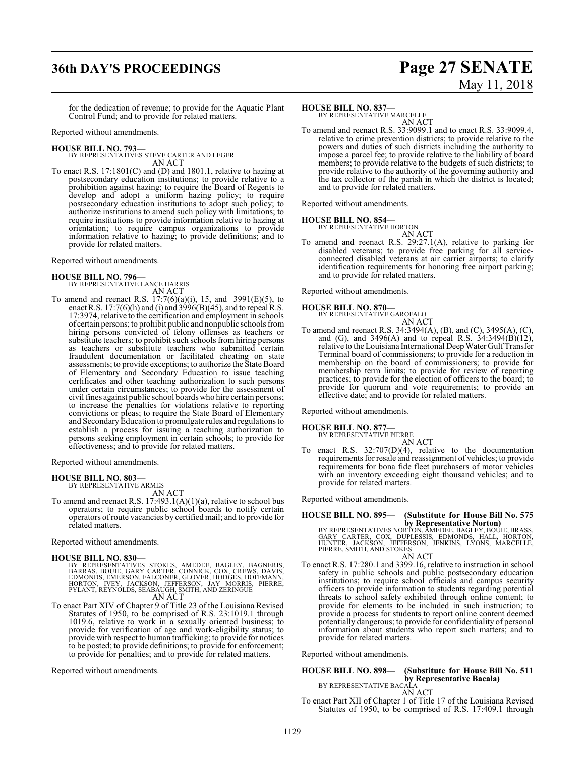for the dedication of revenue; to provide for the Aquatic Plant Control Fund; and to provide for related matters.

Reported without amendments.

**HOUSE BILL NO. 793—**
BY REPRESENTATIVES STEVE CARTER AND LEGER
AN ACT

To enact R.S. 17:1801(C) and (D) and 1801.1, relative to hazing at postsecondary education institutions; to provide relative to a prohibition against hazing; to require the Board of Regents to develop and adopt a uniform hazing policy; to require postsecondary education institutions to adopt such policy; to authorize institutions to amend such policy with limitations; to require institutions to provide information relative to hazing at orientation; to require campus organizations to provide information relative to hazing; to provide definitions; and to provide for related matters.

Reported without amendments.

**HOUSE BILL NO. 796—**
BY REPRESENTATIVE LANCE HARRIS
AN ACT

To amend and reenact R.S. 17:7(6)(a)(i), 15, and 3991(E)(5), to enact R.S. 17:7(6)(h) and (i) and 3996(B)(45), and to repeal R.S. 17:3974, relative to the certification and employment in schools of certain persons; to prohibit public and nonpublic schools from hiring persons convicted of felony offenses as teachers or substitute teachers; to prohibit such schools from hiring persons as teachers or substitute teachers who submitted certain fraudulent documentation or facilitated cheating on state assessments; to provide exceptions; to authorize the State Board of Elementary and Secondary Education to issue teaching certificates and other teaching authorization to such persons under certain circumstances; to provide for the assessment of civil fines against public school boards who hire certain persons; to increase the penalties for violations relative to reporting convictions or pleas; to require the State Board of Elementary and Secondary Education to promulgate rules and regulations to establish a process for issuing a teaching authorization to persons seeking employment in certain schools; to provide for effectiveness; and to provide for related matters.

Reported without amendments.

**HOUSE BILL NO. 803—**
BY REPRESENTATIVE ARMES
AN ACT

To amend and reenact R.S. 17:493.1(A)(1)(a), relative to school bus operators; to require public school boards to notify certain operators of route vacancies by certified mail; and to provide for related matters.

Reported without amendments.

**HOUSE BILL NO. 830—**
BY REPRESENTATIVES STOKES, AMEDEE, BAGLEY, BAGNERIS, BARRAS, BOUIE, GARY CARTER, CONNICK, COX, CREWS, DAVIS, EDMONDS, EMERSON, FALCONER, GLOVER, HODGES, HOFFMANN, HORTON, IVEY, JACKSON, JEFFERSON, JAY MORRIS, PIERRE, PYLANT, REYNOLDS, SEABAUGH, SMITH, AND ZERINGUE
AN ACT

To enact Part XIV of Chapter 9 of Title 23 of the Louisiana Revised Statutes of 1950, to be comprised of R.S. 23:1019.1 through 1019.6, relative to work in a sexually oriented business; to provide for verification of age and work-eligibility status; to provide with respect to human trafficking; to provide for notices to be posted; to provide definitions; to provide for enforcement; to provide for penalties; and to provide for related matters.

Reported without amendments.

**HOUSE BILL NO. 837—**
BY REPRESENTATIVE MARCELLE
AN ACT

To amend and reenact R.S. 33:9099.1 and to enact R.S. 33:9099.4, relative to crime prevention districts; to provide relative to the powers and duties of such districts including the authority to impose a parcel fee; to provide relative to the liability of board members; to provide relative to the budgets of such districts; to provide relative to the authority of the governing authority and the tax collector of the parish in which the district is located; and to provide for related matters.

Reported without amendments.

**HOUSE BILL NO. 854—**
BY REPRESENTATIVE HORTON
AN ACT

To amend and reenact R.S. 29:27.1(A), relative to parking for disabled veterans; to provide free parking for all service-connected disabled veterans at air carrier airports; to clarify identification requirements for honoring free airport parking; and to provide for related matters.

Reported without amendments.

**HOUSE BILL NO. 870—**
BY REPRESENTATIVE GAROFALO
AN ACT

To amend and reenact R.S. 34:3494(A), (B), and (C), 3495(A), (C), and (G), and 3496(A) and to repeal R.S. 34:3494(B)(12), relative to the Louisiana International Deep Water Gulf Transfer Terminal board of commissioners; to provide for a reduction in membership on the board of commissioners; to provide for membership term limits; to provide for review of reporting practices; to provide for the election of officers to the board; to provide for quorum and vote requirements; to provide an effective date; and to provide for related matters.

Reported without amendments.

**HOUSE BILL NO. 877—**
BY REPRESENTATIVE PIERRE
AN ACT

To enact R.S. 32:707(D)(4), relative to the documentation requirements for resale and reassignment of vehicles; to provide requirements for bona fide fleet purchasers of motor vehicles with an inventory exceeding eight thousand vehicles; and to provide for related matters.

Reported without amendments.

**HOUSE BILL NO. 895— (Substitute for House Bill No. 575 by Representative Norton)**
BY REPRESENTATIVES NORTON, AMEDEE, BAGLEY, BOUIE, BRASS, GARY CARTER, COX, DUPLESSIS, EDMONDS, HALL, HORTON, HUNTER, JACKSON, JEFFERSON, JENKINS, LYONS, MARCELLE, PIERRE, SMITH, AND STOKES
AN ACT

To enact R.S. 17:280.1 and 3399.16, relative to instruction in school safety in public schools and public postsecondary education institutions; to require school officials and campus security officers to provide information to students regarding potential threats to school safety exhibited through online content; to provide for elements to be included in such instruction; to provide a process for students to report online content deemed potentially dangerous; to provide for confidentiality of personal information about students who report such matters; and to provide for related matters.

Reported without amendments.

**HOUSE BILL NO. 898— (Substitute for House Bill No. 511 by Representative Bacala)**
BY REPRESENTATIVE BACALA
AN ACT

To enact Part XII of Chapter 1 of Title 17 of the Louisiana Revised Statutes of 1950, to be comprised of R.S. 17:409.1 through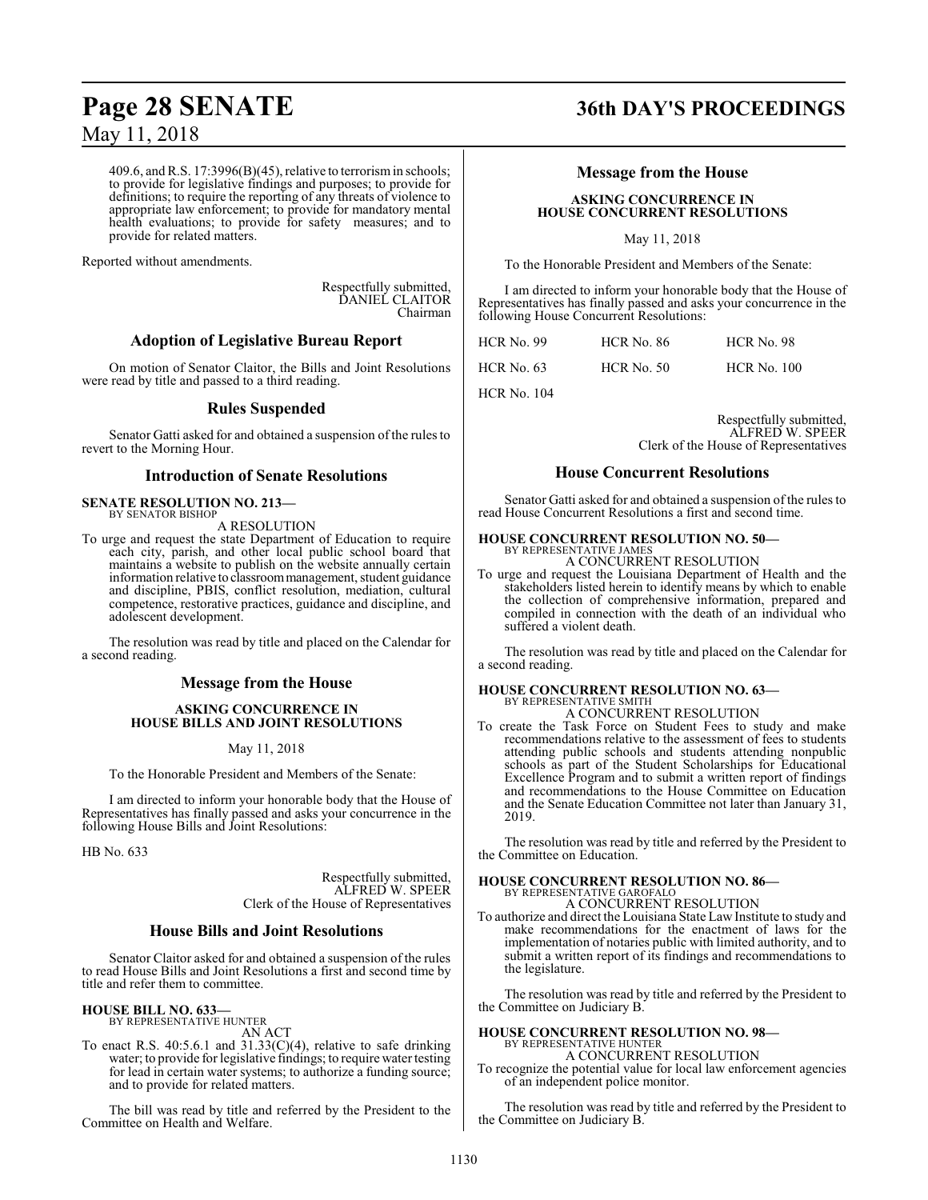409.6, and R.S. 17:3996(B)(45), relative to terrorism in schools; to provide for legislative findings and purposes; to provide for definitions; to require the reporting of any threats of violence to appropriate law enforcement; to provide for mandatory mental health evaluations; to provide for safety measures; and to provide for related matters.

Reported without amendments.

Respectfully submitted,
DANIEL CLAITOR
Chairman

## Adoption of Legislative Bureau Report

On motion of Senator Claitor, the Bills and Joint Resolutions were read by title and passed to a third reading.

## Rules Suspended

Senator Gatti asked for and obtained a suspension of the rules to revert to the Morning Hour.

## Introduction of Senate Resolutions

**SENATE RESOLUTION NO. 213—**
BY SENATOR BISHOP

A RESOLUTION

To urge and request the state Department of Education to require each city, parish, and other local public school board that maintains a website to publish on the website annually certain information relative to classroom management, student guidance and discipline, PBIS, conflict resolution, mediation, cultural competence, restorative practices, guidance and discipline, and adolescent development.

The resolution was read by title and placed on the Calendar for a second reading.

## Message from the House

**ASKING CONCURRENCE IN HOUSE BILLS AND JOINT RESOLUTIONS**

May 11, 2018

To the Honorable President and Members of the Senate:

I am directed to inform your honorable body that the House of Representatives has finally passed and asks your concurrence in the following House Bills and Joint Resolutions:

HB No. 633

Respectfully submitted,
ALFRED W. SPEER
Clerk of the House of Representatives

## House Bills and Joint Resolutions

Senator Claitor asked for and obtained a suspension of the rules to read House Bills and Joint Resolutions a first and second time by title and refer them to committee.

**HOUSE BILL NO. 633—**
BY REPRESENTATIVE HUNTER

AN ACT

To enact R.S. 40:5.6.1 and 31.33(C)(4), relative to safe drinking water; to provide for legislative findings; to require water testing for lead in certain water systems; to authorize a funding source; and to provide for related matters.

The bill was read by title and referred by the President to the Committee on Health and Welfare.

## Message from the House

**ASKING CONCURRENCE IN HOUSE CONCURRENT RESOLUTIONS**

May 11, 2018

To the Honorable President and Members of the Senate:

I am directed to inform your honorable body that the House of Representatives has finally passed and asks your concurrence in the following House Concurrent Resolutions:

| | | |
|---|---|---|
| HCR No. 99 | HCR No. 86 | HCR No. 98 |
| HCR No. 63 | HCR No. 50 | HCR No. 100 |
| HCR No. 104 | | |

Respectfully submitted,
ALFRED W. SPEER
Clerk of the House of Representatives

## House Concurrent Resolutions

Senator Gatti asked for and obtained a suspension of the rules to read House Concurrent Resolutions a first and second time.

**HOUSE CONCURRENT RESOLUTION NO. 50—**
BY REPRESENTATIVE JAMES

A CONCURRENT RESOLUTION

To urge and request the Louisiana Department of Health and the stakeholders listed herein to identify means by which to enable the collection of comprehensive information, prepared and compiled in connection with the death of an individual who suffered a violent death.

The resolution was read by title and placed on the Calendar for a second reading.

**HOUSE CONCURRENT RESOLUTION NO. 63—**
BY REPRESENTATIVE SMITH

A CONCURRENT RESOLUTION

To create the Task Force on Student Fees to study and make recommendations relative to the assessment of fees to students attending public schools and students attending nonpublic schools as part of the Student Scholarships for Educational Excellence Program and to submit a written report of findings and recommendations to the House Committee on Education and the Senate Education Committee not later than January 31, 2019.

The resolution was read by title and referred by the President to the Committee on Education.

**HOUSE CONCURRENT RESOLUTION NO. 86—**
BY REPRESENTATIVE GAROFALO

A CONCURRENT RESOLUTION

To authorize and direct the Louisiana State Law Institute to study and make recommendations for the enactment of laws for the implementation of notaries public with limited authority, and to submit a written report of its findings and recommendations to the legislature.

The resolution was read by title and referred by the President to the Committee on Judiciary B.

**HOUSE CONCURRENT RESOLUTION NO. 98—**
BY REPRESENTATIVE HUNTER

A CONCURRENT RESOLUTION

To recognize the potential value for local law enforcement agencies of an independent police monitor.

The resolution was read by title and referred by the President to the Committee on Judiciary B.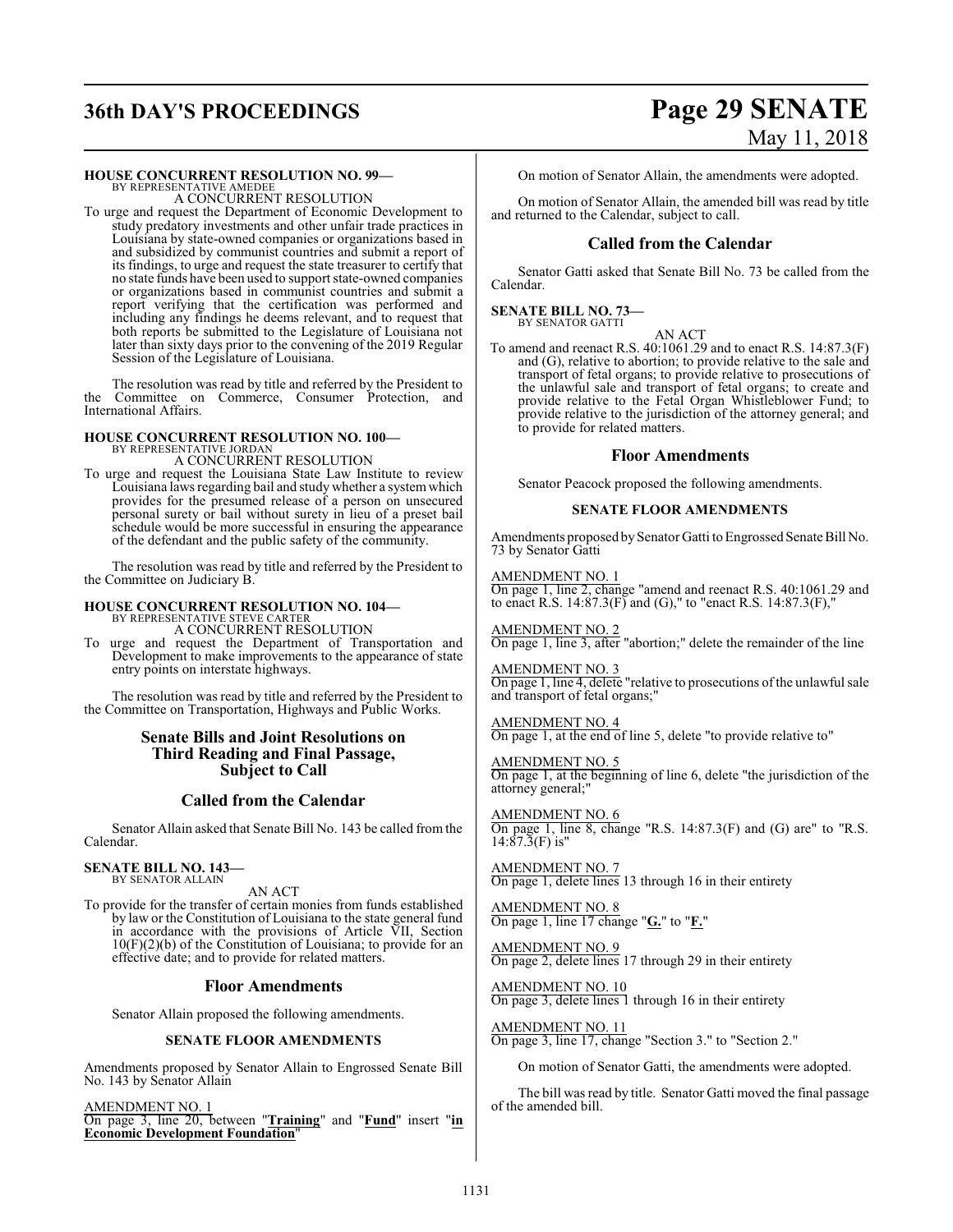**HOUSE CONCURRENT RESOLUTION NO. 99—**
BY REPRESENTATIVE AMEDEE

A CONCURRENT RESOLUTION

To urge and request the Department of Economic Development to study predatory investments and other unfair trade practices in Louisiana by state-owned companies or organizations based in and subsidized by communist countries and submit a report of its findings, to urge and request the state treasurer to certify that no state funds have been used to support state-owned companies or organizations based in communist countries and submit a report verifying that the certification was performed and including any findings he deems relevant, and to request that both reports be submitted to the Legislature of Louisiana not later than sixty days prior to the convening of the 2019 Regular Session of the Legislature of Louisiana.

The resolution was read by title and referred by the President to the Committee on Commerce, Consumer Protection, and International Affairs.

**HOUSE CONCURRENT RESOLUTION NO. 100—**
BY REPRESENTATIVE JORDAN

A CONCURRENT RESOLUTION

To urge and request the Louisiana State Law Institute to review Louisiana laws regarding bail and study whether a system which provides for the presumed release of a person on unsecured personal surety or bail without surety in lieu of a preset bail schedule would be more successful in ensuring the appearance of the defendant and the public safety of the community.

The resolution was read by title and referred by the President to the Committee on Judiciary B.

**HOUSE CONCURRENT RESOLUTION NO. 104—**
BY REPRESENTATIVE STEVE CARTER

A CONCURRENT RESOLUTION

To urge and request the Department of Transportation and Development to make improvements to the appearance of state entry points on interstate highways.

The resolution was read by title and referred by the President to the Committee on Transportation, Highways and Public Works.

## Senate Bills and Joint Resolutions on Third Reading and Final Passage, Subject to Call

## Called from the Calendar

Senator Allain asked that Senate Bill No. 143 be called from the Calendar.

**SENATE BILL NO. 143—**
BY SENATOR ALLAIN

AN ACT

To provide for the transfer of certain monies from funds established by law or the Constitution of Louisiana to the state general fund in accordance with the provisions of Article VII, Section 10(F)(2)(b) of the Constitution of Louisiana; to provide for an effective date; and to provide for related matters.

## Floor Amendments

Senator Allain proposed the following amendments.

### SENATE FLOOR AMENDMENTS

Amendments proposed by Senator Allain to Engrossed Senate Bill No. 143 by Senator Allain

AMENDMENT NO. 1
On page 3, line 20, between "**Training**" and "**Fund**" insert "**in Economic Development Foundation**"

On motion of Senator Allain, the amendments were adopted.

On motion of Senator Allain, the amended bill was read by title and returned to the Calendar, subject to call.

## Called from the Calendar

Senator Gatti asked that Senate Bill No. 73 be called from the Calendar.

**SENATE BILL NO. 73—**
BY SENATOR GATTI

AN ACT

To amend and reenact R.S. 40:1061.29 and to enact R.S. 14:87.3(F) and (G), relative to abortion; to provide relative to the sale and transport of fetal organs; to provide relative to prosecutions of the unlawful sale and transport of fetal organs; to create and provide relative to the Fetal Organ Whistleblower Fund; to provide relative to the jurisdiction of the attorney general; and to provide for related matters.

## Floor Amendments

Senator Peacock proposed the following amendments.

### SENATE FLOOR AMENDMENTS

Amendments proposed by Senator Gatti to Engrossed Senate Bill No. 73 by Senator Gatti

AMENDMENT NO. 1
On page 1, line 2, change "amend and reenact R.S. 40:1061.29 and to enact R.S. 14:87.3(F) and (G)," to "enact R.S. 14:87.3(F),"

AMENDMENT NO. 2
On page 1, line 3, after "abortion;" delete the remainder of the line

AMENDMENT NO. 3
On page 1, line 4, delete "relative to prosecutions of the unlawful sale and transport of fetal organs;"

AMENDMENT NO. 4
On page 1, at the end of line 5, delete "to provide relative to"

AMENDMENT NO. 5
On page 1, at the beginning of line 6, delete "the jurisdiction of the attorney general;"

AMENDMENT NO. 6
On page 1, line 8, change "R.S. 14:87.3(F) and (G) are" to "R.S. 14:87.3(F) is"

AMENDMENT NO. 7
On page 1, delete lines 13 through 16 in their entirety

AMENDMENT NO. 8
On page 1, line 17 change "**G.**" to "**F.**"

AMENDMENT NO. 9
On page 2, delete lines 17 through 29 in their entirety

AMENDMENT NO. 10
On page 3, delete lines 1 through 16 in their entirety

AMENDMENT NO. 11
On page 3, line 17, change "Section 3." to "Section 2."

On motion of Senator Gatti, the amendments were adopted.

The bill was read by title. Senator Gatti moved the final passage of the amended bill.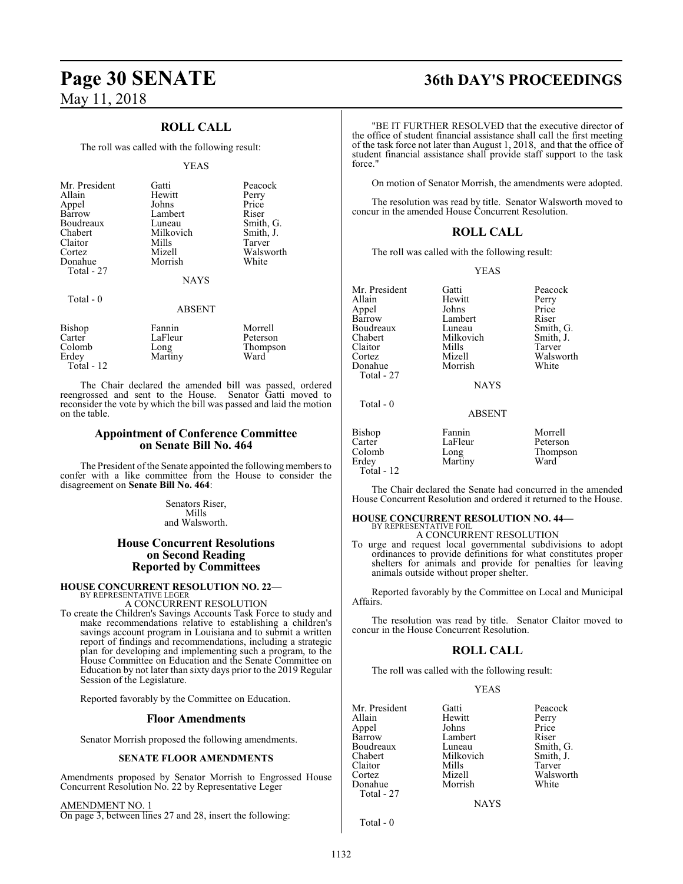## ROLL CALL

The roll was called with the following result:

YEAS

| | | |
|---|---|---|
| Mr. President | Gatti | Peacock |
| Allain | Hewitt | Perry |
| Appel | Johns | Price |
| Barrow | Lambert | Riser |
| Boudreaux | Luneau | Smith, G. |
| Chabert | Milkovich | Smith, J. |
| Claitor | Mills | Tarver |
| Cortez | Mizell | Walsworth |
| Donahue | Morrish | White |
| Total - 27 | | |

NAYS

Total - 0

ABSENT

| | | |
|---|---|---|
| Bishop | Fannin | Morrell |
| Carter | LaFleur | Peterson |
| Colomb | Long | Thompson |
| Erdey | Martiny | Ward |
| Total - 12 | | |

The Chair declared the amended bill was passed, ordered reengrossed and sent to the House. Senator Gatti moved to reconsider the vote by which the bill was passed and laid the motion on the table.

### Appointment of Conference Committee on Senate Bill No. 464

The President of the Senate appointed the following members to confer with a like committee from the House to consider the disagreement on **Senate Bill No. 464**:

Senators Riser,
Mills
and Walsworth.

### House Concurrent Resolutions on Second Reading Reported by Committees

**HOUSE CONCURRENT RESOLUTION NO. 22—**
BY REPRESENTATIVE LEGER
A CONCURRENT RESOLUTION

To create the Children's Savings Accounts Task Force to study and make recommendations relative to establishing a children's savings account program in Louisiana and to submit a written report of findings and recommendations, including a strategic plan for developing and implementing such a program, to the House Committee on Education and the Senate Committee on Education by not later than sixty days prior to the 2019 Regular Session of the Legislature.

Reported favorably by the Committee on Education.

### Floor Amendments

Senator Morrish proposed the following amendments.

**SENATE FLOOR AMENDMENTS**

Amendments proposed by Senator Morrish to Engrossed House Concurrent Resolution No. 22 by Representative Leger

AMENDMENT NO. 1
On page 3, between lines 27 and 28, insert the following:

"BE IT FURTHER RESOLVED that the executive director of the office of student financial assistance shall call the first meeting of the task force not later than August 1, 2018, and that the office of student financial assistance shall provide staff support to the task force."

On motion of Senator Morrish, the amendments were adopted.

The resolution was read by title. Senator Walsworth moved to concur in the amended House Concurrent Resolution.

## ROLL CALL

The roll was called with the following result:

YEAS

| | | |
|---|---|---|
| Mr. President | Gatti | Peacock |
| Allain | Hewitt | Perry |
| Appel | Johns | Price |
| Barrow | Lambert | Riser |
| Boudreaux | Luneau | Smith, G. |
| Chabert | Milkovich | Smith, J. |
| Claitor | Mills | Tarver |
| Cortez | Mizell | Walsworth |
| Donahue | Morrish | White |
| Total - 27 | | |

NAYS

Total - 0

ABSENT

| | | |
|---|---|---|
| Bishop | Fannin | Morrell |
| Carter | LaFleur | Peterson |
| Colomb | Long | Thompson |
| Erdey | Martiny | Ward |
| Total - 12 | | |

The Chair declared the Senate had concurred in the amended House Concurrent Resolution and ordered it returned to the House.

**HOUSE CONCURRENT RESOLUTION NO. 44—**
BY REPRESENTATIVE FOIL
A CONCURRENT RESOLUTION

To urge and request local governmental subdivisions to adopt ordinances to provide definitions for what constitutes proper shelters for animals and provide for penalties for leaving animals outside without proper shelter.

Reported favorably by the Committee on Local and Municipal Affairs.

The resolution was read by title. Senator Claitor moved to concur in the House Concurrent Resolution.

## ROLL CALL

The roll was called with the following result:

YEAS

| | | |
|---|---|---|
| Mr. President | Gatti | Peacock |
| Allain | Hewitt | Perry |
| Appel | Johns | Price |
| Barrow | Lambert | Riser |
| Boudreaux | Luneau | Smith, G. |
| Chabert | Milkovich | Smith, J. |
| Claitor | Mills | Tarver |
| Cortez | Mizell | Walsworth |
| Donahue | Morrish | White |
| Total - 27 | | |

NAYS

Total - 0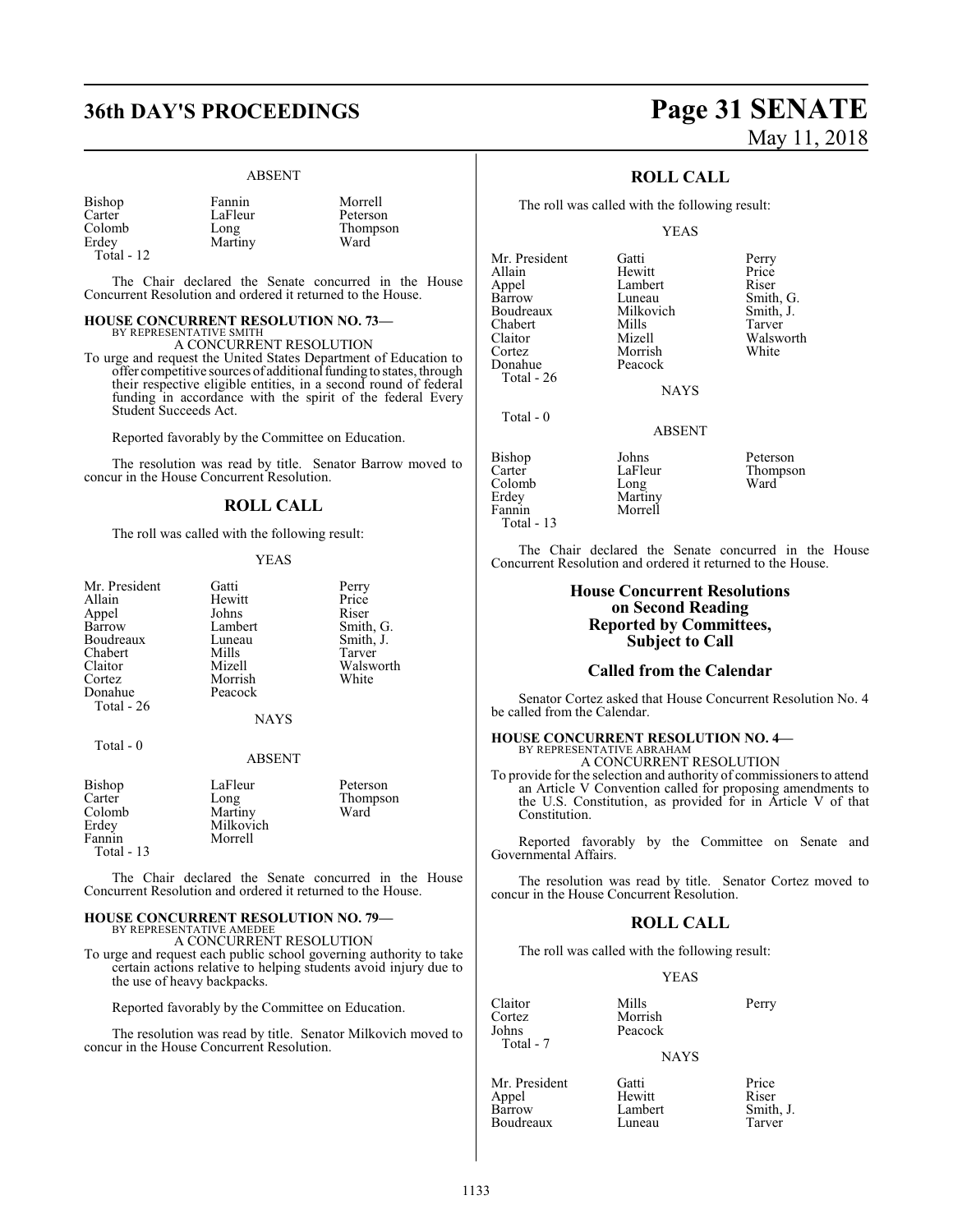ABSENT

| Bishop | Fannin | Morrell |
|---|---|---|
| Carter | LaFleur | Peterson |
| Colomb | Long | Thompson |
| Erdey | Martiny | Ward |
| Total - 12 | | |

The Chair declared the Senate concurred in the House Concurrent Resolution and ordered it returned to the House.

**HOUSE CONCURRENT RESOLUTION NO. 73—**
BY REPRESENTATIVE SMITH
A CONCURRENT RESOLUTION

To urge and request the United States Department of Education to offer competitive sources of additional funding to states, through their respective eligible entities, in a second round of federal funding in accordance with the spirit of the federal Every Student Succeeds Act.

Reported favorably by the Committee on Education.

The resolution was read by title. Senator Barrow moved to concur in the House Concurrent Resolution.

## ROLL CALL

The roll was called with the following result:

YEAS

| Mr. President | Gatti | Perry |
|---|---|---|
| Allain | Hewitt | Price |
| Appel | Johns | Riser |
| Barrow | Lambert | Smith, G. |
| Boudreaux | Luneau | Smith, J. |
| Chabert | Mills | Tarver |
| Claitor | Mizell | Walsworth |
| Cortez | Morrish | White |
| Donahue | Peacock | |
| Total - 26 | | |

NAYS

Total - 0

ABSENT

| Bishop | LaFleur | Peterson |
|---|---|---|
| Carter | Long | Thompson |
| Colomb | Martiny | Ward |
| Erdey | Milkovich | |
| Fannin | Morrell | |
| Total - 13 | | |

The Chair declared the Senate concurred in the House Concurrent Resolution and ordered it returned to the House.

**HOUSE CONCURRENT RESOLUTION NO. 79—**
BY REPRESENTATIVE AMEDEE
A CONCURRENT RESOLUTION

To urge and request each public school governing authority to take certain actions relative to helping students avoid injury due to the use of heavy backpacks.

Reported favorably by the Committee on Education.

The resolution was read by title. Senator Milkovich moved to concur in the House Concurrent Resolution.

## ROLL CALL

The roll was called with the following result:

YEAS

| Mr. President | Gatti | Perry |
|---|---|---|
| Allain | Hewitt | Price |
| Appel | Lambert | Riser |
| Barrow | Luneau | Smith, G. |
| Boudreaux | Milkovich | Smith, J. |
| Chabert | Mills | Tarver |
| Claitor | Mizell | Walsworth |
| Cortez | Morrish | White |
| Donahue | Peacock | |
| Total - 26 | | |

NAYS

Total - 0

ABSENT

| Bishop | Johns | Peterson |
|---|---|---|
| Carter | LaFleur | Thompson |
| Colomb | Long | Ward |
| Erdey | Martiny | |
| Fannin | Morrell | |
| Total - 13 | | |

The Chair declared the Senate concurred in the House Concurrent Resolution and ordered it returned to the House.

## House Concurrent Resolutions on Second Reading Reported by Committees, Subject to Call

## Called from the Calendar

Senator Cortez asked that House Concurrent Resolution No. 4 be called from the Calendar.

**HOUSE CONCURRENT RESOLUTION NO. 4—**
BY REPRESENTATIVE ABRAHAM
A CONCURRENT RESOLUTION

To provide for the selection and authority of commissioners to attend an Article V Convention called for proposing amendments to the U.S. Constitution, as provided for in Article V of that Constitution.

Reported favorably by the Committee on Senate and Governmental Affairs.

The resolution was read by title. Senator Cortez moved to concur in the House Concurrent Resolution.

## ROLL CALL

The roll was called with the following result:

YEAS

| Claitor | Mills | Perry |
|---|---|---|
| Cortez | Morrish | |
| Johns | Peacock | |
| Total - 7 | | |

NAYS

| Mr. President | Gatti | Price |
|---|---|---|
| Appel | Hewitt | Riser |
| Barrow | Lambert | Smith, J. |
| Boudreaux | Luneau | Tarver |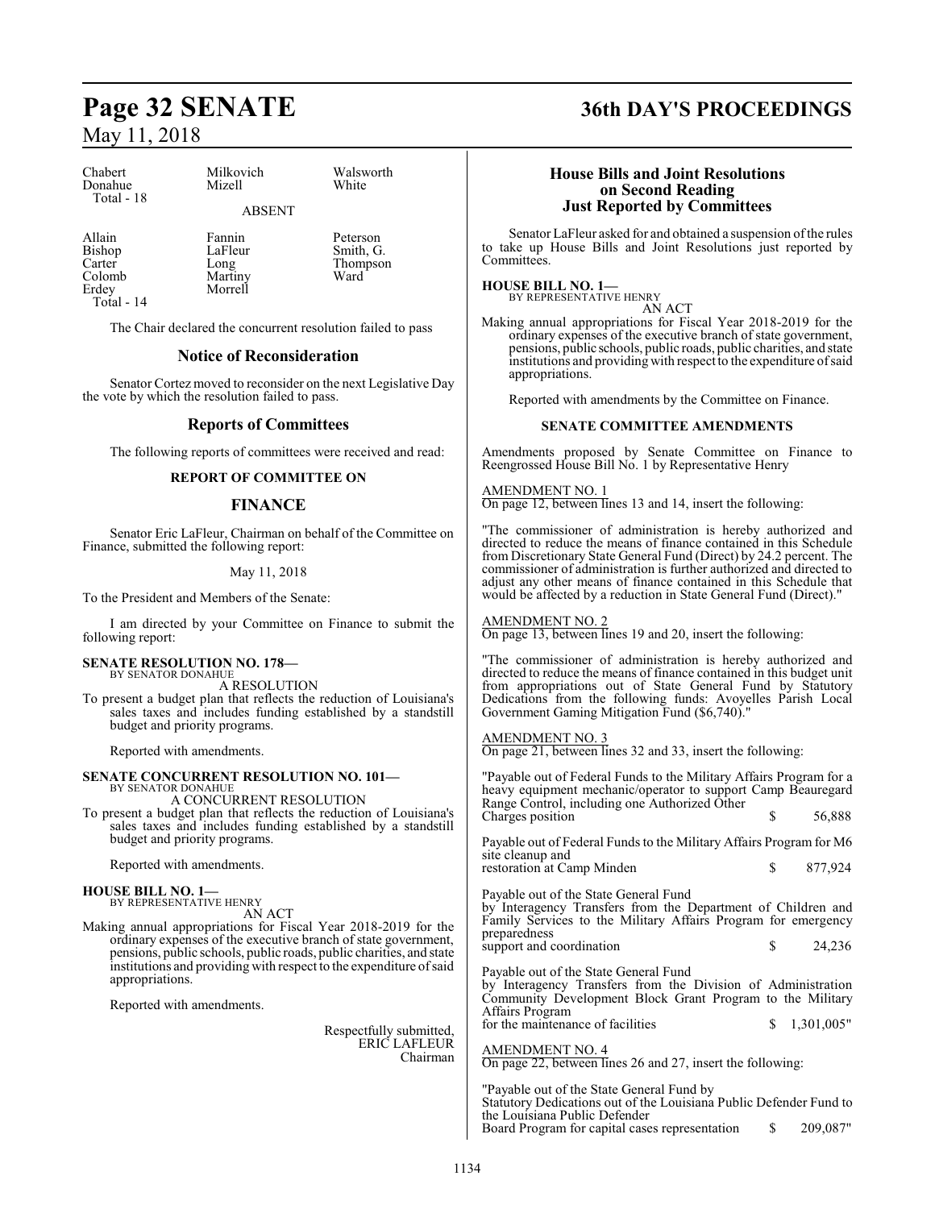| Chabert | Milkovich | Walsworth |
|---|---|---|
| Donahue | Mizell | White |
| Total - 18 | | |

ABSENT

| Allain | Fannin | Peterson |
|---|---|---|
| Bishop | LaFleur | Smith, G. |
| Carter | Long | Thompson |
| Colomb | Martiny | Ward |
| Erdey | Morrell | |
| Total - 14 | | |

The Chair declared the concurrent resolution failed to pass

## Notice of Reconsideration

Senator Cortez moved to reconsider on the next Legislative Day the vote by which the resolution failed to pass.

## Reports of Committees

The following reports of committees were received and read:

### REPORT OF COMMITTEE ON

## FINANCE

Senator Eric LaFleur, Chairman on behalf of the Committee on Finance, submitted the following report:

May 11, 2018

To the President and Members of the Senate:

I am directed by your Committee on Finance to submit the following report:

**SENATE RESOLUTION NO. 178—**
BY SENATOR DONAHUE

A RESOLUTION

To present a budget plan that reflects the reduction of Louisiana's sales taxes and includes funding established by a standstill budget and priority programs.

Reported with amendments.

**SENATE CONCURRENT RESOLUTION NO. 101—**
BY SENATOR DONAHUE

A CONCURRENT RESOLUTION

To present a budget plan that reflects the reduction of Louisiana's sales taxes and includes funding established by a standstill budget and priority programs.

Reported with amendments.

**HOUSE BILL NO. 1—**
BY REPRESENTATIVE HENRY

AN ACT

Making annual appropriations for Fiscal Year 2018-2019 for the ordinary expenses of the executive branch of state government, pensions, public schools, public roads, public charities, and state institutions and providing with respect to the expenditure of said appropriations.

Reported with amendments.

Respectfully submitted,
ERIC LAFLEUR
Chairman

## House Bills and Joint Resolutions on Second Reading Just Reported by Committees

Senator LaFleur asked for and obtained a suspension of the rules to take up House Bills and Joint Resolutions just reported by Committees.

**HOUSE BILL NO. 1—**
BY REPRESENTATIVE HENRY

AN ACT

Making annual appropriations for Fiscal Year 2018-2019 for the ordinary expenses of the executive branch of state government, pensions, public schools, public roads, public charities, and state institutions and providing with respect to the expenditure of said appropriations.

Reported with amendments by the Committee on Finance.

### SENATE COMMITTEE AMENDMENTS

Amendments proposed by Senate Committee on Finance to Reengrossed House Bill No. 1 by Representative Henry

AMENDMENT NO. 1
On page 12, between lines 13 and 14, insert the following:

"The commissioner of administration is hereby authorized and directed to reduce the means of finance contained in this Schedule from Discretionary State General Fund (Direct) by 24.2 percent. The commissioner of administration is further authorized and directed to adjust any other means of finance contained in this Schedule that would be affected by a reduction in State General Fund (Direct)."

AMENDMENT NO. 2
On page 13, between lines 19 and 20, insert the following:

"The commissioner of administration is hereby authorized and directed to reduce the means of finance contained in this budget unit from appropriations out of State General Fund by Statutory Dedications from the following funds: Avoyelles Parish Local Government Gaming Mitigation Fund ($6,740)."

AMENDMENT NO. 3
On page 21, between lines 32 and 33, insert the following:

"Payable out of Federal Funds to the Military Affairs Program for a heavy equipment mechanic/operator to support Camp Beauregard Range Control, including one Authorized Other Charges position $ 56,888

Payable out of Federal Funds to the Military Affairs Program for M6 site cleanup and restoration at Camp Minden $ 877,924

Payable out of the State General Fund by Interagency Transfers from the Department of Children and Family Services to the Military Affairs Program for emergency preparedness support and coordination $ 24,236

Payable out of the State General Fund by Interagency Transfers from the Division of Administration Community Development Block Grant Program to the Military Affairs Program for the maintenance of facilities $ 1,301,005"

AMENDMENT NO. 4
On page 22, between lines 26 and 27, insert the following:

"Payable out of the State General Fund by Statutory Dedications out of the Louisiana Public Defender Fund to the Louisiana Public Defender Board Program for capital cases representation $ 209,087"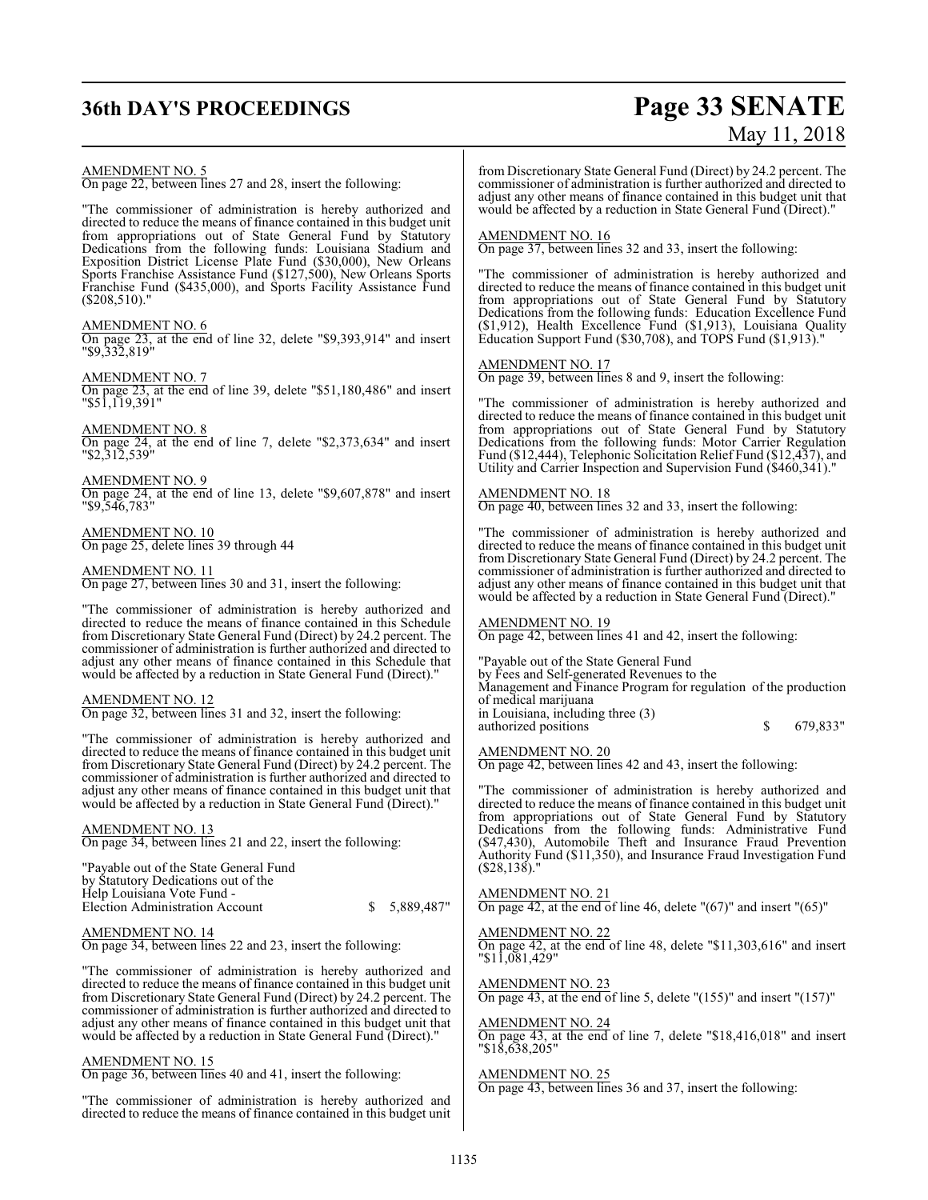AMENDMENT NO. 5
On page 22, between lines 27 and 28, insert the following:

"The commissioner of administration is hereby authorized and directed to reduce the means of finance contained in this budget unit from appropriations out of State General Fund by Statutory Dedications from the following funds: Louisiana Stadium and Exposition District License Plate Fund ($30,000), New Orleans Sports Franchise Assistance Fund ($127,500), New Orleans Sports Franchise Fund ($435,000), and Sports Facility Assistance Fund ($208,510)."

AMENDMENT NO. 6
On page 23, at the end of line 32, delete "$9,393,914" and insert "$9,332,819"

AMENDMENT NO. 7
On page 23, at the end of line 39, delete "$51,180,486" and insert "$51,119,391"

AMENDMENT NO. 8
On page 24, at the end of line 7, delete "$2,373,634" and insert "$2,312,539"

AMENDMENT NO. 9
On page 24, at the end of line 13, delete "$9,607,878" and insert "$9,546,783"

AMENDMENT NO. 10
On page 25, delete lines 39 through 44

AMENDMENT NO. 11
On page 27, between lines 30 and 31, insert the following:

"The commissioner of administration is hereby authorized and directed to reduce the means of finance contained in this Schedule from Discretionary State General Fund (Direct) by 24.2 percent. The commissioner of administration is further authorized and directed to adjust any other means of finance contained in this Schedule that would be affected by a reduction in State General Fund (Direct)."

AMENDMENT NO. 12
On page 32, between lines 31 and 32, insert the following:

"The commissioner of administration is hereby authorized and directed to reduce the means of finance contained in this budget unit from Discretionary State General Fund (Direct) by 24.2 percent. The commissioner of administration is further authorized and directed to adjust any other means of finance contained in this budget unit that would be affected by a reduction in State General Fund (Direct)."

AMENDMENT NO. 13
On page 34, between lines 21 and 22, insert the following:

"Payable out of the State General Fund
by Statutory Dedications out of the
Help Louisiana Vote Fund -
Election Administration Account $ 5,889,487"

AMENDMENT NO. 14
On page 34, between lines 22 and 23, insert the following:

"The commissioner of administration is hereby authorized and directed to reduce the means of finance contained in this budget unit from Discretionary State General Fund (Direct) by 24.2 percent. The commissioner of administration is further authorized and directed to adjust any other means of finance contained in this budget unit that would be affected by a reduction in State General Fund (Direct)."

AMENDMENT NO. 15
On page 36, between lines 40 and 41, insert the following:

"The commissioner of administration is hereby authorized and directed to reduce the means of finance contained in this budget unit from Discretionary State General Fund (Direct) by 24.2 percent. The commissioner of administration is further authorized and directed to adjust any other means of finance contained in this budget unit that would be affected by a reduction in State General Fund (Direct)."

AMENDMENT NO. 16
On page 37, between lines 32 and 33, insert the following:

"The commissioner of administration is hereby authorized and directed to reduce the means of finance contained in this budget unit from appropriations out of State General Fund by Statutory Dedications from the following funds: Education Excellence Fund ($1,912), Health Excellence Fund ($1,913), Louisiana Quality Education Support Fund ($30,708), and TOPS Fund ($1,913)."

AMENDMENT NO. 17
On page 39, between lines 8 and 9, insert the following:

"The commissioner of administration is hereby authorized and directed to reduce the means of finance contained in this budget unit from appropriations out of State General Fund by Statutory Dedications from the following funds: Motor Carrier Regulation Fund ($12,444), Telephonic Solicitation Relief Fund ($12,437), and Utility and Carrier Inspection and Supervision Fund ($460,341)."

AMENDMENT NO. 18
On page 40, between lines 32 and 33, insert the following:

"The commissioner of administration is hereby authorized and directed to reduce the means of finance contained in this budget unit from Discretionary State General Fund (Direct) by 24.2 percent. The commissioner of administration is further authorized and directed to adjust any other means of finance contained in this budget unit that would be affected by a reduction in State General Fund (Direct)."

AMENDMENT NO. 19
On page 42, between lines 41 and 42, insert the following:

"Payable out of the State General Fund
by Fees and Self-generated Revenues to the
Management and Finance Program for regulation of the production of medical marijuana
in Louisiana, including three (3)
authorized positions $ 679,833"

AMENDMENT NO. 20
On page 42, between lines 42 and 43, insert the following:

"The commissioner of administration is hereby authorized and directed to reduce the means of finance contained in this budget unit from appropriations out of State General Fund by Statutory Dedications from the following funds: Administrative Fund ($47,430), Automobile Theft and Insurance Fraud Prevention Authority Fund ($11,350), and Insurance Fraud Investigation Fund ($28,138)."

AMENDMENT NO. 21
On page 42, at the end of line 46, delete "(67)" and insert "(65)"

AMENDMENT NO. 22
On page 42, at the end of line 48, delete "$11,303,616" and insert "$11,081,429"

AMENDMENT NO. 23
On page 43, at the end of line 5, delete "(155)" and insert "(157)"

AMENDMENT NO. 24
On page 43, at the end of line 7, delete "$18,416,018" and insert "$18,638,205"

AMENDMENT NO. 25
On page 43, between lines 36 and 37, insert the following: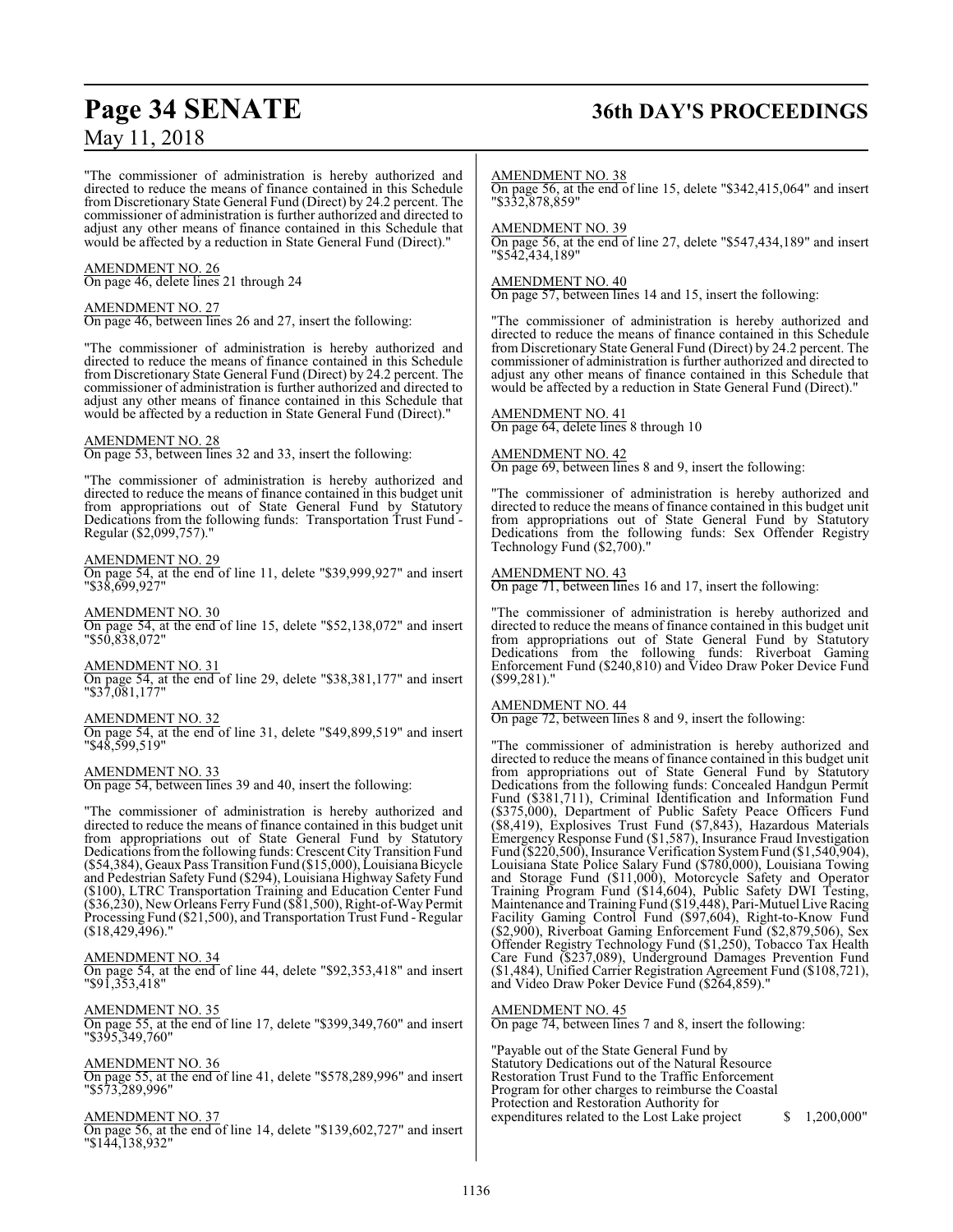"The commissioner of administration is hereby authorized and directed to reduce the means of finance contained in this Schedule from Discretionary State General Fund (Direct) by 24.2 percent. The commissioner of administration is further authorized and directed to adjust any other means of finance contained in this Schedule that would be affected by a reduction in State General Fund (Direct)."

AMENDMENT NO. 26
On page 46, delete lines 21 through 24

AMENDMENT NO. 27
On page 46, between lines 26 and 27, insert the following:

"The commissioner of administration is hereby authorized and directed to reduce the means of finance contained in this Schedule from Discretionary State General Fund (Direct) by 24.2 percent. The commissioner of administration is further authorized and directed to adjust any other means of finance contained in this Schedule that would be affected by a reduction in State General Fund (Direct)."

AMENDMENT NO. 28
On page 53, between lines 32 and 33, insert the following:

"The commissioner of administration is hereby authorized and directed to reduce the means of finance contained in this budget unit from appropriations out of State General Fund by Statutory Dedications from the following funds: Transportation Trust Fund - Regular ($2,099,757)."

AMENDMENT NO. 29
On page 54, at the end of line 11, delete "$39,999,927" and insert "$38,699,927"

AMENDMENT NO. 30
On page 54, at the end of line 15, delete "$52,138,072" and insert "$50,838,072"

AMENDMENT NO. 31
On page 54, at the end of line 29, delete "$38,381,177" and insert "$37,081,177"

AMENDMENT NO. 32
On page 54, at the end of line 31, delete "$49,899,519" and insert "$48,599,519"

AMENDMENT NO. 33
On page 54, between lines 39 and 40, insert the following:

"The commissioner of administration is hereby authorized and directed to reduce the means of finance contained in this budget unit from appropriations out of State General Fund by Statutory Dedications from the following funds: Crescent City Transition Fund ($54,384), Geaux Pass Transition Fund ($15,000), Louisiana Bicycle and Pedestrian Safety Fund ($294), Louisiana Highway Safety Fund ($100), LTRC Transportation Training and Education Center Fund ($36,230), New Orleans Ferry Fund ($81,500), Right-of-Way Permit Processing Fund ($21,500), and Transportation Trust Fund - Regular ($18,429,496)."

AMENDMENT NO. 34
On page 54, at the end of line 44, delete "$92,353,418" and insert "$91,353,418"

AMENDMENT NO. 35
On page 55, at the end of line 17, delete "$399,349,760" and insert "$395,349,760"

AMENDMENT NO. 36
On page 55, at the end of line 41, delete "$578,289,996" and insert "$573,289,996"

AMENDMENT NO. 37
On page 56, at the end of line 14, delete "$139,602,727" and insert "$144,138,932"

AMENDMENT NO. 38
On page 56, at the end of line 15, delete "$342,415,064" and insert "$332,878,859"

AMENDMENT NO. 39
On page 56, at the end of line 27, delete "$547,434,189" and insert "$542,434,189"

AMENDMENT NO. 40
On page 57, between lines 14 and 15, insert the following:

"The commissioner of administration is hereby authorized and directed to reduce the means of finance contained in this Schedule from Discretionary State General Fund (Direct) by 24.2 percent. The commissioner of administration is further authorized and directed to adjust any other means of finance contained in this Schedule that would be affected by a reduction in State General Fund (Direct)."

AMENDMENT NO. 41
On page 64, delete lines 8 through 10

AMENDMENT NO. 42
On page 69, between lines 8 and 9, insert the following:

"The commissioner of administration is hereby authorized and directed to reduce the means of finance contained in this budget unit from appropriations out of State General Fund by Statutory Dedications from the following funds: Sex Offender Registry Technology Fund ($2,700)."

AMENDMENT NO. 43
On page 71, between lines 16 and 17, insert the following:

"The commissioner of administration is hereby authorized and directed to reduce the means of finance contained in this budget unit from appropriations out of State General Fund by Statutory Dedications from the following funds: Riverboat Gaming Enforcement Fund ($240,810) and Video Draw Poker Device Fund ($99,281)."

AMENDMENT NO. 44
On page 72, between lines 8 and 9, insert the following:

"The commissioner of administration is hereby authorized and directed to reduce the means of finance contained in this budget unit from appropriations out of State General Fund by Statutory Dedications from the following funds: Concealed Handgun Permit Fund ($381,711), Criminal Identification and Information Fund ($375,000), Department of Public Safety Peace Officers Fund ($8,419), Explosives Trust Fund ($7,843), Hazardous Materials Emergency Response Fund ($1,587), Insurance Fraud Investigation Fund ($220,500), Insurance Verification System Fund ($1,540,904), Louisiana State Police Salary Fund ($780,000), Louisiana Towing and Storage Fund ($11,000), Motorcycle Safety and Operator Training Program Fund ($14,604), Public Safety DWI Testing, Maintenance and Training Fund ($19,448), Pari-Mutuel Live Racing Facility Gaming Control Fund ($97,604), Right-to-Know Fund ($2,900), Riverboat Gaming Enforcement Fund ($2,879,506), Sex Offender Registry Technology Fund ($1,250), Tobacco Tax Health Care Fund ($237,089), Underground Damages Prevention Fund ($1,484), Unified Carrier Registration Agreement Fund ($108,721), and Video Draw Poker Device Fund ($264,859)."

AMENDMENT NO. 45
On page 74, between lines 7 and 8, insert the following:

"Payable out of the State General Fund by Statutory Dedications out of the Natural Resource Restoration Trust Fund to the Traffic Enforcement Program for other charges to reimburse the Coastal Protection and Restoration Authority for expenditures related to the Lost Lake project $ 1,200,000"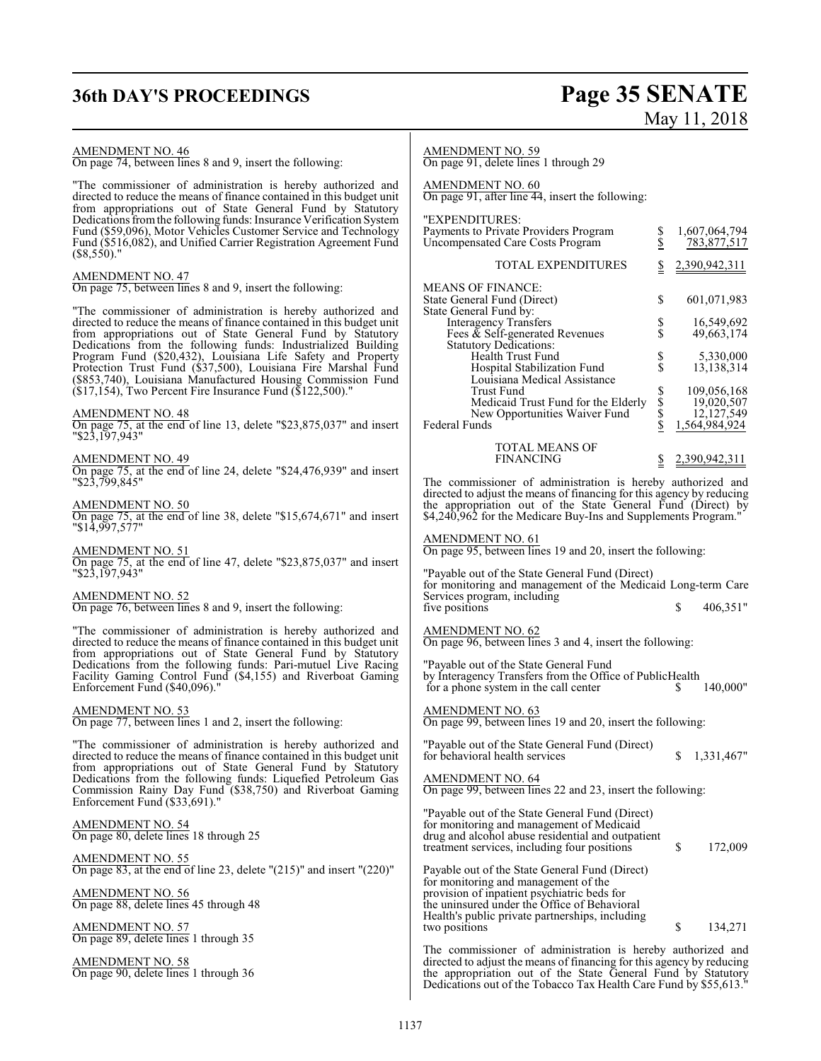AMENDMENT NO. 46
On page 74, between lines 8 and 9, insert the following:

"The commissioner of administration is hereby authorized and directed to reduce the means of finance contained in this budget unit from appropriations out of State General Fund by Statutory Dedications from the following funds: Insurance Verification System Fund ($59,096), Motor Vehicles Customer Service and Technology Fund ($516,082), and Unified Carrier Registration Agreement Fund ($8,550)."

AMENDMENT NO. 47
On page 75, between lines 8 and 9, insert the following:

"The commissioner of administration is hereby authorized and directed to reduce the means of finance contained in this budget unit from appropriations out of State General Fund by Statutory Dedications from the following funds: Industrialized Building Program Fund ($20,432), Louisiana Life Safety and Property Protection Trust Fund ($37,500), Louisiana Fire Marshal Fund ($853,740), Louisiana Manufactured Housing Commission Fund ($17,154), Two Percent Fire Insurance Fund ($122,500)."

AMENDMENT NO. 48
On page 75, at the end of line 13, delete "$23,875,037" and insert "$23,197,943"

AMENDMENT NO. 49
On page 75, at the end of line 24, delete "$24,476,939" and insert "$23,799,845"

AMENDMENT NO. 50
On page 75, at the end of line 38, delete "$15,674,671" and insert "$14,997,577"

AMENDMENT NO. 51
On page 75, at the end of line 47, delete "$23,875,037" and insert "$23,197,943"

AMENDMENT NO. 52
On page 76, between lines 8 and 9, insert the following:

"The commissioner of administration is hereby authorized and directed to reduce the means of finance contained in this budget unit from appropriations out of State General Fund by Statutory Dedications from the following funds: Pari-mutuel Live Racing Facility Gaming Control Fund ($4,155) and Riverboat Gaming Enforcement Fund ($40,096)."

AMENDMENT NO. 53
On page 77, between lines 1 and 2, insert the following:

"The commissioner of administration is hereby authorized and directed to reduce the means of finance contained in this budget unit from appropriations out of State General Fund by Statutory Dedications from the following funds: Liquefied Petroleum Gas Commission Rainy Day Fund ($38,750) and Riverboat Gaming Enforcement Fund ($33,691)."

AMENDMENT NO. 54
On page 80, delete lines 18 through 25

AMENDMENT NO. 55
On page 83, at the end of line 23, delete "(215)" and insert "(220)"

AMENDMENT NO. 56
On page 88, delete lines 45 through 48

AMENDMENT NO. 57
On page 89, delete lines 1 through 35

AMENDMENT NO. 58
On page 90, delete lines 1 through 36

AMENDMENT NO. 59
On page 91, delete lines 1 through 29

AMENDMENT NO. 60
On page 91, after line 44, insert the following:

"EXPENDITURES:

| | | |
|---|---|---|
| Payments to Private Providers Program | $ | 1,607,064,794 |
| Uncompensated Care Costs Program | $ | 783,877,517 |
| TOTAL EXPENDITURES | $ | 2,390,942,311 |

MEANS OF FINANCE:

| | | |
|---|---|---|
| State General Fund (Direct) | $ | 601,071,983 |
| State General Fund by: | | |
| Interagency Transfers | $ | 16,549,692 |
| Fees & Self-generated Revenues | $ | 49,663,174 |
| Statutory Dedications: | | |
| Health Trust Fund | $ | 5,330,000 |
| Hospital Stabilization Fund | $ | 13,138,314 |
| Louisiana Medical Assistance Trust Fund | $ | 109,056,168 |
| Medicaid Trust Fund for the Elderly | $ | 19,020,507 |
| New Opportunities Waiver Fund | $ | 12,127,549 |
| Federal Funds | $ | 1,564,984,924 |
| TOTAL MEANS OF FINANCING | $ | 2,390,942,311 |

The commissioner of administration is hereby authorized and directed to adjust the means of financing for this agency by reducing the appropriation out of the State General Fund (Direct) by $4,240,962 for the Medicare Buy-Ins and Supplements Program."

AMENDMENT NO. 61
On page 95, between lines 19 and 20, insert the following:

"Payable out of the State General Fund (Direct) for monitoring and management of the Medicaid Long-term Care Services program, including five positions $ 406,351"

AMENDMENT NO. 62
On page 96, between lines 3 and 4, insert the following:

"Payable out of the State General Fund by Interagency Transfers from the Office of PublicHealth for a phone system in the call center $ 140,000"

AMENDMENT NO. 63
On page 99, between lines 19 and 20, insert the following:

"Payable out of the State General Fund (Direct) for behavioral health services $ 1,331,467"

AMENDMENT NO. 64
On page 99, between lines 22 and 23, insert the following:

"Payable out of the State General Fund (Direct) for monitoring and management of Medicaid drug and alcohol abuse residential and outpatient treatment services, including four positions $ 172,009

Payable out of the State General Fund (Direct) for monitoring and management of the provision of inpatient psychiatric beds for the uninsured under the Office of Behavioral Health's public private partnerships, including two positions $ 134,271

The commissioner of administration is hereby authorized and directed to adjust the means of financing for this agency by reducing the appropriation out of the State General Fund by Statutory Dedications out of the Tobacco Tax Health Care Fund by $55,613."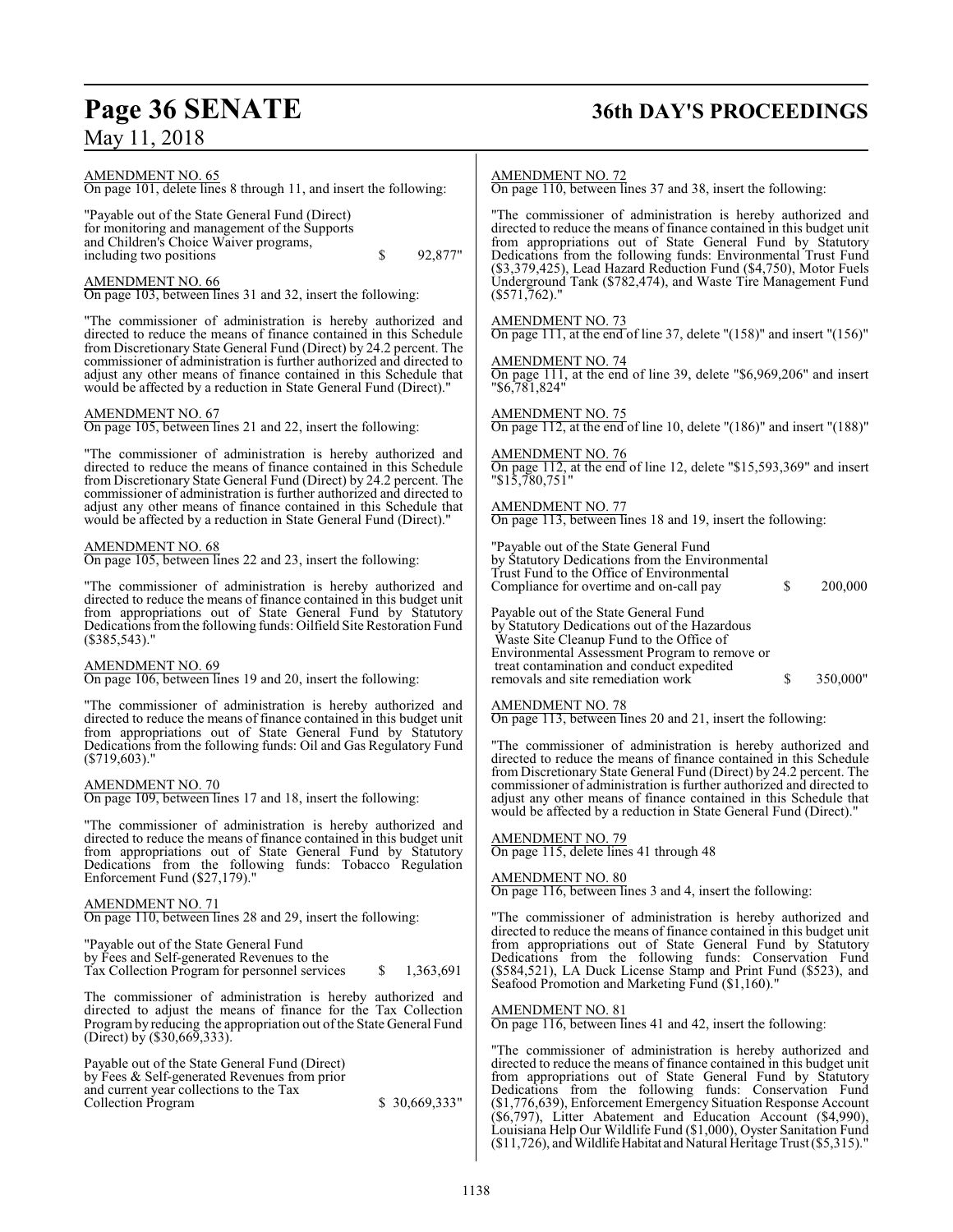AMENDMENT NO. 65
On page 101, delete lines 8 through 11, and insert the following:

"Payable out of the State General Fund (Direct) for monitoring and management of the Supports and Children's Choice Waiver programs, including two positions $ 92,877"

AMENDMENT NO. 66
On page 103, between lines 31 and 32, insert the following:

"The commissioner of administration is hereby authorized and directed to reduce the means of finance contained in this Schedule from Discretionary State General Fund (Direct) by 24.2 percent. The commissioner of administration is further authorized and directed to adjust any other means of finance contained in this Schedule that would be affected by a reduction in State General Fund (Direct)."

AMENDMENT NO. 67
On page 105, between lines 21 and 22, insert the following:

"The commissioner of administration is hereby authorized and directed to reduce the means of finance contained in this Schedule from Discretionary State General Fund (Direct) by 24.2 percent. The commissioner of administration is further authorized and directed to adjust any other means of finance contained in this Schedule that would be affected by a reduction in State General Fund (Direct)."

AMENDMENT NO. 68
On page 105, between lines 22 and 23, insert the following:

"The commissioner of administration is hereby authorized and directed to reduce the means of finance contained in this budget unit from appropriations out of State General Fund by Statutory Dedications from the following funds: Oilfield Site Restoration Fund ($385,543)."

AMENDMENT NO. 69
On page 106, between lines 19 and 20, insert the following:

"The commissioner of administration is hereby authorized and directed to reduce the means of finance contained in this budget unit from appropriations out of State General Fund by Statutory Dedications from the following funds: Oil and Gas Regulatory Fund ($719,603)."

AMENDMENT NO. 70
On page 109, between lines 17 and 18, insert the following:

"The commissioner of administration is hereby authorized and directed to reduce the means of finance contained in this budget unit from appropriations out of State General Fund by Statutory Dedications from the following funds: Tobacco Regulation Enforcement Fund ($27,179)."

AMENDMENT NO. 71
On page 110, between lines 28 and 29, insert the following:

"Payable out of the State General Fund by Fees and Self-generated Revenues to the Tax Collection Program for personnel services $ 1,363,691

The commissioner of administration is hereby authorized and directed to adjust the means of finance for the Tax Collection Program by reducing the appropriation out of the State General Fund (Direct) by ($30,669,333).

Payable out of the State General Fund (Direct) by Fees & Self-generated Revenues from prior and current year collections to the Tax Collection Program $ 30,669,333"

AMENDMENT NO. 72
On page 110, between lines 37 and 38, insert the following:

"The commissioner of administration is hereby authorized and directed to reduce the means of finance contained in this budget unit from appropriations out of State General Fund by Statutory Dedications from the following funds: Environmental Trust Fund ($3,379,425), Lead Hazard Reduction Fund ($4,750), Motor Fuels Underground Tank ($782,474), and Waste Tire Management Fund ($571,762)."

AMENDMENT NO. 73
On page 111, at the end of line 37, delete "(158)" and insert "(156)"

AMENDMENT NO. 74
On page 111, at the end of line 39, delete "$6,969,206" and insert "$6,781,824"

AMENDMENT NO. 75
On page 112, at the end of line 10, delete "(186)" and insert "(188)"

AMENDMENT NO. 76
On page 112, at the end of line 12, delete "$15,593,369" and insert "$15,780,751"

AMENDMENT NO. 77
On page 113, between lines 18 and 19, insert the following:

"Payable out of the State General Fund by Statutory Dedications from the Environmental Trust Fund to the Office of Environmental Compliance for overtime and on-call pay $ 200,000

Payable out of the State General Fund by Statutory Dedications out of the Hazardous Waste Site Cleanup Fund to the Office of Environmental Assessment Program to remove or treat contamination and conduct expedited removals and site remediation work $ 350,000"

AMENDMENT NO. 78
On page 113, between lines 20 and 21, insert the following:

"The commissioner of administration is hereby authorized and directed to reduce the means of finance contained in this Schedule from Discretionary State General Fund (Direct) by 24.2 percent. The commissioner of administration is further authorized and directed to adjust any other means of finance contained in this Schedule that would be affected by a reduction in State General Fund (Direct)."

AMENDMENT NO. 79
On page 115, delete lines 41 through 48

AMENDMENT NO. 80
On page 116, between lines 3 and 4, insert the following:

"The commissioner of administration is hereby authorized and directed to reduce the means of finance contained in this budget unit from appropriations out of State General Fund by Statutory Dedications from the following funds: Conservation Fund ($584,521), LA Duck License Stamp and Print Fund ($523), and Seafood Promotion and Marketing Fund ($1,160)."

AMENDMENT NO. 81
On page 116, between lines 41 and 42, insert the following:

"The commissioner of administration is hereby authorized and directed to reduce the means of finance contained in this budget unit from appropriations out of State General Fund by Statutory Dedications from the following funds: Conservation Fund ($1,776,639), Enforcement Emergency Situation Response Account ($6,797), Litter Abatement and Education Account ($4,990), Louisiana Help Our Wildlife Fund ($1,000), Oyster Sanitation Fund ($11,726), and Wildlife Habitat and Natural Heritage Trust ($5,315)."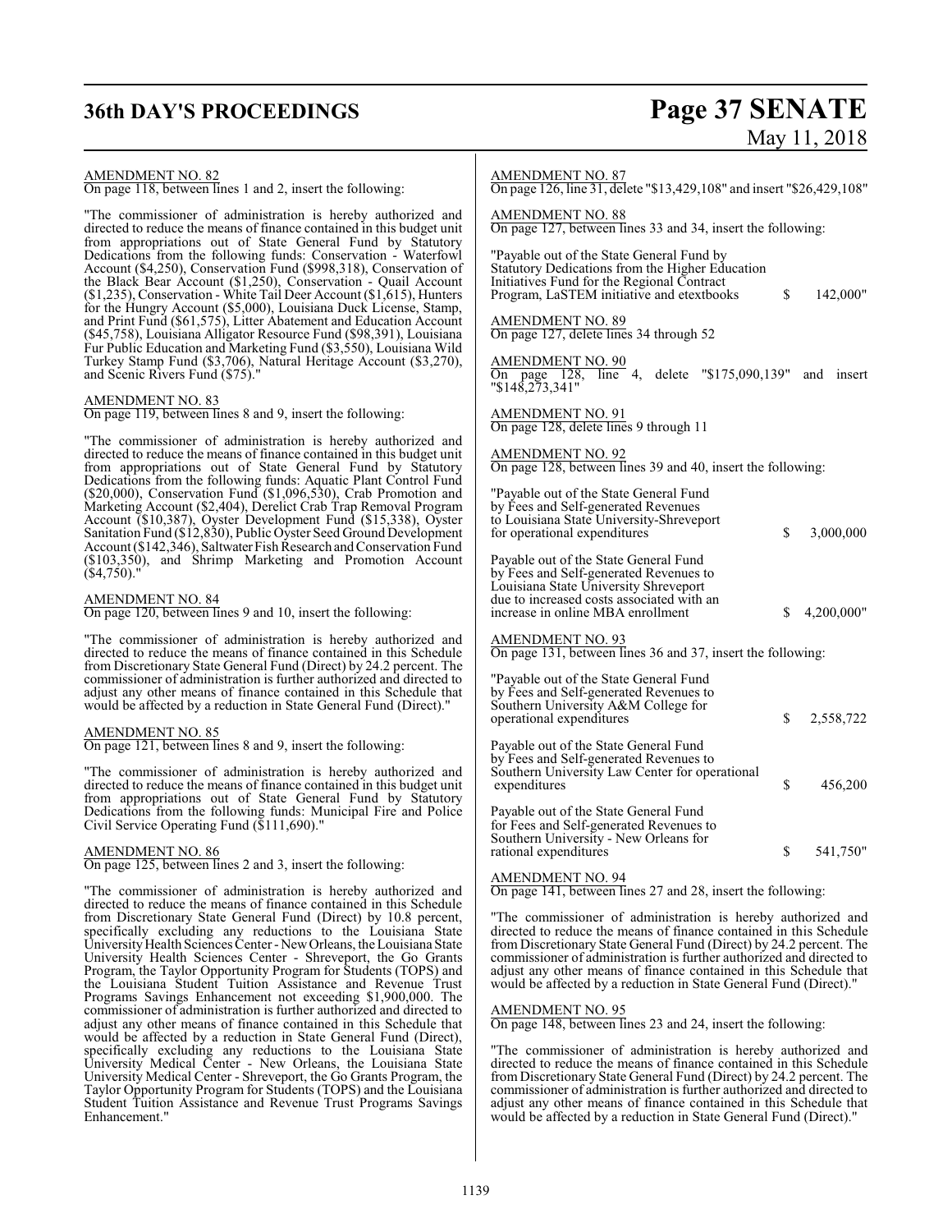AMENDMENT NO. 82
On page 118, between lines 1 and 2, insert the following:

"The commissioner of administration is hereby authorized and directed to reduce the means of finance contained in this budget unit from appropriations out of State General Fund by Statutory Dedications from the following funds: Conservation - Waterfowl Account ($4,250), Conservation Fund ($998,318), Conservation of the Black Bear Account ($1,250), Conservation - Quail Account ($1,235), Conservation - White Tail Deer Account ($1,615), Hunters for the Hungry Account ($5,000), Louisiana Duck License, Stamp, and Print Fund ($61,575), Litter Abatement and Education Account ($45,758), Louisiana Alligator Resource Fund ($98,391), Louisiana Fur Public Education and Marketing Fund ($3,550), Louisiana Wild Turkey Stamp Fund ($3,706), Natural Heritage Account ($3,270), and Scenic Rivers Fund ($75)."

AMENDMENT NO. 83
On page 119, between lines 8 and 9, insert the following:

"The commissioner of administration is hereby authorized and directed to reduce the means of finance contained in this budget unit from appropriations out of State General Fund by Statutory Dedications from the following funds: Aquatic Plant Control Fund ($20,000), Conservation Fund ($1,096,530), Crab Promotion and Marketing Account ($2,404), Derelict Crab Trap Removal Program Account ($10,387), Oyster Development Fund ($15,338), Oyster Sanitation Fund ($12,830), Public Oyster Seed Ground Development Account ($142,346), Saltwater Fish Research and Conservation Fund ($103,350), and Shrimp Marketing and Promotion Account ($4,750)."

AMENDMENT NO. 84
On page 120, between lines 9 and 10, insert the following:

"The commissioner of administration is hereby authorized and directed to reduce the means of finance contained in this Schedule from Discretionary State General Fund (Direct) by 24.2 percent. The commissioner of administration is further authorized and directed to adjust any other means of finance contained in this Schedule that would be affected by a reduction in State General Fund (Direct)."

AMENDMENT NO. 85
On page 121, between lines 8 and 9, insert the following:

"The commissioner of administration is hereby authorized and directed to reduce the means of finance contained in this budget unit from appropriations out of State General Fund by Statutory Dedications from the following funds: Municipal Fire and Police Civil Service Operating Fund ($111,690)."

AMENDMENT NO. 86
On page 125, between lines 2 and 3, insert the following:

"The commissioner of administration is hereby authorized and directed to reduce the means of finance contained in this Schedule from Discretionary State General Fund (Direct) by 10.8 percent, specifically excluding any reductions to the Louisiana State University Health Sciences Center - New Orleans, the Louisiana State University Health Sciences Center - Shreveport, the Go Grants Program, the Taylor Opportunity Program for Students (TOPS) and the Louisiana Student Tuition Assistance and Revenue Trust Programs Savings Enhancement not exceeding $1,900,000. The commissioner of administration is further authorized and directed to adjust any other means of finance contained in this Schedule that would be affected by a reduction in State General Fund (Direct), specifically excluding any reductions to the Louisiana State University Medical Center - New Orleans, the Louisiana State University Medical Center - Shreveport, the Go Grants Program, the Taylor Opportunity Program for Students (TOPS) and the Louisiana Student Tuition Assistance and Revenue Trust Programs Savings Enhancement."

AMENDMENT NO. 87
On page 126, line 31, delete "$13,429,108" and insert "$26,429,108"

AMENDMENT NO. 88
On page 127, between lines 33 and 34, insert the following:

"Payable out of the State General Fund by Statutory Dedications from the Higher Education Initiatives Fund for the Regional Contract Program, LaSTEM initiative and etextbooks $ 142,000"

AMENDMENT NO. 89
On page 127, delete lines 34 through 52

AMENDMENT NO. 90
On page 128, line 4, delete "$175,090,139" and insert "$148,273,341"

AMENDMENT NO. 91
On page 128, delete lines 9 through 11

AMENDMENT NO. 92
On page 128, between lines 39 and 40, insert the following:

"Payable out of the State General Fund by Fees and Self-generated Revenues to Louisiana State University-Shreveport for operational expenditures $ 3,000,000

Payable out of the State General Fund by Fees and Self-generated Revenues to Louisiana State University Shreveport due to increased costs associated with an increase in online MBA enrollment $ 4,200,000"

AMENDMENT NO. 93
On page 131, between lines 36 and 37, insert the following:

"Payable out of the State General Fund by Fees and Self-generated Revenues to Southern University A&M College for operational expenditures $ 2,558,722

Payable out of the State General Fund by Fees and Self-generated Revenues to Southern University Law Center for operational expenditures $ 456,200

Payable out of the State General Fund for Fees and Self-generated Revenues to Southern University - New Orleans for rational expenditures $ 541,750"

AMENDMENT NO. 94
On page 141, between lines 27 and 28, insert the following:

"The commissioner of administration is hereby authorized and directed to reduce the means of finance contained in this Schedule from Discretionary State General Fund (Direct) by 24.2 percent. The commissioner of administration is further authorized and directed to adjust any other means of finance contained in this Schedule that would be affected by a reduction in State General Fund (Direct)."

AMENDMENT NO. 95
On page 148, between lines 23 and 24, insert the following:

"The commissioner of administration is hereby authorized and directed to reduce the means of finance contained in this Schedule from Discretionary State General Fund (Direct) by 24.2 percent. The commissioner of administration is further authorized and directed to adjust any other means of finance contained in this Schedule that would be affected by a reduction in State General Fund (Direct)."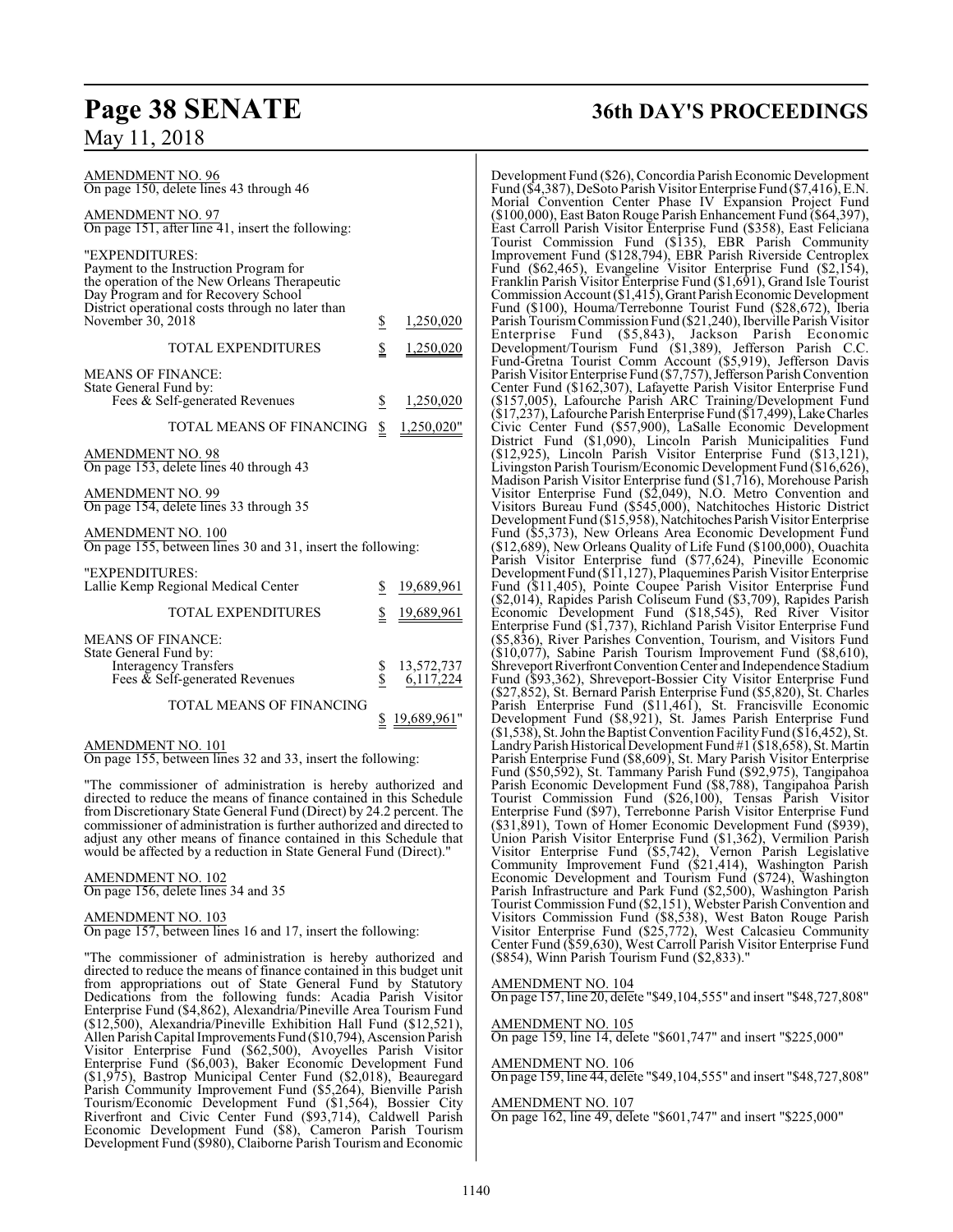AMENDMENT NO. 96
On page 150, delete lines 43 through 46

AMENDMENT NO. 97
On page 151, after line 41, insert the following:

"EXPENDITURES:

| | | |
|---|---|---|
| Payment to the Instruction Program for the operation of the New Orleans Therapeutic Day Program and for Recovery School District operational costs through no later than November 30, 2018 | $ | 1,250,020 |
| TOTAL EXPENDITURES | $ | 1,250,020 |

MEANS OF FINANCE:
State General Fund by:

| | | |
|---|---|---|
| Fees & Self-generated Revenues | $ | 1,250,020 |
| TOTAL MEANS OF FINANCING | $ | 1,250,020" |

AMENDMENT NO. 98
On page 153, delete lines 40 through 43

AMENDMENT NO. 99
On page 154, delete lines 33 through 35

AMENDMENT NO. 100
On page 155, between lines 30 and 31, insert the following:

"EXPENDITURES:

| | | |
|---|---|---|
| Lallie Kemp Regional Medical Center | $ | 19,689,961 |
| TOTAL EXPENDITURES | $ | 19,689,961 |

MEANS OF FINANCE:
State General Fund by:

| | | |
|---|---|---|
| Interagency Transfers | $ | 13,572,737 |
| Fees & Self-generated Revenues | $ | 6,117,224 |
| TOTAL MEANS OF FINANCING | $ | 19,689,961" |

AMENDMENT NO. 101
On page 155, between lines 32 and 33, insert the following:

"The commissioner of administration is hereby authorized and directed to reduce the means of finance contained in this Schedule from Discretionary State General Fund (Direct) by 24.2 percent. The commissioner of administration is further authorized and directed to adjust any other means of finance contained in this Schedule that would be affected by a reduction in State General Fund (Direct)."

AMENDMENT NO. 102
On page 156, delete lines 34 and 35

AMENDMENT NO. 103
On page 157, between lines 16 and 17, insert the following:

"The commissioner of administration is hereby authorized and directed to reduce the means of finance contained in this budget unit from appropriations out of State General Fund by Statutory Dedications from the following funds: Acadia Parish Visitor Enterprise Fund ($4,862), Alexandria/Pineville Area Tourism Fund ($12,500), Alexandria/Pineville Exhibition Hall Fund ($12,521), Allen Parish Capital Improvements Fund ($10,794), Ascension Parish Visitor Enterprise Fund ($62,500), Avoyelles Parish Visitor Enterprise Fund ($6,003), Baker Economic Development Fund ($1,975), Bastrop Municipal Center Fund ($2,018), Beauregard Parish Community Improvement Fund ($5,264), Bienville Parish Tourism/Economic Development Fund ($1,564), Bossier City Riverfront and Civic Center Fund ($93,714), Caldwell Parish Economic Development Fund ($8), Cameron Parish Tourism Development Fund ($980), Claiborne Parish Tourism and Economic Development Fund ($26), Concordia Parish Economic Development Fund ($4,387), DeSoto Parish Visitor Enterprise Fund ($7,416), E.N. Morial Convention Center Phase IV Expansion Project Fund ($100,000), East Baton Rouge Parish Enhancement Fund ($64,397), East Carroll Parish Visitor Enterprise Fund ($358), East Feliciana Tourist Commission Fund ($135), EBR Parish Community Improvement Fund ($128,794), EBR Parish Riverside Centroplex Fund ($62,465), Evangeline Visitor Enterprise Fund ($2,154), Franklin Parish Visitor Enterprise Fund ($1,691), Grand Isle Tourist Commission Account ($1,415), Grant Parish Economic Development Fund ($100), Houma/Terrebonne Tourist Fund ($28,672), Iberia Parish Tourism Commission Fund ($21,240), Iberville Parish Visitor Enterprise Fund ($5,843), Jackson Parish Economic Development/Tourism Fund ($1,389), Jefferson Parish C.C. Fund-Gretna Tourist Comm Account ($5,919), Jefferson Davis Parish Visitor Enterprise Fund ($7,757), Jefferson Parish Convention Center Fund ($162,307), Lafayette Parish Visitor Enterprise Fund ($157,005), Lafourche Parish ARC Training/Development Fund ($17,237), Lafourche Parish Enterprise Fund ($17,499), Lake Charles Civic Center Fund ($57,900), LaSalle Economic Development District Fund ($1,090), Lincoln Parish Municipalities Fund ($12,925), Lincoln Parish Visitor Enterprise Fund ($13,121), Livingston Parish Tourism/Economic Development Fund ($16,626), Madison Parish Visitor Enterprise fund ($1,716), Morehouse Parish Visitor Enterprise Fund ($2,049), N.O. Metro Convention and Visitors Bureau Fund ($545,000), Natchitoches Historic District Development Fund ($15,958), Natchitoches Parish Visitor Enterprise Fund ($5,373), New Orleans Area Economic Development Fund ($12,689), New Orleans Quality of Life Fund ($100,000), Ouachita Parish Visitor Enterprise fund ($77,624), Pineville Economic Development Fund ($11,127), Plaquemines Parish Visitor Enterprise Fund ($11,405), Pointe Coupee Parish Visitor Enterprise Fund ($2,014), Rapides Parish Coliseum Fund ($3,709), Rapides Parish Economic Development Fund ($18,545), Red River Visitor Enterprise Fund ($1,737), Richland Parish Visitor Enterprise Fund ($5,836), River Parishes Convention, Tourism, and Visitors Fund ($10,077), Sabine Parish Tourism Improvement Fund ($8,610), Shreveport Riverfront Convention Center and Independence Stadium Fund ($93,362), Shreveport-Bossier City Visitor Enterprise Fund ($27,852), St. Bernard Parish Enterprise Fund ($5,820), St. Charles Parish Enterprise Fund ($11,461), St. Francisville Economic Development Fund ($8,921), St. James Parish Enterprise Fund ($1,538), St. John the Baptist Convention Facility Fund ($16,452), St. Landry Parish Historical Development Fund #1 ($18,658), St. Martin Parish Enterprise Fund ($8,609), St. Mary Parish Visitor Enterprise Fund ($50,592), St. Tammany Parish Fund ($92,975), Tangipahoa Parish Economic Development Fund ($8,788), Tangipahoa Parish Tourist Commission Fund ($26,100), Tensas Parish Visitor Enterprise Fund ($97), Terrebonne Parish Visitor Enterprise Fund ($31,891), Town of Homer Economic Development Fund ($939), Union Parish Visitor Enterprise Fund ($1,362), Vermilion Parish Visitor Enterprise Fund ($5,742), Vernon Parish Legislative Community Improvement Fund ($21,414), Washington Parish Economic Development and Tourism Fund ($724), Washington Parish Infrastructure and Park Fund ($2,500), Washington Parish Tourist Commission Fund ($2,151), Webster Parish Convention and Visitors Commission Fund ($8,538), West Baton Rouge Parish Visitor Enterprise Fund ($25,772), West Calcasieu Community Center Fund ($59,630), West Carroll Parish Visitor Enterprise Fund ($854), Winn Parish Tourism Fund ($2,833)."

AMENDMENT NO. 104
On page 157, line 20, delete "$49,104,555" and insert "$48,727,808"

AMENDMENT NO. 105
On page 159, line 14, delete "$601,747" and insert "$225,000"

AMENDMENT NO. 106
On page 159, line 44, delete "$49,104,555" and insert "$48,727,808"

AMENDMENT NO. 107
On page 162, line 49, delete "$601,747" and insert "$225,000"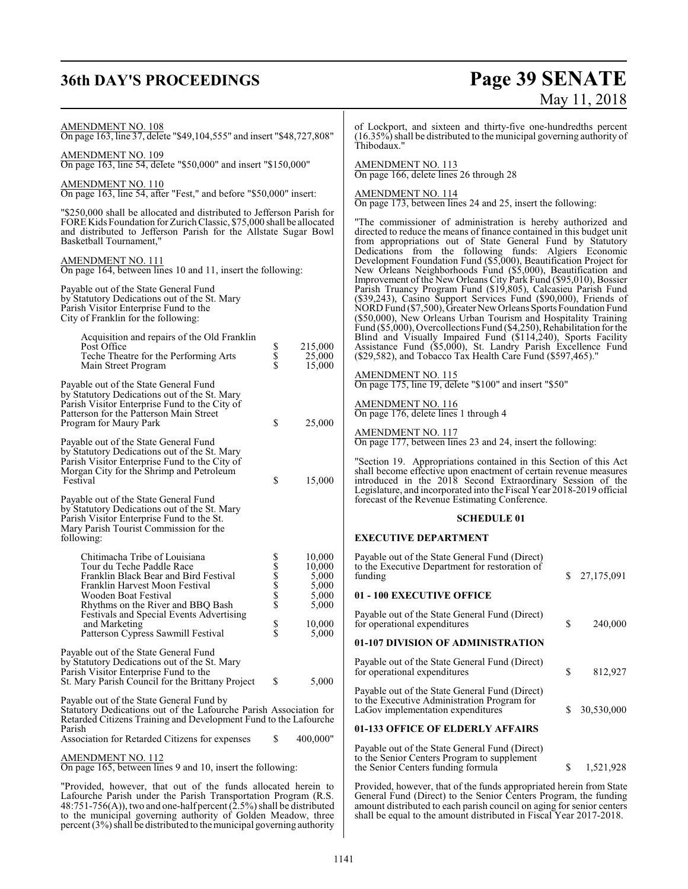AMENDMENT NO. 108
On page 163, line 37, delete "$49,104,555" and insert "$48,727,808"

AMENDMENT NO. 109
On page 163, line 54, delete "$50,000" and insert "$150,000"

AMENDMENT NO. 110
On page 163, line 54, after "Fest," and before "$50,000" insert:

"$250,000 shall be allocated and distributed to Jefferson Parish for FORE Kids Foundation for Zurich Classic, $75,000 shall be allocated and distributed to Jefferson Parish for the Allstate Sugar Bowl Basketball Tournament,"

AMENDMENT NO. 111
On page 164, between lines 10 and 11, insert the following:

Payable out of the State General Fund by Statutory Dedications out of the St. Mary Parish Visitor Enterprise Fund to the City of Franklin for the following:

| | | |
|---|---|---|
| Acquisition and repairs of the Old Franklin Post Office | $ | 215,000 |
| Teche Theatre for the Performing Arts | $ | 25,000 |
| Main Street Program | $ | 15,000 |

| | | |
|---|---|---|
| Payable out of the State General Fund by Statutory Dedications out of the St. Mary Parish Visitor Enterprise Fund to the City of Patterson for the Patterson Main Street Program for Maury Park | $ | 25,000 |
| Payable out of the State General Fund by Statutory Dedications out of the St. Mary Parish Visitor Enterprise Fund to the City of Morgan City for the Shrimp and Petroleum Festival | $ | 15,000 |

Payable out of the State General Fund by Statutory Dedications out of the St. Mary Parish Visitor Enterprise Fund to the St. Mary Parish Tourist Commission for the following:

| | | |
|---|---|---|
| Chitimacha Tribe of Louisiana | $ | 10,000 |
| Tour du Teche Paddle Race | $ | 10,000 |
| Franklin Black Bear and Bird Festival | $ | 5,000 |
| Franklin Harvest Moon Festival | $ | 5,000 |
| Wooden Boat Festival | $ | 5,000 |
| Rhythms on the River and BBQ Bash | $ | 5,000 |
| Festivals and Special Events Advertising and Marketing | $ | 10,000 |
| Patterson Cypress Sawmill Festival | $ | 5,000 |

| | | |
|---|---|---|
| Payable out of the State General Fund by Statutory Dedications out of the St. Mary Parish Visitor Enterprise Fund to the St. Mary Parish Council for the Brittany Project | $ | 5,000 |

Payable out of the State General Fund by Statutory Dedications out of the Lafourche Parish Association for Retarded Citizens Training and Development Fund to the Lafourche Parish

| | | |
|---|---|---|
| Association for Retarded Citizens for expenses | $ | 400,000" |

AMENDMENT NO. 112
On page 165, between lines 9 and 10, insert the following:

"Provided, however, that out of the funds allocated herein to Lafourche Parish under the Parish Transportation Program (R.S. 48:751-756(A)), two and one-half percent (2.5%) shall be distributed to the municipal governing authority of Golden Meadow, three percent (3%) shall be distributed to the municipal governing authority of Lockport, and sixteen and thirty-five one-hundredths percent (16.35%) shall be distributed to the municipal governing authority of Thibodaux."

AMENDMENT NO. 113
On page 166, delete lines 26 through 28

AMENDMENT NO. 114
On page 173, between lines 24 and 25, insert the following:

"The commissioner of administration is hereby authorized and directed to reduce the means of finance contained in this budget unit from appropriations out of State General Fund by Statutory Dedications from the following funds: Algiers Economic Development Foundation Fund ($5,000), Beautification Project for New Orleans Neighborhoods Fund ($5,000), Beautification and Improvement of the New Orleans City Park Fund ($95,010), Bossier Parish Truancy Program Fund ($19,805), Calcasieu Parish Fund ($39,243), Casino Support Services Fund ($90,000), Friends of NORD Fund ($7,500), Greater New Orleans Sports Foundation Fund ($50,000), New Orleans Urban Tourism and Hospitality Training Fund ($5,000), Overcollections Fund ($4,250), Rehabilitation for the Blind and Visually Impaired Fund ($114,240), Sports Facility Assistance Fund ($5,000), St. Landry Parish Excellence Fund ($29,582), and Tobacco Tax Health Care Fund ($597,465)."

AMENDMENT NO. 115
On page 175, line 19, delete "$100" and insert "$50"

AMENDMENT NO. 116
On page 176, delete lines 1 through 4

AMENDMENT NO. 117
On page 177, between lines 23 and 24, insert the following:

"Section 19. Appropriations contained in this Section of this Act shall become effective upon enactment of certain revenue measures introduced in the 2018 Second Extraordinary Session of the Legislature, and incorporated into the Fiscal Year 2018-2019 official forecast of the Revenue Estimating Conference.

**SCHEDULE 01**

**EXECUTIVE DEPARTMENT**

| | | |
|---|---|---|
| Payable out of the State General Fund (Direct) to the Executive Department for restoration of funding | $ | 27,175,091 |

**01 - 100 EXECUTIVE OFFICE**

| | | |
|---|---|---|
| Payable out of the State General Fund (Direct) for operational expenditures | $ | 240,000 |

**01-107 DIVISION OF ADMINISTRATION**

| | | |
|---|---|---|
| Payable out of the State General Fund (Direct) for operational expenditures | $ | 812,927 |
| Payable out of the State General Fund (Direct) to the Executive Administration Program for LaGov implementation expenditures | $ | 30,530,000 |

**01-133 OFFICE OF ELDERLY AFFAIRS**

| | | |
|---|---|---|
| Payable out of the State General Fund (Direct) to the Senior Centers Program to supplement the Senior Centers funding formula | $ | 1,521,928 |

Provided, however, that of the funds appropriated herein from State General Fund (Direct) to the Senior Centers Program, the funding amount distributed to each parish council on aging for senior centers shall be equal to the amount distributed in Fiscal Year 2017-2018.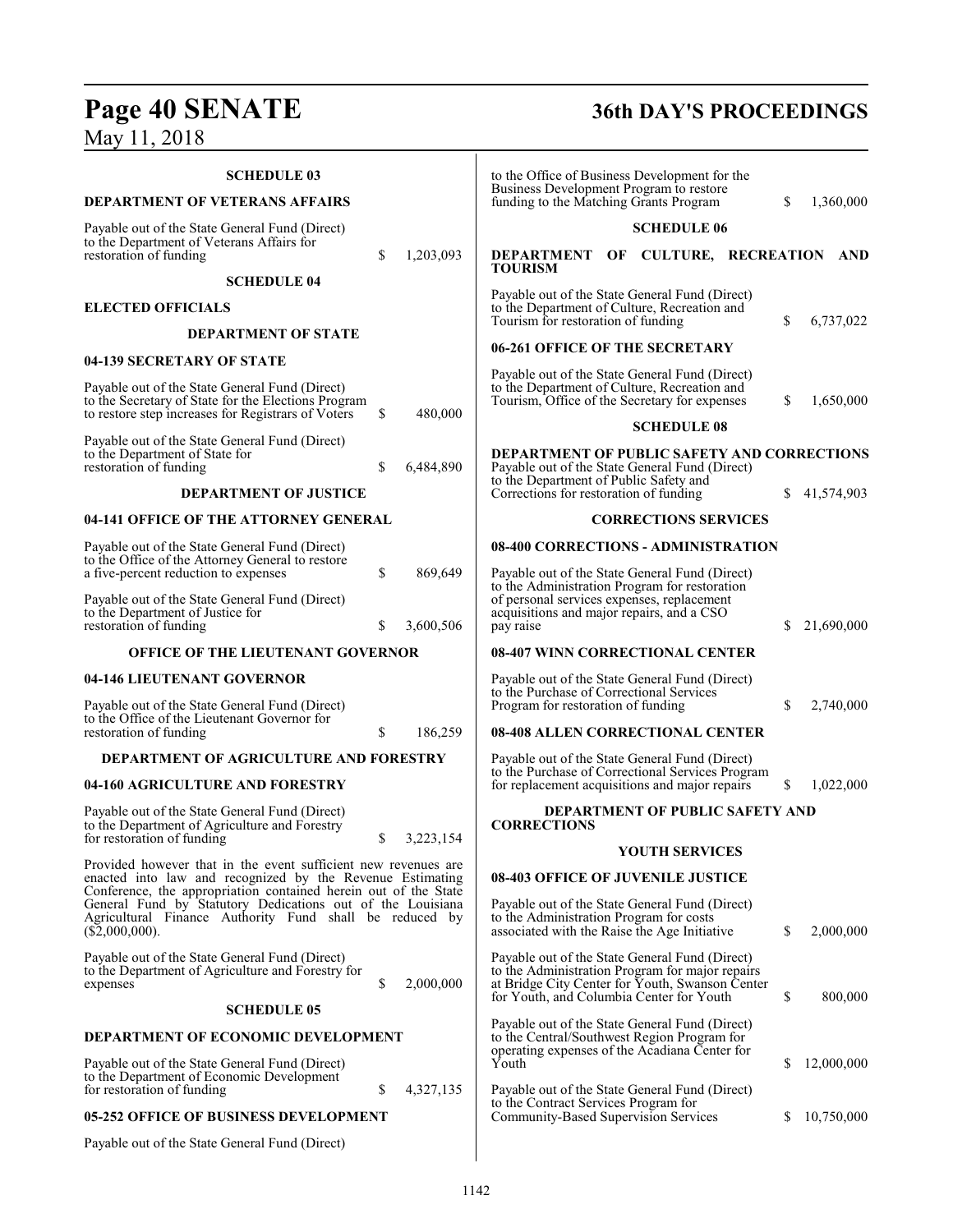**SCHEDULE 03**

**DEPARTMENT OF VETERANS AFFAIRS**

Payable out of the State General Fund (Direct) to the Department of Veterans Affairs for restoration of funding $ 1,203,093

**SCHEDULE 04**

**ELECTED OFFICIALS**

**DEPARTMENT OF STATE**

**04-139 SECRETARY OF STATE**

Payable out of the State General Fund (Direct) to the Secretary of State for the Elections Program to restore step increases for Registrars of Voters $ 480,000

Payable out of the State General Fund (Direct) to the Department of State for restoration of funding $ 6,484,890

**DEPARTMENT OF JUSTICE**

**04-141 OFFICE OF THE ATTORNEY GENERAL**

Payable out of the State General Fund (Direct) to the Office of the Attorney General to restore a five-percent reduction to expenses $ 869,649

Payable out of the State General Fund (Direct) to the Department of Justice for restoration of funding $ 3,600,506

**OFFICE OF THE LIEUTENANT GOVERNOR**

**04-146 LIEUTENANT GOVERNOR**

Payable out of the State General Fund (Direct) to the Office of the Lieutenant Governor for restoration of funding $ 186,259

**DEPARTMENT OF AGRICULTURE AND FORESTRY**

**04-160 AGRICULTURE AND FORESTRY**

Payable out of the State General Fund (Direct) to the Department of Agriculture and Forestry for restoration of funding $ 3,223,154

Provided however that in the event sufficient new revenues are enacted into law and recognized by the Revenue Estimating Conference, the appropriation contained herein out of the State General Fund by Statutory Dedications out of the Louisiana Agricultural Finance Authority Fund shall be reduced by ($2,000,000).

Payable out of the State General Fund (Direct) to the Department of Agriculture and Forestry for expenses $ 2,000,000

**SCHEDULE 05**

**DEPARTMENT OF ECONOMIC DEVELOPMENT**

Payable out of the State General Fund (Direct) to the Department of Economic Development for restoration of funding $ 4,327,135

**05-252 OFFICE OF BUSINESS DEVELOPMENT**

Payable out of the State General Fund (Direct) to the Office of Business Development for the Business Development Program to restore funding to the Matching Grants Program $ 1,360,000

**SCHEDULE 06**

**DEPARTMENT OF CULTURE, RECREATION AND TOURISM**

Payable out of the State General Fund (Direct) to the Department of Culture, Recreation and Tourism for restoration of funding $ 6,737,022

**06-261 OFFICE OF THE SECRETARY**

Payable out of the State General Fund (Direct) to the Department of Culture, Recreation and Tourism, Office of the Secretary for expenses $ 1,650,000

**SCHEDULE 08**

**DEPARTMENT OF PUBLIC SAFETY AND CORRECTIONS**

Payable out of the State General Fund (Direct) to the Department of Public Safety and Corrections for restoration of funding $ 41,574,903

**CORRECTIONS SERVICES**

**08-400 CORRECTIONS - ADMINISTRATION**

Payable out of the State General Fund (Direct) to the Administration Program for restoration of personal services expenses, replacement acquisitions and major repairs, and a CSO pay raise $ 21,690,000

**08-407 WINN CORRECTIONAL CENTER**

Payable out of the State General Fund (Direct) to the Purchase of Correctional Services Program for restoration of funding $ 2,740,000

**08-408 ALLEN CORRECTIONAL CENTER**

Payable out of the State General Fund (Direct) to the Purchase of Correctional Services Program for replacement acquisitions and major repairs $ 1,022,000

**DEPARTMENT OF PUBLIC SAFETY AND CORRECTIONS**

**YOUTH SERVICES**

**08-403 OFFICE OF JUVENILE JUSTICE**

Payable out of the State General Fund (Direct) to the Administration Program for costs associated with the Raise the Age Initiative $ 2,000,000

Payable out of the State General Fund (Direct) to the Administration Program for major repairs at Bridge City Center for Youth, Swanson Center for Youth, and Columbia Center for Youth $ 800,000

Payable out of the State General Fund (Direct) to the Central/Southwest Region Program for operating expenses of the Acadiana Center for Youth $ 12,000,000

Payable out of the State General Fund (Direct) to the Contract Services Program for Community-Based Supervision Services $ 10,750,000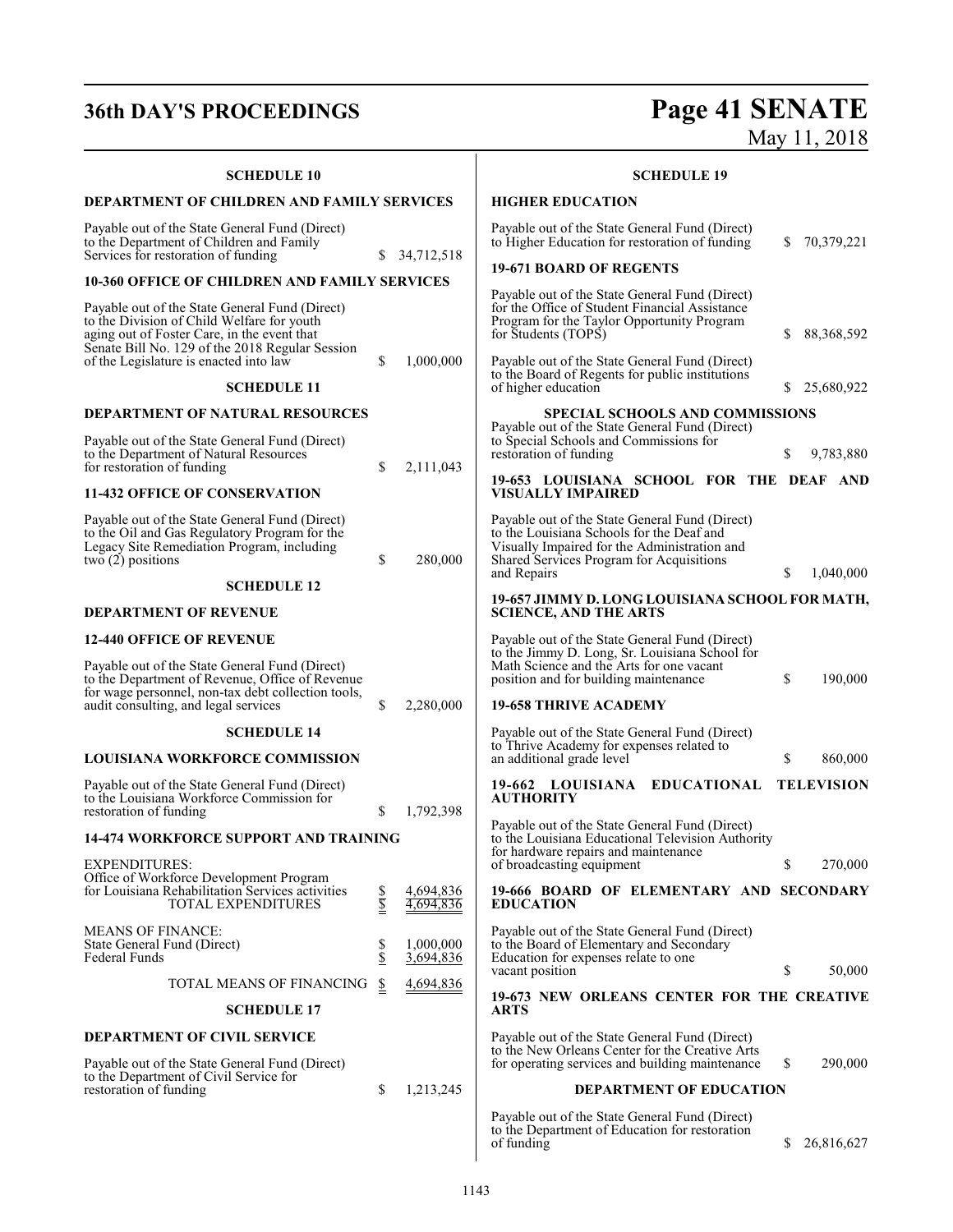**SCHEDULE 10**

**DEPARTMENT OF CHILDREN AND FAMILY SERVICES**

Payable out of the State General Fund (Direct) to the Department of Children and Family Services for restoration of funding $ 34,712,518

**10-360 OFFICE OF CHILDREN AND FAMILY SERVICES**

Payable out of the State General Fund (Direct) to the Division of Child Welfare for youth aging out of Foster Care, in the event that Senate Bill No. 129 of the 2018 Regular Session of the Legislature is enacted into law $ 1,000,000

**SCHEDULE 11**

**DEPARTMENT OF NATURAL RESOURCES**

Payable out of the State General Fund (Direct) to the Department of Natural Resources for restoration of funding $ 2,111,043

**11-432 OFFICE OF CONSERVATION**

Payable out of the State General Fund (Direct) to the Oil and Gas Regulatory Program for the Legacy Site Remediation Program, including two (2) positions $ 280,000

**SCHEDULE 12**

**DEPARTMENT OF REVENUE**

**12-440 OFFICE OF REVENUE**

Payable out of the State General Fund (Direct) to the Department of Revenue, Office of Revenue for wage personnel, non-tax debt collection tools, audit consulting, and legal services $ 2,280,000

**SCHEDULE 14**

**LOUISIANA WORKFORCE COMMISSION**

Payable out of the State General Fund (Direct) to the Louisiana Workforce Commission for restoration of funding $ 1,792,398

**14-474 WORKFORCE SUPPORT AND TRAINING**

| | | |
|---|---|---|
| EXPENDITURES: | | |
| Office of Workforce Development Program for Louisiana Rehabilitation Services activities | $ | 4,694,836 |
| TOTAL EXPENDITURES | $ | 4,694,836 |
| MEANS OF FINANCE: | | |
| State General Fund (Direct) | $ | 1,000,000 |
| Federal Funds | $ | 3,694,836 |
| TOTAL MEANS OF FINANCING | $ | 4,694,836 |

**SCHEDULE 17**

**DEPARTMENT OF CIVIL SERVICE**

Payable out of the State General Fund (Direct) to the Department of Civil Service for restoration of funding $ 1,213,245

**SCHEDULE 19**

**HIGHER EDUCATION**

Payable out of the State General Fund (Direct) to Higher Education for restoration of funding $ 70,379,221

**19-671 BOARD OF REGENTS**

Payable out of the State General Fund (Direct) for the Office of Student Financial Assistance Program for the Taylor Opportunity Program for Students (TOPS) $ 88,368,592

Payable out of the State General Fund (Direct) to the Board of Regents for public institutions of higher education $ 25,680,922

**SPECIAL SCHOOLS AND COMMISSIONS**

Payable out of the State General Fund (Direct) to Special Schools and Commissions for restoration of funding $ 9,783,880

**19-653 LOUISIANA SCHOOL FOR THE DEAF AND VISUALLY IMPAIRED**

Payable out of the State General Fund (Direct) to the Louisiana Schools for the Deaf and Visually Impaired for the Administration and Shared Services Program for Acquisitions and Repairs $ 1,040,000

**19-657 JIMMY D. LONG LOUISIANA SCHOOL FOR MATH, SCIENCE, AND THE ARTS**

Payable out of the State General Fund (Direct) to the Jimmy D. Long, Sr. Louisiana School for Math Science and the Arts for one vacant position and for building maintenance $ 190,000

**19-658 THRIVE ACADEMY**

Payable out of the State General Fund (Direct) to Thrive Academy for expenses related to an additional grade level $ 860,000

**19-662 LOUISIANA EDUCATIONAL TELEVISION AUTHORITY**

Payable out of the State General Fund (Direct) to the Louisiana Educational Television Authority for hardware repairs and maintenance of broadcasting equipment $ 270,000

**19-666 BOARD OF ELEMENTARY AND SECONDARY EDUCATION**

Payable out of the State General Fund (Direct) to the Board of Elementary and Secondary Education for expenses relate to one vacant position $ 50,000

**19-673 NEW ORLEANS CENTER FOR THE CREATIVE ARTS**

Payable out of the State General Fund (Direct) to the New Orleans Center for the Creative Arts for operating services and building maintenance $ 290,000

**DEPARTMENT OF EDUCATION**

Payable out of the State General Fund (Direct) to the Department of Education for restoration of funding $ 26,816,627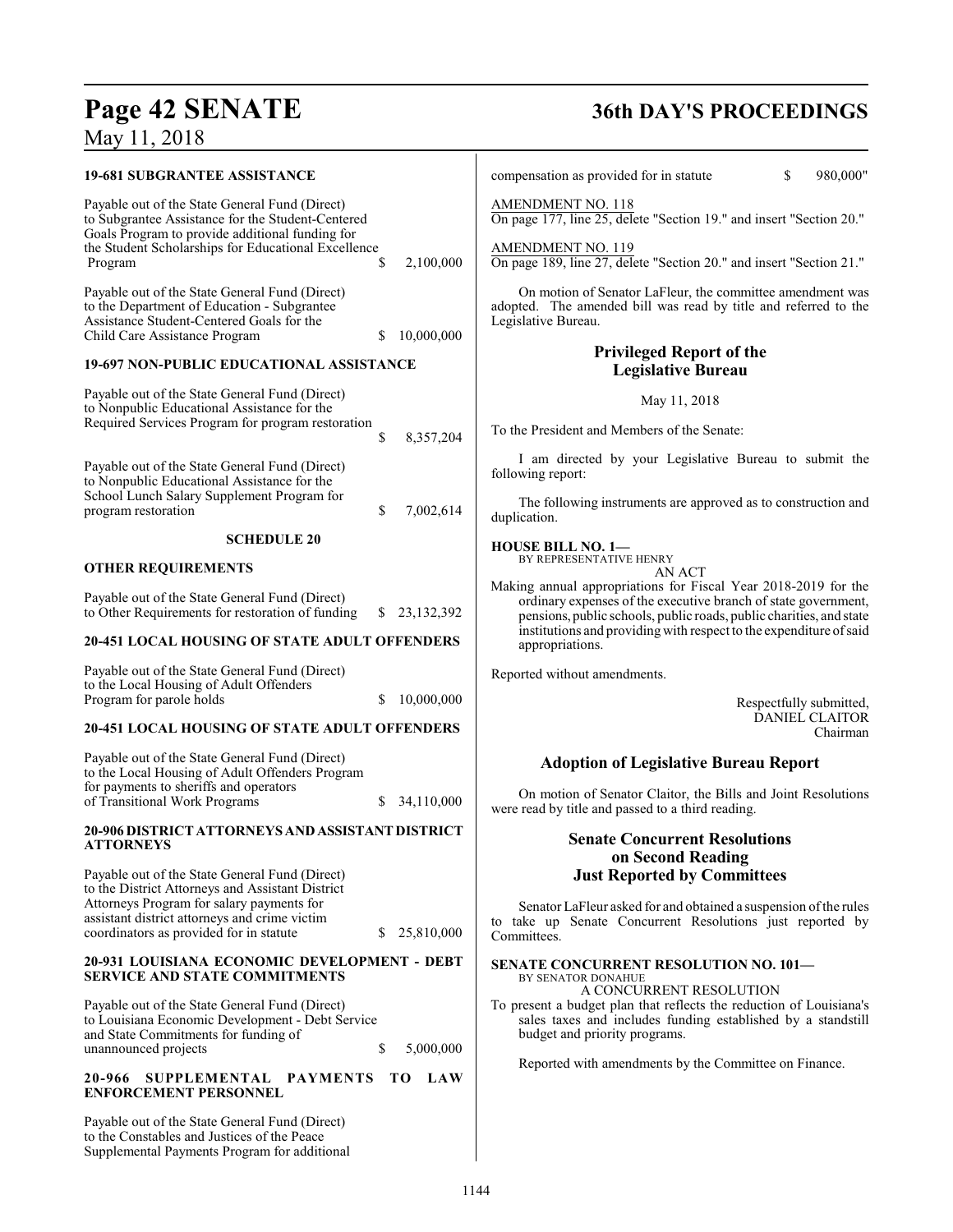**19-681 SUBGRANTEE ASSISTANCE**

Payable out of the State General Fund (Direct) to Subgrantee Assistance for the Student-Centered Goals Program to provide additional funding for the Student Scholarships for Educational Excellence Program $ 2,100,000

Payable out of the State General Fund (Direct) to the Department of Education - Subgrantee Assistance Student-Centered Goals for the Child Care Assistance Program $ 10,000,000

**19-697 NON-PUBLIC EDUCATIONAL ASSISTANCE**

Payable out of the State General Fund (Direct) to Nonpublic Educational Assistance for the Required Services Program for program restoration $ 8,357,204

Payable out of the State General Fund (Direct) to Nonpublic Educational Assistance for the School Lunch Salary Supplement Program for program restoration $ 7,002,614

**SCHEDULE 20**

**OTHER REQUIREMENTS**

Payable out of the State General Fund (Direct) to Other Requirements for restoration of funding $ 23,132,392

**20-451 LOCAL HOUSING OF STATE ADULT OFFENDERS**

Payable out of the State General Fund (Direct) to the Local Housing of Adult Offenders Program for parole holds $ 10,000,000

**20-451 LOCAL HOUSING OF STATE ADULT OFFENDERS**

Payable out of the State General Fund (Direct) to the Local Housing of Adult Offenders Program for payments to sheriffs and operators of Transitional Work Programs $ 34,110,000

**20-906 DISTRICT ATTORNEYS AND ASSISTANT DISTRICT ATTORNEYS**

Payable out of the State General Fund (Direct) to the District Attorneys and Assistant District Attorneys Program for salary payments for assistant district attorneys and crime victim coordinators as provided for in statute $ 25,810,000

**20-931 LOUISIANA ECONOMIC DEVELOPMENT - DEBT SERVICE AND STATE COMMITMENTS**

Payable out of the State General Fund (Direct) to Louisiana Economic Development - Debt Service and State Commitments for funding of unannounced projects $ 5,000,000

**20-966 SUPPLEMENTAL PAYMENTS TO LAW ENFORCEMENT PERSONNEL**

Payable out of the State General Fund (Direct) to the Constables and Justices of the Peace Supplemental Payments Program for additional compensation as provided for in statute $ 980,000"

AMENDMENT NO. 118
On page 177, line 25, delete "Section 19." and insert "Section 20."

AMENDMENT NO. 119
On page 189, line 27, delete "Section 20." and insert "Section 21."

On motion of Senator LaFleur, the committee amendment was adopted. The amended bill was read by title and referred to the Legislative Bureau.

## Privileged Report of the Legislative Bureau

May 11, 2018

To the President and Members of the Senate:

I am directed by your Legislative Bureau to submit the following report:

The following instruments are approved as to construction and duplication.

**HOUSE BILL NO. 1—**
BY REPRESENTATIVE HENRY
AN ACT

Making annual appropriations for Fiscal Year 2018-2019 for the ordinary expenses of the executive branch of state government, pensions, public schools, public roads, public charities, and state institutions and providing with respect to the expenditure of said appropriations.

Reported without amendments.

Respectfully submitted,
DANIEL CLAITOR
Chairman

## Adoption of Legislative Bureau Report

On motion of Senator Claitor, the Bills and Joint Resolutions were read by title and passed to a third reading.

## Senate Concurrent Resolutions on Second Reading Just Reported by Committees

Senator LaFleur asked for and obtained a suspension of the rules to take up Senate Concurrent Resolutions just reported by Committees.

**SENATE CONCURRENT RESOLUTION NO. 101—**
BY SENATOR DONAHUE
A CONCURRENT RESOLUTION

To present a budget plan that reflects the reduction of Louisiana's sales taxes and includes funding established by a standstill budget and priority programs.

Reported with amendments by the Committee on Finance.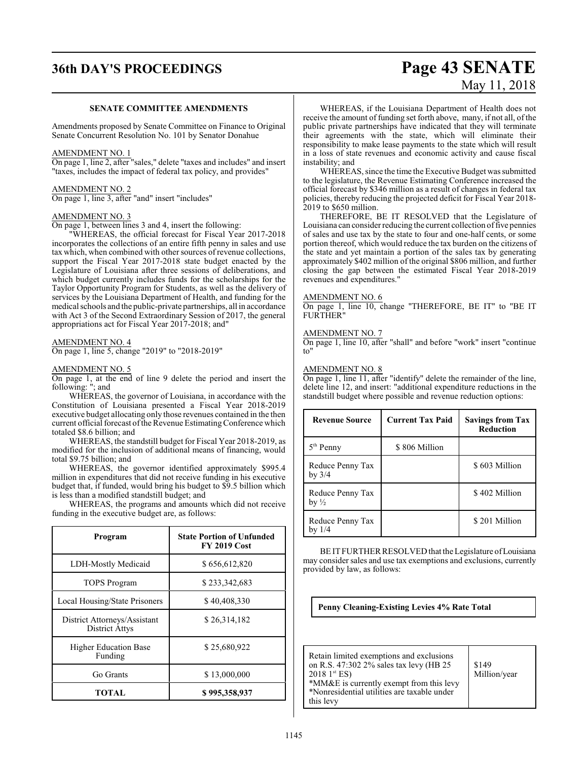### SENATE COMMITTEE AMENDMENTS

Amendments proposed by Senate Committee on Finance to Original Senate Concurrent Resolution No. 101 by Senator Donahue

AMENDMENT NO. 1

On page 1, line 2, after "sales," delete "taxes and includes" and insert "taxes, includes the impact of federal tax policy, and provides"

AMENDMENT NO. 2

On page 1, line 3, after "and" insert "includes"

AMENDMENT NO. 3

On page 1, between lines 3 and 4, insert the following:

"WHEREAS, the official forecast for Fiscal Year 2017-2018 incorporates the collections of an entire fifth penny in sales and use tax which, when combined with other sources of revenue collections, support the Fiscal Year 2017-2018 state budget enacted by the Legislature of Louisiana after three sessions of deliberations, and which budget currently includes funds for the scholarships for the Taylor Opportunity Program for Students, as well as the delivery of services by the Louisiana Department of Health, and funding for the medical schools and the public-private partnerships, all in accordance with Act 3 of the Second Extraordinary Session of 2017, the general appropriations act for Fiscal Year 2017-2018; and"

AMENDMENT NO. 4

On page 1, line 5, change "2019" to "2018-2019"

AMENDMENT NO. 5

On page 1, at the end of line 9 delete the period and insert the following: "; and

WHEREAS, the governor of Louisiana, in accordance with the Constitution of Louisiana presented a Fiscal Year 2018-2019 executive budget allocating only those revenues contained in the then current official forecast of the Revenue Estimating Conference which totaled $8.6 billion; and

WHEREAS, the standstill budget for Fiscal Year 2018-2019, as modified for the inclusion of additional means of financing, would total $9.75 billion; and

WHEREAS, the governor identified approximately $995.4 million in expenditures that did not receive funding in his executive budget that, if funded, would bring his budget to $9.5 billion which is less than a modified standstill budget; and

WHEREAS, the programs and amounts which did not receive funding in the executive budget are, as follows:

| Program | State Portion of Unfunded FY 2019 Cost |
|---|---|
| LDH-Mostly Medicaid | $ 656,612,820 |
| TOPS Program | $ 233,342,683 |
| Local Housing/State Prisoners | $ 40,408,330 |
| District Attorneys/Assistant District Attys | $ 26,314,182 |
| Higher Education Base Funding | $ 25,680,922 |
| Go Grants | $ 13,000,000 |
| **TOTAL** | **$ 995,358,937** |

WHEREAS, if the Louisiana Department of Health does not receive the amount of funding set forth above, many, if not all, of the public private partnerships have indicated that they will terminate their agreements with the state, which will eliminate their responsibility to make lease payments to the state which will result in a loss of state revenues and economic activity and cause fiscal instability; and

WHEREAS, since the time the Executive Budget was submitted to the legislature, the Revenue Estimating Conference increased the official forecast by $346 million as a result of changes in federal tax policies, thereby reducing the projected deficit for Fiscal Year 2018-2019 to $650 million.

THEREFORE, BE IT RESOLVED that the Legislature of Louisiana can consider reducing the current collection of five pennies of sales and use tax by the state to four and one-half cents, or some portion thereof, which would reduce the tax burden on the citizens of the state and yet maintain a portion of the sales tax by generating approximately $402 million of the original $806 million, and further closing the gap between the estimated Fiscal Year 2018-2019 revenues and expenditures."

AMENDMENT NO. 6

On page 1, line 10, change "THEREFORE, BE IT" to "BE IT FURTHER"

AMENDMENT NO. 7

On page 1, line 10, after "shall" and before "work" insert "continue to"

AMENDMENT NO. 8

On page 1, line 11, after "identify" delete the remainder of the line, delete line 12, and insert: "additional expenditure reductions in the standstill budget where possible and revenue reduction options:

| Revenue Source | Current Tax Paid | Savings from Tax Reduction |
|---|---|---|
| 5th Penny | $ 806 Million | |
| Reduce Penny Tax by 3/4 | | $ 603 Million |
| Reduce Penny Tax by ½ | | $ 402 Million |
| Reduce Penny Tax by 1/4 | | $ 201 Million |

BE IT FURTHER RESOLVED that the Legislature of Louisiana may consider sales and use tax exemptions and exclusions, currently provided by law, as follows:

| Penny Cleaning-Existing Levies 4% Rate Total | |
|---|---|
| Retain limited exemptions and exclusions on R.S. 47:302 2% sales tax levy (HB 25 2018 1st ES)<br>*MM&E is currently exempt from this levy<br>*Nonresidential utilities are taxable under this levy | $149 Million/year |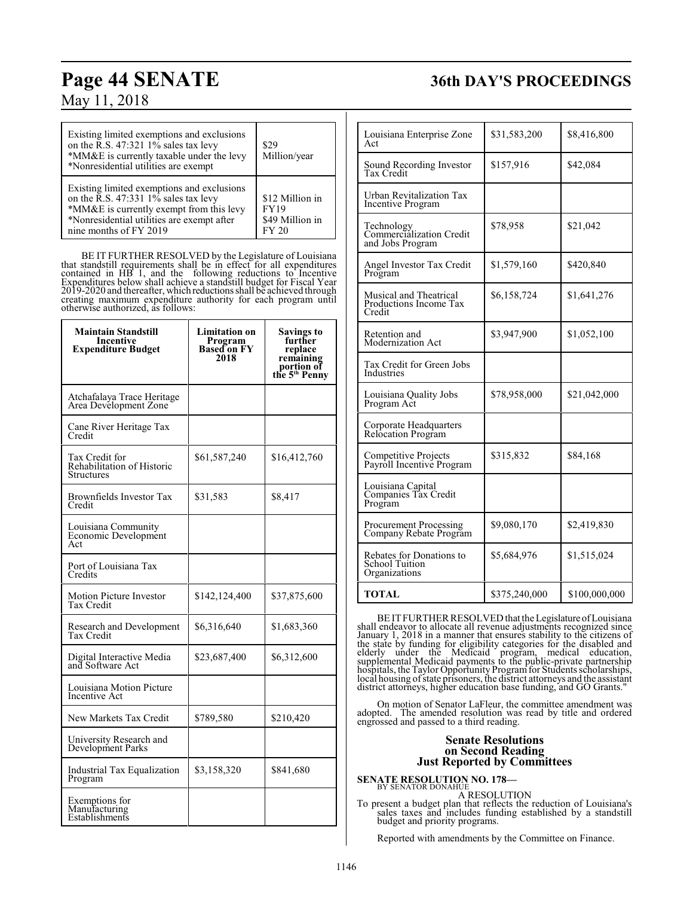| Existing limited exemptions and exclusions on the R.S. 47:321 1% sales tax levy *MM&E is currently taxable under the levy *Nonresidential utilities are exempt | \$29 Million/year |
|---|---|
| Existing limited exemptions and exclusions on the R.S. 47:331 1% sales tax levy *MM&E is currently exempt from this levy *Nonresidential utilities are exempt after nine months of FY 2019 | \$12 Million in FY19 \$49 Million in FY 20 |

BE IT FURTHER RESOLVED by the Legislature of Louisiana that standstill requirements shall be in effect for all expenditures contained in HB 1, and the following reductions to Incentive Expenditures below shall achieve a standstill budget for Fiscal Year 2019-2020 and thereafter, which reductions shall be achieved through creating maximum expenditure authority for each program until otherwise authorized, as follows:

| Maintain Standstill Incentive Expenditure Budget | Limitation on Program Based on FY 2018 | Savings to further replace remaining portion of the 5th Penny |
|---|---|---|
| Atchafalaya Trace Heritage Area Development Zone | | |
| Cane River Heritage Tax Credit | | |
| Tax Credit for Rehabilitation of Historic Structures | \$61,587,240 | \$16,412,760 |
| Brownfields Investor Tax Credit | \$31,583 | \$8,417 |
| Louisiana Community Economic Development Act | | |
| Port of Louisiana Tax Credits | | |
| Motion Picture Investor Tax Credit | \$142,124,400 | \$37,875,600 |
| Research and Development Tax Credit | \$6,316,640 | \$1,683,360 |
| Digital Interactive Media and Software Act | \$23,687,400 | \$6,312,600 |
| Louisiana Motion Picture Incentive Act | | |
| New Markets Tax Credit | \$789,580 | \$210,420 |
| University Research and Development Parks | | |
| Industrial Tax Equalization Program | \$3,158,320 | \$841,680 |
| Exemptions for Manufacturing Establishments | | |
| Louisiana Enterprise Zone Act | \$31,583,200 | \$8,416,800 |
| Sound Recording Investor Tax Credit | \$157,916 | \$42,084 |
| Urban Revitalization Tax Incentive Program | | |
| Technology Commercialization Credit and Jobs Program | \$78,958 | \$21,042 |
| Angel Investor Tax Credit Program | \$1,579,160 | \$420,840 |
| Musical and Theatrical Productions Income Tax Credit | \$6,158,724 | \$1,641,276 |
| Retention and Modernization Act | \$3,947,900 | \$1,052,100 |
| Tax Credit for Green Jobs Industries | | |
| Louisiana Quality Jobs Program Act | \$78,958,000 | \$21,042,000 |
| Corporate Headquarters Relocation Program | | |
| Competitive Projects Payroll Incentive Program | \$315,832 | \$84,168 |
| Louisiana Capital Companies Tax Credit Program | | |
| Procurement Processing Company Rebate Program | \$9,080,170 | \$2,419,830 |
| Rebates for Donations to School Tuition Organizations | \$5,684,976 | \$1,515,024 |
| **TOTAL** | \$375,240,000 | \$100,000,000 |

BE IT FURTHER RESOLVED that the Legislature of Louisiana shall endeavor to allocate all revenue adjustments recognized since January 1, 2018 in a manner that ensures stability to the citizens of the state by funding for eligibility categories for the disabled and elderly under the Medicaid program, medical education, supplemental Medicaid payments to the public-private partnership hospitals, the Taylor Opportunity Program for Students scholarships, local housing of state prisoners, the district attorneys and the assistant district attorneys, higher education base funding, and GO Grants."

On motion of Senator LaFleur, the committee amendment was adopted. The amended resolution was read by title and ordered engrossed and passed to a third reading.

## Senate Resolutions on Second Reading Just Reported by Committees

**SENATE RESOLUTION NO. 178—**
BY SENATOR DONAHUE

A RESOLUTION

To present a budget plan that reflects the reduction of Louisiana's sales taxes and includes funding established by a standstill budget and priority programs.

Reported with amendments by the Committee on Finance.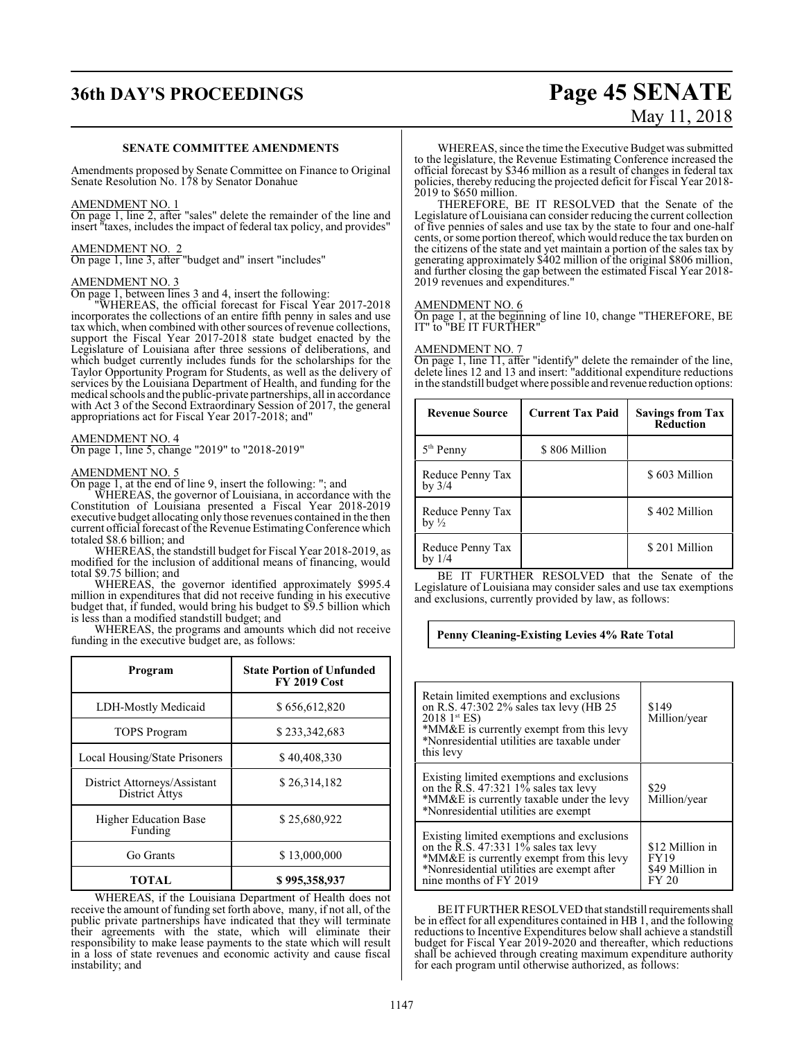### SENATE COMMITTEE AMENDMENTS

Amendments proposed by Senate Committee on Finance to Original Senate Resolution No. 178 by Senator Donahue

AMENDMENT NO. 1

On page 1, line 2, after "sales" delete the remainder of the line and insert "taxes, includes the impact of federal tax policy, and provides"

AMENDMENT NO. 2

On page 1, line 3, after "budget and" insert "includes"

AMENDMENT NO. 3

On page 1, between lines 3 and 4, insert the following:

"WHEREAS, the official forecast for Fiscal Year 2017-2018 incorporates the collections of an entire fifth penny in sales and use tax which, when combined with other sources of revenue collections, support the Fiscal Year 2017-2018 state budget enacted by the Legislature of Louisiana after three sessions of deliberations, and which budget currently includes funds for the scholarships for the Taylor Opportunity Program for Students, as well as the delivery of services by the Louisiana Department of Health, and funding for the medical schools and the public-private partnerships, all in accordance with Act 3 of the Second Extraordinary Session of 2017, the general appropriations act for Fiscal Year 2017-2018; and"

AMENDMENT NO. 4

On page 1, line 5, change "2019" to "2018-2019"

AMENDMENT NO. 5

On page 1, at the end of line 9, insert the following: "; and

WHEREAS, the governor of Louisiana, in accordance with the Constitution of Louisiana presented a Fiscal Year 2018-2019 executive budget allocating only those revenues contained in the then current official forecast of the Revenue Estimating Conference which totaled $8.6 billion; and

WHEREAS, the standstill budget for Fiscal Year 2018-2019, as modified for the inclusion of additional means of financing, would total $9.75 billion; and

WHEREAS, the governor identified approximately $995.4 million in expenditures that did not receive funding in his executive budget that, if funded, would bring his budget to $9.5 billion which is less than a modified standstill budget; and

WHEREAS, the programs and amounts which did not receive funding in the executive budget are, as follows:

| Program | State Portion of Unfunded FY 2019 Cost |
|---|---|
| LDH-Mostly Medicaid | $ 656,612,820 |
| TOPS Program | $ 233,342,683 |
| Local Housing/State Prisoners | $ 40,408,330 |
| District Attorneys/Assistant District Attys | $ 26,314,182 |
| Higher Education Base Funding | $ 25,680,922 |
| Go Grants | $ 13,000,000 |
| **TOTAL** | **$ 995,358,937** |

WHEREAS, if the Louisiana Department of Health does not receive the amount of funding set forth above, many, if not all, of the public private partnerships have indicated that they will terminate their agreements with the state, which will eliminate their responsibility to make lease payments to the state which will result in a loss of state revenues and economic activity and cause fiscal instability; and

WHEREAS, since the time the Executive Budget was submitted to the legislature, the Revenue Estimating Conference increased the official forecast by $346 million as a result of changes in federal tax policies, thereby reducing the projected deficit for Fiscal Year 2018-2019 to $650 million.

THEREFORE, BE IT RESOLVED that the Senate of the Legislature of Louisiana can consider reducing the current collection of five pennies of sales and use tax by the state to four and one-half cents, or some portion thereof, which would reduce the tax burden on the citizens of the state and yet maintain a portion of the sales tax by generating approximately $402 million of the original $806 million, and further closing the gap between the estimated Fiscal Year 2018-2019 revenues and expenditures."

AMENDMENT NO. 6

On page 1, at the beginning of line 10, change "THEREFORE, BE IT" to "BE IT FURTHER"

AMENDMENT NO. 7

On page 1, line 11, after "identify" delete the remainder of the line, delete lines 12 and 13 and insert: "additional expenditure reductions in the standstill budget where possible and revenue reduction options:

| Revenue Source | Current Tax Paid | Savings from Tax Reduction |
|---|---|---|
| 5th Penny | $ 806 Million | |
| Reduce Penny Tax by 3/4 | | $ 603 Million |
| Reduce Penny Tax by ½ | | $ 402 Million |
| Reduce Penny Tax by 1/4 | | $ 201 Million |

BE IT FURTHER RESOLVED that the Senate of the Legislature of Louisiana may consider sales and use tax exemptions and exclusions, currently provided by law, as follows:

| Penny Cleaning-Existing Levies 4% Rate Total | |
|---|---|
| Retain limited exemptions and exclusions on R.S. 47:302 2% sales tax levy (HB 25 2018 1st ES)<br>*MM&E is currently exempt from this levy<br>*Nonresidential utilities are taxable under this levy | $149 Million/year |
| Existing limited exemptions and exclusions on the R.S. 47:321 1% sales tax levy<br>*MM&E is currently taxable under the levy<br>*Nonresidential utilities are exempt | $29 Million/year |
| Existing limited exemptions and exclusions on the R.S. 47:331 1% sales tax levy<br>*MM&E is currently exempt from this levy<br>*Nonresidential utilities are exempt after nine months of FY 2019 | $12 Million in FY19<br>$49 Million in FY 20 |

BE IT FURTHER RESOLVED that standstill requirements shall be in effect for all expenditures contained in HB 1, and the following reductions to Incentive Expenditures below shall achieve a standstill budget for Fiscal Year 2019-2020 and thereafter, which reductions shall be achieved through creating maximum expenditure authority for each program until otherwise authorized, as follows: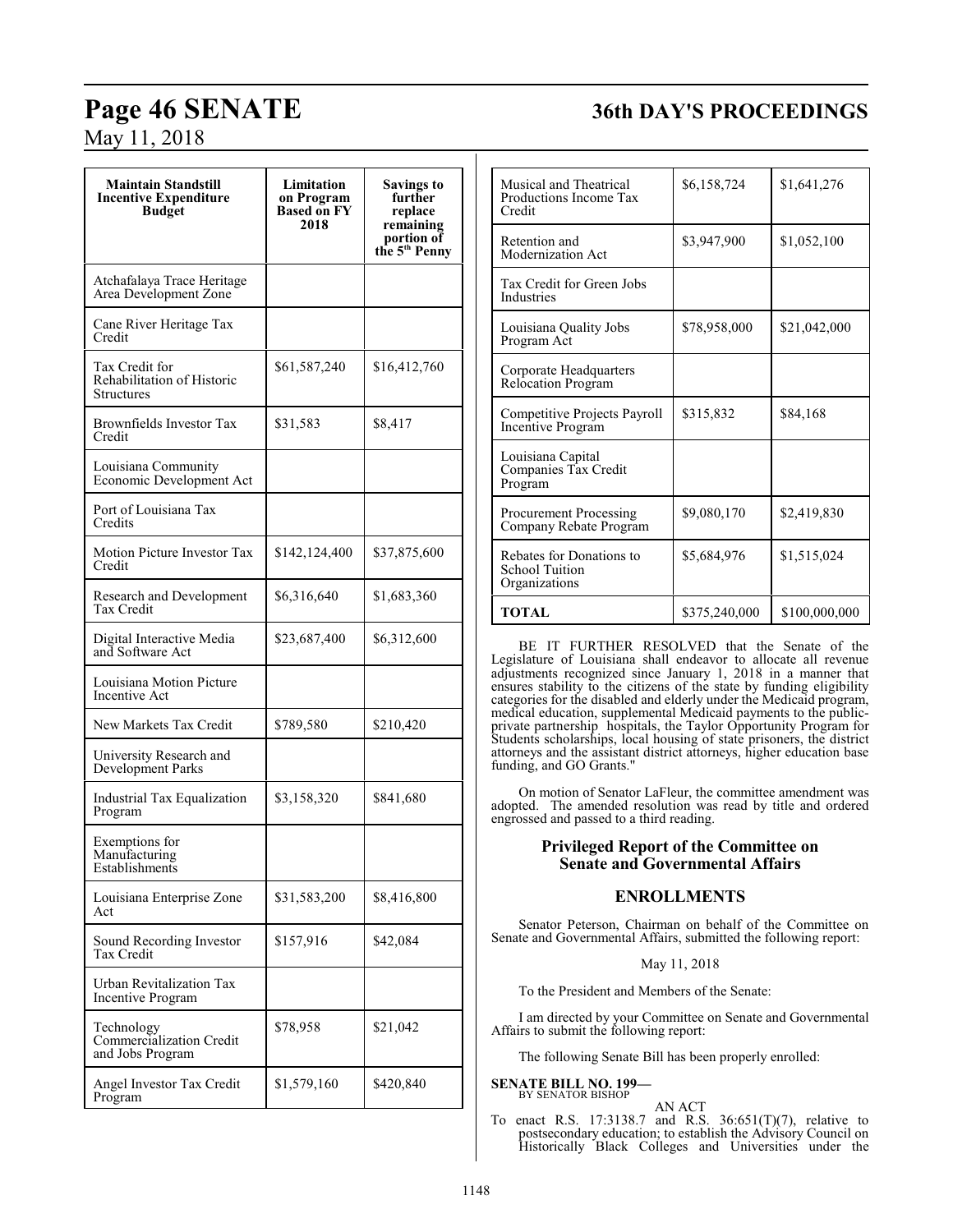| Maintain Standstill Incentive Expenditure Budget | Limitation on Program Based on FY 2018 | Savings to further replace remaining portion of the 5th Penny |
|---|---|---|
| Atchafalaya Trace Heritage Area Development Zone | | |
| Cane River Heritage Tax Credit | | |
| Tax Credit for Rehabilitation of Historic Structures | $61,587,240 | $16,412,760 |
| Brownfields Investor Tax Credit | $31,583 | $8,417 |
| Louisiana Community Economic Development Act | | |
| Port of Louisiana Tax Credits | | |
| Motion Picture Investor Tax Credit | $142,124,400 | $37,875,600 |
| Research and Development Tax Credit | $6,316,640 | $1,683,360 |
| Digital Interactive Media and Software Act | $23,687,400 | $6,312,600 |
| Louisiana Motion Picture Incentive Act | | |
| New Markets Tax Credit | $789,580 | $210,420 |
| University Research and Development Parks | | |
| Industrial Tax Equalization Program | $3,158,320 | $841,680 |
| Exemptions for Manufacturing Establishments | | |
| Louisiana Enterprise Zone Act | $31,583,200 | $8,416,800 |
| Sound Recording Investor Tax Credit | $157,916 | $42,084 |
| Urban Revitalization Tax Incentive Program | | |
| Technology Commercialization Credit and Jobs Program | $78,958 | $21,042 |
| Angel Investor Tax Credit Program | $1,579,160 | $420,840 |
| Musical and Theatrical Productions Income Tax Credit | $6,158,724 | $1,641,276 |
| Retention and Modernization Act | $3,947,900 | $1,052,100 |
| Tax Credit for Green Jobs Industries | | |
| Louisiana Quality Jobs Program Act | $78,958,000 | $21,042,000 |
| Corporate Headquarters Relocation Program | | |
| Competitive Projects Payroll Incentive Program | $315,832 | $84,168 |
| Louisiana Capital Companies Tax Credit Program | | |
| Procurement Processing Company Rebate Program | $9,080,170 | $2,419,830 |
| Rebates for Donations to School Tuition Organizations | $5,684,976 | $1,515,024 |
| **TOTAL** | $375,240,000 | $100,000,000 |

BE IT FURTHER RESOLVED that the Senate of the Legislature of Louisiana shall endeavor to allocate all revenue adjustments recognized since January 1, 2018 in a manner that ensures stability to the citizens of the state by funding eligibility categories for the disabled and elderly under the Medicaid program, medical education, supplemental Medicaid payments to the public-private partnership hospitals, the Taylor Opportunity Program for Students scholarships, local housing of state prisoners, the district attorneys and the assistant district attorneys, higher education base funding, and GO Grants."

On motion of Senator LaFleur, the committee amendment was adopted. The amended resolution was read by title and ordered engrossed and passed to a third reading.

## Privileged Report of the Committee on Senate and Governmental Affairs

## ENROLLMENTS

Senator Peterson, Chairman on behalf of the Committee on Senate and Governmental Affairs, submitted the following report:

May 11, 2018

To the President and Members of the Senate:

I am directed by your Committee on Senate and Governmental Affairs to submit the following report:

The following Senate Bill has been properly enrolled:

**SENATE BILL NO. 199—**
BY SENATOR BISHOP

AN ACT

To enact R.S. 17:3138.7 and R.S. 36:651(T)(7), relative to postsecondary education; to establish the Advisory Council on Historically Black Colleges and Universities under the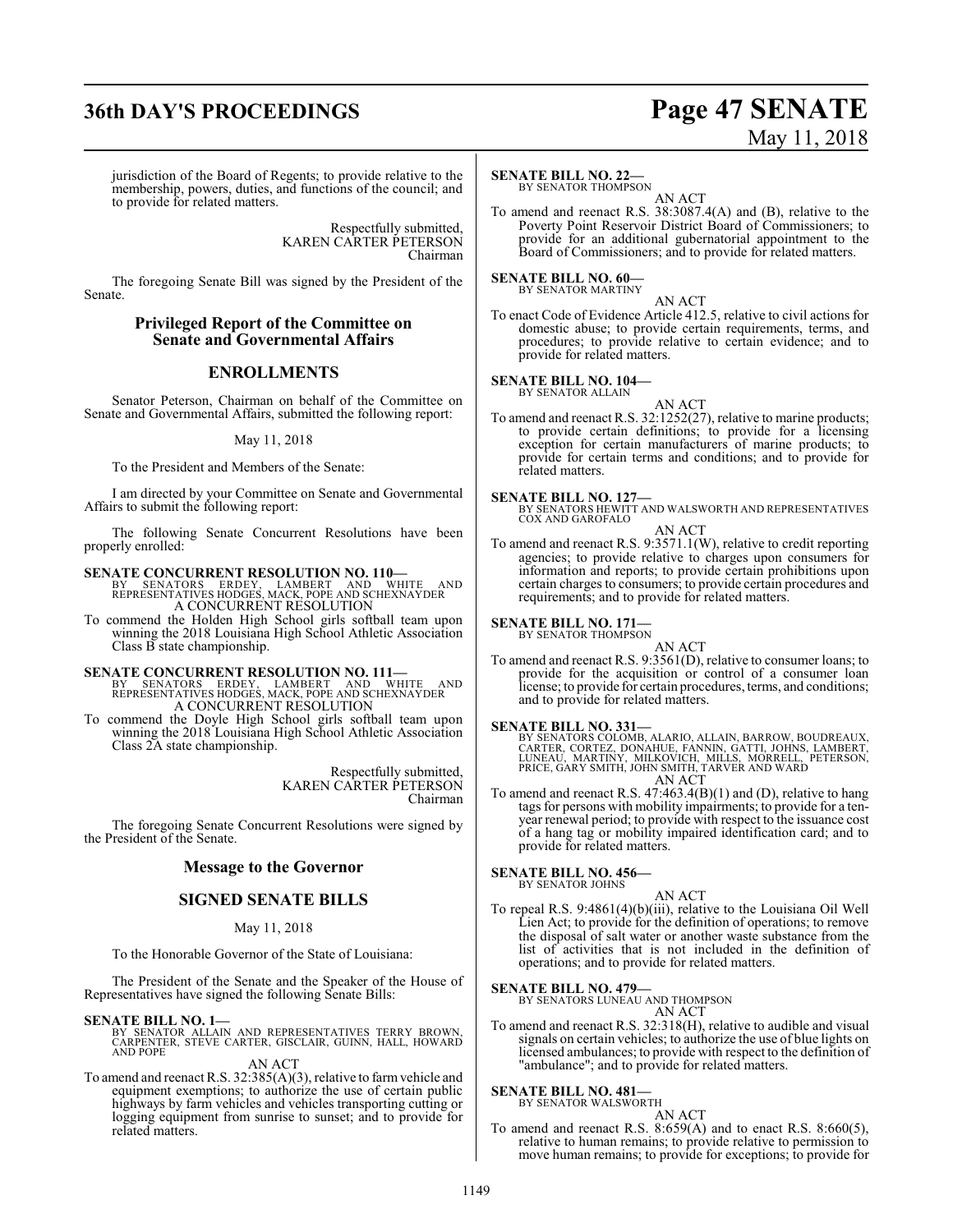jurisdiction of the Board of Regents; to provide relative to the membership, powers, duties, and functions of the council; and to provide for related matters.

Respectfully submitted,
KAREN CARTER PETERSON
Chairman

The foregoing Senate Bill was signed by the President of the Senate.

## Privileged Report of the Committee on Senate and Governmental Affairs

## ENROLLMENTS

Senator Peterson, Chairman on behalf of the Committee on Senate and Governmental Affairs, submitted the following report:

May 11, 2018

To the President and Members of the Senate:

I am directed by your Committee on Senate and Governmental Affairs to submit the following report:

The following Senate Concurrent Resolutions have been properly enrolled:

**SENATE CONCURRENT RESOLUTION NO. 110—**
BY SENATORS ERDEY, LAMBERT AND WHITE AND REPRESENTATIVES HODGES, MACK, POPE AND SCHEXNAYDER
A CONCURRENT RESOLUTION
To commend the Holden High School girls softball team upon winning the 2018 Louisiana High School Athletic Association Class B state championship.

**SENATE CONCURRENT RESOLUTION NO. 111—**
BY SENATORS ERDEY, LAMBERT AND WHITE AND REPRESENTATIVES HODGES, MACK, POPE AND SCHEXNAYDER
A CONCURRENT RESOLUTION
To commend the Doyle High School girls softball team upon winning the 2018 Louisiana High School Athletic Association Class 2A state championship.

Respectfully submitted,
KAREN CARTER PETERSON
Chairman

The foregoing Senate Concurrent Resolutions were signed by the President of the Senate.

## Message to the Governor

## SIGNED SENATE BILLS

May 11, 2018

To the Honorable Governor of the State of Louisiana:

The President of the Senate and the Speaker of the House of Representatives have signed the following Senate Bills:

**SENATE BILL NO. 1—**
BY SENATOR ALLAIN AND REPRESENTATIVES TERRY BROWN, CARPENTER, STEVE CARTER, GISCLAIR, GUINN, HALL, HOWARD AND POPE
AN ACT
To amend and reenact R.S. 32:385(A)(3), relative to farm vehicle and equipment exemptions; to authorize the use of certain public highways by farm vehicles and vehicles transporting cutting or logging equipment from sunrise to sunset; and to provide for related matters.

**SENATE BILL NO. 22—**
BY SENATOR THOMPSON
AN ACT
To amend and reenact R.S. 38:3087.4(A) and (B), relative to the Poverty Point Reservoir District Board of Commissioners; to provide for an additional gubernatorial appointment to the Board of Commissioners; and to provide for related matters.

**SENATE BILL NO. 60—**
BY SENATOR MARTINY
AN ACT
To enact Code of Evidence Article 412.5, relative to civil actions for domestic abuse; to provide certain requirements, terms, and procedures; to provide relative to certain evidence; and to provide for related matters.

**SENATE BILL NO. 104—**
BY SENATOR ALLAIN
AN ACT
To amend and reenact R.S. 32:1252(27), relative to marine products; to provide certain definitions; to provide for a licensing exception for certain manufacturers of marine products; to provide for certain terms and conditions; and to provide for related matters.

**SENATE BILL NO. 127—**
BY SENATORS HEWITT AND WALSWORTH AND REPRESENTATIVES COX AND GAROFALO
AN ACT
To amend and reenact R.S. 9:3571.1(W), relative to credit reporting agencies; to provide relative to charges upon consumers for information and reports; to provide certain prohibitions upon certain charges to consumers; to provide certain procedures and requirements; and to provide for related matters.

**SENATE BILL NO. 171—**
BY SENATOR THOMPSON
AN ACT
To amend and reenact R.S. 9:3561(D), relative to consumer loans; to provide for the acquisition or control of a consumer loan license; to provide for certain procedures, terms, and conditions; and to provide for related matters.

**SENATE BILL NO. 331—**
BY SENATORS COLOMB, ALARIO, ALLAIN, BARROW, BOUDREAUX, CARTER, CORTEZ, DONAHUE, FANNIN, GATTI, JOHNS, LAMBERT, LUNEAU, MARTINY, MILKOVICH, MILLS, MORRELL, PETERSON, PRICE, GARY SMITH, JOHN SMITH, TARVER AND WARD
AN ACT
To amend and reenact R.S. 47:463.4(B)(1) and (D), relative to hang tags for persons with mobility impairments; to provide for a ten-year renewal period; to provide with respect to the issuance cost of a hang tag or mobility impaired identification card; and to provide for related matters.

**SENATE BILL NO. 456—**
BY SENATOR JOHNS
AN ACT
To repeal R.S. 9:4861(4)(b)(iii), relative to the Louisiana Oil Well Lien Act; to provide for the definition of operations; to remove the disposal of salt water or another waste substance from the list of activities that is not included in the definition of operations; and to provide for related matters.

**SENATE BILL NO. 479—**
BY SENATORS LUNEAU AND THOMPSON
AN ACT
To amend and reenact R.S. 32:318(H), relative to audible and visual signals on certain vehicles; to authorize the use of blue lights on licensed ambulances; to provide with respect to the definition of "ambulance"; and to provide for related matters.

**SENATE BILL NO. 481—**
BY SENATOR WALSWORTH
AN ACT
To amend and reenact R.S. 8:659(A) and to enact R.S. 8:660(5), relative to human remains; to provide relative to permission to move human remains; to provide for exceptions; to provide for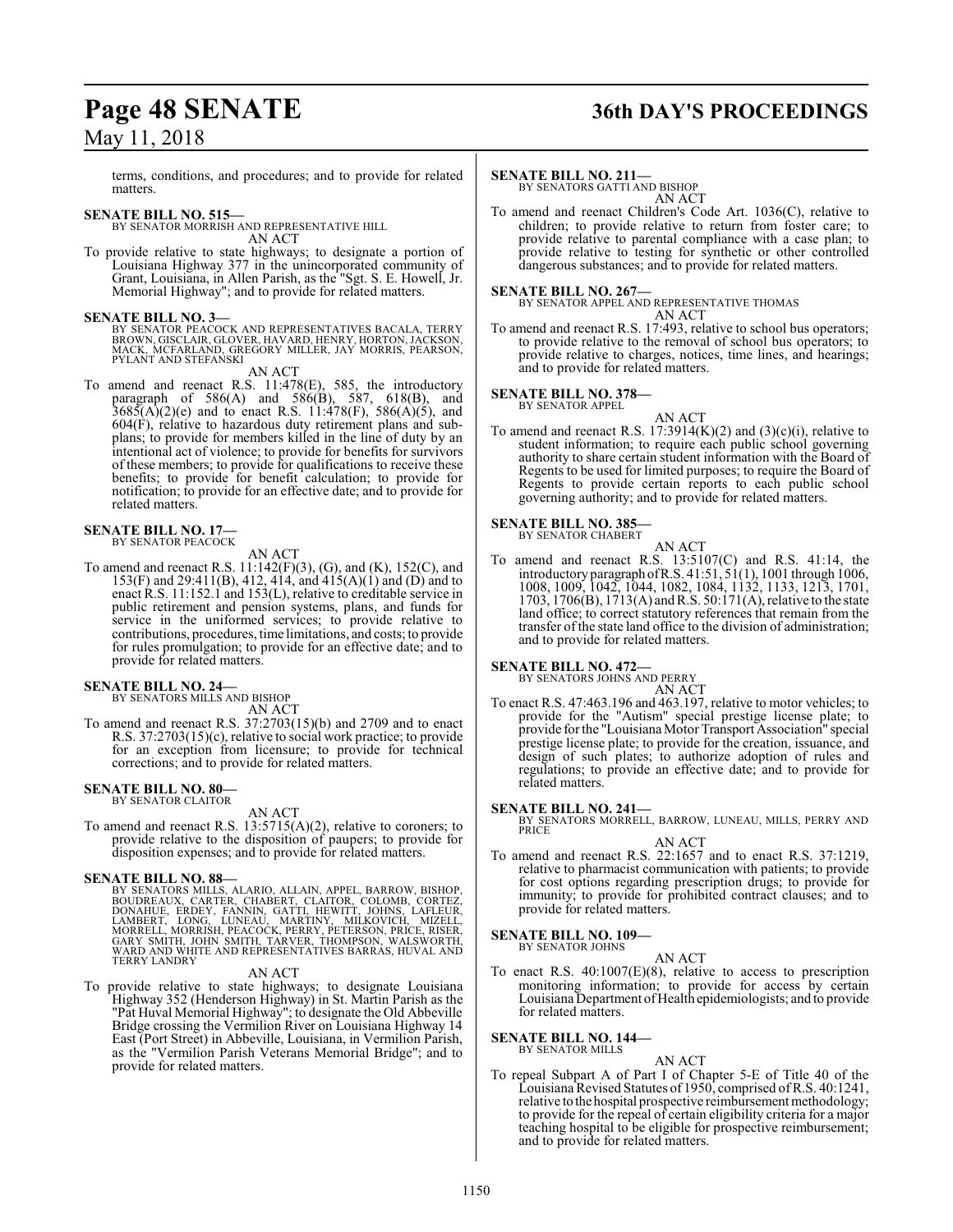terms, conditions, and procedures; and to provide for related matters.

**SENATE BILL NO. 515—**
BY SENATOR MORRISH AND REPRESENTATIVE HILL
AN ACT
To provide relative to state highways; to designate a portion of Louisiana Highway 377 in the unincorporated community of Grant, Louisiana, in Allen Parish, as the "Sgt. S. E. Howell, Jr. Memorial Highway"; and to provide for related matters.

**SENATE BILL NO. 3—**
BY SENATOR PEACOCK AND REPRESENTATIVES BACALA, TERRY BROWN, GISCLAIR, GLOVER, HAVARD, HENRY, HORTON, JACKSON, MACK, MCFARLAND, GREGORY MILLER, JAY MORRIS, PEARSON, PYLANT AND STEFANSKI
AN ACT
To amend and reenact R.S. 11:478(E), 585, the introductory paragraph of 586(A) and 586(B), 587, 618(B), and 3685(A)(2)(e) and to enact R.S. 11:478(F), 586(A)(5), and 604(F), relative to hazardous duty retirement plans and sub-plans; to provide for members killed in the line of duty by an intentional act of violence; to provide for benefits for survivors of these members; to provide for qualifications to receive these benefits; to provide for benefit calculation; to provide for notification; to provide for an effective date; and to provide for related matters.

**SENATE BILL NO. 17—**
BY SENATOR PEACOCK
AN ACT
To amend and reenact R.S. 11:142(F)(3), (G), and (K), 152(C), and 153(F) and 29:411(B), 412, 414, and 415(A)(1) and (D) and to enact R.S. 11:152.1 and 153(L), relative to creditable service in public retirement and pension systems, plans, and funds for service in the uniformed services; to provide relative to contributions, procedures, time limitations, and costs; to provide for rules promulgation; to provide for an effective date; and to provide for related matters.

**SENATE BILL NO. 24—**
BY SENATORS MILLS AND BISHOP
AN ACT
To amend and reenact R.S. 37:2703(15)(b) and 2709 and to enact R.S. 37:2703(15)(c), relative to social work practice; to provide for an exception from licensure; to provide for technical corrections; and to provide for related matters.

**SENATE BILL NO. 80—**
BY SENATOR CLAITOR
AN ACT
To amend and reenact R.S. 13:5715(A)(2), relative to coroners; to provide relative to the disposition of paupers; to provide for disposition expenses; and to provide for related matters.

**SENATE BILL NO. 88—**
BY SENATORS MILLS, ALARIO, ALLAIN, APPEL, BARROW, BISHOP, BOUDREAUX, CARTER, CHABERT, CLAITOR, COLOMB, CORTEZ, DONAHUE, ERDEY, FANNIN, GATTI, HEWITT, JOHNS, LAFLEUR, LAMBERT, LONG, LUNEAU, MARTINY, MILKOVICH, MIZELL, MORRELL, MORRISH, PEACOCK, PERRY, PETERSON, PRICE, RISER, GARY SMITH, JOHN SMITH, TARVER, THOMPSON, WALSWORTH, WARD AND WHITE AND REPRESENTATIVES BARRAS, HUVAL AND TERRY LANDRY
AN ACT
To provide relative to state highways; to designate Louisiana Highway 352 (Henderson Highway) in St. Martin Parish as the "Pat Huval Memorial Highway"; to designate the Old Abbeville Bridge crossing the Vermilion River on Louisiana Highway 14 East (Port Street) in Abbeville, Louisiana, in Vermilion Parish, as the "Vermilion Parish Veterans Memorial Bridge"; and to provide for related matters.

**SENATE BILL NO. 211—**
BY SENATORS GATTI AND BISHOP
AN ACT
To amend and reenact Children's Code Art. 1036(C), relative to children; to provide relative to return from foster care; to provide relative to parental compliance with a case plan; to provide relative to testing for synthetic or other controlled dangerous substances; and to provide for related matters.

**SENATE BILL NO. 267—**
BY SENATOR APPEL AND REPRESENTATIVE THOMAS
AN ACT
To amend and reenact R.S. 17:493, relative to school bus operators; to provide relative to the removal of school bus operators; to provide relative to charges, notices, time lines, and hearings; and to provide for related matters.

**SENATE BILL NO. 378—**
BY SENATOR APPEL
AN ACT
To amend and reenact R.S. 17:3914(K)(2) and (3)(c)(i), relative to student information; to require each public school governing authority to share certain student information with the Board of Regents to be used for limited purposes; to require the Board of Regents to provide certain reports to each public school governing authority; and to provide for related matters.

**SENATE BILL NO. 385—**
BY SENATOR CHABERT
AN ACT
To amend and reenact R.S. 13:5107(C) and R.S. 41:14, the introductory paragraph of R.S. 41:51, 51(1), 1001 through 1006, 1008, 1009, 1042, 1044, 1082, 1084, 1132, 1133, 1213, 1701, 1703, 1706(B), 1713(A) and R.S. 50:171(A), relative to the state land office; to correct statutory references that remain from the transfer of the state land office to the division of administration; and to provide for related matters.

**SENATE BILL NO. 472—**
BY SENATORS JOHNS AND PERRY
AN ACT
To enact R.S. 47:463.196 and 463.197, relative to motor vehicles; to provide for the "Autism" special prestige license plate; to provide for the "Louisiana Motor Transport Association" special prestige license plate; to provide for the creation, issuance, and design of such plates; to authorize adoption of rules and regulations; to provide an effective date; and to provide for related matters.

**SENATE BILL NO. 241—**
BY SENATORS MORRELL, BARROW, LUNEAU, MILLS, PERRY AND PRICE
AN ACT
To amend and reenact R.S. 22:1657 and to enact R.S. 37:1219, relative to pharmacist communication with patients; to provide for cost options regarding prescription drugs; to provide for immunity; to provide for prohibited contract clauses; and to provide for related matters.

**SENATE BILL NO. 109—**
BY SENATOR JOHNS
AN ACT
To enact R.S. 40:1007(E)(8), relative to access to prescription monitoring information; to provide for access by certain Louisiana Department of Health epidemiologists; and to provide for related matters.

**SENATE BILL NO. 144—**
BY SENATOR MILLS
AN ACT
To repeal Subpart A of Part I of Chapter 5-E of Title 40 of the Louisiana Revised Statutes of 1950, comprised of R.S. 40:1241, relative to the hospital prospective reimbursement methodology; to provide for the repeal of certain eligibility criteria for a major teaching hospital to be eligible for prospective reimbursement; and to provide for related matters.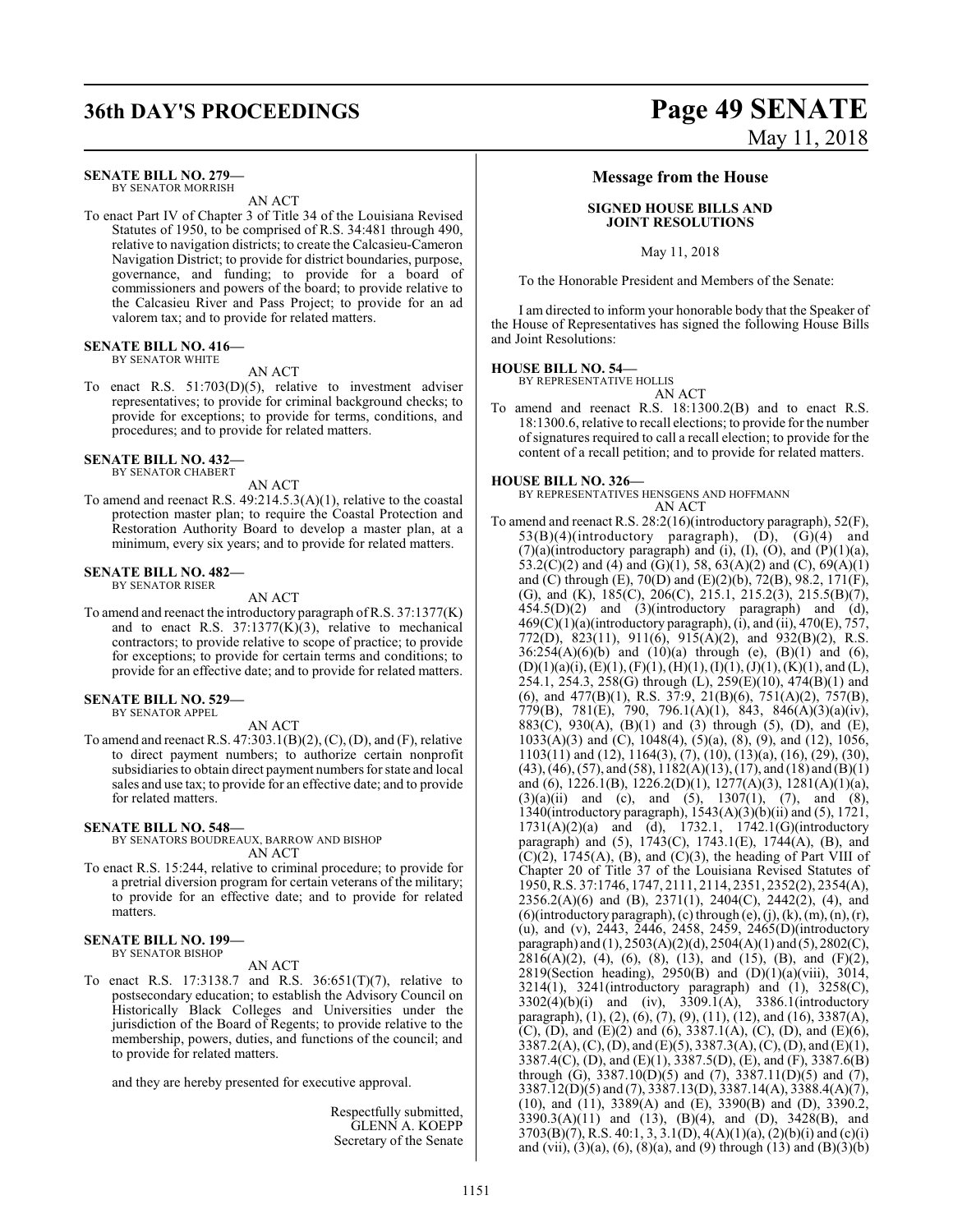**SENATE BILL NO. 279—**
BY SENATOR MORRISH

AN ACT

To enact Part IV of Chapter 3 of Title 34 of the Louisiana Revised Statutes of 1950, to be comprised of R.S. 34:481 through 490, relative to navigation districts; to create the Calcasieu-Cameron Navigation District; to provide for district boundaries, purpose, governance, and funding; to provide for a board of commissioners and powers of the board; to provide relative to the Calcasieu River and Pass Project; to provide for an ad valorem tax; and to provide for related matters.

**SENATE BILL NO. 416—**
BY SENATOR WHITE

AN ACT

To enact R.S. 51:703(D)(5), relative to investment adviser representatives; to provide for criminal background checks; to provide for exceptions; to provide for terms, conditions, and procedures; and to provide for related matters.

**SENATE BILL NO. 432—**
BY SENATOR CHABERT

AN ACT

To amend and reenact R.S. 49:214.5.3(A)(1), relative to the coastal protection master plan; to require the Coastal Protection and Restoration Authority Board to develop a master plan, at a minimum, every six years; and to provide for related matters.

**SENATE BILL NO. 482—**
BY SENATOR RISER

AN ACT

To amend and reenact the introductory paragraph of R.S. 37:1377(K) and to enact R.S. 37:1377(K)(3), relative to mechanical contractors; to provide relative to scope of practice; to provide for exceptions; to provide for certain terms and conditions; to provide for an effective date; and to provide for related matters.

**SENATE BILL NO. 529—**
BY SENATOR APPEL

AN ACT

To amend and reenact R.S. 47:303.1(B)(2), (C), (D), and (F), relative to direct payment numbers; to authorize certain nonprofit subsidiaries to obtain direct payment numbers for state and local sales and use tax; to provide for an effective date; and to provide for related matters.

**SENATE BILL NO. 548—**
BY SENATORS BOUDREAUX, BARROW AND BISHOP

AN ACT

To enact R.S. 15:244, relative to criminal procedure; to provide for a pretrial diversion program for certain veterans of the military; to provide for an effective date; and to provide for related matters.

**SENATE BILL NO. 199—**
BY SENATOR BISHOP

AN ACT

To enact R.S. 17:3138.7 and R.S. 36:651(T)(7), relative to postsecondary education; to establish the Advisory Council on Historically Black Colleges and Universities under the jurisdiction of the Board of Regents; to provide relative to the membership, powers, duties, and functions of the council; and to provide for related matters.

and they are hereby presented for executive approval.

Respectfully submitted,
GLENN A. KOEPP
Secretary of the Senate

## Message from the House

### SIGNED HOUSE BILLS AND JOINT RESOLUTIONS

May 11, 2018

To the Honorable President and Members of the Senate:

I am directed to inform your honorable body that the Speaker of the House of Representatives has signed the following House Bills and Joint Resolutions:

**HOUSE BILL NO. 54—**
BY REPRESENTATIVE HOLLIS

AN ACT

To amend and reenact R.S. 18:1300.2(B) and to enact R.S. 18:1300.6, relative to recall elections; to provide for the number of signatures required to call a recall election; to provide for the content of a recall petition; and to provide for related matters.

**HOUSE BILL NO. 326—**
BY REPRESENTATIVES HENSGENS AND HOFFMANN

AN ACT

To amend and reenact R.S. 28:2(16)(introductory paragraph), 52(F), 53(B)(4)(introductory paragraph), (D), (G)(4) and (7)(a)(introductory paragraph) and (i), (I), (O), and (P)(1)(a), 53.2(C)(2) and (4) and (G)(1), 58, 63(A)(2) and (C), 69(A)(1) and (C) through (E), 70(D) and (E)(2)(b), 72(B), 98.2, 171(F), (G), and (K), 185(C), 206(C), 215.1, 215.2(3), 215.5(B)(7), 454.5(D)(2) and (3)(introductory paragraph) and (d), 469(C)(1)(a)(introductory paragraph), (i), and (ii), 470(E), 757, 772(D), 823(11), 911(6), 915(A)(2), and 932(B)(2), R.S. 36:254(A)(6)(b) and (10)(a) through (e), (B)(1) and (6), (D)(1)(a)(i), (E)(1), (F)(1), (H)(1), (I)(1), (J)(1), (K)(1), and (L), 254.1, 254.3, 258(G) through (L), 259(E)(10), 474(B)(1) and (6), and 477(B)(1), R.S. 37:9, 21(B)(6), 751(A)(2), 757(B), 779(B), 781(E), 790, 796.1(A)(1), 843, 846(A)(3)(a)(iv), 883(C), 930(A), (B)(1) and (3) through (5), (D), and (E), 1033(A)(3) and (C), 1048(4), (5)(a), (8), (9), and (12), 1056, 1103(11) and (12), 1164(3), (7), (10), (13)(a), (16), (29), (30), (43), (46), (57), and (58), 1182(A)(13), (17), and (18) and (B)(1) and (6), 1226.1(B), 1226.2(D)(1), 1277(A)(3), 1281(A)(1)(a), (3)(a)(ii) and (c), and (5), 1307(1), (7), and (8), 1340(introductory paragraph), 1543(A)(3)(b)(ii) and (5), 1721, 1731(A)(2)(a) and (d), 1732.1, 1742.1(G)(introductory paragraph) and (5), 1743(C), 1743.1(E), 1744(A), (B), and (C)(2), 1745(A), (B), and (C)(3), the heading of Part VIII of Chapter 20 of Title 37 of the Louisiana Revised Statutes of 1950, R.S. 37:1746, 1747, 2111, 2114, 2351, 2352(2), 2354(A), 2356.2(A)(6) and (B), 2371(1), 2404(C), 2442(2), (4), and (6)(introductory paragraph), (c) through (e), (j), (k), (m), (n), (r), (u), and (v), 2443, 2446, 2458, 2459, 2465(D)(introductory paragraph) and (1), 2503(A)(2)(d), 2504(A)(1) and (5), 2802(C), 2816(A)(2), (4), (6), (8), (13), and (15), (B), and (F)(2), 2819(Section heading), 2950(B) and (D)(1)(a)(viii), 3014, 3214(1), 3241(introductory paragraph) and (1), 3258(C), 3302(4)(b)(i) and (iv), 3309.1(A), 3386.1(introductory paragraph), (1), (2), (6), (7), (9), (11), (12), and (16), 3387(A), (C), (D), and (E)(2) and (6), 3387.1(A), (C), (D), and (E)(6), 3387.2(A), (C), (D), and (E)(5), 3387.3(A), (C), (D), and (E)(1), 3387.4(C), (D), and (E)(1), 3387.5(D), (E), and (F), 3387.6(B) through (G), 3387.10(D)(5) and (7), 3387.11(D)(5) and (7), 3387.12(D)(5) and (7), 3387.13(D), 3387.14(A), 3388.4(A)(7), (10), and (11), 3389(A) and (E), 3390(B) and (D), 3390.2, 3390.3(A)(11) and (13), (B)(4), and (D), 3428(B), and 3703(B)(7), R.S. 40:1, 3, 3.1(D), 4(A)(1)(a), (2)(b)(i) and (c)(i) and (vii), (3)(a), (6), (8)(a), and (9) through (13) and (B)(3)(b)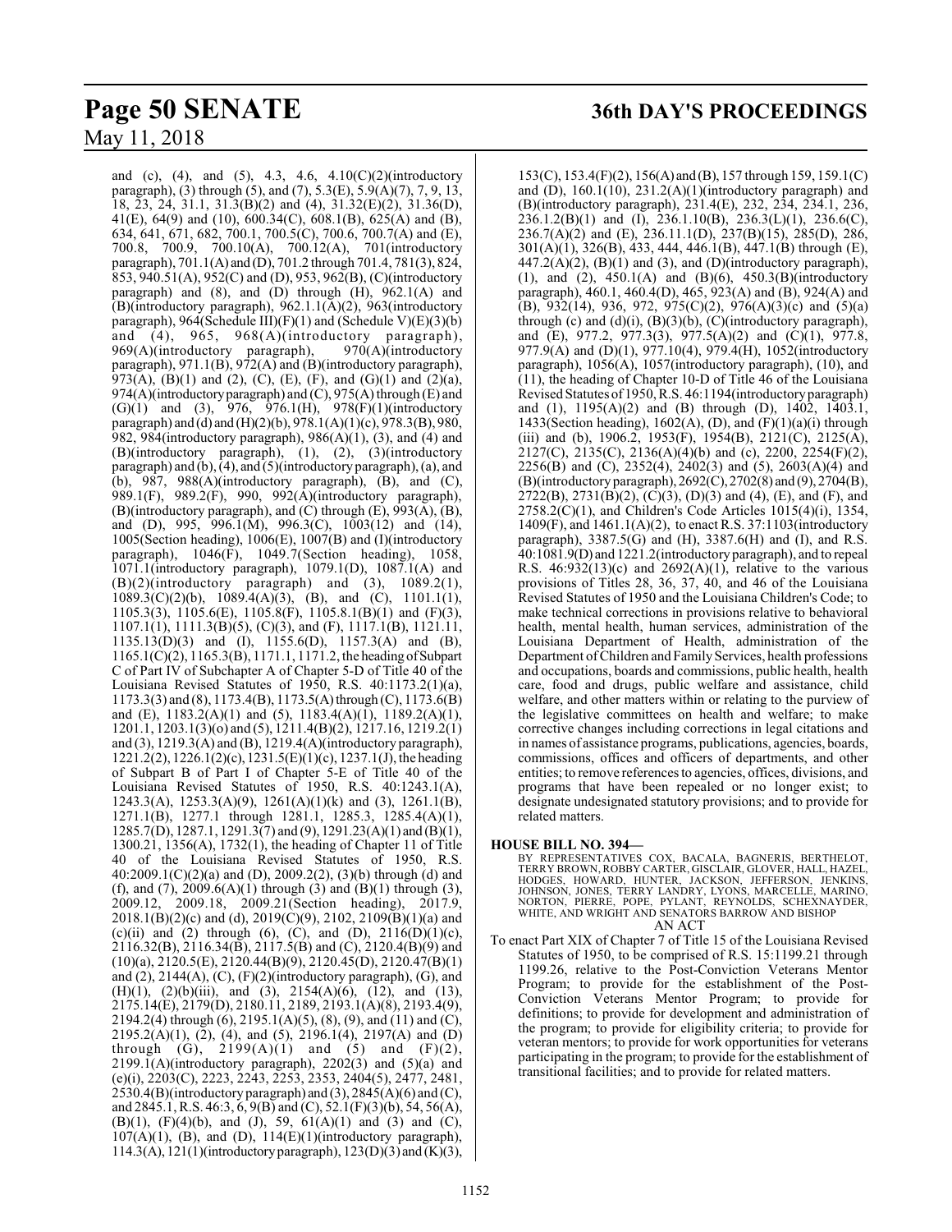and (c), (4), and (5), 4.3, 4.6, 4.10(C)(2)(introductory paragraph), (3) through (5), and (7), 5.3(E), 5.9(A)(7), 7, 9, 13, 18, 23, 24, 31.1, 31.3(B)(2) and (4), 31.32(E)(2), 31.36(D), 41(E), 64(9) and (10), 600.34(C), 608.1(B), 625(A) and (B), 634, 641, 671, 682, 700.1, 700.5(C), 700.6, 700.7(A) and (E), 700.8, 700.9, 700.10(A), 700.12(A), 701(introductory paragraph), 701.1(A) and (D), 701.2 through 701.4, 781(3), 824, 853, 940.51(A), 952(C) and (D), 953, 962(B), (C)(introductory paragraph) and (8), and (D) through (H), 962.1(A) and (B)(introductory paragraph), 962.1.1(A)(2), 963(introductory paragraph), 964(Schedule III)(F)(1) and (Schedule V)(E)(3)(b) and (4), 965, 968(A)(introductory paragraph), 969(A)(introductory paragraph), 970(A)(introductory paragraph), 971.1(B), 972(A) and (B)(introductory paragraph), 973(A), (B)(1) and (2), (C), (E), (F), and (G)(1) and (2)(a), 974(A)(introductory paragraph) and (C), 975(A) through (E) and (G)(1) and (3), 976, 976.1(H), 978(F)(1)(introductory paragraph) and (d) and (H)(2)(b), 978.1(A)(1)(c), 978.3(B), 980, 982, 984(introductory paragraph), 986(A)(1), (3), and (4) and (B)(introductory paragraph), (1), (2), (3)(introductory paragraph) and (b), (4), and (5)(introductory paragraph), (a), and (b), 987, 988(A)(introductory paragraph), (B), and (C), 989.1(F), 989.2(F), 990, 992(A)(introductory paragraph), (B)(introductory paragraph), and (C) through (E), 993(A), (B), and (D), 995, 996.1(M), 996.3(C), 1003(12) and (14), 1005(Section heading), 1006(E), 1007(B) and (I)(introductory paragraph), 1046(F), 1049.7(Section heading), 1058, 1071.1(introductory paragraph), 1079.1(D), 1087.1(A) and (B)(2)(introductory paragraph) and (3), 1089.2(1), 1089.3(C)(2)(b), 1089.4(A)(3), (B), and (C), 1101.1(1), 1105.3(3), 1105.6(E), 1105.8(F), 1105.8.1(B)(1) and (F)(3), 1107.1(1), 1111.3(B)(5), (C)(3), and (F), 1117.1(B), 1121.11, 1135.13(D)(3) and (I), 1155.6(D), 1157.3(A) and (B), 1165.1(C)(2), 1165.3(B), 1171.1, 1171.2, the heading of Subpart C of Part IV of Subchapter A of Chapter 5-D of Title 40 of the Louisiana Revised Statutes of 1950, R.S. 40:1173.2(1)(a), 1173.3(3) and (8), 1173.4(B), 1173.5(A) through (C), 1173.6(B) and (E), 1183.2(A)(1) and (5), 1183.4(A)(1), 1189.2(A)(1), 1201.1, 1203.1(3)(o) and (5), 1211.4(B)(2), 1217.16, 1219.2(1) and (3), 1219.3(A) and (B), 1219.4(A)(introductory paragraph), 1221.2(2), 1226.1(2)(c), 1231.5(E)(1)(c), 1237.1(J), the heading of Subpart B of Part I of Chapter 5-E of Title 40 of the Louisiana Revised Statutes of 1950, R.S. 40:1243.1(A), 1243.3(A), 1253.3(A)(9), 1261(A)(1)(k) and (3), 1261.1(B), 1271.1(B), 1277.1 through 1281.1, 1285.3, 1285.4(A)(1), 1285.7(D), 1287.1, 1291.3(7) and (9), 1291.23(A)(1) and (B)(1), 1300.21, 1356(A), 1732(1), the heading of Chapter 11 of Title 40 of the Louisiana Revised Statutes of 1950, R.S. 40:2009.1(C)(2)(a) and (D), 2009.2(2), (3)(b) through (d) and (f), and (7), 2009.6(A)(1) through (3) and (B)(1) through (3), 2009.12, 2009.18, 2009.21(Section heading), 2017.9, 2018.1(B)(2)(c) and (d), 2019(C)(9), 2102, 2109(B)(1)(a) and (c)(ii) and (2) through (6), (C), and (D), 2116(D)(1)(c), 2116.32(B), 2116.34(B), 2117.5(B) and (C), 2120.4(B)(9) and (10)(a), 2120.5(E), 2120.44(B)(9), 2120.45(D), 2120.47(B)(1) and (2), 2144(A), (C), (F)(2)(introductory paragraph), (G), and (H)(1), (2)(b)(iii), and (3), 2154(A)(6), (12), and (13), 2175.14(E), 2179(D), 2180.11, 2189, 2193.1(A)(8), 2193.4(9), 2194.2(4) through (6), 2195.1(A)(5), (8), (9), and (11) and (C), 2195.2(A)(1), (2), (4), and (5), 2196.1(4), 2197(A) and (D) through (G), 2199(A)(1) and (5) and (F)(2), 2199.1(A)(introductory paragraph), 2202(3) and (5)(a) and (e)(i), 2203(C), 2223, 2243, 2253, 2353, 2404(5), 2477, 2481, 2530.4(B)(introductory paragraph) and (3), 2845(A)(6) and (C), and 2845.1, R.S. 46:3, 6, 9(B) and (C), 52.1(F)(3)(b), 54, 56(A), (B)(1), (F)(4)(b), and (J), 59, 61(A)(1) and (3) and (C), 107(A)(1), (B), and (D), 114(E)(1)(introductory paragraph), 114.3(A), 121(1)(introductory paragraph), 123(D)(3) and (K)(3), 153(C), 153.4(F)(2), 156(A) and (B), 157 through 159, 159.1(C) and (D), 160.1(10), 231.2(A)(1)(introductory paragraph) and (B)(introductory paragraph), 231.4(E), 232, 234, 234.1, 236, 236.1.2(B)(1) and (I), 236.1.10(B), 236.3(L)(1), 236.6(C), 236.7(A)(2) and (E), 236.11.1(D), 237(B)(15), 285(D), 286, 301(A)(1), 326(B), 433, 444, 446.1(B), 447.1(B) through (E), 447.2(A)(2), (B)(1) and (3), and (D)(introductory paragraph), (1), and (2), 450.1(A) and (B)(6), 450.3(B)(introductory paragraph), 460.1, 460.4(D), 465, 923(A) and (B), 924(A) and (B), 932(14), 936, 972, 975(C)(2), 976(A)(3)(c) and (5)(a) through (c) and (d)(i), (B)(3)(b), (C)(introductory paragraph), and (E), 977.2, 977.3(3), 977.5(A)(2) and (C)(1), 977.8, 977.9(A) and (D)(1), 977.10(4), 979.4(H), 1052(introductory paragraph), 1056(A), 1057(introductory paragraph), (10), and (11), the heading of Chapter 10-D of Title 46 of the Louisiana Revised Statutes of 1950, R.S. 46:1194(introductory paragraph) and (1), 1195(A)(2) and (B) through (D), 1402, 1403.1, 1433(Section heading), 1602(A), (D), and (F)(1)(a)(i) through (iii) and (b), 1906.2, 1953(F), 1954(B), 2121(C), 2125(A), 2127(C), 2135(C), 2136(A)(4)(b) and (c), 2200, 2254(F)(2), 2256(B) and (C), 2352(4), 2402(3) and (5), 2603(A)(4) and (B)(introductory paragraph), 2692(C), 2702(8) and (9), 2704(B), 2722(B), 2731(B)(2), (C)(3), (D)(3) and (4), (E), and (F), and 2758.2(C)(1), and Children's Code Articles 1015(4)(i), 1354, 1409(F), and 1461.1(A)(2), to enact R.S. 37:1103(introductory paragraph), 3387.5(G) and (H), 3387.6(H) and (I), and R.S. 40:1081.9(D) and 1221.2(introductory paragraph), and to repeal R.S. 46:932(13)(c) and 2692(A)(1), relative to the various provisions of Titles 28, 36, 37, 40, and 46 of the Louisiana Revised Statutes of 1950 and the Louisiana Children's Code; to make technical corrections in provisions relative to behavioral health, mental health, human services, administration of the Louisiana Department of Health, administration of the Department of Children and Family Services, health professions and occupations, boards and commissions, public health, health care, food and drugs, public welfare and assistance, child welfare, and other matters within or relating to the purview of the legislative committees on health and welfare; to make corrective changes including corrections in legal citations and in names of assistance programs, publications, agencies, boards, commissions, offices and officers of departments, and other entities; to remove references to agencies, offices, divisions, and programs that have been repealed or no longer exist; to designate undesignated statutory provisions; and to provide for related matters.

**HOUSE BILL NO. 394—**

BY REPRESENTATIVES COX, BACALA, BAGNERIS, BERTHELOT, TERRY BROWN, ROBBY CARTER, GISCLAIR, GLOVER, HALL, HAZEL, HODGES, HOWARD, HUNTER, JACKSON, JEFFERSON, JENKINS, JOHNSON, JONES, TERRY LANDRY, LYONS, MARCELLE, MARINO, NORTON, PIERRE, POPE, PYLANT, REYNOLDS, SCHEXNAYDER, WHITE, AND WRIGHT AND SENATORS BARROW AND BISHOP

AN ACT

To enact Part XIX of Chapter 7 of Title 15 of the Louisiana Revised Statutes of 1950, to be comprised of R.S. 15:1199.21 through 1199.26, relative to the Post-Conviction Veterans Mentor Program; to provide for the establishment of the Post-Conviction Veterans Mentor Program; to provide for definitions; to provide for development and administration of the program; to provide for eligibility criteria; to provide for veteran mentors; to provide for work opportunities for veterans participating in the program; to provide for the establishment of transitional facilities; and to provide for related matters.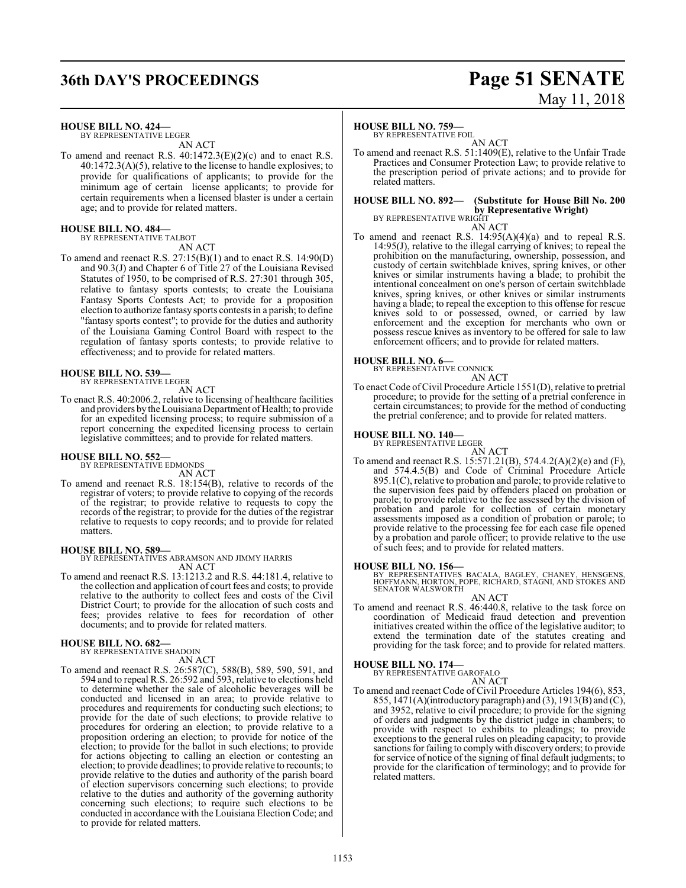**HOUSE BILL NO. 424—**
BY REPRESENTATIVE LEGER
AN ACT

To amend and reenact R.S. 40:1472.3(E)(2)(c) and to enact R.S. 40:1472.3(A)(5), relative to the license to handle explosives; to provide for qualifications of applicants; to provide for the minimum age of certain license applicants; to provide for certain requirements when a licensed blaster is under a certain age; and to provide for related matters.

**HOUSE BILL NO. 484—**
BY REPRESENTATIVE TALBOT
AN ACT

To amend and reenact R.S. 27:15(B)(1) and to enact R.S. 14:90(D) and 90.3(J) and Chapter 6 of Title 27 of the Louisiana Revised Statutes of 1950, to be comprised of R.S. 27:301 through 305, relative to fantasy sports contests; to create the Louisiana Fantasy Sports Contests Act; to provide for a proposition election to authorize fantasy sports contests in a parish; to define "fantasy sports contest"; to provide for the duties and authority of the Louisiana Gaming Control Board with respect to the regulation of fantasy sports contests; to provide relative to effectiveness; and to provide for related matters.

**HOUSE BILL NO. 539—**
BY REPRESENTATIVE LEGER
AN ACT

To enact R.S. 40:2006.2, relative to licensing of healthcare facilities and providers by the Louisiana Department of Health; to provide for an expedited licensing process; to require submission of a report concerning the expedited licensing process to certain legislative committees; and to provide for related matters.

**HOUSE BILL NO. 552—**
BY REPRESENTATIVE EDMONDS
AN ACT

To amend and reenact R.S. 18:154(B), relative to records of the registrar of voters; to provide relative to copying of the records of the registrar; to provide relative to requests to copy the records of the registrar; to provide for the duties of the registrar relative to requests to copy records; and to provide for related matters.

**HOUSE BILL NO. 589—**
BY REPRESENTATIVES ABRAMSON AND JIMMY HARRIS
AN ACT

To amend and reenact R.S. 13:1213.2 and R.S. 44:181.4, relative to the collection and application of court fees and costs; to provide relative to the authority to collect fees and costs of the Civil District Court; to provide for the allocation of such costs and fees; provides relative to fees for recordation of other documents; and to provide for related matters.

**HOUSE BILL NO. 682—**
BY REPRESENTATIVE SHADOIN
AN ACT

To amend and reenact R.S. 26:587(C), 588(B), 589, 590, 591, and 594 and to repeal R.S. 26:592 and 593, relative to elections held to determine whether the sale of alcoholic beverages will be conducted and licensed in an area; to provide relative to procedures and requirements for conducting such elections; to provide for the date of such elections; to provide relative to procedures for ordering an election; to provide relative to a proposition ordering an election; to provide for notice of the election; to provide for the ballot in such elections; to provide for actions objecting to calling an election or contesting an election; to provide deadlines; to provide relative to recounts; to provide relative to the duties and authority of the parish board of election supervisors concerning such elections; to provide relative to the duties and authority of the governing authority concerning such elections; to require such elections to be conducted in accordance with the Louisiana Election Code; and to provide for related matters.

**HOUSE BILL NO. 759—**
BY REPRESENTATIVE FOIL
AN ACT

To amend and reenact R.S. 51:1409(E), relative to the Unfair Trade Practices and Consumer Protection Law; to provide relative to the prescription period of private actions; and to provide for related matters.

**HOUSE BILL NO. 892— (Substitute for House Bill No. 200 by Representative Wright)**
BY REPRESENTATIVE WRIGHT
AN ACT

To amend and reenact R.S. 14:95(A)(4)(a) and to repeal R.S. 14:95(J), relative to the illegal carrying of knives; to repeal the prohibition on the manufacturing, ownership, possession, and custody of certain switchblade knives, spring knives, or other knives or similar instruments having a blade; to prohibit the intentional concealment on one's person of certain switchblade knives, spring knives, or other knives or similar instruments having a blade; to repeal the exception to this offense for rescue knives sold to or possessed, owned, or carried by law enforcement and the exception for merchants who own or possess rescue knives as inventory to be offered for sale to law enforcement officers; and to provide for related matters.

**HOUSE BILL NO. 6—**
BY REPRESENTATIVE CONNICK
AN ACT

To enact Code of Civil Procedure Article 1551(D), relative to pretrial procedure; to provide for the setting of a pretrial conference in certain circumstances; to provide for the method of conducting the pretrial conference; and to provide for related matters.

**HOUSE BILL NO. 140—**
BY REPRESENTATIVE LEGER
AN ACT

To amend and reenact R.S. 15:571.21(B), 574.4.2(A)(2)(e) and (F), and 574.4.5(B) and Code of Criminal Procedure Article 895.1(C), relative to probation and parole; to provide relative to the supervision fees paid by offenders placed on probation or parole; to provide relative to the fee assessed by the division of probation and parole for collection of certain monetary assessments imposed as a condition of probation or parole; to provide relative to the processing fee for each case file opened by a probation and parole officer; to provide relative to the use of such fees; and to provide for related matters.

**HOUSE BILL NO. 156—**
BY REPRESENTATIVES BACALA, BAGLEY, CHANEY, HENSGENS, HOFFMANN, HORTON, POPE, RICHARD, STAGNI, AND STOKES AND SENATOR WALSWORTH
AN ACT

To amend and reenact R.S. 46:440.8, relative to the task force on coordination of Medicaid fraud detection and prevention initiatives created within the office of the legislative auditor; to extend the termination date of the statutes creating and providing for the task force; and to provide for related matters.

**HOUSE BILL NO. 174—**
BY REPRESENTATIVE GAROFALO
AN ACT

To amend and reenact Code of Civil Procedure Articles 194(6), 853, 855, 1471(A)(introductory paragraph) and (3), 1913(B) and (C), and 3952, relative to civil procedure; to provide for the signing of orders and judgments by the district judge in chambers; to provide with respect to exhibits to pleadings; to provide exceptions to the general rules on pleading capacity; to provide sanctions for failing to comply with discovery orders; to provide for service of notice of the signing of final default judgments; to provide for the clarification of terminology; and to provide for related matters.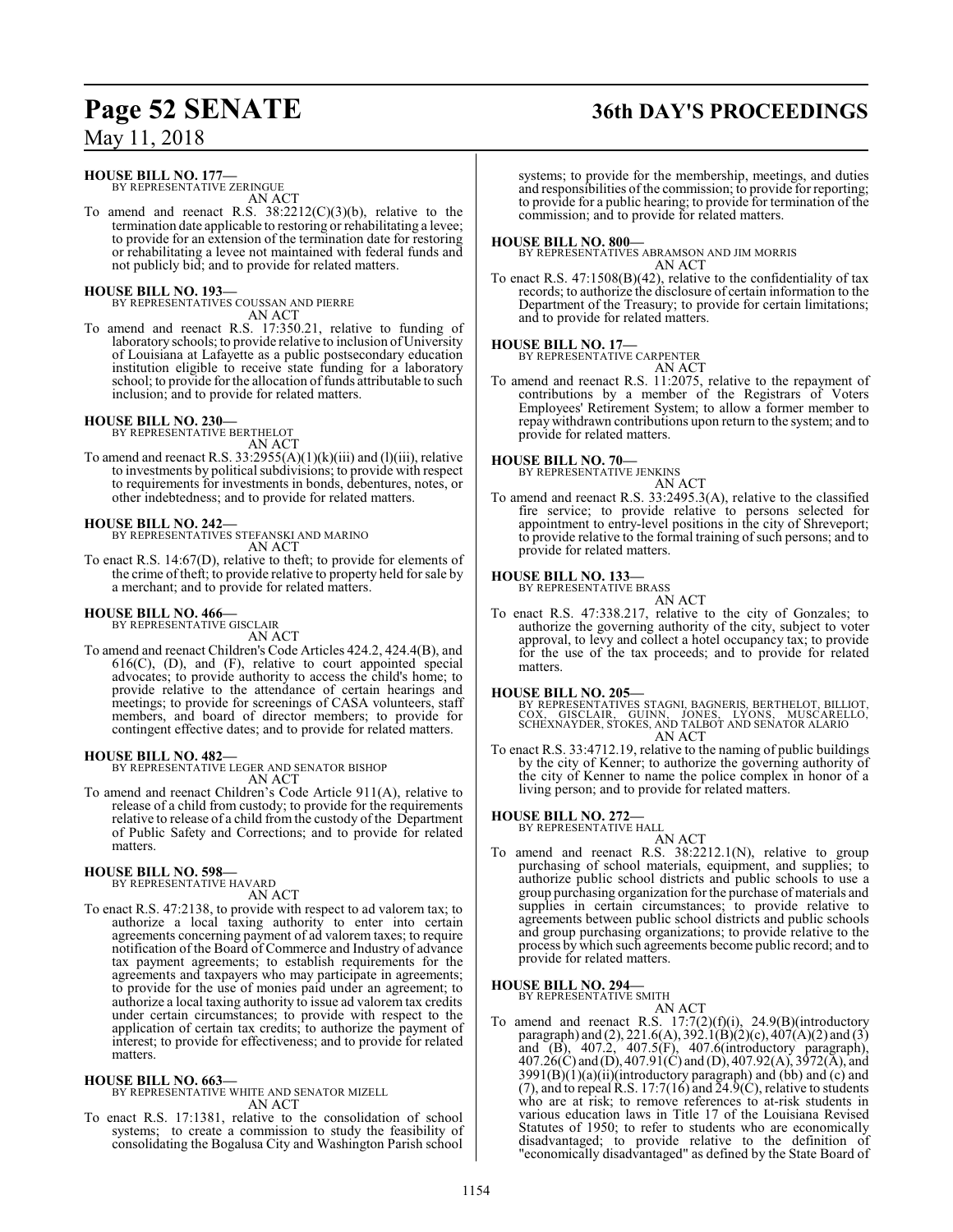**HOUSE BILL NO. 177—**
BY REPRESENTATIVE ZERINGUE
AN ACT

To amend and reenact R.S. 38:2212(C)(3)(b), relative to the termination date applicable to restoring or rehabilitating a levee; to provide for an extension of the termination date for restoring or rehabilitating a levee not maintained with federal funds and not publicly bid; and to provide for related matters.

**HOUSE BILL NO. 193—**
BY REPRESENTATIVES COUSSAN AND PIERRE
AN ACT

To amend and reenact R.S. 17:350.21, relative to funding of laboratory schools; to provide relative to inclusion of University of Louisiana at Lafayette as a public postsecondary education institution eligible to receive state funding for a laboratory school; to provide for the allocation of funds attributable to such inclusion; and to provide for related matters.

**HOUSE BILL NO. 230—**
BY REPRESENTATIVE BERTHELOT
AN ACT

To amend and reenact R.S. 33:2955(A)(1)(k)(iii) and (l)(iii), relative to investments by political subdivisions; to provide with respect to requirements for investments in bonds, debentures, notes, or other indebtedness; and to provide for related matters.

**HOUSE BILL NO. 242—**
BY REPRESENTATIVES STEFANSKI AND MARINO
AN ACT

To enact R.S. 14:67(D), relative to theft; to provide for elements of the crime of theft; to provide relative to property held for sale by a merchant; and to provide for related matters.

**HOUSE BILL NO. 466—**
BY REPRESENTATIVE GISCLAIR
AN ACT

To amend and reenact Children's Code Articles 424.2, 424.4(B), and 616(C), (D), and (F), relative to court appointed special advocates; to provide authority to access the child's home; to provide relative to the attendance of certain hearings and meetings; to provide for screenings of CASA volunteers, staff members, and board of director members; to provide for contingent effective dates; and to provide for related matters.

**HOUSE BILL NO. 482—**
BY REPRESENTATIVE LEGER AND SENATOR BISHOP
AN ACT

To amend and reenact Children's Code Article 911(A), relative to release of a child from custody; to provide for the requirements relative to release of a child from the custody of the Department of Public Safety and Corrections; and to provide for related matters.

**HOUSE BILL NO. 598—**
BY REPRESENTATIVE HAVARD
AN ACT

To enact R.S. 47:2138, to provide with respect to ad valorem tax; to authorize a local taxing authority to enter into certain agreements concerning payment of ad valorem taxes; to require notification of the Board of Commerce and Industry of advance tax payment agreements; to establish requirements for the agreements and taxpayers who may participate in agreements; to provide for the use of monies paid under an agreement; to authorize a local taxing authority to issue ad valorem tax credits under certain circumstances; to provide with respect to the application of certain tax credits; to authorize the payment of interest; to provide for effectiveness; and to provide for related matters.

**HOUSE BILL NO. 663—**
BY REPRESENTATIVE WHITE AND SENATOR MIZELL
AN ACT

To enact R.S. 17:1381, relative to the consolidation of school systems; to create a commission to study the feasibility of consolidating the Bogalusa City and Washington Parish school systems; to provide for the membership, meetings, and duties and responsibilities of the commission; to provide for reporting; to provide for a public hearing; to provide for termination of the commission; and to provide for related matters.

**HOUSE BILL NO. 800—**
BY REPRESENTATIVES ABRAMSON AND JIM MORRIS
AN ACT

To enact R.S. 47:1508(B)(42), relative to the confidentiality of tax records; to authorize the disclosure of certain information to the Department of the Treasury; to provide for certain limitations; and to provide for related matters.

**HOUSE BILL NO. 17—**
BY REPRESENTATIVE CARPENTER
AN ACT

To amend and reenact R.S. 11:2075, relative to the repayment of contributions by a member of the Registrars of Voters Employees' Retirement System; to allow a former member to repay withdrawn contributions upon return to the system; and to provide for related matters.

**HOUSE BILL NO. 70—**
BY REPRESENTATIVE JENKINS
AN ACT

To amend and reenact R.S. 33:2495.3(A), relative to the classified fire service; to provide relative to persons selected for appointment to entry-level positions in the city of Shreveport; to provide relative to the formal training of such persons; and to provide for related matters.

**HOUSE BILL NO. 133—**
BY REPRESENTATIVE BRASS
AN ACT

To enact R.S. 47:338.217, relative to the city of Gonzales; to authorize the governing authority of the city, subject to voter approval, to levy and collect a hotel occupancy tax; to provide for the use of the tax proceeds; and to provide for related matters.

**HOUSE BILL NO. 205—**
BY REPRESENTATIVES STAGNI, BAGNERIS, BERTHELOT, BILLIOT, COX, GISCLAIR, GUINN, JONES, LYONS, MUSCARELLO, SCHEXNAYDER, STOKES, AND TALBOT AND SENATOR ALARIO
AN ACT

To enact R.S. 33:4712.19, relative to the naming of public buildings by the city of Kenner; to authorize the governing authority of the city of Kenner to name the police complex in honor of a living person; and to provide for related matters.

**HOUSE BILL NO. 272—**
BY REPRESENTATIVE HALL
AN ACT

To amend and reenact R.S. 38:2212.1(N), relative to group purchasing of school materials, equipment, and supplies; to authorize public school districts and public schools to use a group purchasing organization for the purchase of materials and supplies in certain circumstances; to provide relative to agreements between public school districts and public schools and group purchasing organizations; to provide relative to the process by which such agreements become public record; and to provide for related matters.

**HOUSE BILL NO. 294—**
BY REPRESENTATIVE SMITH
AN ACT

To amend and reenact R.S. 17:7(2)(f)(i), 24.9(B)(introductory paragraph) and (2), 221.6(A), 392.1(B)(2)(c), 407(A)(2) and (3) and (B), 407.2, 407.5(F), 407.6(introductory paragraph), 407.26(C) and (D), 407.91(C) and (D), 407.92(A), 3972(A), and 3991(B)(1)(a)(ii)(introductory paragraph) and (bb) and (c) and (7), and to repeal R.S. 17:7(16) and 24.9(C), relative to students who are at risk; to remove references to at-risk students in various education laws in Title 17 of the Louisiana Revised Statutes of 1950; to refer to students who are economically disadvantaged; to provide relative to the definition of "economically disadvantaged" as defined by the State Board of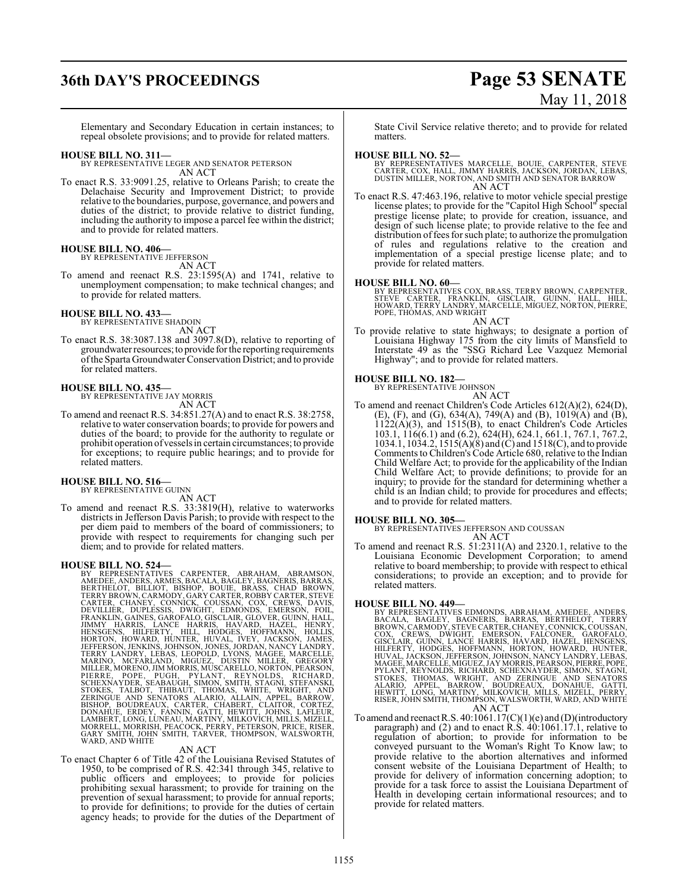Elementary and Secondary Education in certain instances; to repeal obsolete provisions; and to provide for related matters.

**HOUSE BILL NO. 311—**
BY REPRESENTATIVE LEGER AND SENATOR PETERSON
AN ACT

To enact R.S. 33:9091.25, relative to Orleans Parish; to create the Delachaise Security and Improvement District; to provide relative to the boundaries, purpose, governance, and powers and duties of the district; to provide relative to district funding, including the authority to impose a parcel fee within the district; and to provide for related matters.

**HOUSE BILL NO. 406—**
BY REPRESENTATIVE JEFFERSON
AN ACT

To amend and reenact R.S. 23:1595(A) and 1741, relative to unemployment compensation; to make technical changes; and to provide for related matters.

**HOUSE BILL NO. 433—**
BY REPRESENTATIVE SHADOIN
AN ACT

To enact R.S. 38:3087.138 and 3097.8(D), relative to reporting of groundwater resources; to provide for the reporting requirements of the Sparta Groundwater Conservation District; and to provide for related matters.

**HOUSE BILL NO. 435—**
BY REPRESENTATIVE JAY MORRIS
AN ACT

To amend and reenact R.S. 34:851.27(A) and to enact R.S. 38:2758, relative to water conservation boards; to provide for powers and duties of the board; to provide for the authority to regulate or prohibit operation of vessels in certain circumstances; to provide for exceptions; to require public hearings; and to provide for related matters.

**HOUSE BILL NO. 516—**
BY REPRESENTATIVE GUINN
AN ACT

To amend and reenact R.S. 33:3819(H), relative to waterworks districts in Jefferson Davis Parish; to provide with respect to the per diem paid to members of the board of commissioners; to provide with respect to requirements for changing such per diem; and to provide for related matters.

**HOUSE BILL NO. 524—**
BY REPRESENTATIVES CARPENTER, ABRAHAM, ABRAMSON, AMEDEE, ANDERS, ARMES, BACALA, BAGLEY, BAGNERIS, BARRAS, BERTHELOT, BILLIOT, BISHOP, BOUIE, BRASS, CHAD BROWN, TERRY BROWN, CARMODY, GARY CARTER, ROBBY CARTER, STEVE CARTER, CHANEY, CONNICK, COUSSAN, COX, CREWS, DAVIS, DEVILLIER, DUPLESSIS, DWIGHT, EDMONDS, EMERSON, FOIL, FRANKLIN, GAINES, GAROFALO, GISCLAIR, GLOVER, GUINN, HALL, JIMMY HARRIS, LANCE HARRIS, HAVARD, HAZEL, HENRY, HENSGENS, HILFERTY, HILL, HODGES, HOFFMANN, HOLLIS, HORTON, HOWARD, HUNTER, HUVAL, IVEY, JACKSON, JAMES, JEFFERSON, JENKINS, JOHNSON, JONES, JORDAN, NANCY LANDRY, TERRY LANDRY, LEBAS, LEOPOLD, LYONS, MAGEE, MARCELLE, MARINO, MCFARLAND, MIGUEZ, DUSTIN MILLER, GREGORY MILLER, MORENO, JIM MORRIS, MUSCARELLO, NORTON, PEARSON, PIERRE, POPE, PUGH, PYLANT, REYNOLDS, RICHARD, SCHEXNAYDER, SEABAUGH, SIMON, SMITH, STAGNI, STEFANSKI, STOKES, TALBOT, THIBAUT, THOMAS, WHITE, WRIGHT, AND ZERINGUE AND SENATORS ALARIO, ALLAIN, APPEL, BARROW, BISHOP, BOUDREAUX, CARTER, CHABERT, CLAITOR, CORTEZ, DONAHUE, ERDEY, FANNIN, GATTI, HEWITT, JOHNS, LAFLEUR, LAMBERT, LONG, LUNEAU, MARTINY, MILKOVICH, MILLS, MIZELL, MORRELL, MORRISH, PEACOCK, PERRY, PETERSON, PRICE, RISER, GARY SMITH, JOHN SMITH, TARVER, THOMPSON, WALSWORTH, WARD, AND WHITE
AN ACT

To enact Chapter 6 of Title 42 of the Louisiana Revised Statutes of 1950, to be comprised of R.S. 42:341 through 345, relative to public officers and employees; to provide for policies prohibiting sexual harassment; to provide for training on the prevention of sexual harassment; to provide for annual reports; to provide for definitions; to provide for the duties of certain agency heads; to provide for the duties of the Department of State Civil Service relative thereto; and to provide for related matters.

**HOUSE BILL NO. 52—**
BY REPRESENTATIVES MARCELLE, BOUIE, CARPENTER, STEVE CARTER, COX, HALL, JIMMY HARRIS, JACKSON, JORDAN, LEBAS, DUSTIN MILLER, NORTON, AND SMITH AND SENATOR BARROW
AN ACT

To enact R.S. 47:463.196, relative to motor vehicle special prestige license plates; to provide for the "Capitol High School" special prestige license plate; to provide for creation, issuance, and design of such license plate; to provide relative to the fee and distribution of fees for such plate; to authorize the promulgation of rules and regulations relative to the creation and implementation of a special prestige license plate; and to provide for related matters.

**HOUSE BILL NO. 60—**
BY REPRESENTATIVES COX, BRASS, TERRY BROWN, CARPENTER, STEVE CARTER, FRANKLIN, GISCLAIR, GUINN, HALL, HILL, HOWARD, TERRY LANDRY, MARCELLE, MIGUEZ, NORTON, PIERRE, POPE, THOMAS, AND WRIGHT
AN ACT

To provide relative to state highways; to designate a portion of Louisiana Highway 175 from the city limits of Mansfield to Interstate 49 as the "SSG Richard Lee Vazquez Memorial Highway"; and to provide for related matters.

**HOUSE BILL NO. 182—**
BY REPRESENTATIVE JOHNSON
AN ACT

To amend and reenact Children's Code Articles 612(A)(2), 624(D), (E), (F), and (G), 634(A), 749(A) and (B), 1019(A) and (B), 1122(A)(3), and 1515(B), to enact Children's Code Articles 103.1, 116(6.1) and (6.2), 624(H), 624.1, 661.1, 767.1, 767.2, 1034.1, 1034.2, 1515(A)(8) and (C) and 1518(C), and to provide Comments to Children's Code Article 680, relative to the Indian Child Welfare Act; to provide for the applicability of the Indian Child Welfare Act; to provide definitions; to provide for an inquiry; to provide for the standard for determining whether a child is an Indian child; to provide for procedures and effects; and to provide for related matters.

**HOUSE BILL NO. 305—**
BY REPRESENTATIVES JEFFERSON AND COUSSAN
AN ACT

To amend and reenact R.S. 51:2311(A) and 2320.1, relative to the Louisiana Economic Development Corporation; to amend relative to board membership; to provide with respect to ethical considerations; to provide an exception; and to provide for related matters.

**HOUSE BILL NO. 449—**
BY REPRESENTATIVES EDMONDS, ABRAHAM, AMEDEE, ANDERS, BACALA, BAGLEY, BAGNERIS, BARRAS, BERTHELOT, TERRY BROWN, CARMODY, STEVE CARTER, CHANEY, CONNICK, COUSSAN, COX, CREWS, DWIGHT, EMERSON, FALCONER, GAROFALO, GISCLAIR, GUINN, LANCE HARRIS, HAVARD, HAZEL, HENSGENS, HILFERTY, HODGES, HOFFMANN, HORTON, HOWARD, HUNTER, HUVAL, JACKSON, JEFFERSON, JOHNSON, NANCY LANDRY, LEBAS, MAGEE, MARCELLE, MIGUEZ, JAY MORRIS, PEARSON, PIERRE, POPE, PYLANT, REYNOLDS, RICHARD, SCHEXNAYDER, SIMON, STAGNI, STOKES, THOMAS, WRIGHT, AND ZERINGUE AND SENATORS ALARIO, APPEL, BARROW, BOUDREAUX, DONAHUE, GATTI, HEWITT, LONG, MARTINY, MILKOVICH, MILLS, MIZELL, PERRY, RISER, JOHN SMITH, THOMPSON, WALSWORTH, WARD, AND WHITE
AN ACT

To amend and reenact R.S. 40:1061.17(C)(1)(e) and (D)(introductory paragraph) and (2) and to enact R.S. 40:1061.17.1, relative to regulation of abortion; to provide for information to be conveyed pursuant to the Woman's Right To Know law; to provide relative to the abortion alternatives and informed consent website of the Louisiana Department of Health; to provide for delivery of information concerning adoption; to provide for a task force to assist the Louisiana Department of Health in developing certain informational resources; and to provide for related matters.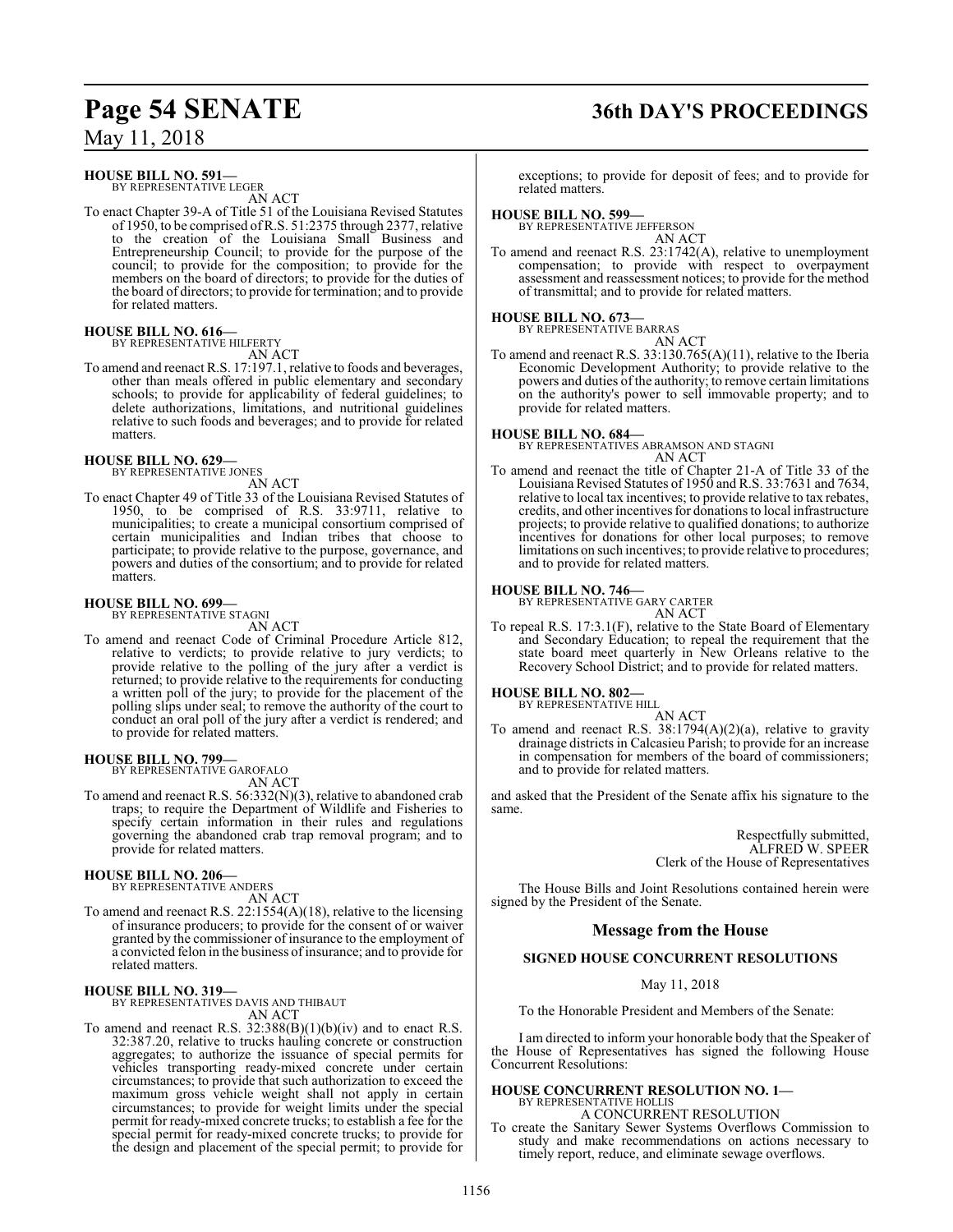**HOUSE BILL NO. 591—**
BY REPRESENTATIVE LEGER

AN ACT

To enact Chapter 39-A of Title 51 of the Louisiana Revised Statutes of 1950, to be comprised of R.S. 51:2375 through 2377, relative to the creation of the Louisiana Small Business and Entrepreneurship Council; to provide for the purpose of the council; to provide for the composition; to provide for the members on the board of directors; to provide for the duties of the board of directors; to provide for termination; and to provide for related matters.

**HOUSE BILL NO. 616—**
BY REPRESENTATIVE HILFERTY

AN ACT

To amend and reenact R.S. 17:197.1, relative to foods and beverages, other than meals offered in public elementary and secondary schools; to provide for applicability of federal guidelines; to delete authorizations, limitations, and nutritional guidelines relative to such foods and beverages; and to provide for related matters.

**HOUSE BILL NO. 629—**
BY REPRESENTATIVE JONES

AN ACT

To enact Chapter 49 of Title 33 of the Louisiana Revised Statutes of 1950, to be comprised of R.S. 33:9711, relative to municipalities; to create a municipal consortium comprised of certain municipalities and Indian tribes that choose to participate; to provide relative to the purpose, governance, and powers and duties of the consortium; and to provide for related matters.

**HOUSE BILL NO. 699—**
BY REPRESENTATIVE STAGNI

AN ACT

To amend and reenact Code of Criminal Procedure Article 812, relative to verdicts; to provide relative to jury verdicts; to provide relative to the polling of the jury after a verdict is returned; to provide relative to the requirements for conducting a written poll of the jury; to provide for the placement of the polling slips under seal; to remove the authority of the court to conduct an oral poll of the jury after a verdict is rendered; and to provide for related matters.

**HOUSE BILL NO. 799—**
BY REPRESENTATIVE GAROFALO

AN ACT

To amend and reenact R.S. 56:332(N)(3), relative to abandoned crab traps; to require the Department of Wildlife and Fisheries to specify certain information in their rules and regulations governing the abandoned crab trap removal program; and to provide for related matters.

**HOUSE BILL NO. 206—**
BY REPRESENTATIVE ANDERS

AN ACT

To amend and reenact R.S. 22:1554(A)(18), relative to the licensing of insurance producers; to provide for the consent of or waiver granted by the commissioner of insurance to the employment of a convicted felon in the business of insurance; and to provide for related matters.

**HOUSE BILL NO. 319—**
BY REPRESENTATIVES DAVIS AND THIBAUT

AN ACT

To amend and reenact R.S. 32:388(B)(1)(b)(iv) and to enact R.S. 32:387.20, relative to trucks hauling concrete or construction aggregates; to authorize the issuance of special permits for vehicles transporting ready-mixed concrete under certain circumstances; to provide that such authorization to exceed the maximum gross vehicle weight shall not apply in certain circumstances; to provide for weight limits under the special permit for ready-mixed concrete trucks; to establish a fee for the special permit for ready-mixed concrete trucks; to provide for the design and placement of the special permit; to provide for exceptions; to provide for deposit of fees; and to provide for related matters.

**HOUSE BILL NO. 599—**
BY REPRESENTATIVE JEFFERSON

AN ACT

To amend and reenact R.S. 23:1742(A), relative to unemployment compensation; to provide with respect to overpayment assessment and reassessment notices; to provide for the method of transmittal; and to provide for related matters.

**HOUSE BILL NO. 673—**
BY REPRESENTATIVE BARRAS

AN ACT

To amend and reenact R.S. 33:130.765(A)(11), relative to the Iberia Economic Development Authority; to provide relative to the powers and duties of the authority; to remove certain limitations on the authority's power to sell immovable property; and to provide for related matters.

**HOUSE BILL NO. 684—**
BY REPRESENTATIVES ABRAMSON AND STAGNI

AN ACT

To amend and reenact the title of Chapter 21-A of Title 33 of the Louisiana Revised Statutes of 1950 and R.S. 33:7631 and 7634, relative to local tax incentives; to provide relative to tax rebates, credits, and other incentives for donations to local infrastructure projects; to provide relative to qualified donations; to authorize incentives for donations for other local purposes; to remove limitations on such incentives; to provide relative to procedures; and to provide for related matters.

**HOUSE BILL NO. 746—**
BY REPRESENTATIVE GARY CARTER

AN ACT

To repeal R.S. 17:3.1(F), relative to the State Board of Elementary and Secondary Education; to repeal the requirement that the state board meet quarterly in New Orleans relative to the Recovery School District; and to provide for related matters.

**HOUSE BILL NO. 802—**
BY REPRESENTATIVE HILL

AN ACT

To amend and reenact R.S. 38:1794(A)(2)(a), relative to gravity drainage districts in Calcasieu Parish; to provide for an increase in compensation for members of the board of commissioners; and to provide for related matters.

and asked that the President of the Senate affix his signature to the same.

Respectfully submitted,
ALFRED W. SPEER
Clerk of the House of Representatives

The House Bills and Joint Resolutions contained herein were signed by the President of the Senate.

## Message from the House

### SIGNED HOUSE CONCURRENT RESOLUTIONS

May 11, 2018

To the Honorable President and Members of the Senate:

I am directed to inform your honorable body that the Speaker of the House of Representatives has signed the following House Concurrent Resolutions:

**HOUSE CONCURRENT RESOLUTION NO. 1—**
BY REPRESENTATIVE HOLLIS

A CONCURRENT RESOLUTION

To create the Sanitary Sewer Systems Overflows Commission to study and make recommendations on actions necessary to timely report, reduce, and eliminate sewage overflows.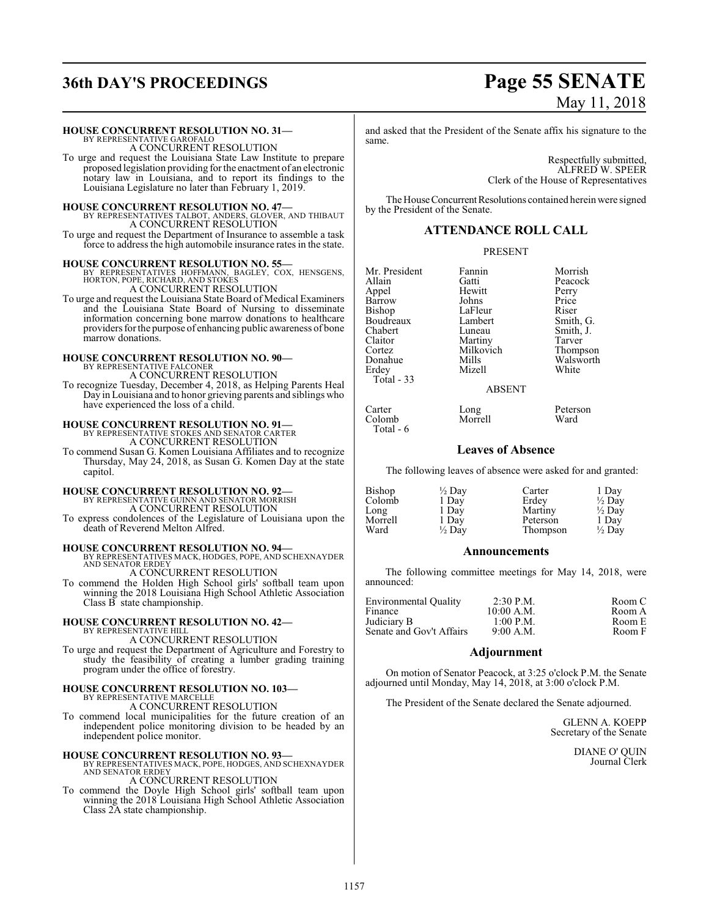**HOUSE CONCURRENT RESOLUTION NO. 31—**
BY REPRESENTATIVE GAROFALO
A CONCURRENT RESOLUTION

To urge and request the Louisiana State Law Institute to prepare proposed legislation providing for the enactment of an electronic notary law in Louisiana, and to report its findings to the Louisiana Legislature no later than February 1, 2019.

**HOUSE CONCURRENT RESOLUTION NO. 47—**
BY REPRESENTATIVES TALBOT, ANDERS, GLOVER, AND THIBAUT
A CONCURRENT RESOLUTION

To urge and request the Department of Insurance to assemble a task force to address the high automobile insurance rates in the state.

**HOUSE CONCURRENT RESOLUTION NO. 55—**
BY REPRESENTATIVES HOFFMANN, BAGLEY, COX, HENSGENS, HORTON, POPE, RICHARD, AND STOKES
A CONCURRENT RESOLUTION

To urge and request the Louisiana State Board of Medical Examiners and the Louisiana State Board of Nursing to disseminate information concerning bone marrow donations to healthcare providers for the purpose of enhancing public awareness of bone marrow donations.

**HOUSE CONCURRENT RESOLUTION NO. 90—**
BY REPRESENTATIVE FALCONER
A CONCURRENT RESOLUTION

To recognize Tuesday, December 4, 2018, as Helping Parents Heal Day in Louisiana and to honor grieving parents and siblings who have experienced the loss of a child.

**HOUSE CONCURRENT RESOLUTION NO. 91—**
BY REPRESENTATIVE STOKES AND SENATOR CARTER
A CONCURRENT RESOLUTION

To commend Susan G. Komen Louisiana Affiliates and to recognize Thursday, May 24, 2018, as Susan G. Komen Day at the state capitol.

**HOUSE CONCURRENT RESOLUTION NO. 92—**
BY REPRESENTATIVE GUINN AND SENATOR MORRISH
A CONCURRENT RESOLUTION

To express condolences of the Legislature of Louisiana upon the death of Reverend Melton Alfred.

**HOUSE CONCURRENT RESOLUTION NO. 94—**
BY REPRESENTATIVES MACK, HODGES, POPE, AND SCHEXNAYDER AND SENATOR ERDEY
A CONCURRENT RESOLUTION

To commend the Holden High School girls' softball team upon winning the 2018 Louisiana High School Athletic Association Class B state championship.

**HOUSE CONCURRENT RESOLUTION NO. 42—**
BY REPRESENTATIVE HILL
A CONCURRENT RESOLUTION

To urge and request the Department of Agriculture and Forestry to study the feasibility of creating a lumber grading training program under the office of forestry.

**HOUSE CONCURRENT RESOLUTION NO. 103—**
BY REPRESENTATIVE MARCELLE
A CONCURRENT RESOLUTION

To commend local municipalities for the future creation of an independent police monitoring division to be headed by an independent police monitor.

**HOUSE CONCURRENT RESOLUTION NO. 93—**
BY REPRESENTATIVES MACK, POPE, HODGES, AND SCHEXNAYDER AND SENATOR ERDEY
A CONCURRENT RESOLUTION

To commend the Doyle High School girls' softball team upon winning the 2018 Louisiana High School Athletic Association Class 2A state championship.

and asked that the President of the Senate affix his signature to the same.

Respectfully submitted,
ALFRED W. SPEER
Clerk of the House of Representatives

The House Concurrent Resolutions contained herein were signed by the President of the Senate.

## ATTENDANCE ROLL CALL

PRESENT

| | | |
|---|---|---|
| Mr. President | Fannin | Morrish |
| Allain | Gatti | Peacock |
| Appel | Hewitt | Perry |
| Barrow | Johns | Price |
| Bishop | LaFleur | Riser |
| Boudreaux | Lambert | Smith, G. |
| Chabert | Luneau | Smith, J. |
| Claitor | Martiny | Tarver |
| Cortez | Milkovich | Thompson |
| Donahue | Mills | Walsworth |
| Erdey | Mizell | White |
| Total - 33 | | |

ABSENT

| | | |
|---|---|---|
| Carter | Long | Peterson |
| Colomb | Morrell | Ward |
| Total - 6 | | |

## Leaves of Absence

The following leaves of absence were asked for and granted:

| | | | |
|---|---|---|---|
| Bishop | ½ Day | Carter | 1 Day |
| Colomb | 1 Day | Erdey | ½ Day |
| Long | 1 Day | Martiny | ½ Day |
| Morrell | 1 Day | Peterson | 1 Day |
| Ward | ½ Day | Thompson | ½ Day |

## Announcements

The following committee meetings for May 14, 2018, were announced:

| | | |
|---|---|---|
| Environmental Quality | 2:30 P.M. | Room C |
| Finance | 10:00 A.M. | Room A |
| Judiciary B | 1:00 P.M. | Room E |
| Senate and Gov't Affairs | 9:00 A.M. | Room F |

## Adjournment

On motion of Senator Peacock, at 3:25 o'clock P.M. the Senate adjourned until Monday, May 14, 2018, at 3:00 o'clock P.M.

The President of the Senate declared the Senate adjourned.

GLENN A. KOEPP
Secretary of the Senate

DIANE O' QUIN
Journal Clerk